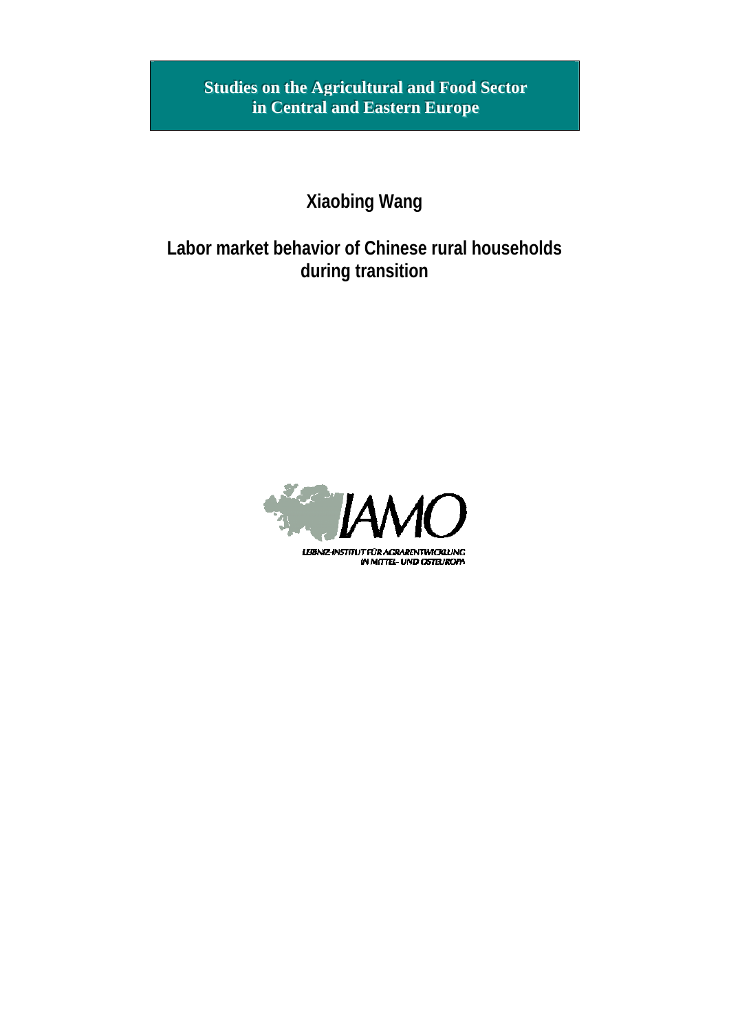**Studies on the Agricultural and Food Sector in Central and Eastern Europe**

**Xiaobing Wang**

# Labor market behavior of Chinese rural households during transition

IAMO

LEIBNIZ-INSTITUT FÜR AGRARENTWICKLUNG IN MITTEL- UND OSTEUROPA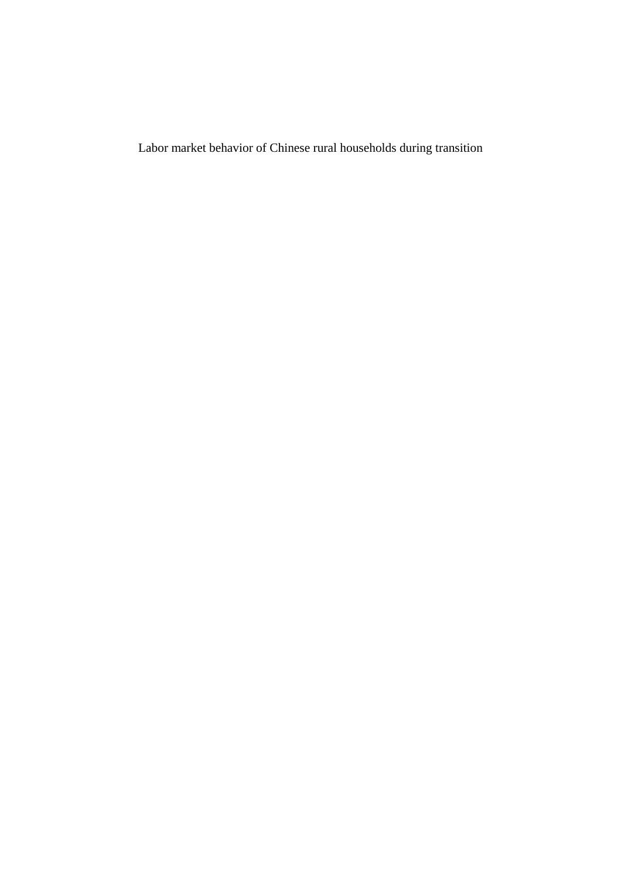Labor market behavior of Chinese rural households during transition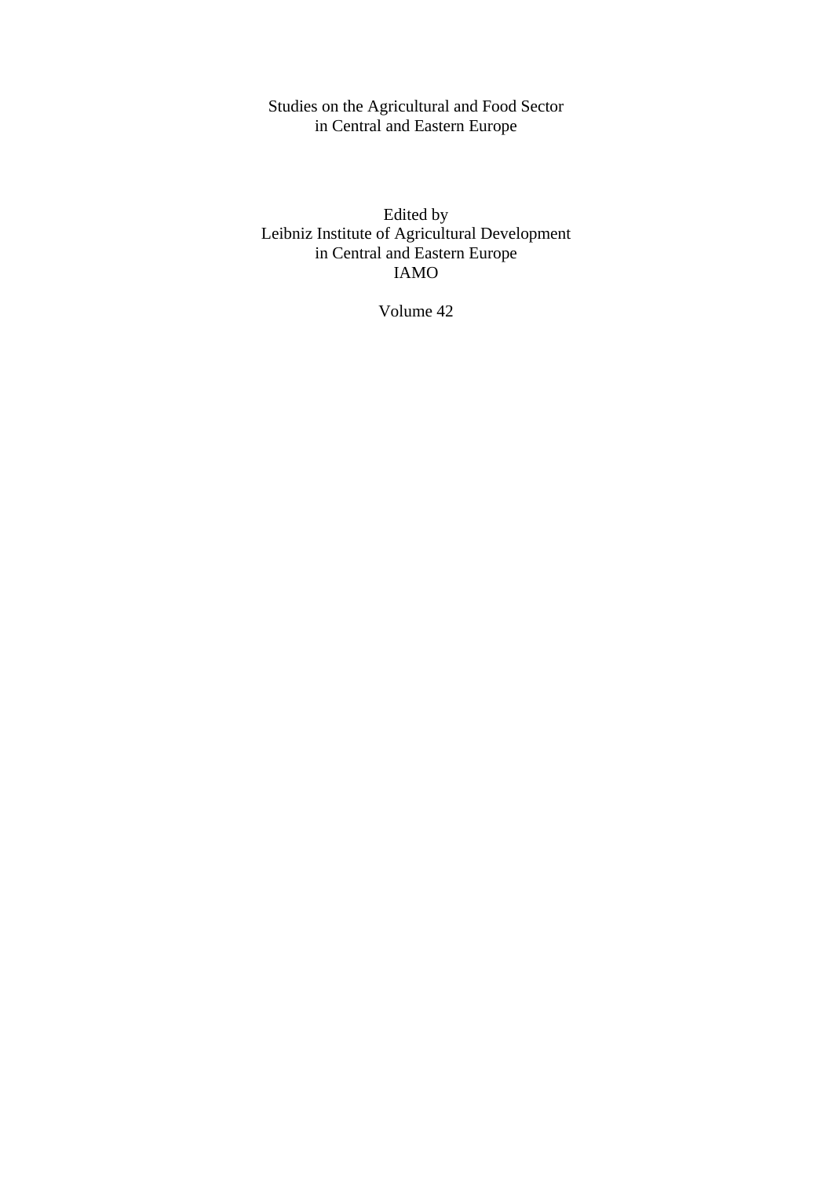Studies on the Agricultural and Food Sector
in Central and Eastern Europe

Edited by
Leibniz Institute of Agricultural Development
in Central and Eastern Europe
IAMO

Volume 42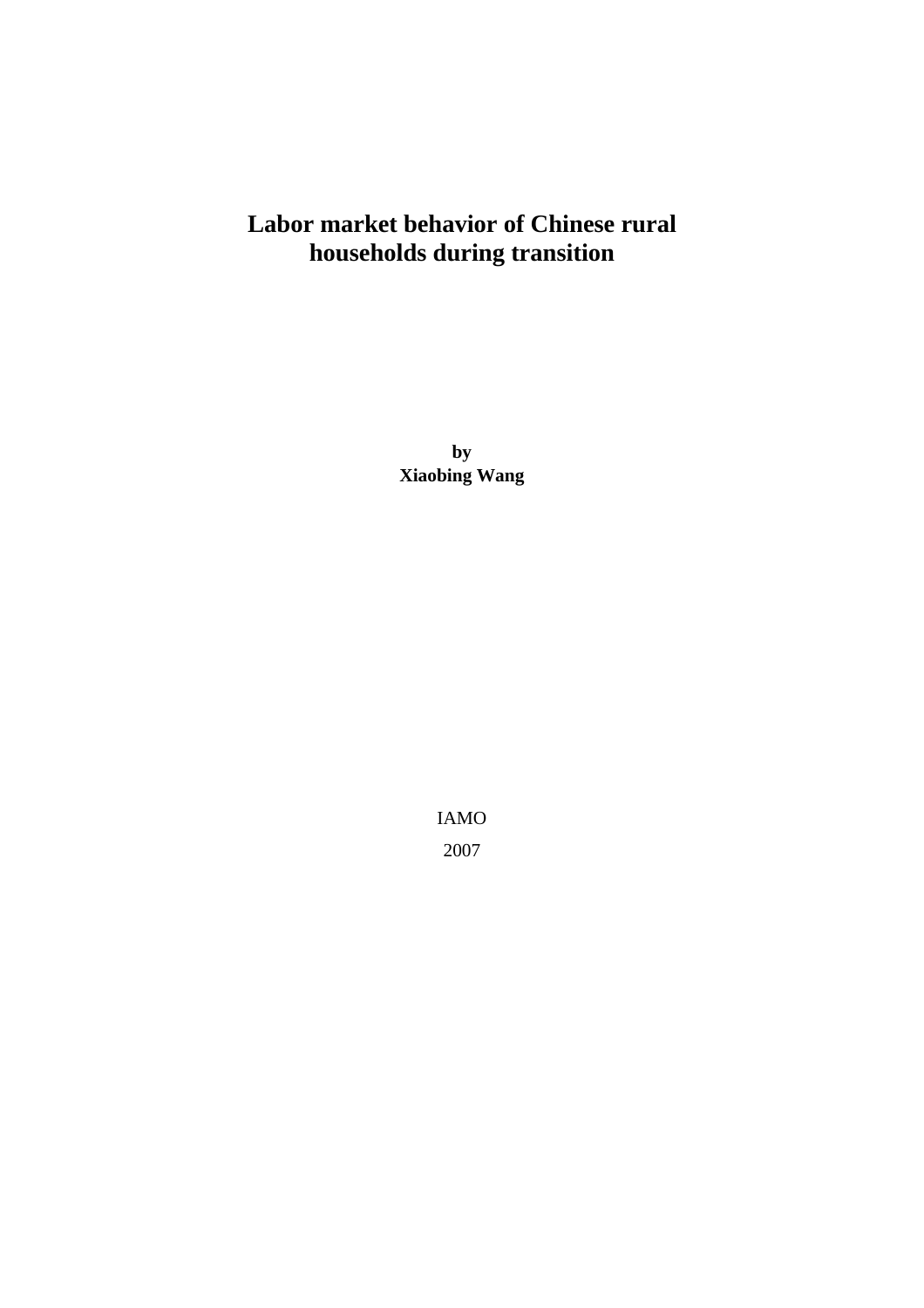# Labor market behavior of Chinese rural households during transition

**by**
**Xiaobing Wang**

IAMO

2007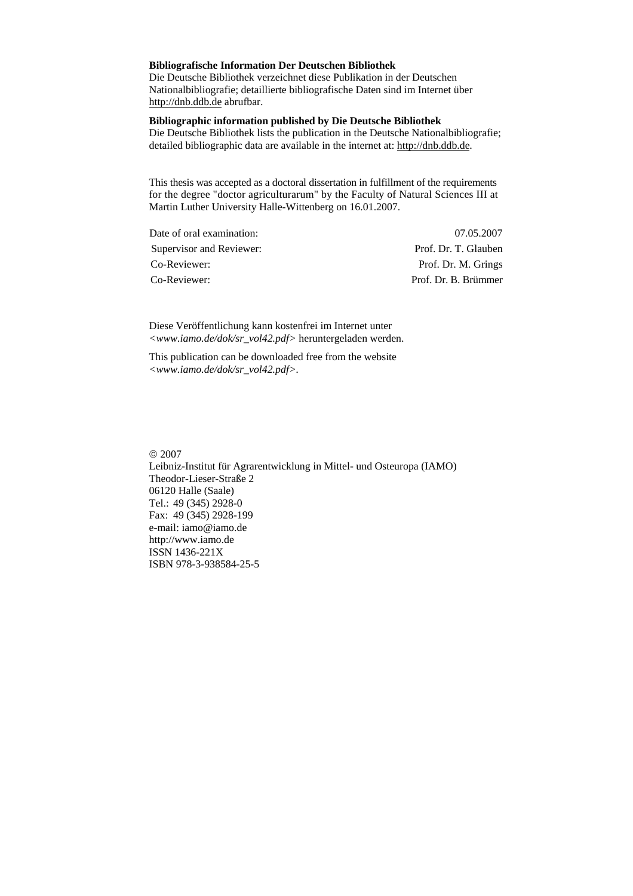**Bibliografische Information Der Deutschen Bibliothek**
Die Deutsche Bibliothek verzeichnet diese Publikation in der Deutschen Nationalbibliografie; detaillierte bibliografische Daten sind im Internet über http://dnb.ddb.de abrufbar.

**Bibliographic information published by Die Deutsche Bibliothek**
Die Deutsche Bibliothek lists the publication in the Deutsche Nationalbibliografie; detailed bibliographic data are available in the internet at: http://dnb.ddb.de.

This thesis was accepted as a doctoral dissertation in fulfillment of the requirements for the degree "doctor agriculturarum" by the Faculty of Natural Sciences III at Martin Luther University Halle-Wittenberg on 16.01.2007.

| | |
|---|---|
| Date of oral examination: | 07.05.2007 |
| Supervisor and Reviewer: | Prof. Dr. T. Glauben |
| Co-Reviewer: | Prof. Dr. M. Grings |
| Co-Reviewer: | Prof. Dr. B. Brümmer |

Diese Veröffentlichung kann kostenfrei im Internet unter <*www.iamo.de/dok/sr_vol42.pdf*> heruntergeladen werden.

This publication can be downloaded free from the website <*www.iamo.de/dok/sr_vol42.pdf*>.

© 2007
Leibniz-Institut für Agrarentwicklung in Mittel- und Osteuropa (IAMO)
Theodor-Lieser-Straße 2
06120 Halle (Saale)
Tel.: 49 (345) 2928-0
Fax: 49 (345) 2928-199
e-mail: iamo@iamo.de
http://www.iamo.de
ISSN 1436-221X
ISBN 978-3-938584-25-5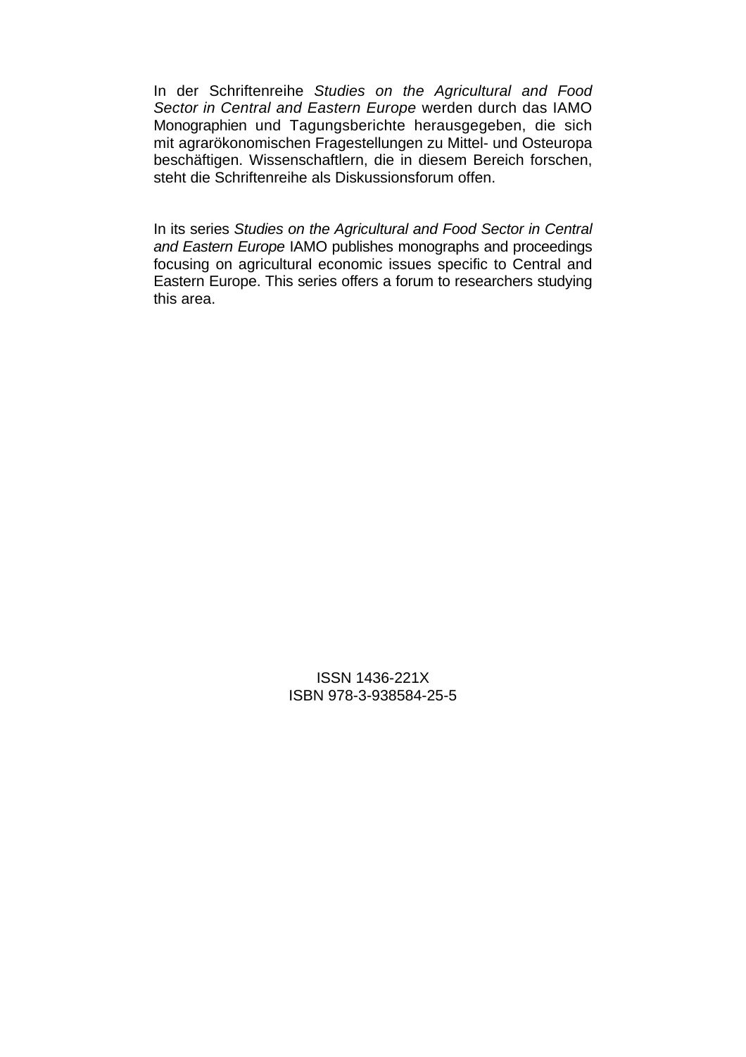In der Schriftenreihe *Studies on the Agricultural and Food Sector in Central and Eastern Europe* werden durch das IAMO Monographien und Tagungsberichte herausgegeben, die sich mit agrarökonomischen Fragestellungen zu Mittel- und Osteuropa beschäftigen. Wissenschaftlern, die in diesem Bereich forschen, steht die Schriftenreihe als Diskussionsforum offen.

In its series *Studies on the Agricultural and Food Sector in Central and Eastern Europe* IAMO publishes monographs and proceedings focusing on agricultural economic issues specific to Central and Eastern Europe. This series offers a forum to researchers studying this area.

ISSN 1436-221X
ISBN 978-3-938584-25-5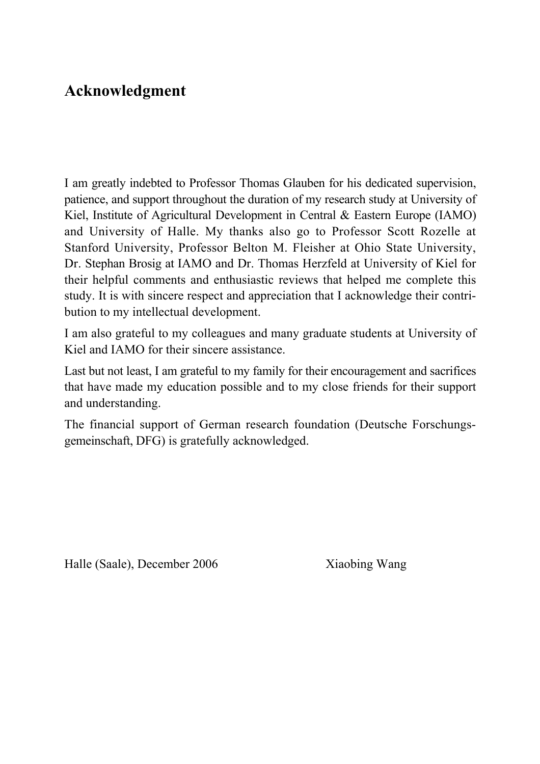# Acknowledgment

I am greatly indebted to Professor Thomas Glauben for his dedicated supervision, patience, and support throughout the duration of my research study at University of Kiel, Institute of Agricultural Development in Central & Eastern Europe (IAMO) and University of Halle. My thanks also go to Professor Scott Rozelle at Stanford University, Professor Belton M. Fleisher at Ohio State University, Dr. Stephan Brosig at IAMO and Dr. Thomas Herzfeld at University of Kiel for their helpful comments and enthusiastic reviews that helped me complete this study. It is with sincere respect and appreciation that I acknowledge their contribution to my intellectual development.

I am also grateful to my colleagues and many graduate students at University of Kiel and IAMO for their sincere assistance.

Last but not least, I am grateful to my family for their encouragement and sacrifices that have made my education possible and to my close friends for their support and understanding.

The financial support of German research foundation (Deutsche Forschungsgemeinschaft, DFG) is gratefully acknowledged.

Halle (Saale), December 2006 Xiaobing Wang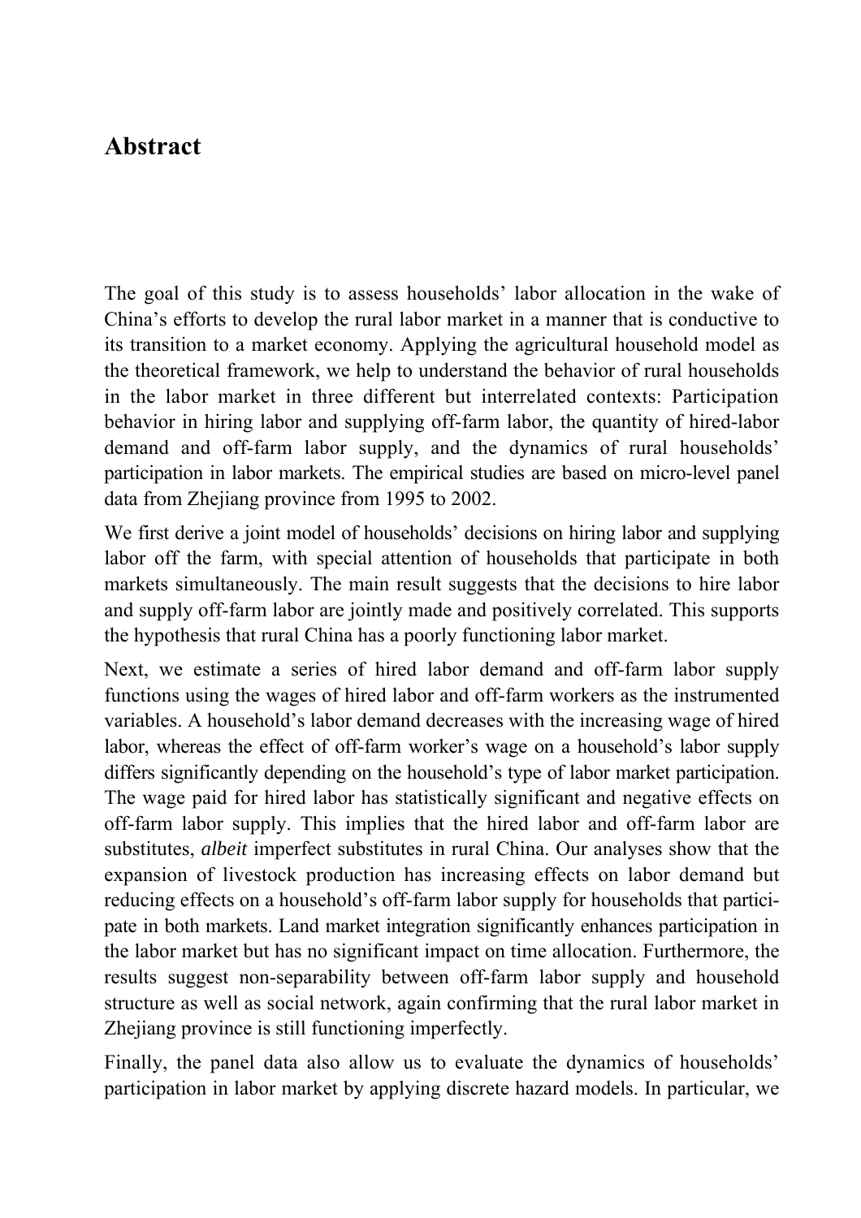# Abstract

The goal of this study is to assess households' labor allocation in the wake of China's efforts to develop the rural labor market in a manner that is conductive to its transition to a market economy. Applying the agricultural household model as the theoretical framework, we help to understand the behavior of rural households in the labor market in three different but interrelated contexts: Participation behavior in hiring labor and supplying off-farm labor, the quantity of hired-labor demand and off-farm labor supply, and the dynamics of rural households' participation in labor markets. The empirical studies are based on micro-level panel data from Zhejiang province from 1995 to 2002.

We first derive a joint model of households' decisions on hiring labor and supplying labor off the farm, with special attention of households that participate in both markets simultaneously. The main result suggests that the decisions to hire labor and supply off-farm labor are jointly made and positively correlated. This supports the hypothesis that rural China has a poorly functioning labor market.

Next, we estimate a series of hired labor demand and off-farm labor supply functions using the wages of hired labor and off-farm workers as the instrumented variables. A household's labor demand decreases with the increasing wage of hired labor, whereas the effect of off-farm worker's wage on a household's labor supply differs significantly depending on the household's type of labor market participation. The wage paid for hired labor has statistically significant and negative effects on off-farm labor supply. This implies that the hired labor and off-farm labor are substitutes, *albeit* imperfect substitutes in rural China. Our analyses show that the expansion of livestock production has increasing effects on labor demand but reducing effects on a household's off-farm labor supply for households that participate in both markets. Land market integration significantly enhances participation in the labor market but has no significant impact on time allocation. Furthermore, the results suggest non-separability between off-farm labor supply and household structure as well as social network, again confirming that the rural labor market in Zhejiang province is still functioning imperfectly.

Finally, the panel data also allow us to evaluate the dynamics of households' participation in labor market by applying discrete hazard models. In particular, we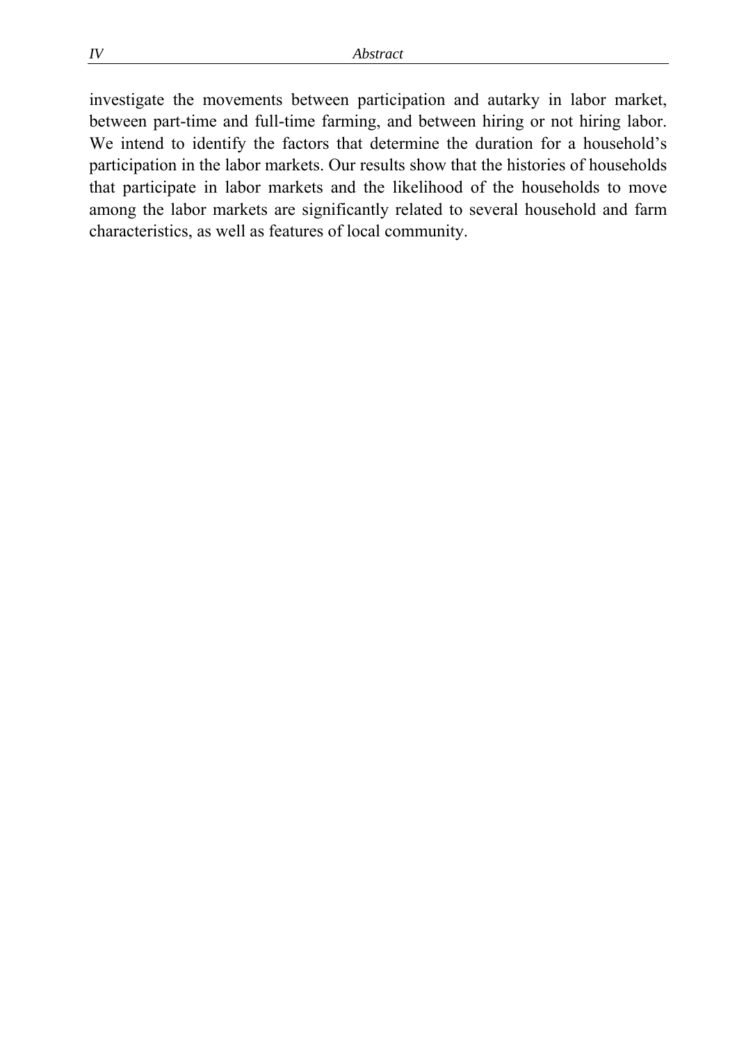investigate the movements between participation and autarky in labor market, between part-time and full-time farming, and between hiring or not hiring labor. We intend to identify the factors that determine the duration for a household's participation in the labor markets. Our results show that the histories of households that participate in labor markets and the likelihood of the households to move among the labor markets are significantly related to several household and farm characteristics, as well as features of local community.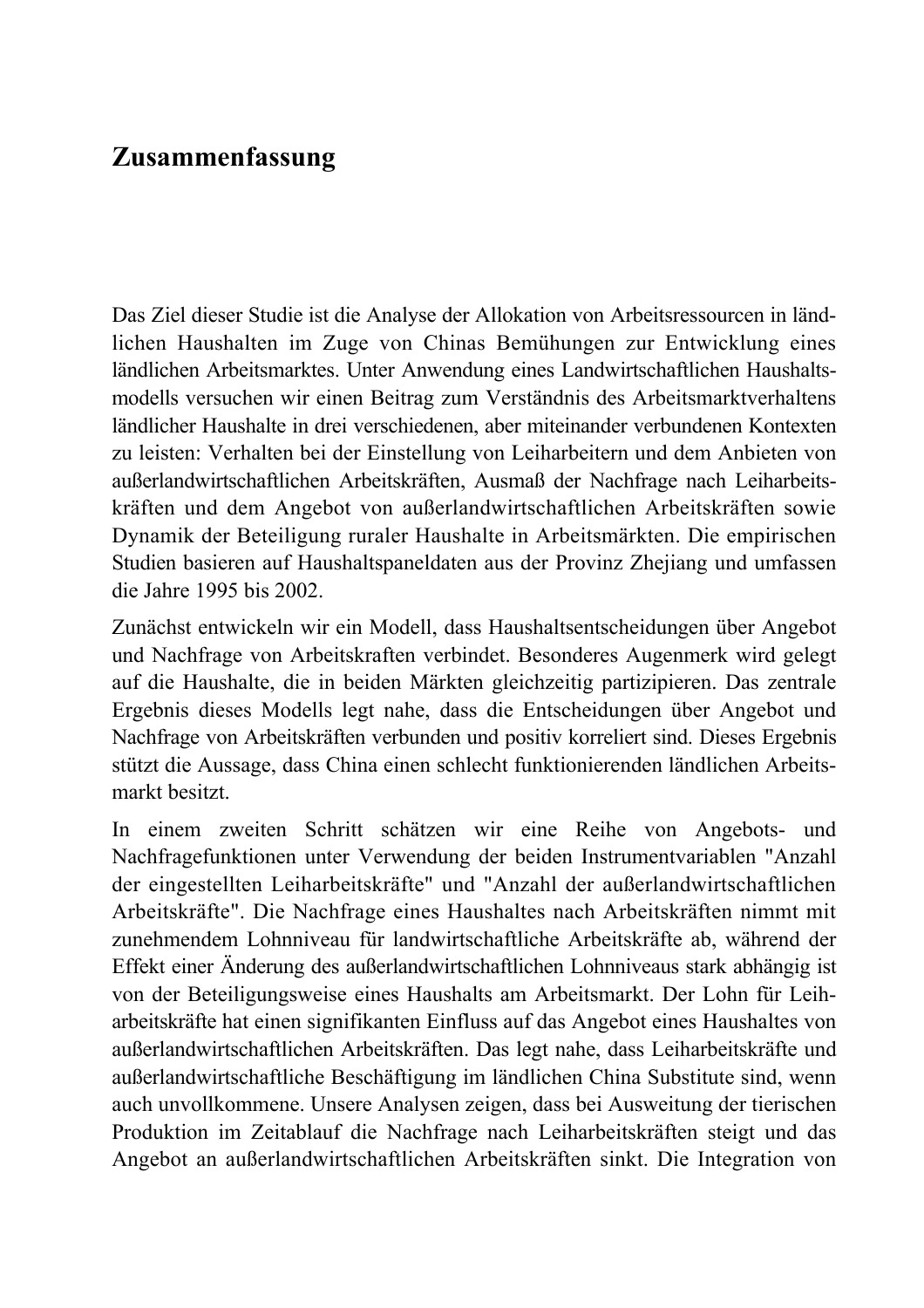# Zusammenfassung

Das Ziel dieser Studie ist die Analyse der Allokation von Arbeitsressourcen in ländlichen Haushalten im Zuge von Chinas Bemühungen zur Entwicklung eines ländlichen Arbeitsmarktes. Unter Anwendung eines Landwirtschaftlichen Haushaltsmodells versuchen wir einen Beitrag zum Verständnis des Arbeitsmarktverhaltens ländlicher Haushalte in drei verschiedenen, aber miteinander verbundenen Kontexten zu leisten: Verhalten bei der Einstellung von Leiharbeitern und dem Anbieten von außerlandwirtschaftlichen Arbeitskräften, Ausmaß der Nachfrage nach Leiharbeitskräften und dem Angebot von außerlandwirtschaftlichen Arbeitskräften sowie Dynamik der Beteiligung ruraler Haushalte in Arbeitsmärkten. Die empirischen Studien basieren auf Haushaltspaneldaten aus der Provinz Zhejiang und umfassen die Jahre 1995 bis 2002.

Zunächst entwickeln wir ein Modell, dass Haushaltsentscheidungen über Angebot und Nachfrage von Arbeitskraften verbindet. Besonderes Augenmerk wird gelegt auf die Haushalte, die in beiden Märkten gleichzeitig partizipieren. Das zentrale Ergebnis dieses Modells legt nahe, dass die Entscheidungen über Angebot und Nachfrage von Arbeitskräften verbunden und positiv korreliert sind. Dieses Ergebnis stützt die Aussage, dass China einen schlecht funktionierenden ländlichen Arbeitsmarkt besitzt.

In einem zweiten Schritt schätzen wir eine Reihe von Angebots- und Nachfragefunktionen unter Verwendung der beiden Instrumentvariablen "Anzahl der eingestellten Leiharbeitskräfte" und "Anzahl der außerlandwirtschaftlichen Arbeitskräfte". Die Nachfrage eines Haushaltes nach Arbeitskräften nimmt mit zunehmendem Lohnniveau für landwirtschaftliche Arbeitskräfte ab, während der Effekt einer Änderung des außerlandwirtschaftlichen Lohnniveaus stark abhängig ist von der Beteiligungsweise eines Haushalts am Arbeitsmarkt. Der Lohn für Leiharbeitskräfte hat einen signifikanten Einfluss auf das Angebot eines Haushaltes von außerlandwirtschaftlichen Arbeitskräften. Das legt nahe, dass Leiharbeitskräfte und außerlandwirtschaftliche Beschäftigung im ländlichen China Substitute sind, wenn auch unvollkommene. Unsere Analysen zeigen, dass bei Ausweitung der tierischen Produktion im Zeitablauf die Nachfrage nach Leiharbeitskräften steigt und das Angebot an außerlandwirtschaftlichen Arbeitskräften sinkt. Die Integration von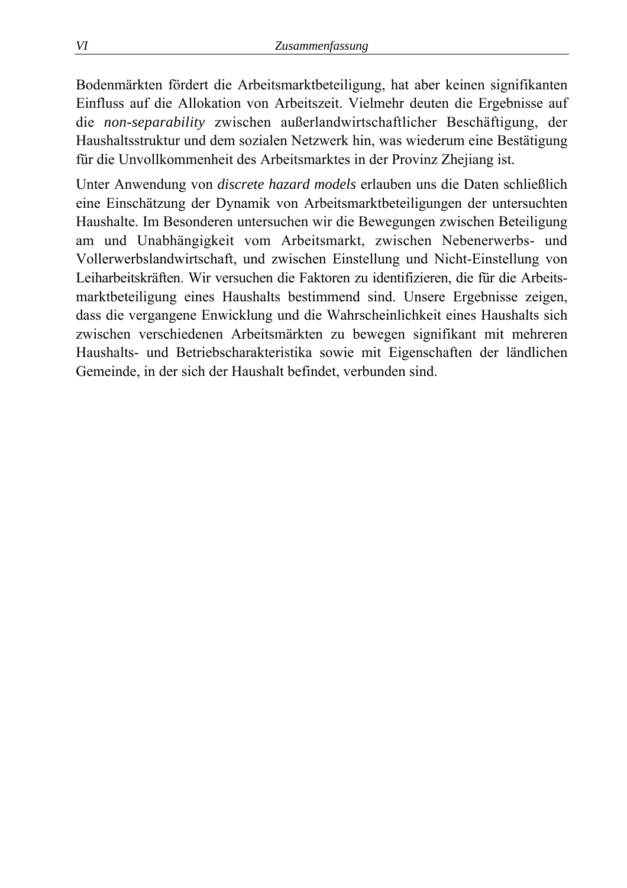Bodenmärkten fördert die Arbeitsmarktbeteiligung, hat aber keinen signifikanten Einfluss auf die Allokation von Arbeitszeit. Vielmehr deuten die Ergebnisse auf die *non-separability* zwischen außerlandwirtschaftlicher Beschäftigung, der Haushaltsstruktur und dem sozialen Netzwerk hin, was wiederum eine Bestätigung für die Unvollkommenheit des Arbeitsmarktes in der Provinz Zhejiang ist.

Unter Anwendung von *discrete hazard models* erlauben uns die Daten schließlich eine Einschätzung der Dynamik von Arbeitsmarktbeteiligungen der untersuchten Haushalte. Im Besonderen untersuchen wir die Bewegungen zwischen Beteiligung am und Unabhängigkeit vom Arbeitsmarkt, zwischen Nebenerwerbs- und Vollerwerbslandwirtschaft, und zwischen Einstellung und Nicht-Einstellung von Leiharbeitskräften. Wir versuchen die Faktoren zu identifizieren, die für die Arbeitsmarktbeteiligung eines Haushalts bestimmend sind. Unsere Ergebnisse zeigen, dass die vergangene Enwicklung und die Wahrscheinlichkeit eines Haushalts sich zwischen verschiedenen Arbeitsmärkten zu bewegen signifikant mit mehreren Haushalts- und Betriebscharakteristika sowie mit Eigenschaften der ländlichen Gemeinde, in der sich der Haushalt befindet, verbunden sind.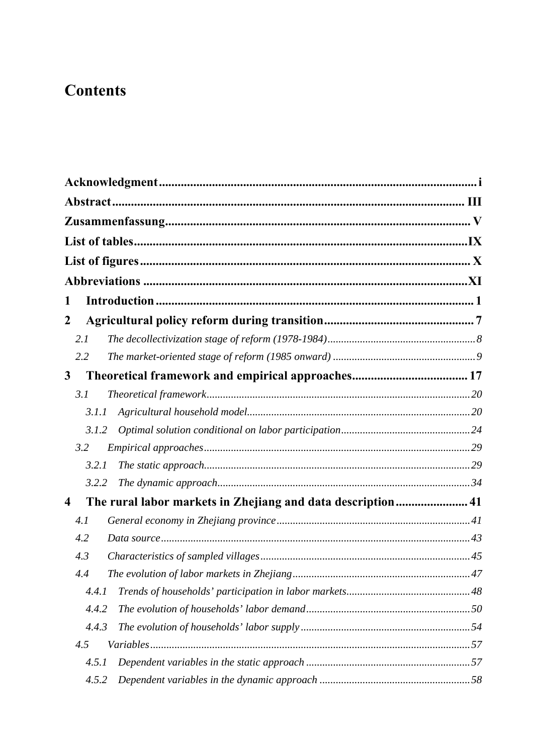# Contents

**Acknowledgment** ..................................................................................................... i

**Abstract** ................................................................................................................ III

**Zusammenfassung** ................................................................................................. V

**List of tables** .......................................................................................................... IX

**List of figures** ......................................................................................................... X

**Abbreviations** ....................................................................................................... XI

**1 Introduction** ........................................................................................................ 1

**2 Agricultural policy reform during transition** .................................................. 7

*2.1 The decollectivization stage of reform (1978-1984)* ............................................... 8

*2.2 The market-oriented stage of reform (1985 onward)* .............................................. 9

**3 Theoretical framework and empirical approaches** ........................................... 17

*3.1 Theoretical framework* ........................................................................................ 20

*3.1.1 Agricultural household model* ............................................................................. 20

*3.1.2 Optimal solution conditional on labor participation* ........................................... 24

*3.2 Empirical approaches* ......................................................................................... 29

*3.2.1 The static approach* ............................................................................................ 29

*3.2.2 The dynamic approach* ........................................................................................ 34

**4 The rural labor markets in Zhejiang and data description** ............................ 41

*4.1 General economy in Zhejiang province* ............................................................... 41

*4.2 Data source* ......................................................................................................... 43

*4.3 Characteristics of sampled villages* ..................................................................... 45

*4.4 The evolution of labor markets in Zhejiang* ......................................................... 47

*4.4.1 Trends of households' participation in labor markets* ........................................ 48

*4.4.2 The evolution of households' labor demand* ....................................................... 50

*4.4.3 The evolution of households' labor supply* ......................................................... 54

*4.5 Variables* ............................................................................................................ 57

*4.5.1 Dependent variables in the static approach* ........................................................ 57

*4.5.2 Dependent variables in the dynamic approach* ................................................... 58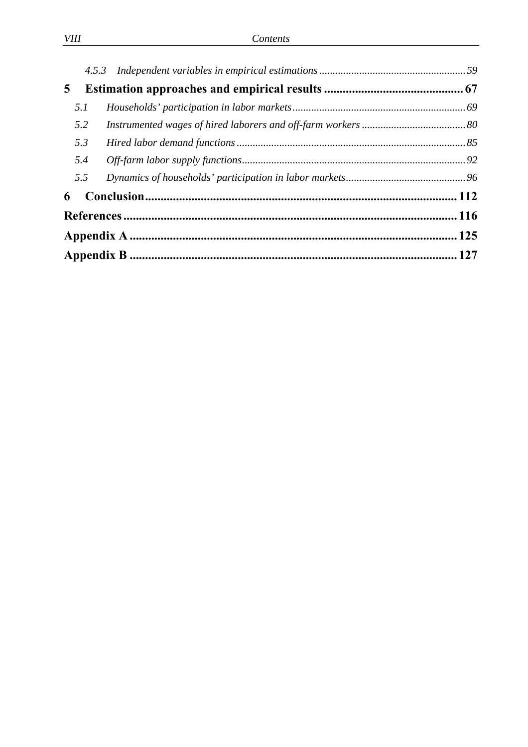4.5.3 *Independent variables in empirical estimations* ........ 59

**5 Estimation approaches and empirical results** ........ **67**

5.1 *Households' participation in labor markets* ........ 69

5.2 *Instrumented wages of hired laborers and off-farm workers* ........ 80

5.3 *Hired labor demand functions* ........ 85

5.4 *Off-farm labor supply functions* ........ 92

5.5 *Dynamics of households' participation in labor markets* ........ 96

**6 Conclusion** ........ **112**

**References** ........ **116**

**Appendix A** ........ **125**

**Appendix B** ........ **127**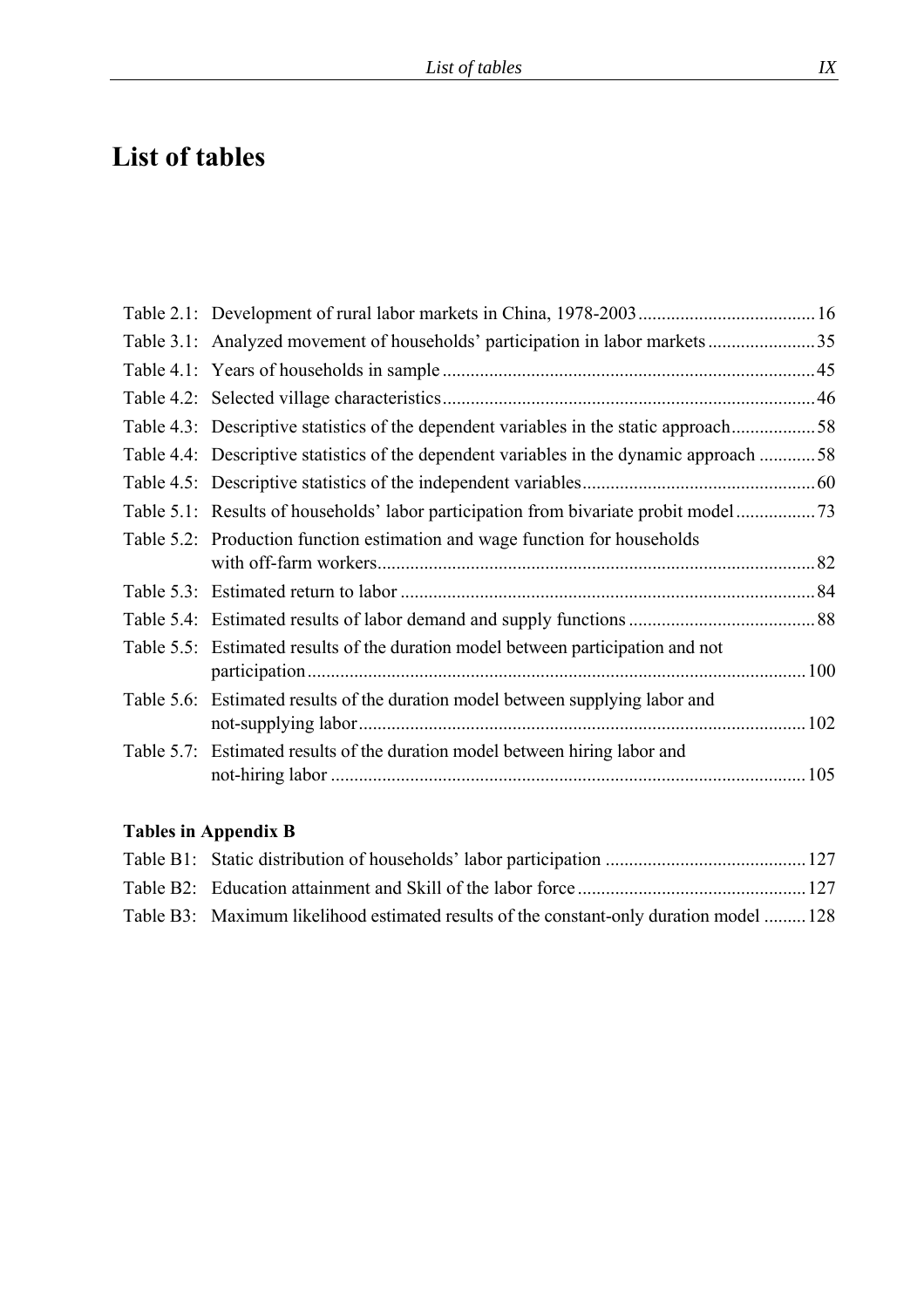# List of tables

Table 2.1: Development of rural labor markets in China, 1978-2003 ...................................... 16

Table 3.1: Analyzed movement of households' participation in labor markets ....................... 35

Table 4.1: Years of households in sample ............................................................................... 45

Table 4.2: Selected village characteristics ............................................................................... 46

Table 4.3: Descriptive statistics of the dependent variables in the static approach .................. 58

Table 4.4: Descriptive statistics of the dependent variables in the dynamic approach ............ 58

Table 4.5: Descriptive statistics of the independent variables ................................................. 60

Table 5.1: Results of households' labor participation from bivariate probit model ................. 73

Table 5.2: Production function estimation and wage function for households with off-farm workers ............................................................................................. 82

Table 5.3: Estimated return to labor ........................................................................................ 84

Table 5.4: Estimated results of labor demand and supply functions ........................................ 88

Table 5.5: Estimated results of the duration model between participation and not participation ......................................................................................................... 100

Table 5.6: Estimated results of the duration model between supplying labor and not-supplying labor ............................................................................................... 102

Table 5.7: Estimated results of the duration model between hiring labor and not-hiring labor ..................................................................................................... 105

**Tables in Appendix B**

Table B1: Static distribution of households' labor participation ........................................... 127

Table B2: Education attainment and Skill of the labor force ................................................ 127

Table B3: Maximum likelihood estimated results of the constant-only duration model ......... 128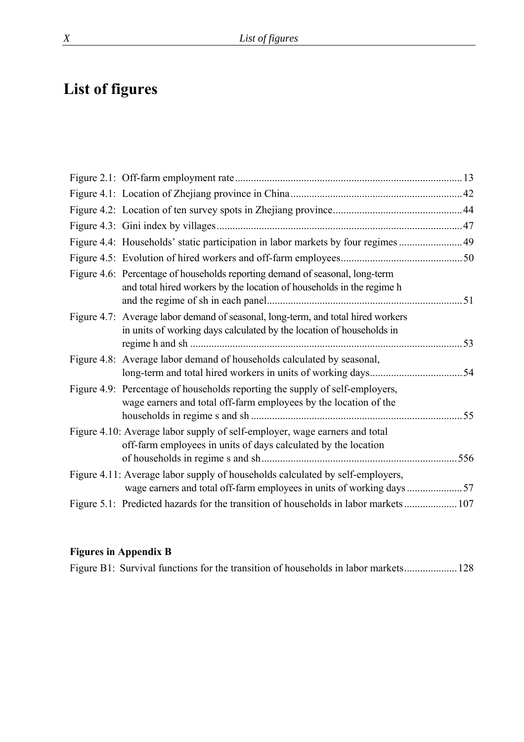# List of figures

Figure 2.1: Off-farm employment rate ........................................................................................ 13
Figure 4.1: Location of Zhejiang province in China ................................................................. 42
Figure 4.2: Location of ten survey spots in Zhejiang province ................................................. 44
Figure 4.3: Gini index by villages ............................................................................................ 47
Figure 4.4: Households' static participation in labor markets by four regimes ........................ 49
Figure 4.5: Evolution of hired workers and off-farm employees .............................................. 50
Figure 4.6: Percentage of households reporting demand of seasonal, long-term and total hired workers by the location of households in the regime h and the regime of sh in each panel ......................................................................... 51
Figure 4.7: Average labor demand of seasonal, long-term, and total hired workers in units of working days calculated by the location of households in regime h and sh ....................................................................................................... 53
Figure 4.8: Average labor demand of households calculated by seasonal, long-term and total hired workers in units of working days ................................... 54
Figure 4.9: Percentage of households reporting the supply of self-employers, wage earners and total off-farm employees by the location of the households in regime s and sh ................................................................................ 55
Figure 4.10: Average labor supply of self-employer, wage earners and total off-farm employees in units of days calculated by the location of households in regime s and sh ......................................................................... 556
Figure 4.11: Average labor supply of households calculated by self-employers, wage earners and total off-farm employees in units of working days ..................... 57
Figure 5.1: Predicted hazards for the transition of households in labor markets .................... 107

**Figures in Appendix B**

Figure B1: Survival functions for the transition of households in labor markets .................... 128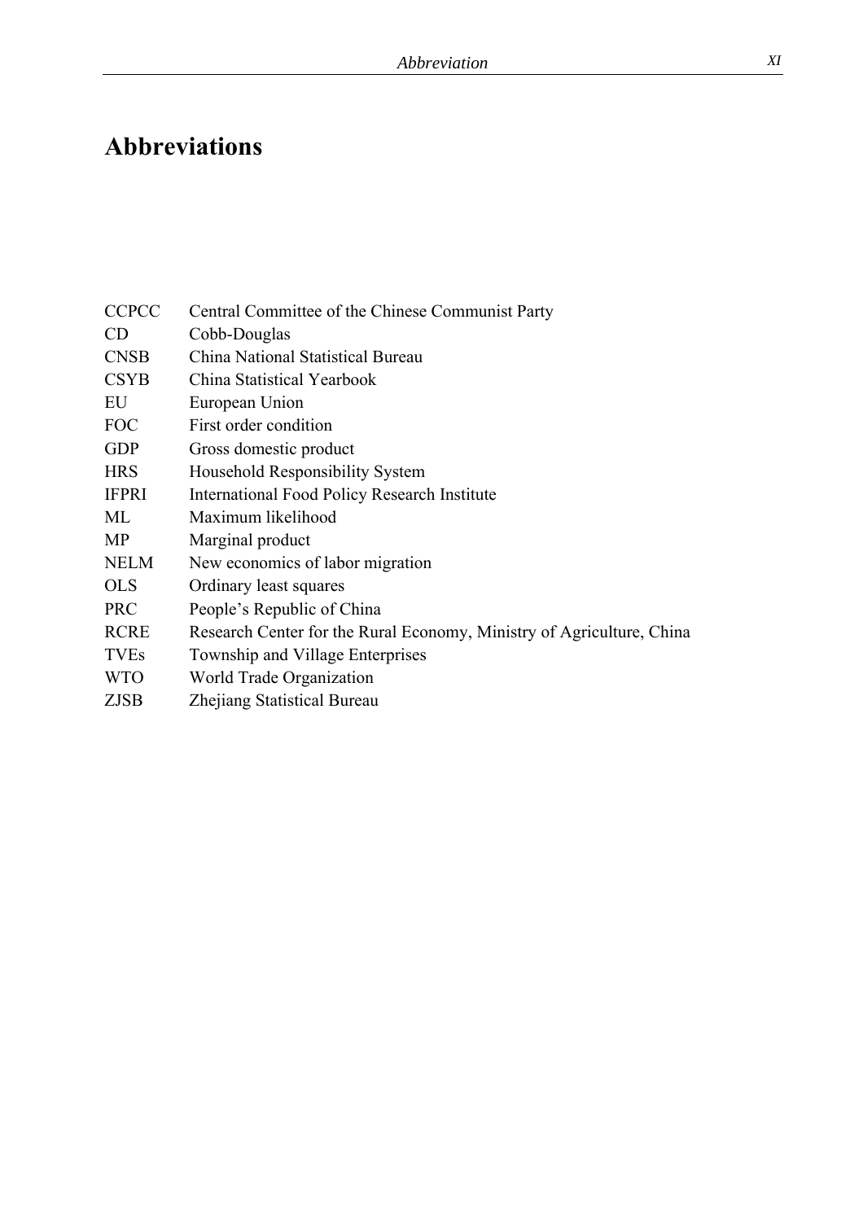# Abbreviations

| | |
|---|---|
| CCPCC | Central Committee of the Chinese Communist Party |
| CD | Cobb-Douglas |
| CNSB | China National Statistical Bureau |
| CSYB | China Statistical Yearbook |
| EU | European Union |
| FOC | First order condition |
| GDP | Gross domestic product |
| HRS | Household Responsibility System |
| IFPRI | International Food Policy Research Institute |
| ML | Maximum likelihood |
| MP | Marginal product |
| NELM | New economics of labor migration |
| OLS | Ordinary least squares |
| PRC | People's Republic of China |
| RCRE | Research Center for the Rural Economy, Ministry of Agriculture, China |
| TVEs | Township and Village Enterprises |
| WTO | World Trade Organization |
| ZJSB | Zhejiang Statistical Bureau |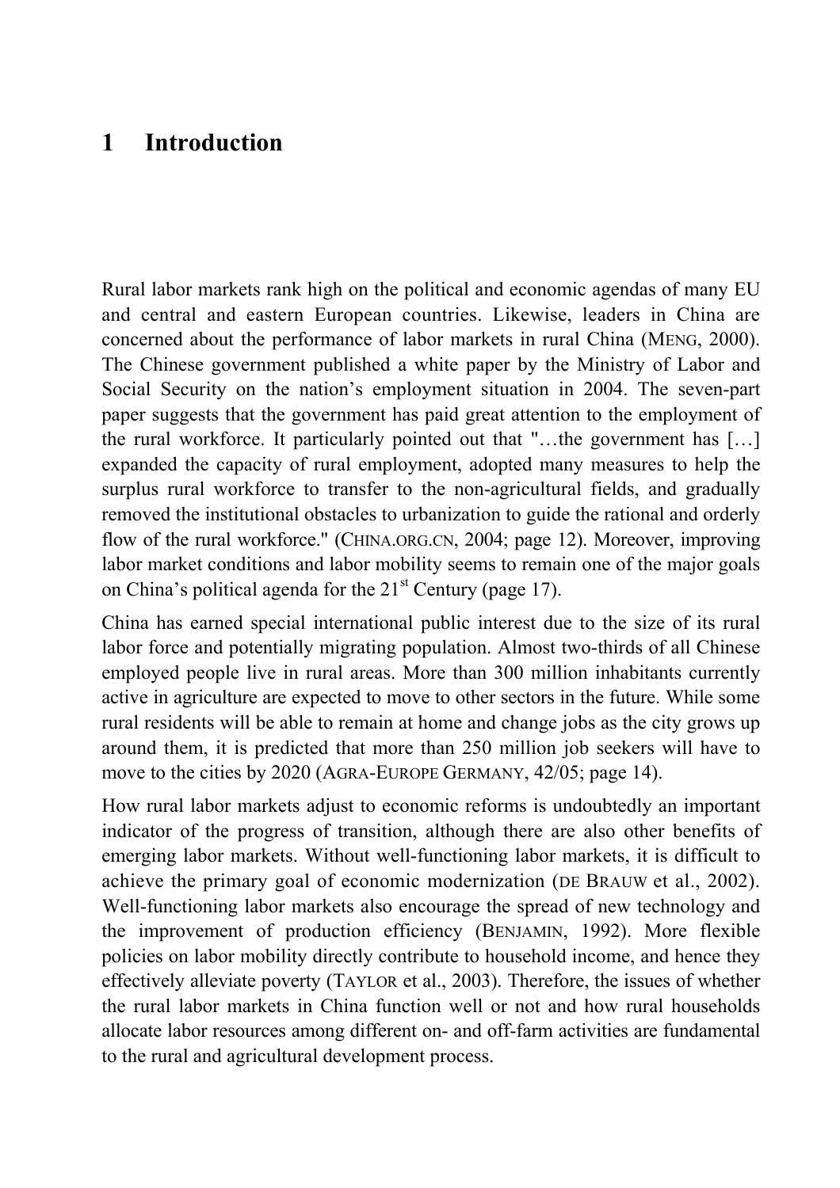# 1 Introduction

Rural labor markets rank high on the political and economic agendas of many EU and central and eastern European countries. Likewise, leaders in China are concerned about the performance of labor markets in rural China (MENG, 2000). The Chinese government published a white paper by the Ministry of Labor and Social Security on the nation's employment situation in 2004. The seven-part paper suggests that the government has paid great attention to the employment of the rural workforce. It particularly pointed out that "…the government has […] expanded the capacity of rural employment, adopted many measures to help the surplus rural workforce to transfer to the non-agricultural fields, and gradually removed the institutional obstacles to urbanization to guide the rational and orderly flow of the rural workforce." (CHINA.ORG.CN, 2004; page 12). Moreover, improving labor market conditions and labor mobility seems to remain one of the major goals on China's political agenda for the 21st Century (page 17).

China has earned special international public interest due to the size of its rural labor force and potentially migrating population. Almost two-thirds of all Chinese employed people live in rural areas. More than 300 million inhabitants currently active in agriculture are expected to move to other sectors in the future. While some rural residents will be able to remain at home and change jobs as the city grows up around them, it is predicted that more than 250 million job seekers will have to move to the cities by 2020 (AGRA-EUROPE GERMANY, 42/05; page 14).

How rural labor markets adjust to economic reforms is undoubtedly an important indicator of the progress of transition, although there are also other benefits of emerging labor markets. Without well-functioning labor markets, it is difficult to achieve the primary goal of economic modernization (DE BRAUW et al., 2002). Well-functioning labor markets also encourage the spread of new technology and the improvement of production efficiency (BENJAMIN, 1992). More flexible policies on labor mobility directly contribute to household income, and hence they effectively alleviate poverty (TAYLOR et al., 2003). Therefore, the issues of whether the rural labor markets in China function well or not and how rural households allocate labor resources among different on- and off-farm activities are fundamental to the rural and agricultural development process.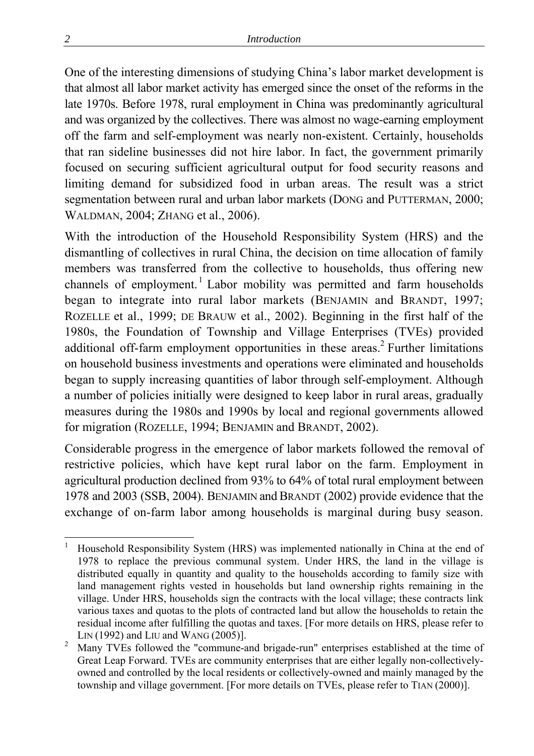One of the interesting dimensions of studying China's labor market development is that almost all labor market activity has emerged since the onset of the reforms in the late 1970s. Before 1978, rural employment in China was predominantly agricultural and was organized by the collectives. There was almost no wage-earning employment off the farm and self-employment was nearly non-existent. Certainly, households that ran sideline businesses did not hire labor. In fact, the government primarily focused on securing sufficient agricultural output for food security reasons and limiting demand for subsidized food in urban areas. The result was a strict segmentation between rural and urban labor markets (DONG and PUTTERMAN, 2000; WALDMAN, 2004; ZHANG et al., 2006).

With the introduction of the Household Responsibility System (HRS) and the dismantling of collectives in rural China, the decision on time allocation of family members was transferred from the collective to households, thus offering new channels of employment.[1] Labor mobility was permitted and farm households began to integrate into rural labor markets (BENJAMIN and BRANDT, 1997; ROZELLE et al., 1999; DE BRAUW et al., 2002). Beginning in the first half of the 1980s, the Foundation of Township and Village Enterprises (TVEs) provided additional off-farm employment opportunities in these areas.[2] Further limitations on household business investments and operations were eliminated and households began to supply increasing quantities of labor through self-employment. Although a number of policies initially were designed to keep labor in rural areas, gradually measures during the 1980s and 1990s by local and regional governments allowed for migration (ROZELLE, 1994; BENJAMIN and BRANDT, 2002).

Considerable progress in the emergence of labor markets followed the removal of restrictive policies, which have kept rural labor on the farm. Employment in agricultural production declined from 93% to 64% of total rural employment between 1978 and 2003 (SSB, 2004). BENJAMIN and BRANDT (2002) provide evidence that the exchange of on-farm labor among households is marginal during busy season.

---

[1] Household Responsibility System (HRS) was implemented nationally in China at the end of 1978 to replace the previous communal system. Under HRS, the land in the village is distributed equally in quantity and quality to the households according to family size with land management rights vested in households but land ownership rights remaining in the village. Under HRS, households sign the contracts with the local village; these contracts link various taxes and quotas to the plots of contracted land but allow the households to retain the residual income after fulfilling the quotas and taxes. [For more details on HRS, please refer to LIN (1992) and LIU and WANG (2005)].

[2] Many TVEs followed the "commune-and brigade-run" enterprises established at the time of Great Leap Forward. TVEs are community enterprises that are either legally non-collectively-owned and controlled by the local residents or collectively-owned and mainly managed by the township and village government. [For more details on TVEs, please refer to TIAN (2000)].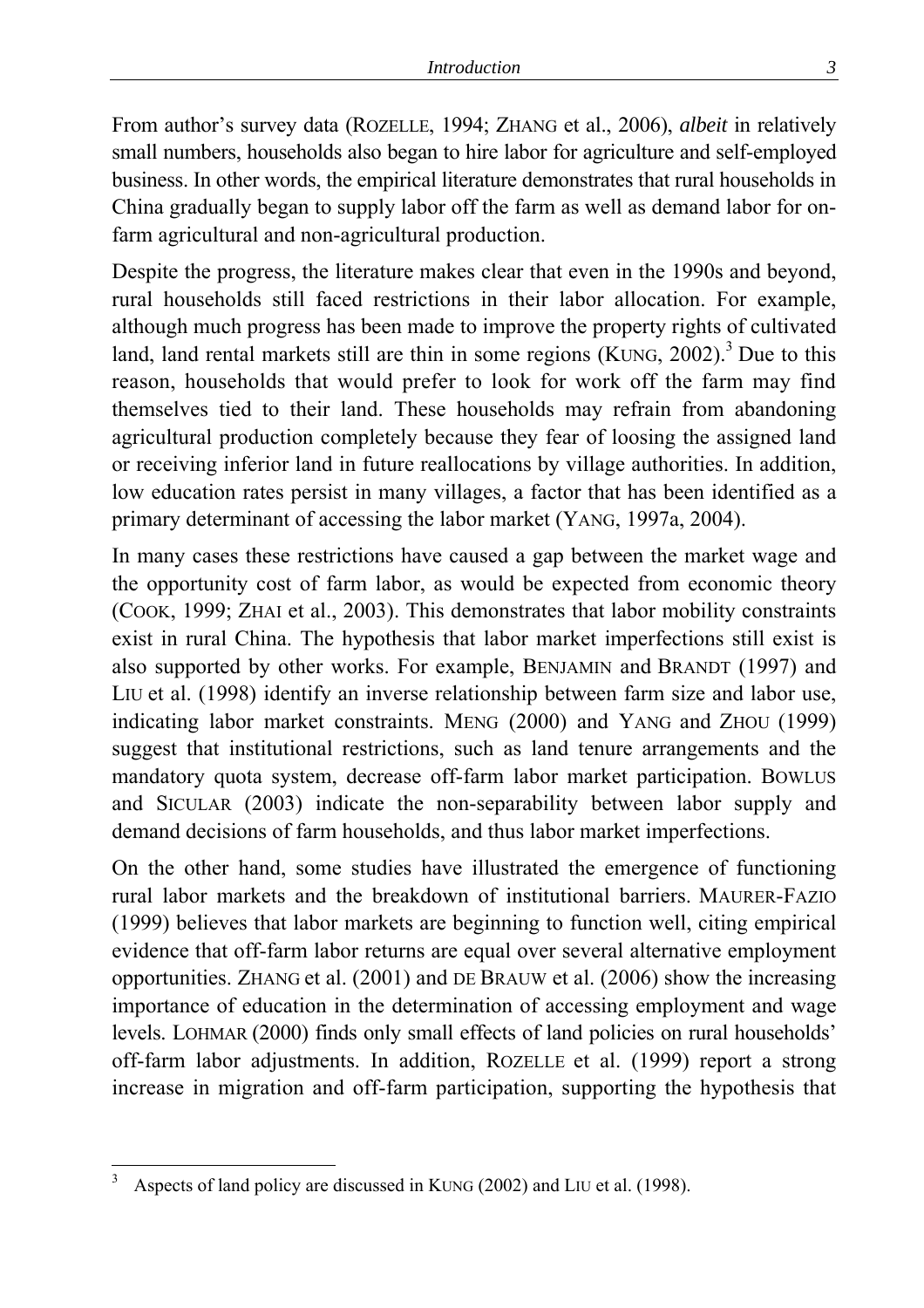From author's survey data (ROZELLE, 1994; ZHANG et al., 2006), *albeit* in relatively small numbers, households also began to hire labor for agriculture and self-employed business. In other words, the empirical literature demonstrates that rural households in China gradually began to supply labor off the farm as well as demand labor for on-farm agricultural and non-agricultural production.

Despite the progress, the literature makes clear that even in the 1990s and beyond, rural households still faced restrictions in their labor allocation. For example, although much progress has been made to improve the property rights of cultivated land, land rental markets still are thin in some regions (KUNG, 2002).[3] Due to this reason, households that would prefer to look for work off the farm may find themselves tied to their land. These households may refrain from abandoning agricultural production completely because they fear of loosing the assigned land or receiving inferior land in future reallocations by village authorities. In addition, low education rates persist in many villages, a factor that has been identified as a primary determinant of accessing the labor market (YANG, 1997a, 2004).

In many cases these restrictions have caused a gap between the market wage and the opportunity cost of farm labor, as would be expected from economic theory (COOK, 1999; ZHAI et al., 2003). This demonstrates that labor mobility constraints exist in rural China. The hypothesis that labor market imperfections still exist is also supported by other works. For example, BENJAMIN and BRANDT (1997) and LIU et al. (1998) identify an inverse relationship between farm size and labor use, indicating labor market constraints. MENG (2000) and YANG and ZHOU (1999) suggest that institutional restrictions, such as land tenure arrangements and the mandatory quota system, decrease off-farm labor market participation. BOWLUS and SICULAR (2003) indicate the non-separability between labor supply and demand decisions of farm households, and thus labor market imperfections.

On the other hand, some studies have illustrated the emergence of functioning rural labor markets and the breakdown of institutional barriers. MAURER-FAZIO (1999) believes that labor markets are beginning to function well, citing empirical evidence that off-farm labor returns are equal over several alternative employment opportunities. ZHANG et al. (2001) and DE BRAUW et al. (2006) show the increasing importance of education in the determination of accessing employment and wage levels. LOHMAR (2000) finds only small effects of land policies on rural households' off-farm labor adjustments. In addition, ROZELLE et al. (1999) report a strong increase in migration and off-farm participation, supporting the hypothesis that

[3] Aspects of land policy are discussed in KUNG (2002) and LIU et al. (1998).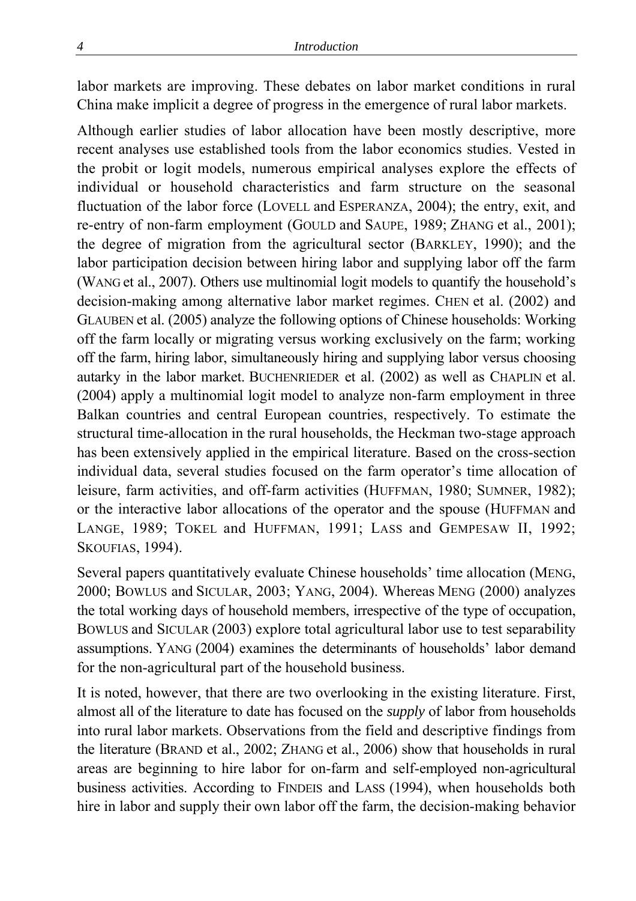labor markets are improving. These debates on labor market conditions in rural China make implicit a degree of progress in the emergence of rural labor markets.

Although earlier studies of labor allocation have been mostly descriptive, more recent analyses use established tools from the labor economics studies. Vested in the probit or logit models, numerous empirical analyses explore the effects of individual or household characteristics and farm structure on the seasonal fluctuation of the labor force (LOVELL and ESPERANZA, 2004); the entry, exit, and re-entry of non-farm employment (GOULD and SAUPE, 1989; ZHANG et al., 2001); the degree of migration from the agricultural sector (BARKLEY, 1990); and the labor participation decision between hiring labor and supplying labor off the farm (WANG et al., 2007). Others use multinomial logit models to quantify the household's decision-making among alternative labor market regimes. CHEN et al. (2002) and GLAUBEN et al. (2005) analyze the following options of Chinese households: Working off the farm locally or migrating versus working exclusively on the farm; working off the farm, hiring labor, simultaneously hiring and supplying labor versus choosing autarky in the labor market. BUCHENRIEDER et al. (2002) as well as CHAPLIN et al. (2004) apply a multinomial logit model to analyze non-farm employment in three Balkan countries and central European countries, respectively. To estimate the structural time-allocation in the rural households, the Heckman two-stage approach has been extensively applied in the empirical literature. Based on the cross-section individual data, several studies focused on the farm operator's time allocation of leisure, farm activities, and off-farm activities (HUFFMAN, 1980; SUMNER, 1982); or the interactive labor allocations of the operator and the spouse (HUFFMAN and LANGE, 1989; TOKEL and HUFFMAN, 1991; LASS and GEMPESAW II, 1992; SKOUFIAS, 1994).

Several papers quantitatively evaluate Chinese households' time allocation (MENG, 2000; BOWLUS and SICULAR, 2003; YANG, 2004). Whereas MENG (2000) analyzes the total working days of household members, irrespective of the type of occupation, BOWLUS and SICULAR (2003) explore total agricultural labor use to test separability assumptions. YANG (2004) examines the determinants of households' labor demand for the non-agricultural part of the household business.

It is noted, however, that there are two overlooking in the existing literature. First, almost all of the literature to date has focused on the *supply* of labor from households into rural labor markets. Observations from the field and descriptive findings from the literature (BRAND et al., 2002; ZHANG et al., 2006) show that households in rural areas are beginning to hire labor for on-farm and self-employed non-agricultural business activities. According to FINDEIS and LASS (1994), when households both hire in labor and supply their own labor off the farm, the decision-making behavior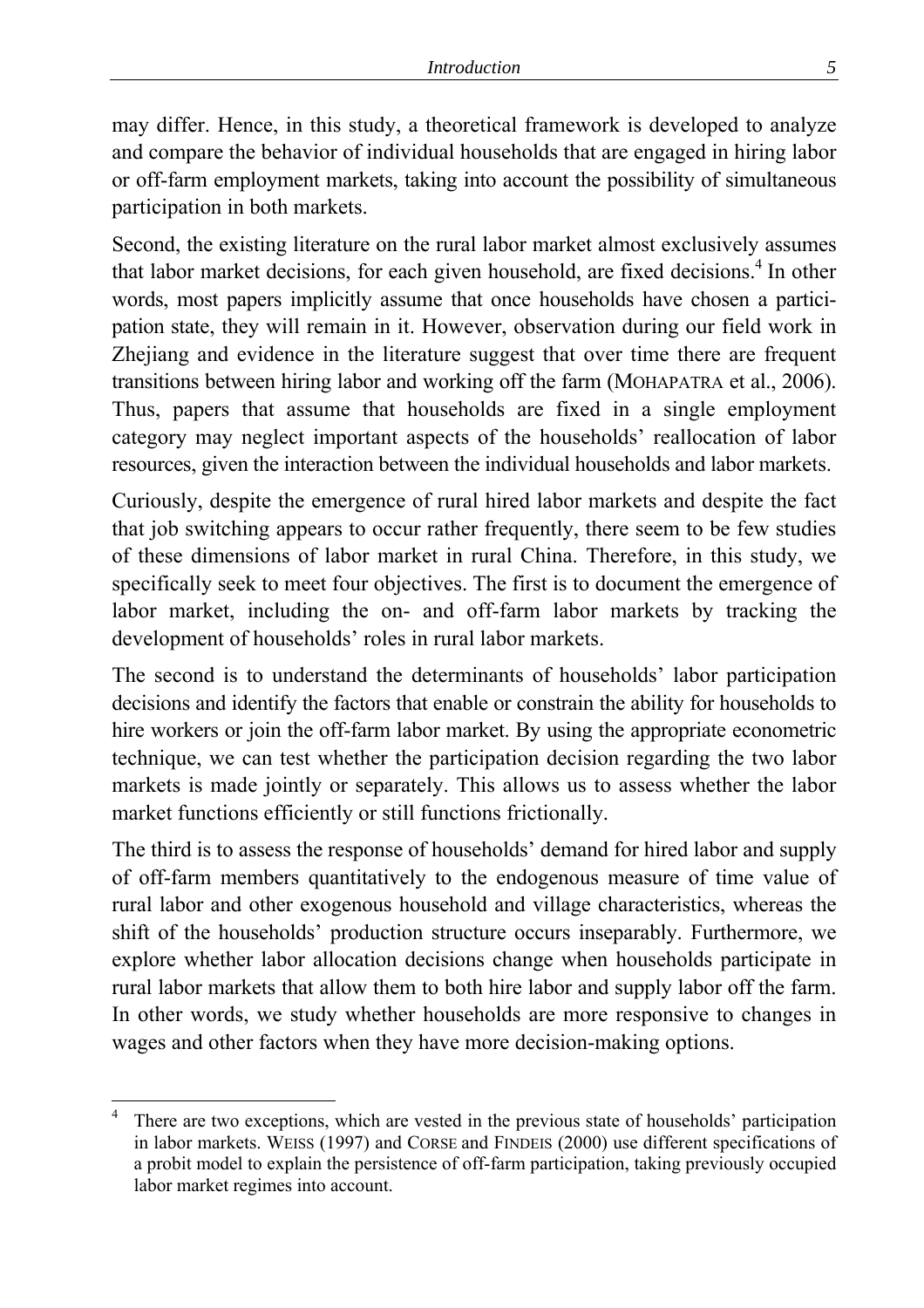may differ. Hence, in this study, a theoretical framework is developed to analyze and compare the behavior of individual households that are engaged in hiring labor or off-farm employment markets, taking into account the possibility of simultaneous participation in both markets.

Second, the existing literature on the rural labor market almost exclusively assumes that labor market decisions, for each given household, are fixed decisions.[4] In other words, most papers implicitly assume that once households have chosen a participation state, they will remain in it. However, observation during our field work in Zhejiang and evidence in the literature suggest that over time there are frequent transitions between hiring labor and working off the farm (MOHAPATRA et al., 2006). Thus, papers that assume that households are fixed in a single employment category may neglect important aspects of the households' reallocation of labor resources, given the interaction between the individual households and labor markets.

Curiously, despite the emergence of rural hired labor markets and despite the fact that job switching appears to occur rather frequently, there seem to be few studies of these dimensions of labor market in rural China. Therefore, in this study, we specifically seek to meet four objectives. The first is to document the emergence of labor market, including the on- and off-farm labor markets by tracking the development of households' roles in rural labor markets.

The second is to understand the determinants of households' labor participation decisions and identify the factors that enable or constrain the ability for households to hire workers or join the off-farm labor market. By using the appropriate econometric technique, we can test whether the participation decision regarding the two labor markets is made jointly or separately. This allows us to assess whether the labor market functions efficiently or still functions frictionally.

The third is to assess the response of households' demand for hired labor and supply of off-farm members quantitatively to the endogenous measure of time value of rural labor and other exogenous household and village characteristics, whereas the shift of the households' production structure occurs inseparably. Furthermore, we explore whether labor allocation decisions change when households participate in rural labor markets that allow them to both hire labor and supply labor off the farm. In other words, we study whether households are more responsive to changes in wages and other factors when they have more decision-making options.

---

[4] There are two exceptions, which are vested in the previous state of households' participation in labor markets. WEISS (1997) and CORSE and FINDEIS (2000) use different specifications of a probit model to explain the persistence of off-farm participation, taking previously occupied labor market regimes into account.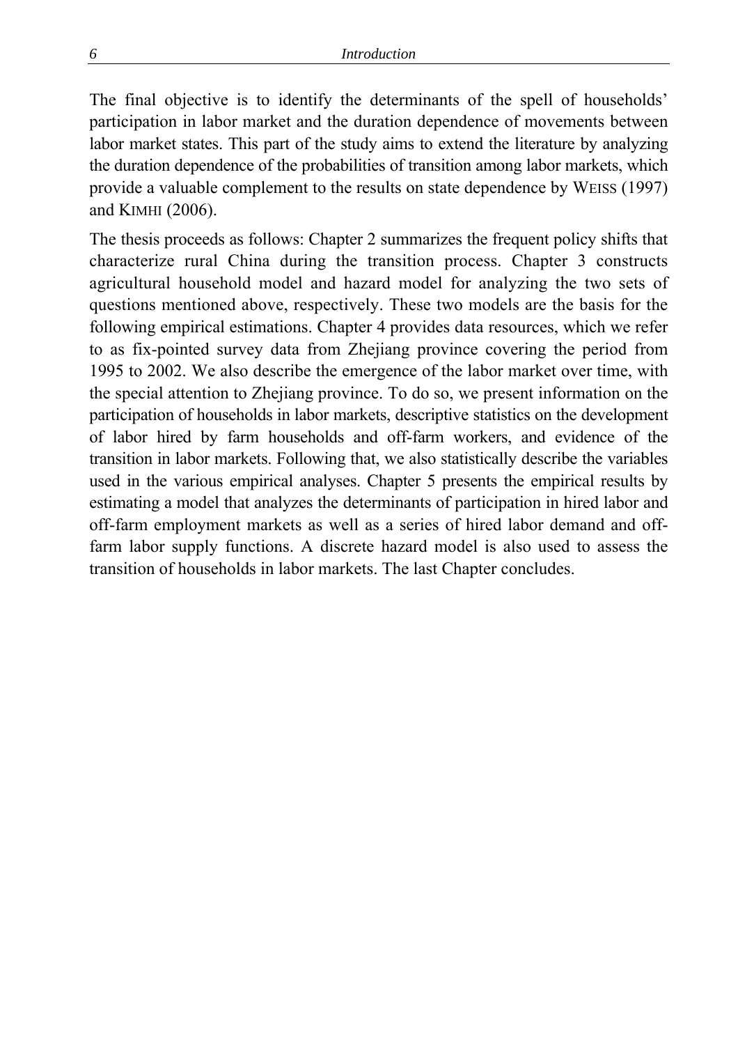The final objective is to identify the determinants of the spell of households' participation in labor market and the duration dependence of movements between labor market states. This part of the study aims to extend the literature by analyzing the duration dependence of the probabilities of transition among labor markets, which provide a valuable complement to the results on state dependence by WEISS (1997) and KIMHI (2006).

The thesis proceeds as follows: Chapter 2 summarizes the frequent policy shifts that characterize rural China during the transition process. Chapter 3 constructs agricultural household model and hazard model for analyzing the two sets of questions mentioned above, respectively. These two models are the basis for the following empirical estimations. Chapter 4 provides data resources, which we refer to as fix-pointed survey data from Zhejiang province covering the period from 1995 to 2002. We also describe the emergence of the labor market over time, with the special attention to Zhejiang province. To do so, we present information on the participation of households in labor markets, descriptive statistics on the development of labor hired by farm households and off-farm workers, and evidence of the transition in labor markets. Following that, we also statistically describe the variables used in the various empirical analyses. Chapter 5 presents the empirical results by estimating a model that analyzes the determinants of participation in hired labor and off-farm employment markets as well as a series of hired labor demand and off-farm labor supply functions. A discrete hazard model is also used to assess the transition of households in labor markets. The last Chapter concludes.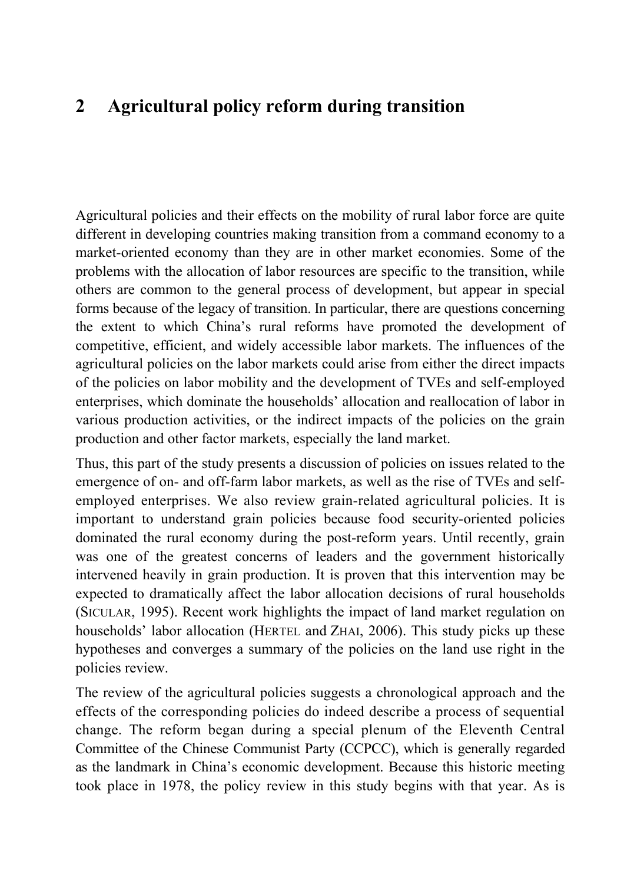# 2 Agricultural policy reform during transition

Agricultural policies and their effects on the mobility of rural labor force are quite different in developing countries making transition from a command economy to a market-oriented economy than they are in other market economies. Some of the problems with the allocation of labor resources are specific to the transition, while others are common to the general process of development, but appear in special forms because of the legacy of transition. In particular, there are questions concerning the extent to which China's rural reforms have promoted the development of competitive, efficient, and widely accessible labor markets. The influences of the agricultural policies on the labor markets could arise from either the direct impacts of the policies on labor mobility and the development of TVEs and self-employed enterprises, which dominate the households' allocation and reallocation of labor in various production activities, or the indirect impacts of the policies on the grain production and other factor markets, especially the land market.

Thus, this part of the study presents a discussion of policies on issues related to the emergence of on- and off-farm labor markets, as well as the rise of TVEs and self-employed enterprises. We also review grain-related agricultural policies. It is important to understand grain policies because food security-oriented policies dominated the rural economy during the post-reform years. Until recently, grain was one of the greatest concerns of leaders and the government historically intervened heavily in grain production. It is proven that this intervention may be expected to dramatically affect the labor allocation decisions of rural households (SICULAR, 1995). Recent work highlights the impact of land market regulation on households' labor allocation (HERTEL and ZHAI, 2006). This study picks up these hypotheses and converges a summary of the policies on the land use right in the policies review.

The review of the agricultural policies suggests a chronological approach and the effects of the corresponding policies do indeed describe a process of sequential change. The reform began during a special plenum of the Eleventh Central Committee of the Chinese Communist Party (CCPCC), which is generally regarded as the landmark in China's economic development. Because this historic meeting took place in 1978, the policy review in this study begins with that year. As is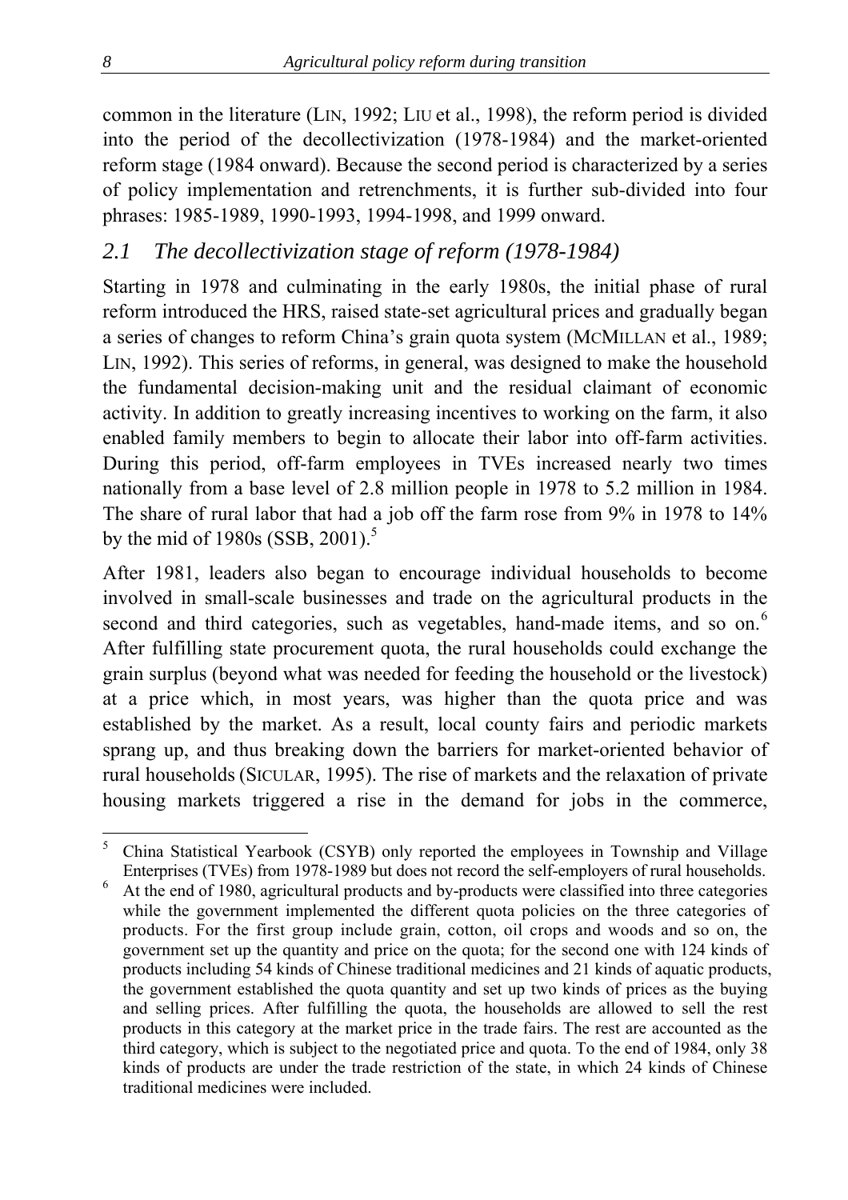common in the literature (LIN, 1992; LIU et al., 1998), the reform period is divided into the period of the decollectivization (1978-1984) and the market-oriented reform stage (1984 onward). Because the second period is characterized by a series of policy implementation and retrenchments, it is further sub-divided into four phrases: 1985-1989, 1990-1993, 1994-1998, and 1999 onward.

## 2.1 The decollectivization stage of reform (1978-1984)

Starting in 1978 and culminating in the early 1980s, the initial phase of rural reform introduced the HRS, raised state-set agricultural prices and gradually began a series of changes to reform China's grain quota system (MCMILLAN et al., 1989; LIN, 1992). This series of reforms, in general, was designed to make the household the fundamental decision-making unit and the residual claimant of economic activity. In addition to greatly increasing incentives to working on the farm, it also enabled family members to begin to allocate their labor into off-farm activities. During this period, off-farm employees in TVEs increased nearly two times nationally from a base level of 2.8 million people in 1978 to 5.2 million in 1984. The share of rural labor that had a job off the farm rose from 9% in 1978 to 14% by the mid of 1980s (SSB, 2001).[5]

After 1981, leaders also began to encourage individual households to become involved in small-scale businesses and trade on the agricultural products in the second and third categories, such as vegetables, hand-made items, and so on.[6] After fulfilling state procurement quota, the rural households could exchange the grain surplus (beyond what was needed for feeding the household or the livestock) at a price which, in most years, was higher than the quota price and was established by the market. As a result, local county fairs and periodic markets sprang up, and thus breaking down the barriers for market-oriented behavior of rural households (SICULAR, 1995). The rise of markets and the relaxation of private housing markets triggered a rise in the demand for jobs in the commerce,

---

[5] China Statistical Yearbook (CSYB) only reported the employees in Township and Village Enterprises (TVEs) from 1978-1989 but does not record the self-employers of rural households.

[6] At the end of 1980, agricultural products and by-products were classified into three categories while the government implemented the different quota policies on the three categories of products. For the first group include grain, cotton, oil crops and woods and so on, the government set up the quantity and price on the quota; for the second one with 124 kinds of products including 54 kinds of Chinese traditional medicines and 21 kinds of aquatic products, the government established the quota quantity and set up two kinds of prices as the buying and selling prices. After fulfilling the quota, the households are allowed to sell the rest products in this category at the market price in the trade fairs. The rest are accounted as the third category, which is subject to the negotiated price and quota. To the end of 1984, only 38 kinds of products are under the trade restriction of the state, in which 24 kinds of Chinese traditional medicines were included.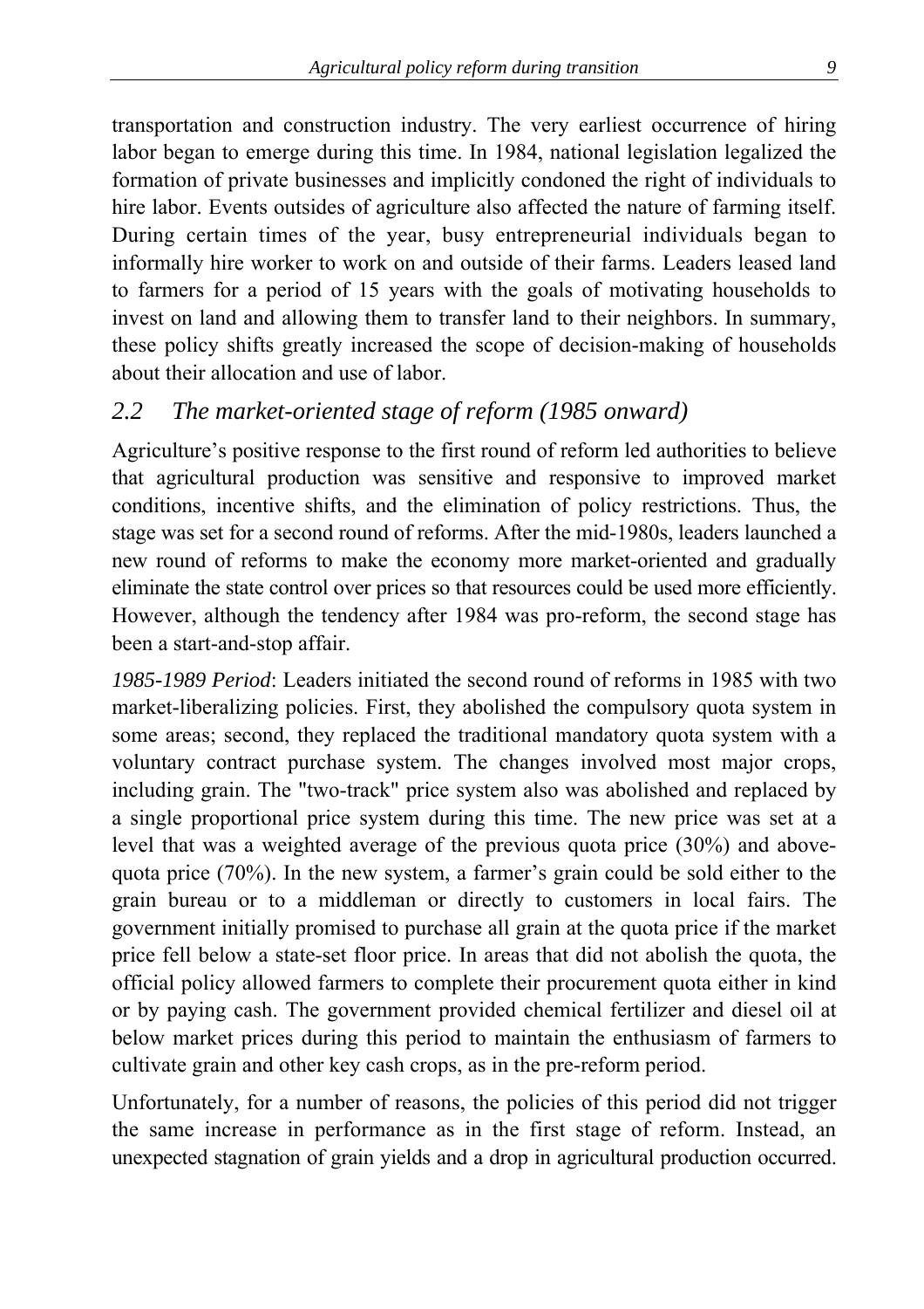transportation and construction industry. The very earliest occurrence of hiring labor began to emerge during this time. In 1984, national legislation legalized the formation of private businesses and implicitly condoned the right of individuals to hire labor. Events outsides of agriculture also affected the nature of farming itself. During certain times of the year, busy entrepreneurial individuals began to informally hire worker to work on and outside of their farms. Leaders leased land to farmers for a period of 15 years with the goals of motivating households to invest on land and allowing them to transfer land to their neighbors. In summary, these policy shifts greatly increased the scope of decision-making of households about their allocation and use of labor.

## *2.2 The market-oriented stage of reform (1985 onward)*

Agriculture's positive response to the first round of reform led authorities to believe that agricultural production was sensitive and responsive to improved market conditions, incentive shifts, and the elimination of policy restrictions. Thus, the stage was set for a second round of reforms. After the mid-1980s, leaders launched a new round of reforms to make the economy more market-oriented and gradually eliminate the state control over prices so that resources could be used more efficiently. However, although the tendency after 1984 was pro-reform, the second stage has been a start-and-stop affair.

*1985-1989 Period*: Leaders initiated the second round of reforms in 1985 with two market-liberalizing policies. First, they abolished the compulsory quota system in some areas; second, they replaced the traditional mandatory quota system with a voluntary contract purchase system. The changes involved most major crops, including grain. The "two-track" price system also was abolished and replaced by a single proportional price system during this time. The new price was set at a level that was a weighted average of the previous quota price (30%) and above-quota price (70%). In the new system, a farmer's grain could be sold either to the grain bureau or to a middleman or directly to customers in local fairs. The government initially promised to purchase all grain at the quota price if the market price fell below a state-set floor price. In areas that did not abolish the quota, the official policy allowed farmers to complete their procurement quota either in kind or by paying cash. The government provided chemical fertilizer and diesel oil at below market prices during this period to maintain the enthusiasm of farmers to cultivate grain and other key cash crops, as in the pre-reform period.

Unfortunately, for a number of reasons, the policies of this period did not trigger the same increase in performance as in the first stage of reform. Instead, an unexpected stagnation of grain yields and a drop in agricultural production occurred.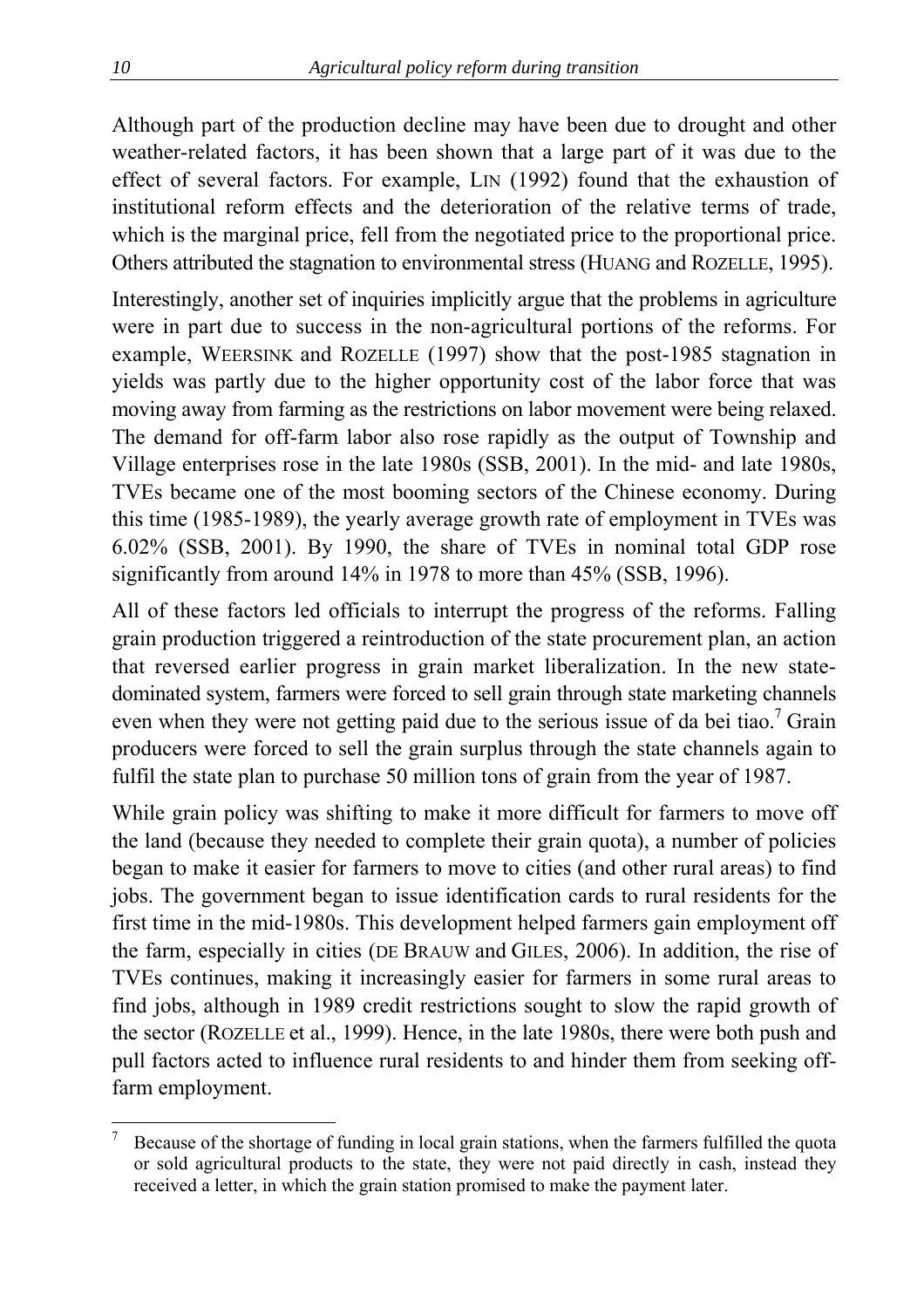Although part of the production decline may have been due to drought and other weather-related factors, it has been shown that a large part of it was due to the effect of several factors. For example, LIN (1992) found that the exhaustion of institutional reform effects and the deterioration of the relative terms of trade, which is the marginal price, fell from the negotiated price to the proportional price. Others attributed the stagnation to environmental stress (HUANG and ROZELLE, 1995).

Interestingly, another set of inquiries implicitly argue that the problems in agriculture were in part due to success in the non-agricultural portions of the reforms. For example, WEERSINK and ROZELLE (1997) show that the post-1985 stagnation in yields was partly due to the higher opportunity cost of the labor force that was moving away from farming as the restrictions on labor movement were being relaxed. The demand for off-farm labor also rose rapidly as the output of Township and Village enterprises rose in the late 1980s (SSB, 2001). In the mid- and late 1980s, TVEs became one of the most booming sectors of the Chinese economy. During this time (1985-1989), the yearly average growth rate of employment in TVEs was 6.02% (SSB, 2001). By 1990, the share of TVEs in nominal total GDP rose significantly from around 14% in 1978 to more than 45% (SSB, 1996).

All of these factors led officials to interrupt the progress of the reforms. Falling grain production triggered a reintroduction of the state procurement plan, an action that reversed earlier progress in grain market liberalization. In the new state-dominated system, farmers were forced to sell grain through state marketing channels even when they were not getting paid due to the serious issue of da bei tiao.[7] Grain producers were forced to sell the grain surplus through the state channels again to fulfil the state plan to purchase 50 million tons of grain from the year of 1987.

While grain policy was shifting to make it more difficult for farmers to move off the land (because they needed to complete their grain quota), a number of policies began to make it easier for farmers to move to cities (and other rural areas) to find jobs. The government began to issue identification cards to rural residents for the first time in the mid-1980s. This development helped farmers gain employment off the farm, especially in cities (DE BRAUW and GILES, 2006). In addition, the rise of TVEs continues, making it increasingly easier for farmers in some rural areas to find jobs, although in 1989 credit restrictions sought to slow the rapid growth of the sector (ROZELLE et al., 1999). Hence, in the late 1980s, there were both push and pull factors acted to influence rural residents to and hinder them from seeking off-farm employment.

[7] Because of the shortage of funding in local grain stations, when the farmers fulfilled the quota or sold agricultural products to the state, they were not paid directly in cash, instead they received a letter, in which the grain station promised to make the payment later.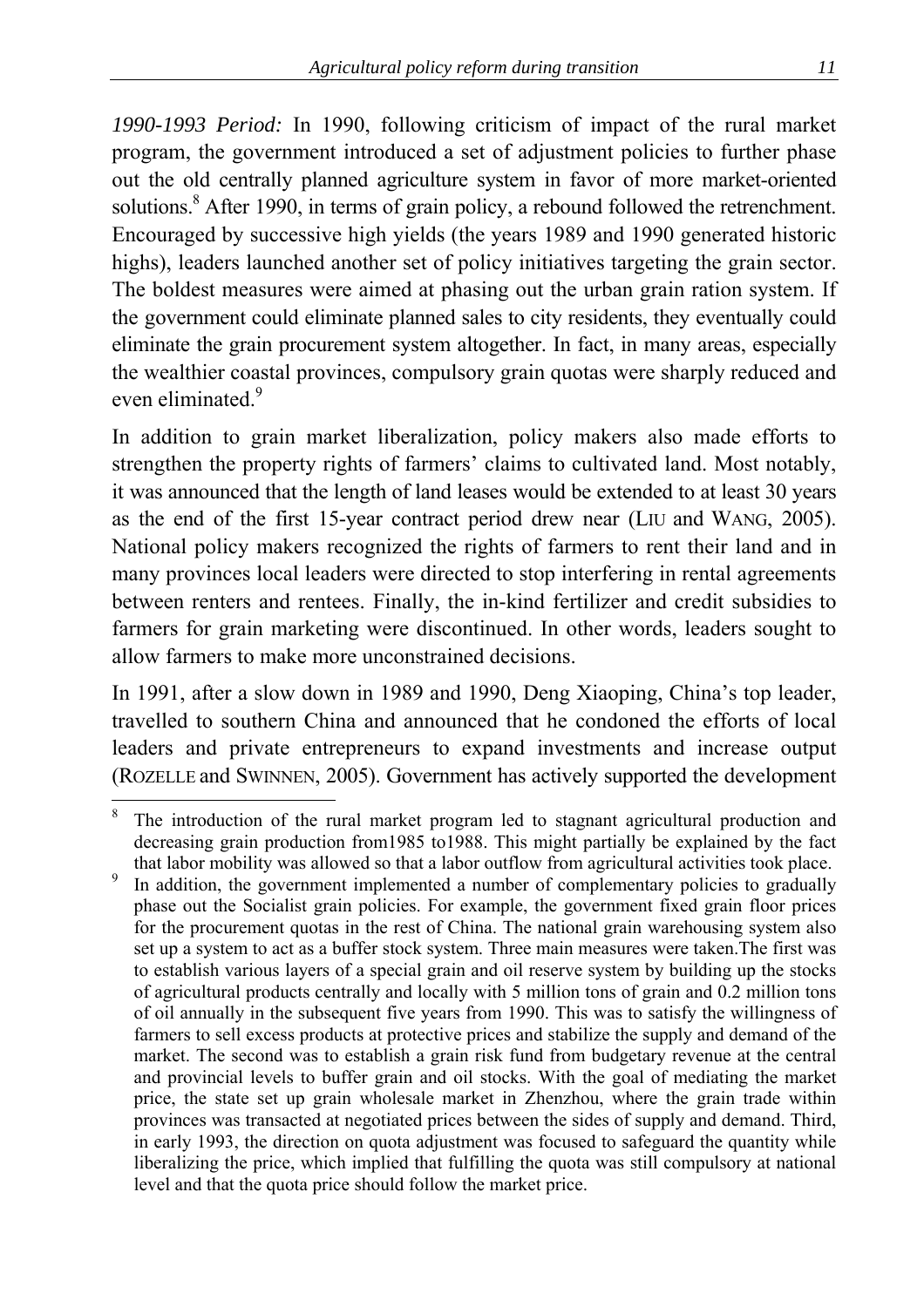*1990-1993 Period:* In 1990, following criticism of impact of the rural market program, the government introduced a set of adjustment policies to further phase out the old centrally planned agriculture system in favor of more market-oriented solutions.[8] After 1990, in terms of grain policy, a rebound followed the retrenchment. Encouraged by successive high yields (the years 1989 and 1990 generated historic highs), leaders launched another set of policy initiatives targeting the grain sector. The boldest measures were aimed at phasing out the urban grain ration system. If the government could eliminate planned sales to city residents, they eventually could eliminate the grain procurement system altogether. In fact, in many areas, especially the wealthier coastal provinces, compulsory grain quotas were sharply reduced and even eliminated.[9]

In addition to grain market liberalization, policy makers also made efforts to strengthen the property rights of farmers' claims to cultivated land. Most notably, it was announced that the length of land leases would be extended to at least 30 years as the end of the first 15-year contract period drew near (LIU and WANG, 2005). National policy makers recognized the rights of farmers to rent their land and in many provinces local leaders were directed to stop interfering in rental agreements between renters and rentees. Finally, the in-kind fertilizer and credit subsidies to farmers for grain marketing were discontinued. In other words, leaders sought to allow farmers to make more unconstrained decisions.

In 1991, after a slow down in 1989 and 1990, Deng Xiaoping, China's top leader, travelled to southern China and announced that he condoned the efforts of local leaders and private entrepreneurs to expand investments and increase output (ROZELLE and SWINNEN, 2005). Government has actively supported the development

---

[8] The introduction of the rural market program led to stagnant agricultural production and decreasing grain production from1985 to1988. This might partially be explained by the fact that labor mobility was allowed so that a labor outflow from agricultural activities took place.

[9] In addition, the government implemented a number of complementary policies to gradually phase out the Socialist grain policies. For example, the government fixed grain floor prices for the procurement quotas in the rest of China. The national grain warehousing system also set up a system to act as a buffer stock system. Three main measures were taken.The first was to establish various layers of a special grain and oil reserve system by building up the stocks of agricultural products centrally and locally with 5 million tons of grain and 0.2 million tons of oil annually in the subsequent five years from 1990. This was to satisfy the willingness of farmers to sell excess products at protective prices and stabilize the supply and demand of the market. The second was to establish a grain risk fund from budgetary revenue at the central and provincial levels to buffer grain and oil stocks. With the goal of mediating the market price, the state set up grain wholesale market in Zhenzhou, where the grain trade within provinces was transacted at negotiated prices between the sides of supply and demand. Third, in early 1993, the direction on quota adjustment was focused to safeguard the quantity while liberalizing the price, which implied that fulfilling the quota was still compulsory at national level and that the quota price should follow the market price.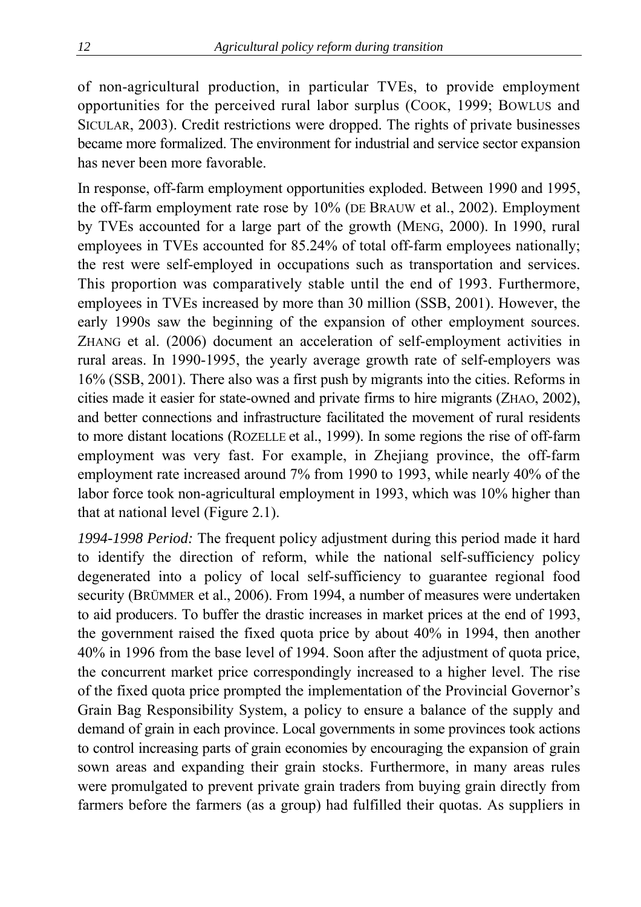of non-agricultural production, in particular TVEs, to provide employment opportunities for the perceived rural labor surplus (COOK, 1999; BOWLUS and SICULAR, 2003). Credit restrictions were dropped. The rights of private businesses became more formalized. The environment for industrial and service sector expansion has never been more favorable.

In response, off-farm employment opportunities exploded. Between 1990 and 1995, the off-farm employment rate rose by 10% (DE BRAUW et al., 2002). Employment by TVEs accounted for a large part of the growth (MENG, 2000). In 1990, rural employees in TVEs accounted for 85.24% of total off-farm employees nationally; the rest were self-employed in occupations such as transportation and services. This proportion was comparatively stable until the end of 1993. Furthermore, employees in TVEs increased by more than 30 million (SSB, 2001). However, the early 1990s saw the beginning of the expansion of other employment sources. ZHANG et al. (2006) document an acceleration of self-employment activities in rural areas. In 1990-1995, the yearly average growth rate of self-employers was 16% (SSB, 2001). There also was a first push by migrants into the cities. Reforms in cities made it easier for state-owned and private firms to hire migrants (ZHAO, 2002), and better connections and infrastructure facilitated the movement of rural residents to more distant locations (ROZELLE et al., 1999). In some regions the rise of off-farm employment was very fast. For example, in Zhejiang province, the off-farm employment rate increased around 7% from 1990 to 1993, while nearly 40% of the labor force took non-agricultural employment in 1993, which was 10% higher than that at national level (Figure 2.1).

*1994-1998 Period:* The frequent policy adjustment during this period made it hard to identify the direction of reform, while the national self-sufficiency policy degenerated into a policy of local self-sufficiency to guarantee regional food security (BRÜMMER et al., 2006). From 1994, a number of measures were undertaken to aid producers. To buffer the drastic increases in market prices at the end of 1993, the government raised the fixed quota price by about 40% in 1994, then another 40% in 1996 from the base level of 1994. Soon after the adjustment of quota price, the concurrent market price correspondingly increased to a higher level. The rise of the fixed quota price prompted the implementation of the Provincial Governor's Grain Bag Responsibility System, a policy to ensure a balance of the supply and demand of grain in each province. Local governments in some provinces took actions to control increasing parts of grain economies by encouraging the expansion of grain sown areas and expanding their grain stocks. Furthermore, in many areas rules were promulgated to prevent private grain traders from buying grain directly from farmers before the farmers (as a group) had fulfilled their quotas. As suppliers in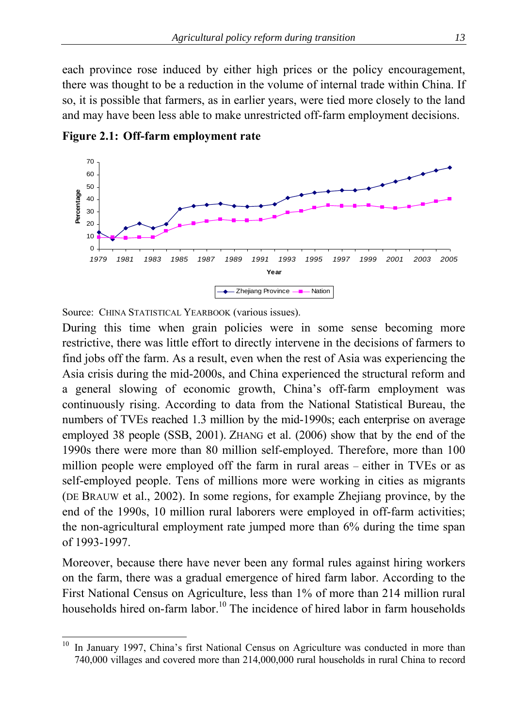each province rose induced by either high prices or the policy encouragement, there was thought to be a reduction in the volume of internal trade within China. If so, it is possible that farmers, as in earlier years, were tied more closely to the land and may have been less able to make unrestricted off-farm employment decisions.

**Figure 2.1: Off-farm employment rate**

Percentage

70
60
50
40
30
20
10
0

1979 1981 1983 1985 1987 1989 1991 1993 1995 1997 1999 2001 2003 2005

Year

Zhejiang Province — Nation

Source: CHINA STATISTICAL YEARBOOK (various issues).

During this time when grain policies were in some sense becoming more restrictive, there was little effort to directly intervene in the decisions of farmers to find jobs off the farm. As a result, even when the rest of Asia was experiencing the Asia crisis during the mid-2000s, and China experienced the structural reform and a general slowing of economic growth, China's off-farm employment was continuously rising. According to data from the National Statistical Bureau, the numbers of TVEs reached 1.3 million by the mid-1990s; each enterprise on average employed 38 people (SSB, 2001). ZHANG et al. (2006) show that by the end of the 1990s there were more than 80 million self-employed. Therefore, more than 100 million people were employed off the farm in rural areas – either in TVEs or as self-employed people. Tens of millions more were working in cities as migrants (DE BRAUW et al., 2002). In some regions, for example Zhejiang province, by the end of the 1990s, 10 million rural laborers were employed in off-farm activities; the non-agricultural employment rate jumped more than 6% during the time span of 1993-1997.

Moreover, because there have never been any formal rules against hiring workers on the farm, there was a gradual emergence of hired farm labor. According to the First National Census on Agriculture, less than 1% of more than 214 million rural households hired on-farm labor.[10] The incidence of hired labor in farm households

[10] In January 1997, China's first National Census on Agriculture was conducted in more than 740,000 villages and covered more than 214,000,000 rural households in rural China to record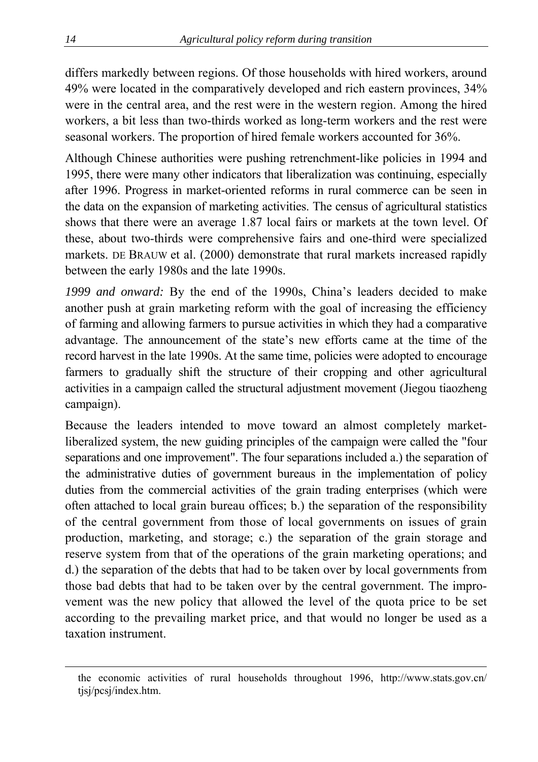differs markedly between regions. Of those households with hired workers, around 49% were located in the comparatively developed and rich eastern provinces, 34% were in the central area, and the rest were in the western region. Among the hired workers, a bit less than two-thirds worked as long-term workers and the rest were seasonal workers. The proportion of hired female workers accounted for 36%.

Although Chinese authorities were pushing retrenchment-like policies in 1994 and 1995, there were many other indicators that liberalization was continuing, especially after 1996. Progress in market-oriented reforms in rural commerce can be seen in the data on the expansion of marketing activities. The census of agricultural statistics shows that there were an average 1.87 local fairs or markets at the town level. Of these, about two-thirds were comprehensive fairs and one-third were specialized markets. DE BRAUW et al. (2000) demonstrate that rural markets increased rapidly between the early 1980s and the late 1990s.

*1999 and onward:* By the end of the 1990s, China's leaders decided to make another push at grain marketing reform with the goal of increasing the efficiency of farming and allowing farmers to pursue activities in which they had a comparative advantage. The announcement of the state's new efforts came at the time of the record harvest in the late 1990s. At the same time, policies were adopted to encourage farmers to gradually shift the structure of their cropping and other agricultural activities in a campaign called the structural adjustment movement (Jiegou tiaozheng campaign).

Because the leaders intended to move toward an almost completely market-liberalized system, the new guiding principles of the campaign were called the "four separations and one improvement". The four separations included a.) the separation of the administrative duties of government bureaus in the implementation of policy duties from the commercial activities of the grain trading enterprises (which were often attached to local grain bureau offices; b.) the separation of the responsibility of the central government from those of local governments on issues of grain production, marketing, and storage; c.) the separation of the grain storage and reserve system from that of the operations of the grain marketing operations; and d.) the separation of the debts that had to be taken over by local governments from those bad debts that had to be taken over by the central government. The improvement was the new policy that allowed the level of the quota price to be set according to the prevailing market price, and that would no longer be used as a taxation instrument.

the economic activities of rural households throughout 1996, http://www.stats.gov.cn/tjsj/pcsj/index.htm.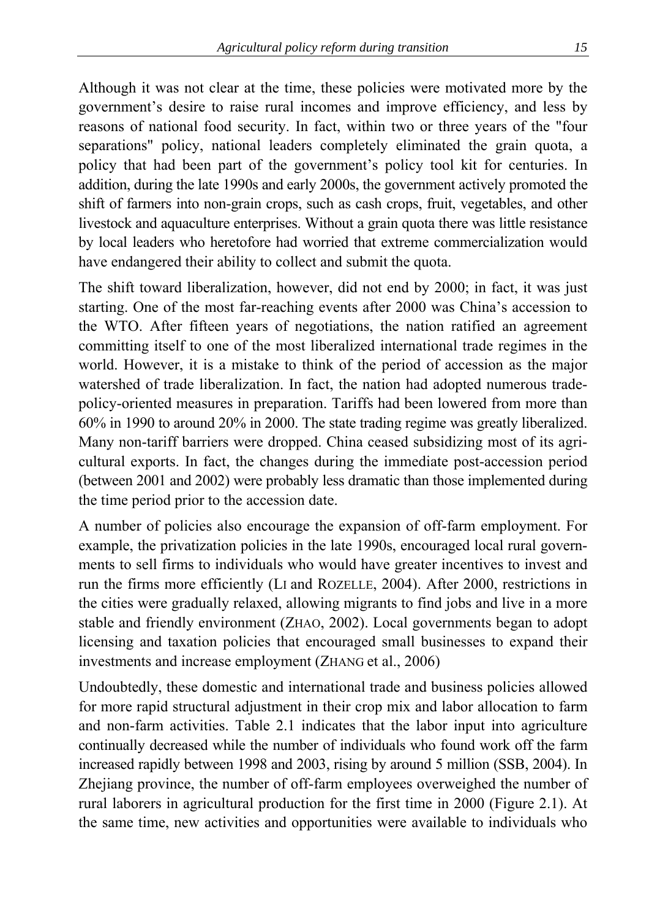Although it was not clear at the time, these policies were motivated more by the government's desire to raise rural incomes and improve efficiency, and less by reasons of national food security. In fact, within two or three years of the "four separations" policy, national leaders completely eliminated the grain quota, a policy that had been part of the government's policy tool kit for centuries. In addition, during the late 1990s and early 2000s, the government actively promoted the shift of farmers into non-grain crops, such as cash crops, fruit, vegetables, and other livestock and aquaculture enterprises. Without a grain quota there was little resistance by local leaders who heretofore had worried that extreme commercialization would have endangered their ability to collect and submit the quota.

The shift toward liberalization, however, did not end by 2000; in fact, it was just starting. One of the most far-reaching events after 2000 was China's accession to the WTO. After fifteen years of negotiations, the nation ratified an agreement committing itself to one of the most liberalized international trade regimes in the world. However, it is a mistake to think of the period of accession as the major watershed of trade liberalization. In fact, the nation had adopted numerous trade-policy-oriented measures in preparation. Tariffs had been lowered from more than 60% in 1990 to around 20% in 2000. The state trading regime was greatly liberalized. Many non-tariff barriers were dropped. China ceased subsidizing most of its agricultural exports. In fact, the changes during the immediate post-accession period (between 2001 and 2002) were probably less dramatic than those implemented during the time period prior to the accession date.

A number of policies also encourage the expansion of off-farm employment. For example, the privatization policies in the late 1990s, encouraged local rural governments to sell firms to individuals who would have greater incentives to invest and run the firms more efficiently (LI and ROZELLE, 2004). After 2000, restrictions in the cities were gradually relaxed, allowing migrants to find jobs and live in a more stable and friendly environment (ZHAO, 2002). Local governments began to adopt licensing and taxation policies that encouraged small businesses to expand their investments and increase employment (ZHANG et al., 2006)

Undoubtedly, these domestic and international trade and business policies allowed for more rapid structural adjustment in their crop mix and labor allocation to farm and non-farm activities. Table 2.1 indicates that the labor input into agriculture continually decreased while the number of individuals who found work off the farm increased rapidly between 1998 and 2003, rising by around 5 million (SSB, 2004). In Zhejiang province, the number of off-farm employees overweighed the number of rural laborers in agricultural production for the first time in 2000 (Figure 2.1). At the same time, new activities and opportunities were available to individuals who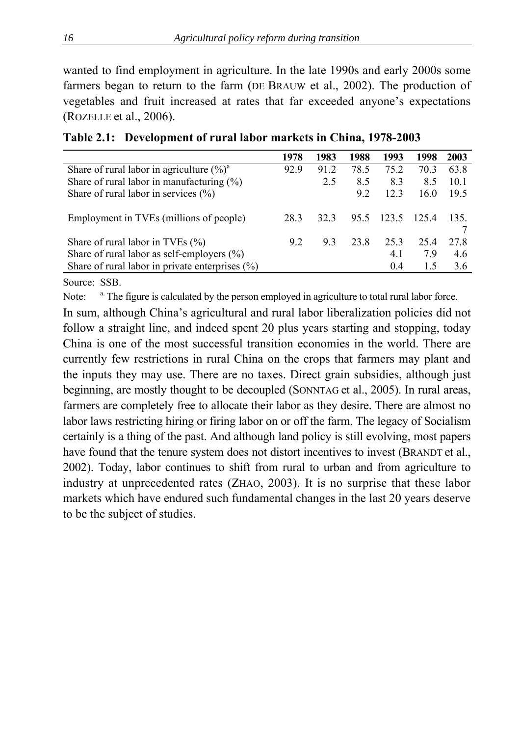wanted to find employment in agriculture. In the late 1990s and early 2000s some farmers began to return to the farm (DE BRAUW et al., 2002). The production of vegetables and fruit increased at rates that far exceeded anyone's expectations (ROZELLE et al., 2006).

**Table 2.1: Development of rural labor markets in China, 1978-2003**

| | 1978 | 1983 | 1988 | 1993 | 1998 | 2003 |
|---|---|---|---|---|---|---|
| Share of rural labor in agriculture (%)[a] | 92.9 | 91.2 | 78.5 | 75.2 | 70.3 | 63.8 |
| Share of rural labor in manufacturing (%) | | 2.5 | 8.5 | 8.3 | 8.5 | 10.1 |
| Share of rural labor in services (%) | | | 9.2 | 12.3 | 16.0 | 19.5 |
| Employment in TVEs (millions of people) | 28.3 | 32.3 | 95.5 | 123.5 | 125.4 | 135.7 |
| Share of rural labor in TVEs (%) | 9.2 | 9.3 | 23.8 | 25.3 | 25.4 | 27.8 |
| Share of rural labor as self-employers (%) | | | | 4.1 | 7.9 | 4.6 |
| Share of rural labor in private enterprises (%) | | | | 0.4 | 1.5 | 3.6 |

Source: SSB.

Note: [a] The figure is calculated by the person employed in agriculture to total rural labor force.

In sum, although China's agricultural and rural labor liberalization policies did not follow a straight line, and indeed spent 20 plus years starting and stopping, today China is one of the most successful transition economies in the world. There are currently few restrictions in rural China on the crops that farmers may plant and the inputs they may use. There are no taxes. Direct grain subsidies, although just beginning, are mostly thought to be decoupled (SONNTAG et al., 2005). In rural areas, farmers are completely free to allocate their labor as they desire. There are almost no labor laws restricting hiring or firing labor on or off the farm. The legacy of Socialism certainly is a thing of the past. And although land policy is still evolving, most papers have found that the tenure system does not distort incentives to invest (BRANDT et al., 2002). Today, labor continues to shift from rural to urban and from agriculture to industry at unprecedented rates (ZHAO, 2003). It is no surprise that these labor markets which have endured such fundamental changes in the last 20 years deserve to be the subject of studies.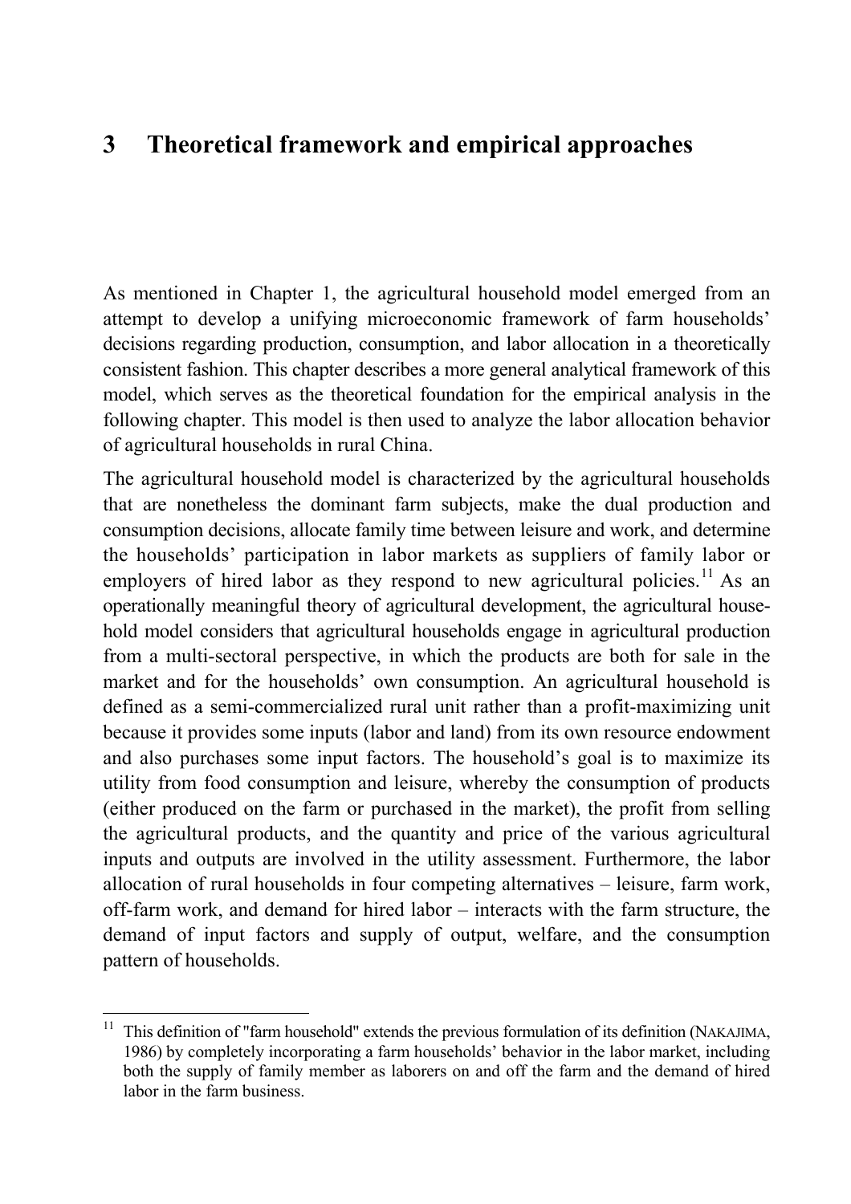# 3 Theoretical framework and empirical approaches

As mentioned in Chapter 1, the agricultural household model emerged from an attempt to develop a unifying microeconomic framework of farm households' decisions regarding production, consumption, and labor allocation in a theoretically consistent fashion. This chapter describes a more general analytical framework of this model, which serves as the theoretical foundation for the empirical analysis in the following chapter. This model is then used to analyze the labor allocation behavior of agricultural households in rural China.

The agricultural household model is characterized by the agricultural households that are nonetheless the dominant farm subjects, make the dual production and consumption decisions, allocate family time between leisure and work, and determine the households' participation in labor markets as suppliers of family labor or employers of hired labor as they respond to new agricultural policies.[11] As an operationally meaningful theory of agricultural development, the agricultural household model considers that agricultural households engage in agricultural production from a multi-sectoral perspective, in which the products are both for sale in the market and for the households' own consumption. An agricultural household is defined as a semi-commercialized rural unit rather than a profit-maximizing unit because it provides some inputs (labor and land) from its own resource endowment and also purchases some input factors. The household's goal is to maximize its utility from food consumption and leisure, whereby the consumption of products (either produced on the farm or purchased in the market), the profit from selling the agricultural products, and the quantity and price of the various agricultural inputs and outputs are involved in the utility assessment. Furthermore, the labor allocation of rural households in four competing alternatives – leisure, farm work, off-farm work, and demand for hired labor – interacts with the farm structure, the demand of input factors and supply of output, welfare, and the consumption pattern of households.

---

[11] This definition of "farm household" extends the previous formulation of its definition (NAKAJIMA, 1986) by completely incorporating a farm households' behavior in the labor market, including both the supply of family member as laborers on and off the farm and the demand of hired labor in the farm business.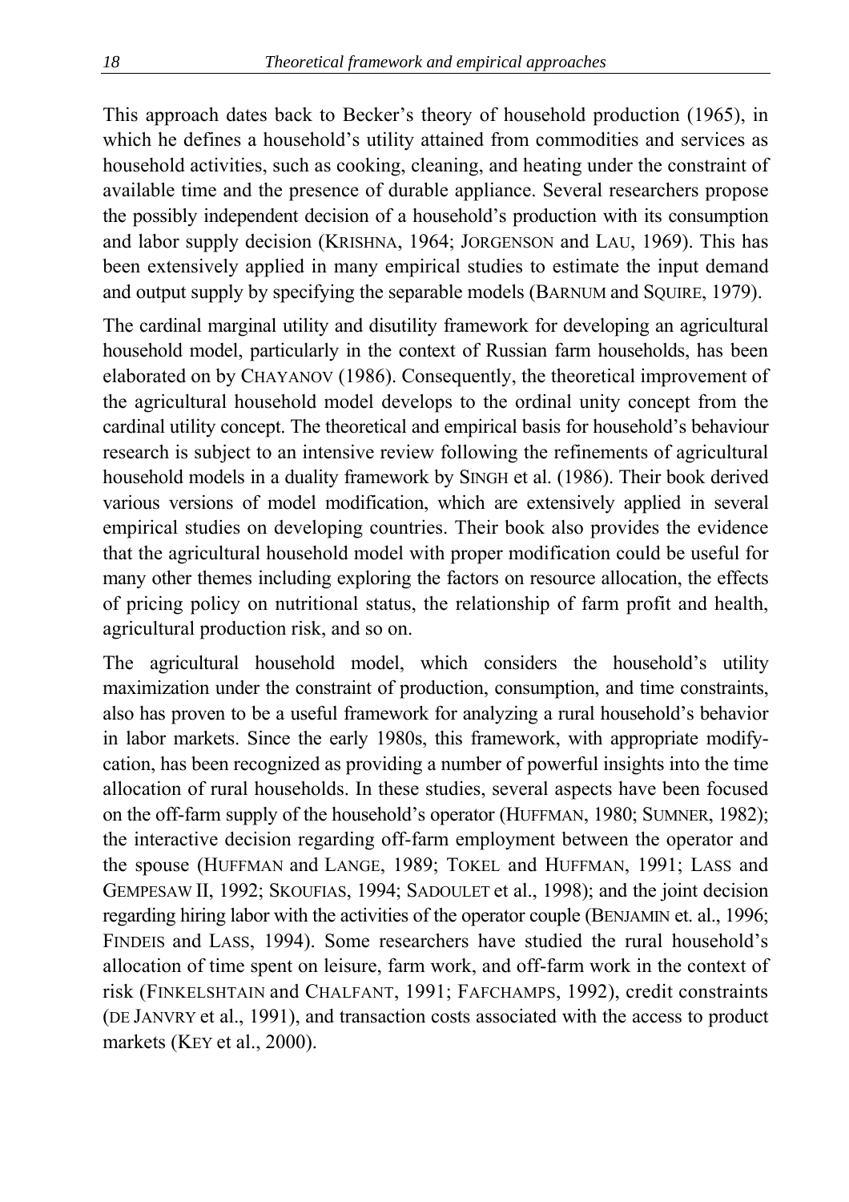This approach dates back to Becker's theory of household production (1965), in which he defines a household's utility attained from commodities and services as household activities, such as cooking, cleaning, and heating under the constraint of available time and the presence of durable appliance. Several researchers propose the possibly independent decision of a household's production with its consumption and labor supply decision (KRISHNA, 1964; JORGENSON and LAU, 1969). This has been extensively applied in many empirical studies to estimate the input demand and output supply by specifying the separable models (BARNUM and SQUIRE, 1979).

The cardinal marginal utility and disutility framework for developing an agricultural household model, particularly in the context of Russian farm households, has been elaborated on by CHAYANOV (1986). Consequently, the theoretical improvement of the agricultural household model develops to the ordinal unity concept from the cardinal utility concept. The theoretical and empirical basis for household's behaviour research is subject to an intensive review following the refinements of agricultural household models in a duality framework by SINGH et al. (1986). Their book derived various versions of model modification, which are extensively applied in several empirical studies on developing countries. Their book also provides the evidence that the agricultural household model with proper modification could be useful for many other themes including exploring the factors on resource allocation, the effects of pricing policy on nutritional status, the relationship of farm profit and health, agricultural production risk, and so on.

The agricultural household model, which considers the household's utility maximization under the constraint of production, consumption, and time constraints, also has proven to be a useful framework for analyzing a rural household's behavior in labor markets. Since the early 1980s, this framework, with appropriate modification, has been recognized as providing a number of powerful insights into the time allocation of rural households. In these studies, several aspects have been focused on the off-farm supply of the household's operator (HUFFMAN, 1980; SUMNER, 1982); the interactive decision regarding off-farm employment between the operator and the spouse (HUFFMAN and LANGE, 1989; TOKEL and HUFFMAN, 1991; LASS and GEMPESAW II, 1992; SKOUFIAS, 1994; SADOULET et al., 1998); and the joint decision regarding hiring labor with the activities of the operator couple (BENJAMIN et. al., 1996; FINDEIS and LASS, 1994). Some researchers have studied the rural household's allocation of time spent on leisure, farm work, and off-farm work in the context of risk (FINKELSHTAIN and CHALFANT, 1991; FAFCHAMPS, 1992), credit constraints (DE JANVRY et al., 1991), and transaction costs associated with the access to product markets (KEY et al., 2000).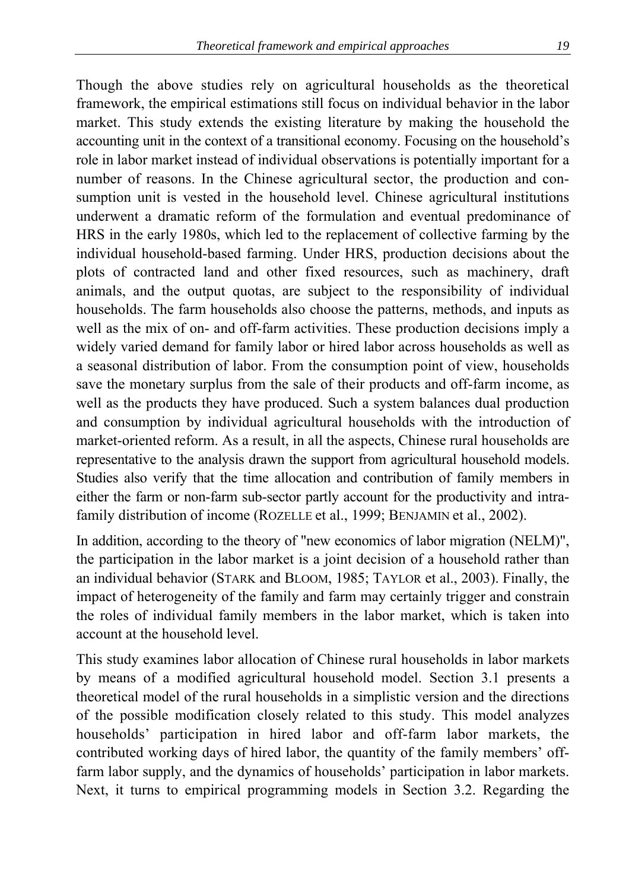Though the above studies rely on agricultural households as the theoretical framework, the empirical estimations still focus on individual behavior in the labor market. This study extends the existing literature by making the household the accounting unit in the context of a transitional economy. Focusing on the household's role in labor market instead of individual observations is potentially important for a number of reasons. In the Chinese agricultural sector, the production and consumption unit is vested in the household level. Chinese agricultural institutions underwent a dramatic reform of the formulation and eventual predominance of HRS in the early 1980s, which led to the replacement of collective farming by the individual household-based farming. Under HRS, production decisions about the plots of contracted land and other fixed resources, such as machinery, draft animals, and the output quotas, are subject to the responsibility of individual households. The farm households also choose the patterns, methods, and inputs as well as the mix of on- and off-farm activities. These production decisions imply a widely varied demand for family labor or hired labor across households as well as a seasonal distribution of labor. From the consumption point of view, households save the monetary surplus from the sale of their products and off-farm income, as well as the products they have produced. Such a system balances dual production and consumption by individual agricultural households with the introduction of market-oriented reform. As a result, in all the aspects, Chinese rural households are representative to the analysis drawn the support from agricultural household models. Studies also verify that the time allocation and contribution of family members in either the farm or non-farm sub-sector partly account for the productivity and intra-family distribution of income (ROZELLE et al., 1999; BENJAMIN et al., 2002).

In addition, according to the theory of "new economics of labor migration (NELM)", the participation in the labor market is a joint decision of a household rather than an individual behavior (STARK and BLOOM, 1985; TAYLOR et al., 2003). Finally, the impact of heterogeneity of the family and farm may certainly trigger and constrain the roles of individual family members in the labor market, which is taken into account at the household level.

This study examines labor allocation of Chinese rural households in labor markets by means of a modified agricultural household model. Section 3.1 presents a theoretical model of the rural households in a simplistic version and the directions of the possible modification closely related to this study. This model analyzes households' participation in hired labor and off-farm labor markets, the contributed working days of hired labor, the quantity of the family members' off-farm labor supply, and the dynamics of households' participation in labor markets. Next, it turns to empirical programming models in Section 3.2. Regarding the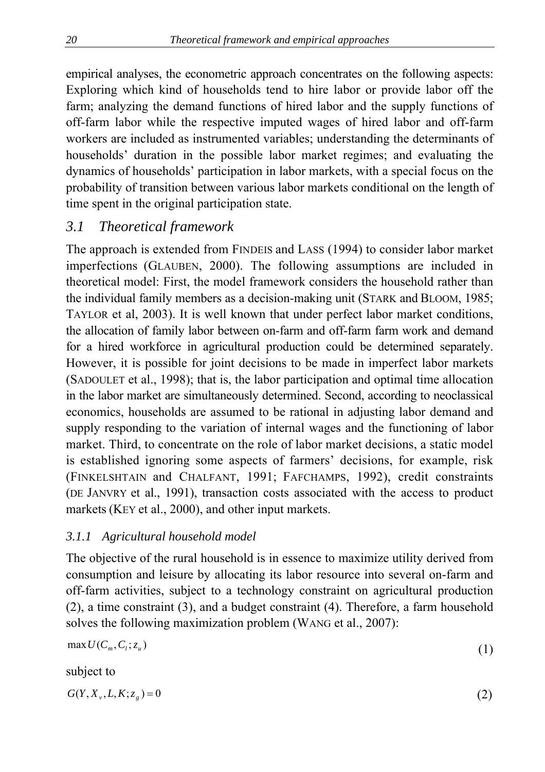empirical analyses, the econometric approach concentrates on the following aspects: Exploring which kind of households tend to hire labor or provide labor off the farm; analyzing the demand functions of hired labor and the supply functions of off-farm labor while the respective imputed wages of hired labor and off-farm workers are included as instrumented variables; understanding the determinants of households' duration in the possible labor market regimes; and evaluating the dynamics of households' participation in labor markets, with a special focus on the probability of transition between various labor markets conditional on the length of time spent in the original participation state.

## *3.1 Theoretical framework*

The approach is extended from FINDEIS and LASS (1994) to consider labor market imperfections (GLAUBEN, 2000). The following assumptions are included in theoretical model: First, the model framework considers the household rather than the individual family members as a decision-making unit (STARK and BLOOM, 1985; TAYLOR et al, 2003). It is well known that under perfect labor market conditions, the allocation of family labor between on-farm and off-farm farm work and demand for a hired workforce in agricultural production could be determined separately. However, it is possible for joint decisions to be made in imperfect labor markets (SADOULET et al., 1998); that is, the labor participation and optimal time allocation in the labor market are simultaneously determined. Second, according to neoclassical economics, households are assumed to be rational in adjusting labor demand and supply responding to the variation of internal wages and the functioning of labor market. Third, to concentrate on the role of labor market decisions, a static model is established ignoring some aspects of farmers' decisions, for example, risk (FINKELSHTAIN and CHALFANT, 1991; FAFCHAMPS, 1992), credit constraints (DE JANVRY et al., 1991), transaction costs associated with the access to product markets (KEY et al., 2000), and other input markets.

### *3.1.1 Agricultural household model*

The objective of the rural household is in essence to maximize utility derived from consumption and leisure by allocating its labor resource into several on-farm and off-farm activities, subject to a technology constraint on agricultural production (2), a time constraint (3), and a budget constraint (4). Therefore, a farm household solves the following maximization problem (WANG et al., 2007):

$$\max U(C_m, C_l; z_u) \tag{1}$$

subject to

$$G(Y, X_v, L, K; z_g) = 0 \tag{2}$$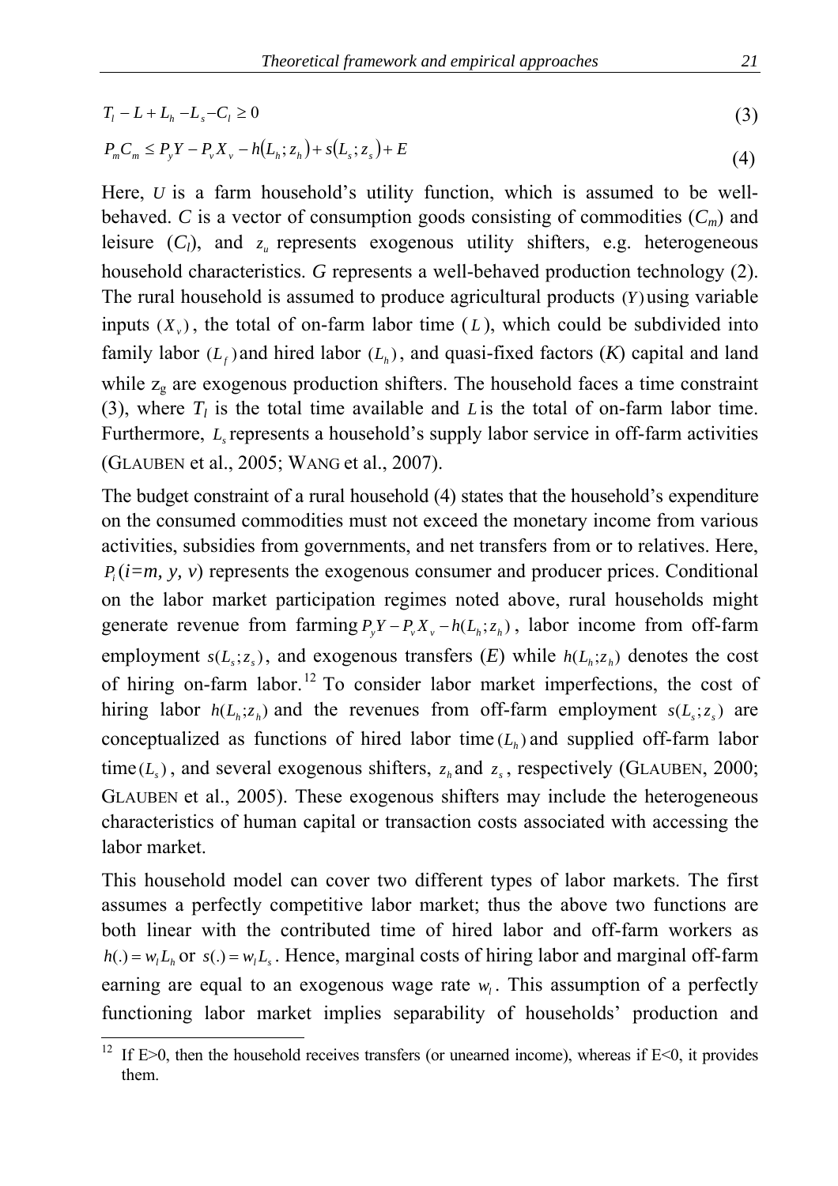$$T_l - L + L_h - L_s - C_l \geq 0 \tag{3}$$

$$P_m C_m \leq P_y Y - P_v X_v - h(L_h; z_h) + s(L_s; z_s) + E \tag{4}$$

Here, $U$ is a farm household's utility function, which is assumed to be well-behaved. $C$ is a vector of consumption goods consisting of commodities ($C_m$) and leisure ($C_l$), and $z_u$ represents exogenous utility shifters, e.g. heterogeneous household characteristics. $G$ represents a well-behaved production technology (2). The rural household is assumed to produce agricultural products $(Y)$ using variable inputs $(X_v)$, the total of on-farm labor time ($L$), which could be subdivided into family labor $(L_f)$ and hired labor $(L_h)$, and quasi-fixed factors ($K$) capital and land while $z_g$ are exogenous production shifters. The household faces a time constraint (3), where $T_l$ is the total time available and $L$ is the total of on-farm labor time. Furthermore, $L_s$ represents a household's supply labor service in off-farm activities (GLAUBEN et al., 2005; WANG et al., 2007).

The budget constraint of a rural household (4) states that the household's expenditure on the consumed commodities must not exceed the monetary income from various activities, subsidies from governments, and net transfers from or to relatives. Here, $P_i$ ($i=m, y, v$) represents the exogenous consumer and producer prices. Conditional on the labor market participation regimes noted above, rural households might generate revenue from farming $P_y Y - P_v X_v - h(L_h; z_h)$, labor income from off-farm employment $s(L_s; z_s)$, and exogenous transfers ($E$) while $h(L_h; z_h)$ denotes the cost of hiring on-farm labor.[12] To consider labor market imperfections, the cost of hiring labor $h(L_h; z_h)$ and the revenues from off-farm employment $s(L_s; z_s)$ are conceptualized as functions of hired labor time $(L_h)$ and supplied off-farm labor time $(L_s)$, and several exogenous shifters, $z_h$ and $z_s$, respectively (GLAUBEN, 2000; GLAUBEN et al., 2005). These exogenous shifters may include the heterogeneous characteristics of human capital or transaction costs associated with accessing the labor market.

This household model can cover two different types of labor markets. The first assumes a perfectly competitive labor market; thus the above two functions are both linear with the contributed time of hired labor and off-farm workers as $h(.) = w_l L_h$ or $s(.) = w_l L_s$. Hence, marginal costs of hiring labor and marginal off-farm earning are equal to an exogenous wage rate $w_l$. This assumption of a perfectly functioning labor market implies separability of households' production and

[12] If E>0, then the household receives transfers (or unearned income), whereas if E<0, it provides them.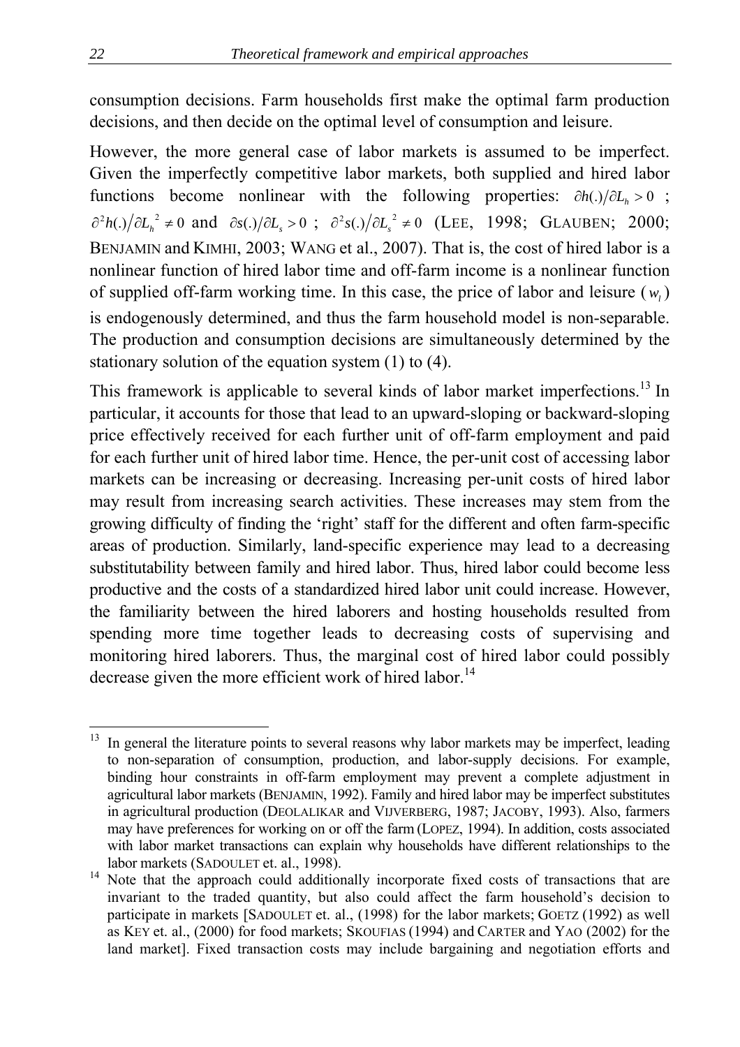consumption decisions. Farm households first make the optimal farm production decisions, and then decide on the optimal level of consumption and leisure.

However, the more general case of labor markets is assumed to be imperfect. Given the imperfectly competitive labor markets, both supplied and hired labor functions become nonlinear with the following properties: $\partial h(.)/\partial L_h > 0$ ; $\partial^2 h(.)/\partial L_h^{\ 2} \neq 0$ and $\partial s(.)/\partial L_s > 0$ ; $\partial^2 s(.)/\partial L_s^{\ 2} \neq 0$ (LEE, 1998; GLAUBEN; 2000; BENJAMIN and KIMHI, 2003; WANG et al., 2007). That is, the cost of hired labor is a nonlinear function of hired labor time and off-farm income is a nonlinear function of supplied off-farm working time. In this case, the price of labor and leisure ($w_l$) is endogenously determined, and thus the farm household model is non-separable. The production and consumption decisions are simultaneously determined by the stationary solution of the equation system (1) to (4).

This framework is applicable to several kinds of labor market imperfections.[13] In particular, it accounts for those that lead to an upward-sloping or backward-sloping price effectively received for each further unit of off-farm employment and paid for each further unit of hired labor time. Hence, the per-unit cost of accessing labor markets can be increasing or decreasing. Increasing per-unit costs of hired labor may result from increasing search activities. These increases may stem from the growing difficulty of finding the 'right' staff for the different and often farm-specific areas of production. Similarly, land-specific experience may lead to a decreasing substitutability between family and hired labor. Thus, hired labor could become less productive and the costs of a standardized hired labor unit could increase. However, the familiarity between the hired laborers and hosting households resulted from spending more time together leads to decreasing costs of supervising and monitoring hired laborers. Thus, the marginal cost of hired labor could possibly decrease given the more efficient work of hired labor.[14]

---

[13] In general the literature points to several reasons why labor markets may be imperfect, leading to non-separation of consumption, production, and labor-supply decisions. For example, binding hour constraints in off-farm employment may prevent a complete adjustment in agricultural labor markets (BENJAMIN, 1992). Family and hired labor may be imperfect substitutes in agricultural production (DEOLALIKAR and VIJVERBERG, 1987; JACOBY, 1993). Also, farmers may have preferences for working on or off the farm (LOPEZ, 1994). In addition, costs associated with labor market transactions can explain why households have different relationships to the labor markets (SADOULET et. al., 1998).

[14] Note that the approach could additionally incorporate fixed costs of transactions that are invariant to the traded quantity, but also could affect the farm household's decision to participate in markets [SADOULET et. al., (1998) for the labor markets; GOETZ (1992) as well as KEY et. al., (2000) for food markets; SKOUFIAS (1994) and CARTER and YAO (2002) for the land market]. Fixed transaction costs may include bargaining and negotiation efforts and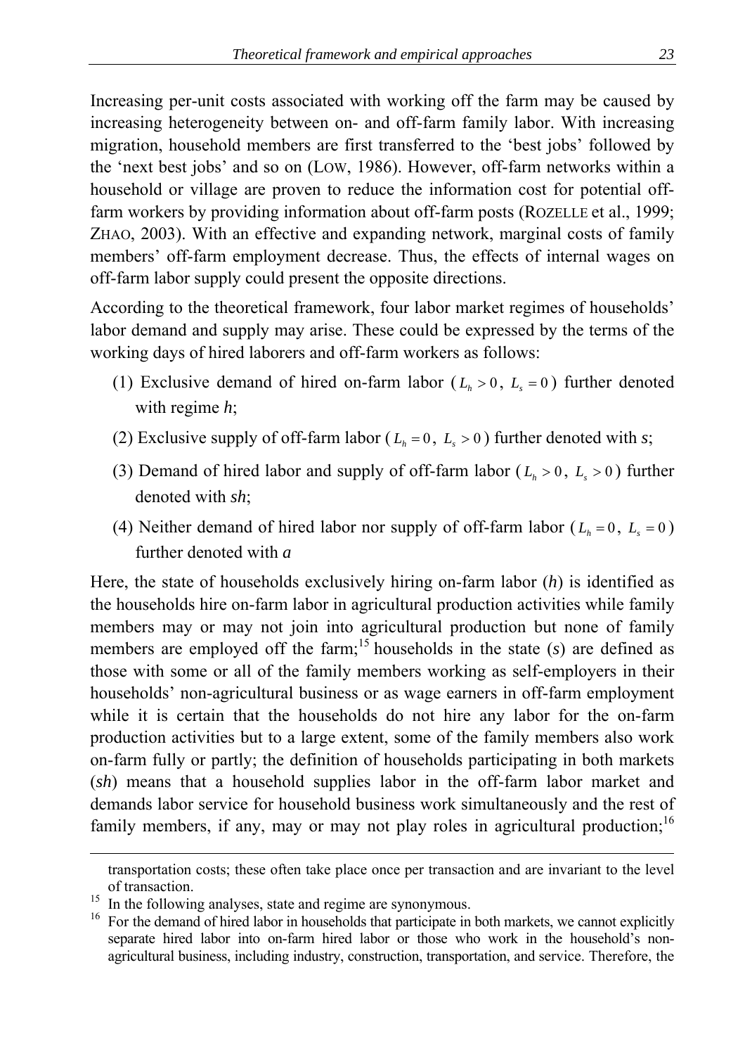Increasing per-unit costs associated with working off the farm may be caused by increasing heterogeneity between on- and off-farm family labor. With increasing migration, household members are first transferred to the 'best jobs' followed by the 'next best jobs' and so on (LOW, 1986). However, off-farm networks within a household or village are proven to reduce the information cost for potential off-farm workers by providing information about off-farm posts (ROZELLE et al., 1999; ZHAO, 2003). With an effective and expanding network, marginal costs of family members' off-farm employment decrease. Thus, the effects of internal wages on off-farm labor supply could present the opposite directions.

According to the theoretical framework, four labor market regimes of households' labor demand and supply may arise. These could be expressed by the terms of the working days of hired laborers and off-farm workers as follows:

(1) Exclusive demand of hired on-farm labor ($L_h > 0$, $L_s = 0$) further denoted with regime *h*;

(2) Exclusive supply of off-farm labor ($L_h = 0$, $L_s > 0$) further denoted with *s*;

(3) Demand of hired labor and supply of off-farm labor ($L_h > 0$, $L_s > 0$) further denoted with *sh*;

(4) Neither demand of hired labor nor supply of off-farm labor ($L_h = 0$, $L_s = 0$) further denoted with *a*

Here, the state of households exclusively hiring on-farm labor (*h*) is identified as the households hire on-farm labor in agricultural production activities while family members may or may not join into agricultural production but none of family members are employed off the farm;[15] households in the state (*s*) are defined as those with some or all of the family members working as self-employers in their households' non-agricultural business or as wage earners in off-farm employment while it is certain that the households do not hire any labor for the on-farm production activities but to a large extent, some of the family members also work on-farm fully or partly; the definition of households participating in both markets (*sh*) means that a household supplies labor in the off-farm labor market and demands labor service for household business work simultaneously and the rest of family members, if any, may or may not play roles in agricultural production;[16]

transportation costs; these often take place once per transaction and are invariant to the level of transaction.

[15] In the following analyses, state and regime are synonymous.

[16] For the demand of hired labor in households that participate in both markets, we cannot explicitly separate hired labor into on-farm hired labor or those who work in the household's non-agricultural business, including industry, construction, transportation, and service. Therefore, the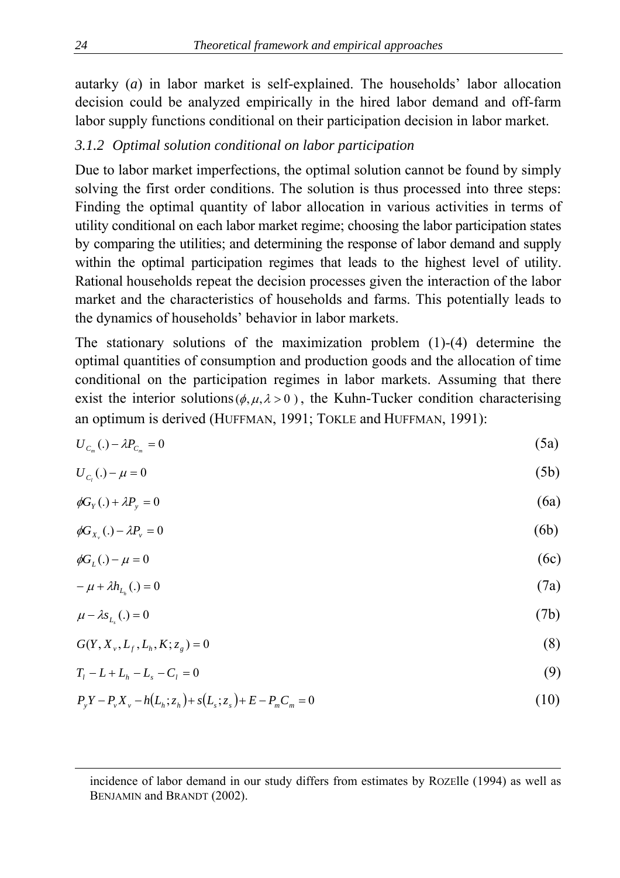autarky (*a*) in labor market is self-explained. The households' labor allocation decision could be analyzed empirically in the hired labor demand and off-farm labor supply functions conditional on their participation decision in labor market.

### 3.1.2 Optimal solution conditional on labor participation

Due to labor market imperfections, the optimal solution cannot be found by simply solving the first order conditions. The solution is thus processed into three steps: Finding the optimal quantity of labor allocation in various activities in terms of utility conditional on each labor market regime; choosing the labor participation states by comparing the utilities; and determining the response of labor demand and supply within the optimal participation regimes that leads to the highest level of utility. Rational households repeat the decision processes given the interaction of the labor market and the characteristics of households and farms. This potentially leads to the dynamics of households' behavior in labor markets.

The stationary solutions of the maximization problem (1)-(4) determine the optimal quantities of consumption and production goods and the allocation of time conditional on the participation regimes in labor markets. Assuming that there exist the interior solutions $(\phi, \mu, \lambda > 0)$, the Kuhn-Tucker condition characterising an optimum is derived (HUFFMAN, 1991; TOKLE and HUFFMAN, 1991):

$$U_{C_m}(.) - \lambda P_{C_m} = 0 \tag{5a}$$

$$U_{C_l}(.) - \mu = 0 \tag{5b}$$

$$\phi G_Y(.) + \lambda P_y = 0 \tag{6a}$$

$$\phi G_{X_v}(.) - \lambda P_v = 0 \tag{6b}$$

$$\phi G_L(.) - \mu = 0 \tag{6c}$$

$$-\mu + \lambda h_{L_h}(.) = 0 \tag{7a}$$

$$\mu - \lambda s_{L_s}(.) = 0 \tag{7b}$$

$$G(Y, X_v, L_f, L_h, K; z_g) = 0 \tag{8}$$

$$T_l - L + L_h - L_s - C_l = 0 \tag{9}$$

$$P_y Y - P_v X_v - h(L_h; z_h) + s(L_s; z_s) + E - P_m C_m = 0 \tag{10}$$

incidence of labor demand in our study differs from estimates by ROZElle (1994) as well as BENJAMIN and BRANDT (2002).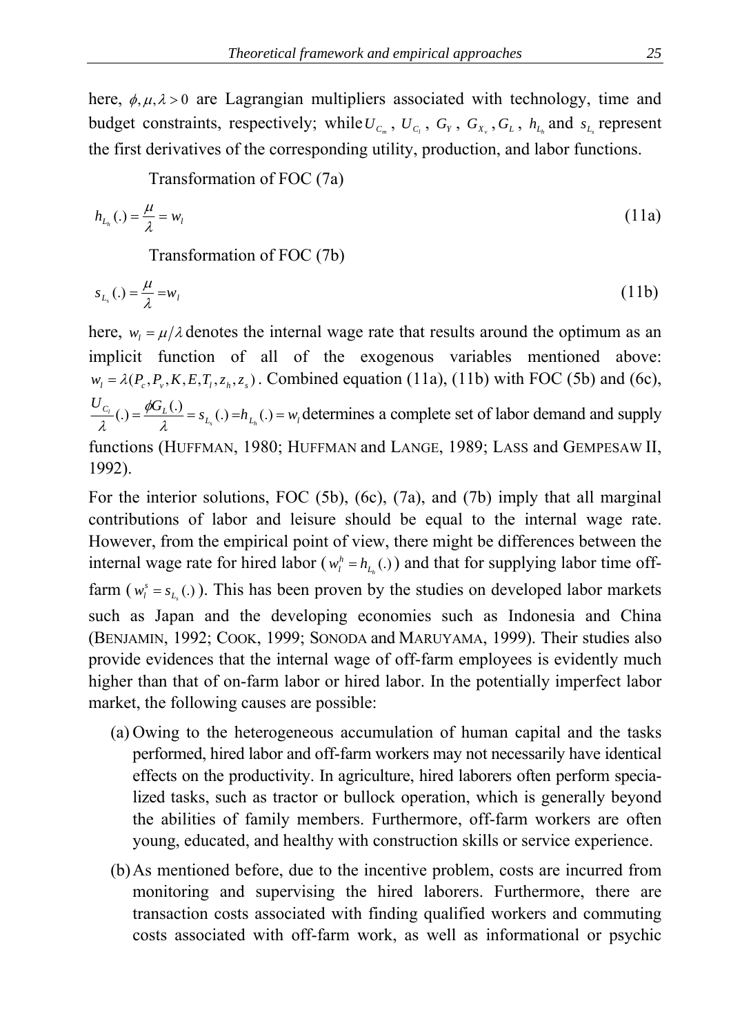here, $\phi, \mu, \lambda > 0$ are Lagrangian multipliers associated with technology, time and budget constraints, respectively; while $U_{C_m}$, $U_{C_l}$, $G_Y$, $G_{X_v}$, $G_L$, $h_{L_h}$ and $s_{L_s}$ represent the first derivatives of the corresponding utility, production, and labor functions.

Transformation of FOC (7a)

$$h_{L_h}(.) = \frac{\mu}{\lambda} = w_l \tag{11a}$$

Transformation of FOC (7b)

$$s_{L_s}(.) = \frac{\mu}{\lambda} = w_l \tag{11b}$$

here, $w_l = \mu/\lambda$ denotes the internal wage rate that results around the optimum as an implicit function of all of the exogenous variables mentioned above: $w_l = \lambda(P_c, P_v, K, E, T_l, z_h, z_s)$. Combined equation (11a), (11b) with FOC (5b) and (6c), $\frac{U_{C_l}}{\lambda}(.) = \frac{\phi G_L(.)}{\lambda} = s_{L_s}(.) = h_{L_h}(.) = w_l$ determines a complete set of labor demand and supply functions (HUFFMAN, 1980; HUFFMAN and LANGE, 1989; LASS and GEMPESAW II, 1992).

For the interior solutions, FOC (5b), (6c), (7a), and (7b) imply that all marginal contributions of labor and leisure should be equal to the internal wage rate. However, from the empirical point of view, there might be differences between the internal wage rate for hired labor ($w_l^h = h_{L_h}(.)$) and that for supplying labor time off-farm ($w_l^s = s_{L_s}(.)$). This has been proven by the studies on developed labor markets such as Japan and the developing economies such as Indonesia and China (BENJAMIN, 1992; COOK, 1999; SONODA and MARUYAMA, 1999). Their studies also provide evidences that the internal wage of off-farm employees is evidently much higher than that of on-farm labor or hired labor. In the potentially imperfect labor market, the following causes are possible:

(a) Owing to the heterogeneous accumulation of human capital and the tasks performed, hired labor and off-farm workers may not necessarily have identical effects on the productivity. In agriculture, hired laborers often perform specialized tasks, such as tractor or bullock operation, which is generally beyond the abilities of family members. Furthermore, off-farm workers are often young, educated, and healthy with construction skills or service experience.

(b) As mentioned before, due to the incentive problem, costs are incurred from monitoring and supervising the hired laborers. Furthermore, there are transaction costs associated with finding qualified workers and commuting costs associated with off-farm work, as well as informational or psychic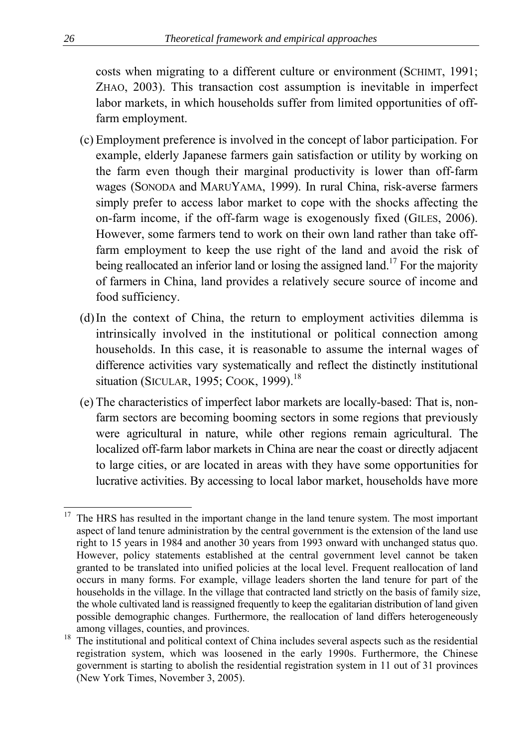costs when migrating to a different culture or environment (SCHIMT, 1991; ZHAO, 2003). This transaction cost assumption is inevitable in imperfect labor markets, in which households suffer from limited opportunities of off-farm employment.

(c) Employment preference is involved in the concept of labor participation. For example, elderly Japanese farmers gain satisfaction or utility by working on the farm even though their marginal productivity is lower than off-farm wages (SONODA and MARUYAMA, 1999). In rural China, risk-averse farmers simply prefer to access labor market to cope with the shocks affecting the on-farm income, if the off-farm wage is exogenously fixed (GILES, 2006). However, some farmers tend to work on their own land rather than take off-farm employment to keep the use right of the land and avoid the risk of being reallocated an inferior land or losing the assigned land.[17] For the majority of farmers in China, land provides a relatively secure source of income and food sufficiency.

(d) In the context of China, the return to employment activities dilemma is intrinsically involved in the institutional or political connection among households. In this case, it is reasonable to assume the internal wages of difference activities vary systematically and reflect the distinctly institutional situation (SICULAR, 1995; COOK, 1999).[18]

(e) The characteristics of imperfect labor markets are locally-based: That is, non-farm sectors are becoming booming sectors in some regions that previously were agricultural in nature, while other regions remain agricultural. The localized off-farm labor markets in China are near the coast or directly adjacent to large cities, or are located in areas with they have some opportunities for lucrative activities. By accessing to local labor market, households have more

---

[17] The HRS has resulted in the important change in the land tenure system. The most important aspect of land tenure administration by the central government is the extension of the land use right to 15 years in 1984 and another 30 years from 1993 onward with unchanged status quo. However, policy statements established at the central government level cannot be taken granted to be translated into unified policies at the local level. Frequent reallocation of land occurs in many forms. For example, village leaders shorten the land tenure for part of the households in the village. In the village that contracted land strictly on the basis of family size, the whole cultivated land is reassigned frequently to keep the egalitarian distribution of land given possible demographic changes. Furthermore, the reallocation of land differs heterogeneously among villages, counties, and provinces.

[18] The institutional and political context of China includes several aspects such as the residential registration system, which was loosened in the early 1990s. Furthermore, the Chinese government is starting to abolish the residential registration system in 11 out of 31 provinces (New York Times, November 3, 2005).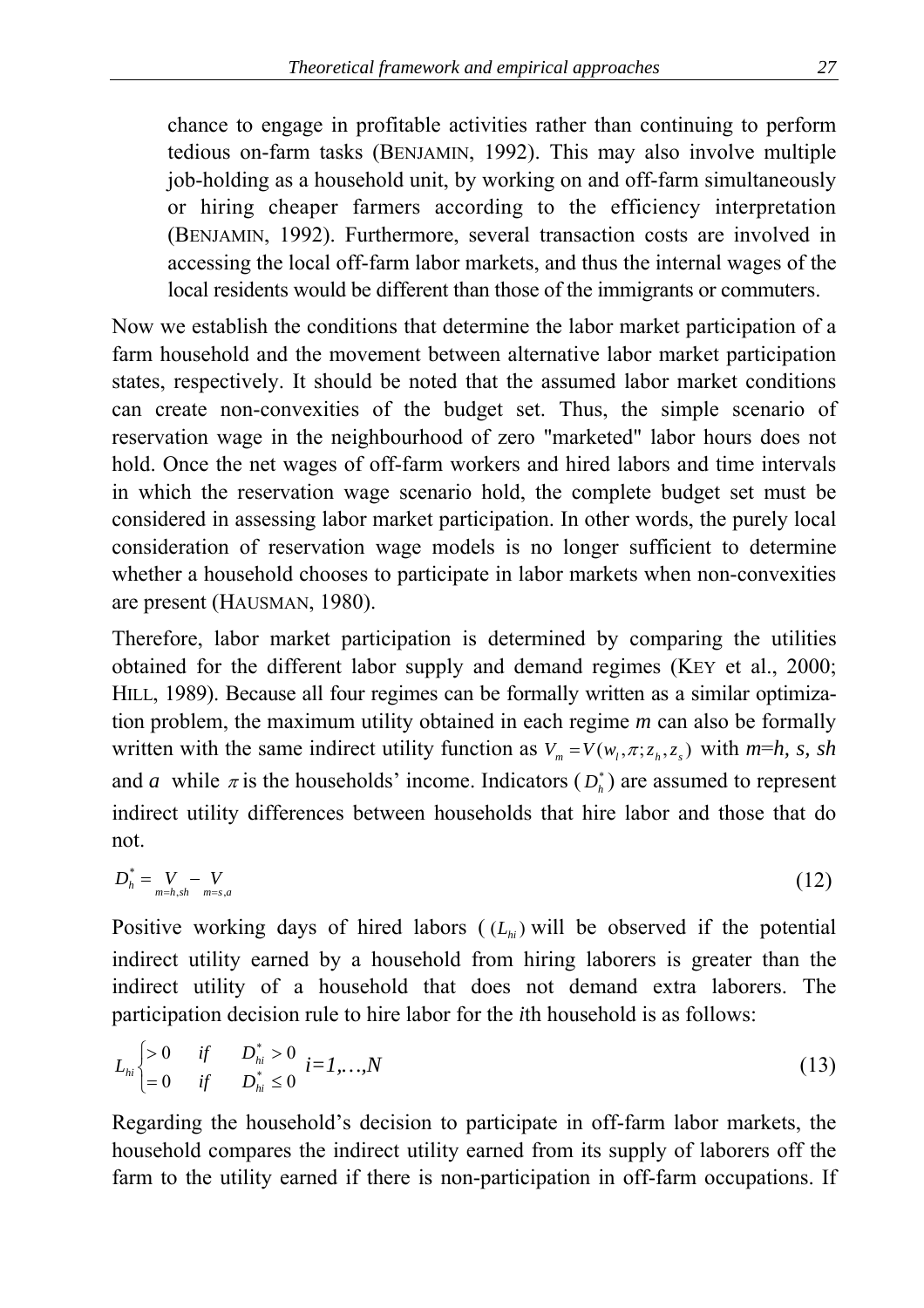chance to engage in profitable activities rather than continuing to perform tedious on-farm tasks (BENJAMIN, 1992). This may also involve multiple job-holding as a household unit, by working on and off-farm simultaneously or hiring cheaper farmers according to the efficiency interpretation (BENJAMIN, 1992). Furthermore, several transaction costs are involved in accessing the local off-farm labor markets, and thus the internal wages of the local residents would be different than those of the immigrants or commuters.

Now we establish the conditions that determine the labor market participation of a farm household and the movement between alternative labor market participation states, respectively. It should be noted that the assumed labor market conditions can create non-convexities of the budget set. Thus, the simple scenario of reservation wage in the neighbourhood of zero "marketed" labor hours does not hold. Once the net wages of off-farm workers and hired labors and time intervals in which the reservation wage scenario hold, the complete budget set must be considered in assessing labor market participation. In other words, the purely local consideration of reservation wage models is no longer sufficient to determine whether a household chooses to participate in labor markets when non-convexities are present (HAUSMAN, 1980).

Therefore, labor market participation is determined by comparing the utilities obtained for the different labor supply and demand regimes (KEY et al., 2000; HILL, 1989). Because all four regimes can be formally written as a similar optimization problem, the maximum utility obtained in each regime *m* can also be formally written with the same indirect utility function as $V_m = V(w_l, \pi; z_h, z_s)$ with *m*=*h, s, sh* and *a* while $\pi$ is the households' income. Indicators ($D_h^*$) are assumed to represent indirect utility differences between households that hire labor and those that do not.

$$D_h^* = \underset{m=h,sh}{V} - \underset{m=s,a}{V} \tag{12}$$

Positive working days of hired labors ($(L_{hi})$ will be observed if the potential indirect utility earned by a household from hiring laborers is greater than the indirect utility of a household that does not demand extra laborers. The participation decision rule to hire labor for the *i*th household is as follows:

$$L_{hi} \begin{cases} > 0 & if \quad D_{hi}^* > 0 \\ = 0 & if \quad D_{hi}^* \leq 0 \end{cases} \quad i=1,\ldots,N \tag{13}$$

Regarding the household's decision to participate in off-farm labor markets, the household compares the indirect utility earned from its supply of laborers off the farm to the utility earned if there is non-participation in off-farm occupations. If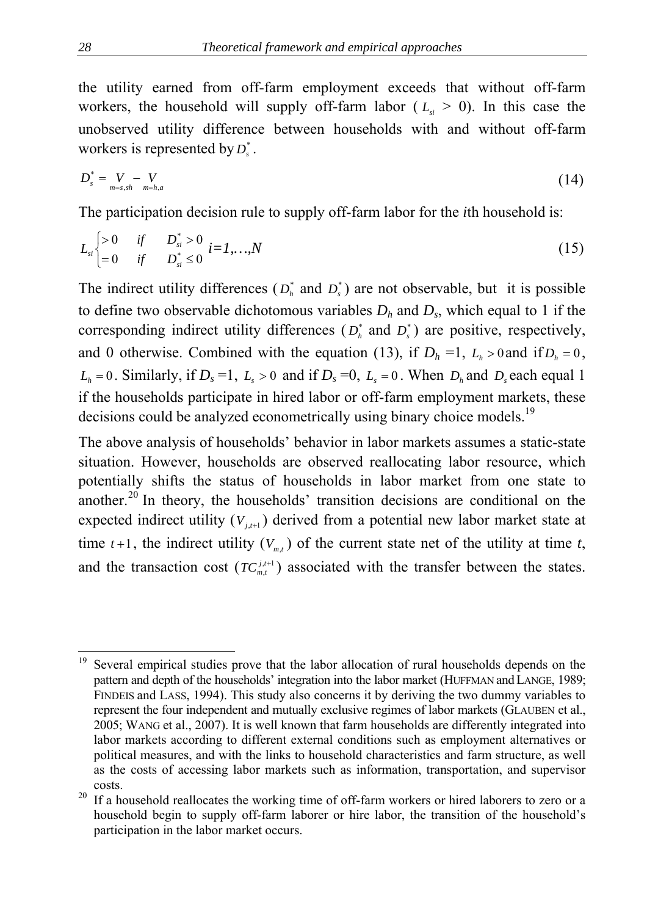the utility earned from off-farm employment exceeds that without off-farm workers, the household will supply off-farm labor ($L_{si}$ > 0). In this case the unobserved utility difference between households with and without off-farm workers is represented by $D_s^*$.

$$D_s^* = \underset{m=s,sh}{V} - \underset{m=h,a}{V} \tag{14}$$

The participation decision rule to supply off-farm labor for the *i*th household is:

$$L_{si} \begin{cases} > 0 & if \quad D_{si}^* > 0 \\ = 0 & if \quad D_{si}^* \leq 0 \end{cases} \quad i=1,\ldots,N \tag{15}$$

The indirect utility differences ($D_h^*$ and $D_s^*$) are not observable, but it is possible to define two observable dichotomous variables $D_h$ and $D_s$, which equal to 1 if the corresponding indirect utility differences ($D_h^*$ and $D_s^*$) are positive, respectively, and 0 otherwise. Combined with the equation (13), if $D_h$ =1, $L_h > 0$ and if $D_h = 0$, $L_h = 0$. Similarly, if $D_s$ =1, $L_s > 0$ and if $D_s$ =0, $L_s = 0$. When $D_h$ and $D_s$ each equal 1 if the households participate in hired labor or off-farm employment markets, these decisions could be analyzed econometrically using binary choice models.[19]

The above analysis of households' behavior in labor markets assumes a static-state situation. However, households are observed reallocating labor resource, which potentially shifts the status of households in labor market from one state to another.[20] In theory, the households' transition decisions are conditional on the expected indirect utility ($V_{j,t+1}$) derived from a potential new labor market state at time $t+1$, the indirect utility ($V_{m,t}$) of the current state net of the utility at time *t*, and the transaction cost ($TC_{m,t}^{j,t+1}$) associated with the transfer between the states.

---

[19] Several empirical studies prove that the labor allocation of rural households depends on the pattern and depth of the households' integration into the labor market (HUFFMAN and LANGE, 1989; FINDEIS and LASS, 1994). This study also concerns it by deriving the two dummy variables to represent the four independent and mutually exclusive regimes of labor markets (GLAUBEN et al., 2005; WANG et al., 2007). It is well known that farm households are differently integrated into labor markets according to different external conditions such as employment alternatives or political measures, and with the links to household characteristics and farm structure, as well as the costs of accessing labor markets such as information, transportation, and supervisor costs.

[20] If a household reallocates the working time of off-farm workers or hired laborers to zero or a household begin to supply off-farm laborer or hire labor, the transition of the household's participation in the labor market occurs.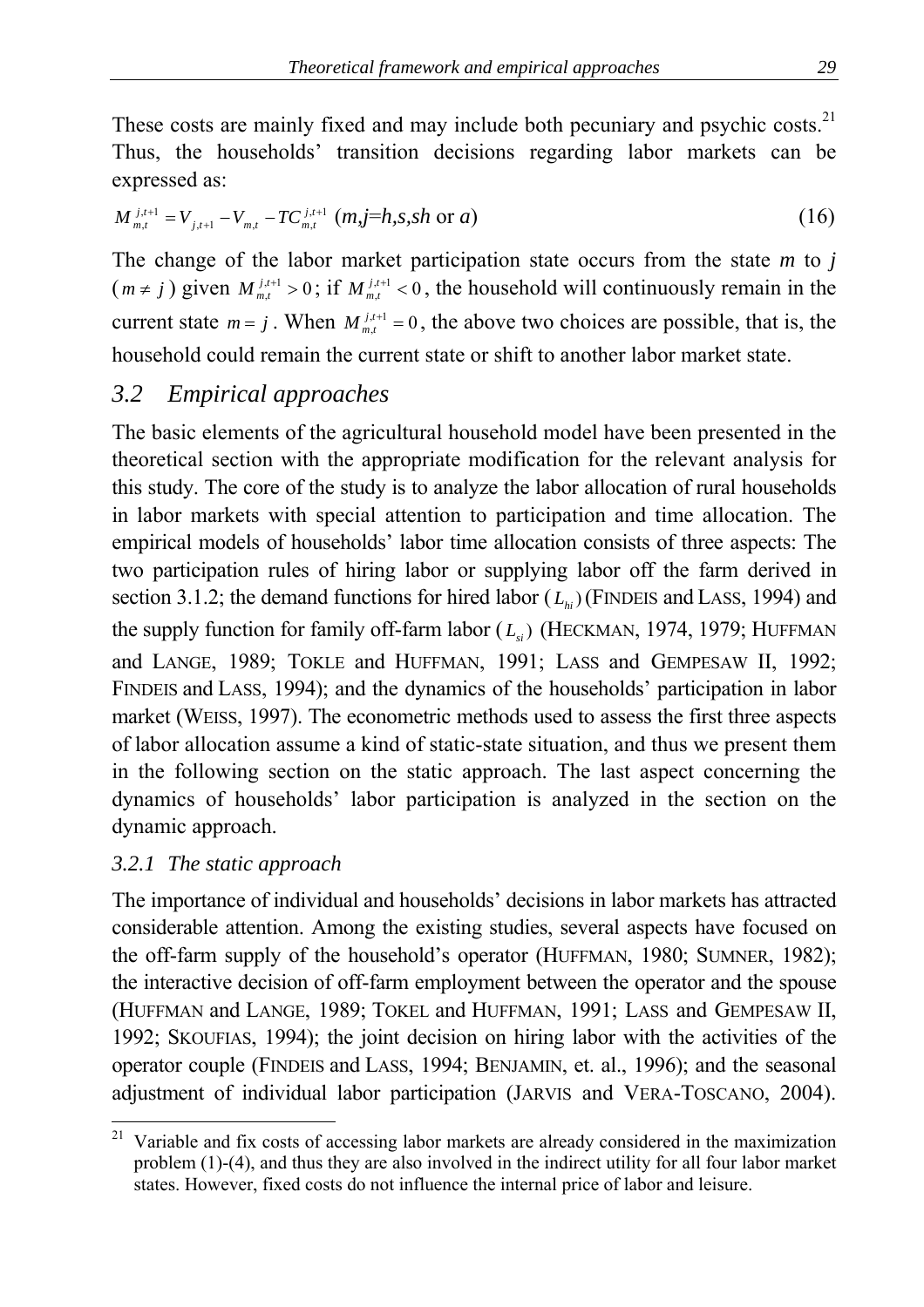These costs are mainly fixed and may include both pecuniary and psychic costs.[21] Thus, the households' transition decisions regarding labor markets can be expressed as:

$$M_{m,t}^{j,t+1} = V_{j,t+1} - V_{m,t} - TC_{m,t}^{j,t+1} \quad (m,j = h, s, sh \text{ or } a) \tag{16}$$

The change of the labor market participation state occurs from the state $m$ to $j$ ($m \neq j$) given $M_{m,t}^{j,t+1} > 0$; if $M_{m,t}^{j,t+1} < 0$, the household will continuously remain in the current state $m = j$. When $M_{m,t}^{j,t+1} = 0$, the above two choices are possible, that is, the household could remain the current state or shift to another labor market state.

## 3.2 Empirical approaches

The basic elements of the agricultural household model have been presented in the theoretical section with the appropriate modification for the relevant analysis for this study. The core of the study is to analyze the labor allocation of rural households in labor markets with special attention to participation and time allocation. The empirical models of households' labor time allocation consists of three aspects: The two participation rules of hiring labor or supplying labor off the farm derived in section 3.1.2; the demand functions for hired labor ($L_{hi}$) (FINDEIS and LASS, 1994) and the supply function for family off-farm labor ($L_{si}$) (HECKMAN, 1974, 1979; HUFFMAN and LANGE, 1989; TOKLE and HUFFMAN, 1991; LASS and GEMPESAW II, 1992; FINDEIS and LASS, 1994); and the dynamics of the households' participation in labor market (WEISS, 1997). The econometric methods used to assess the first three aspects of labor allocation assume a kind of static-state situation, and thus we present them in the following section on the static approach. The last aspect concerning the dynamics of households' labor participation is analyzed in the section on the dynamic approach.

### 3.2.1 The static approach

The importance of individual and households' decisions in labor markets has attracted considerable attention. Among the existing studies, several aspects have focused on the off-farm supply of the household's operator (HUFFMAN, 1980; SUMNER, 1982); the interactive decision of off-farm employment between the operator and the spouse (HUFFMAN and LANGE, 1989; TOKEL and HUFFMAN, 1991; LASS and GEMPESAW II, 1992; SKOUFIAS, 1994); the joint decision on hiring labor with the activities of the operator couple (FINDEIS and LASS, 1994; BENJAMIN, et. al., 1996); and the seasonal adjustment of individual labor participation (JARVIS and VERA-TOSCANO, 2004).

---

[21] Variable and fix costs of accessing labor markets are already considered in the maximization problem (1)-(4), and thus they are also involved in the indirect utility for all four labor market states. However, fixed costs do not influence the internal price of labor and leisure.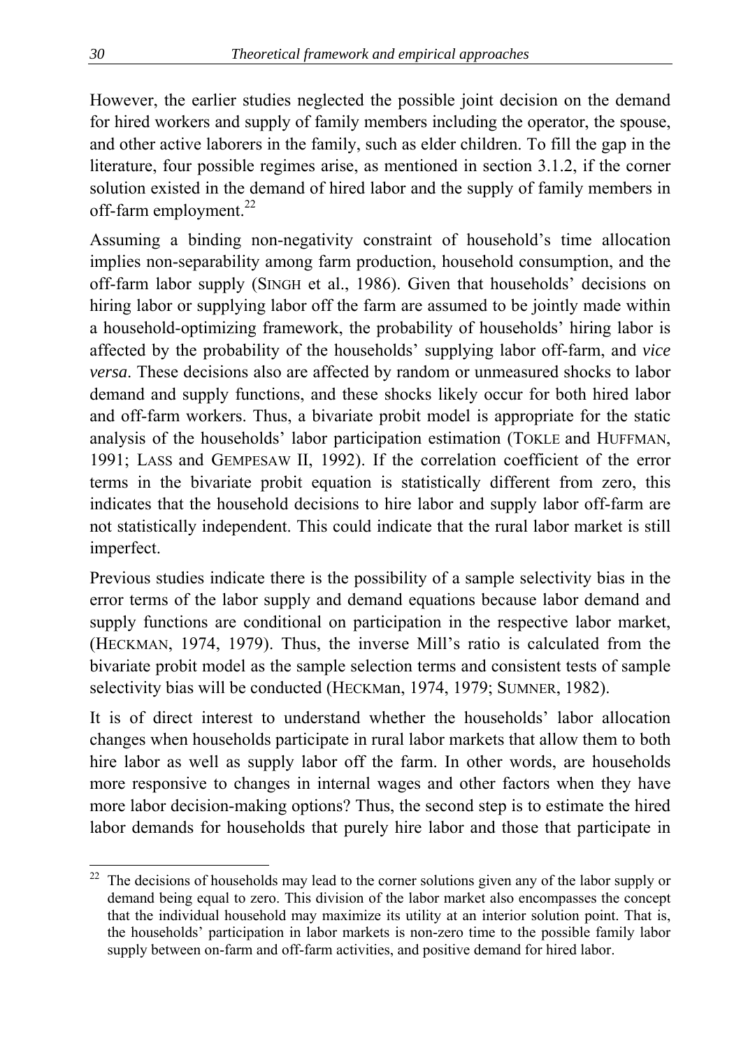However, the earlier studies neglected the possible joint decision on the demand for hired workers and supply of family members including the operator, the spouse, and other active laborers in the family, such as elder children. To fill the gap in the literature, four possible regimes arise, as mentioned in section 3.1.2, if the corner solution existed in the demand of hired labor and the supply of family members in off-farm employment.[22]

Assuming a binding non-negativity constraint of household's time allocation implies non-separability among farm production, household consumption, and the off-farm labor supply (SINGH et al., 1986). Given that households' decisions on hiring labor or supplying labor off the farm are assumed to be jointly made within a household-optimizing framework, the probability of households' hiring labor is affected by the probability of the households' supplying labor off-farm, and *vice versa*. These decisions also are affected by random or unmeasured shocks to labor demand and supply functions, and these shocks likely occur for both hired labor and off-farm workers. Thus, a bivariate probit model is appropriate for the static analysis of the households' labor participation estimation (TOKLE and HUFFMAN, 1991; LASS and GEMPESAW II, 1992). If the correlation coefficient of the error terms in the bivariate probit equation is statistically different from zero, this indicates that the household decisions to hire labor and supply labor off-farm are not statistically independent. This could indicate that the rural labor market is still imperfect.

Previous studies indicate there is the possibility of a sample selectivity bias in the error terms of the labor supply and demand equations because labor demand and supply functions are conditional on participation in the respective labor market, (HECKMAN, 1974, 1979). Thus, the inverse Mill's ratio is calculated from the bivariate probit model as the sample selection terms and consistent tests of sample selectivity bias will be conducted (HECKMan, 1974, 1979; SUMNER, 1982).

It is of direct interest to understand whether the households' labor allocation changes when households participate in rural labor markets that allow them to both hire labor as well as supply labor off the farm. In other words, are households more responsive to changes in internal wages and other factors when they have more labor decision-making options? Thus, the second step is to estimate the hired labor demands for households that purely hire labor and those that participate in

[22] The decisions of households may lead to the corner solutions given any of the labor supply or demand being equal to zero. This division of the labor market also encompasses the concept that the individual household may maximize its utility at an interior solution point. That is, the households' participation in labor markets is non-zero time to the possible family labor supply between on-farm and off-farm activities, and positive demand for hired labor.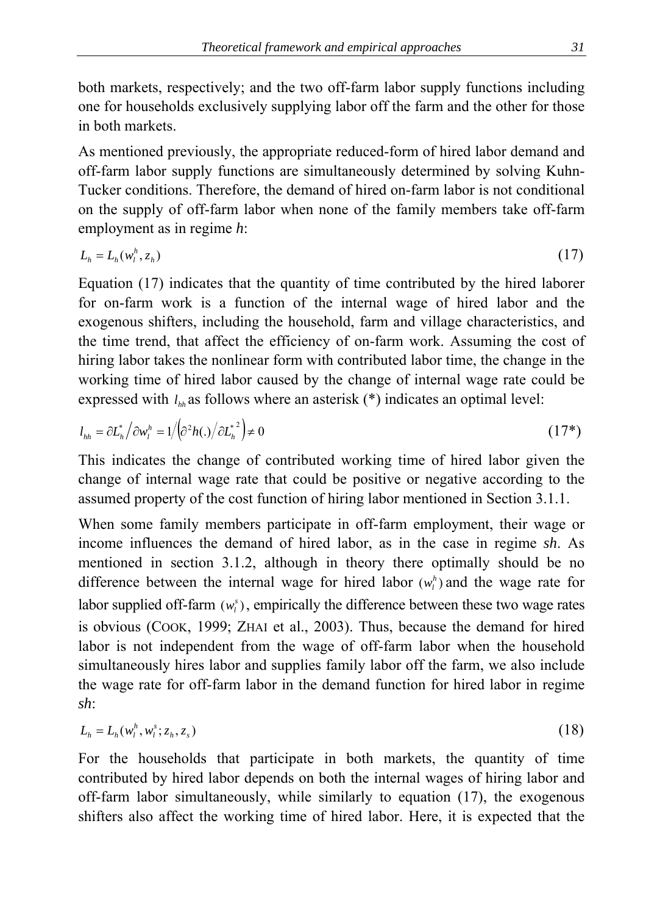both markets, respectively; and the two off-farm labor supply functions including one for households exclusively supplying labor off the farm and the other for those in both markets.

As mentioned previously, the appropriate reduced-form of hired labor demand and off-farm labor supply functions are simultaneously determined by solving Kuhn-Tucker conditions. Therefore, the demand of hired on-farm labor is not conditional on the supply of off-farm labor when none of the family members take off-farm employment as in regime *h*:

$$L_h = L_h(w_l^h, z_h) \tag{17}$$

Equation (17) indicates that the quantity of time contributed by the hired laborer for on-farm work is a function of the internal wage of hired labor and the exogenous shifters, including the household, farm and village characteristics, and the time trend, that affect the efficiency of on-farm work. Assuming the cost of hiring labor takes the nonlinear form with contributed labor time, the change in the working time of hired labor caused by the change of internal wage rate could be expressed with $l_{hh}$ as follows where an asterisk (*) indicates an optimal level:

$$l_{hh} = \partial L_h^* \big/ \partial w_l^h = 1 \Big/ \left( \partial^2 h(.) \big/ \partial {L_h^*}^2 \right) \neq 0 \tag{17*}$$

This indicates the change of contributed working time of hired labor given the change of internal wage rate that could be positive or negative according to the assumed property of the cost function of hiring labor mentioned in Section 3.1.1.

When some family members participate in off-farm employment, their wage or income influences the demand of hired labor, as in the case in regime *sh*. As mentioned in section 3.1.2, although in theory there optimally should be no difference between the internal wage for hired labor $(w_l^h)$ and the wage rate for labor supplied off-farm $(w_l^s)$, empirically the difference between these two wage rates is obvious (COOK, 1999; ZHAI et al., 2003). Thus, because the demand for hired labor is not independent from the wage of off-farm labor when the household simultaneously hires labor and supplies family labor off the farm, we also include the wage rate for off-farm labor in the demand function for hired labor in regime *sh*:

$$L_h = L_h(w_l^h, w_l^s; z_h, z_s) \tag{18}$$

For the households that participate in both markets, the quantity of time contributed by hired labor depends on both the internal wages of hiring labor and off-farm labor simultaneously, while similarly to equation (17), the exogenous shifters also affect the working time of hired labor. Here, it is expected that the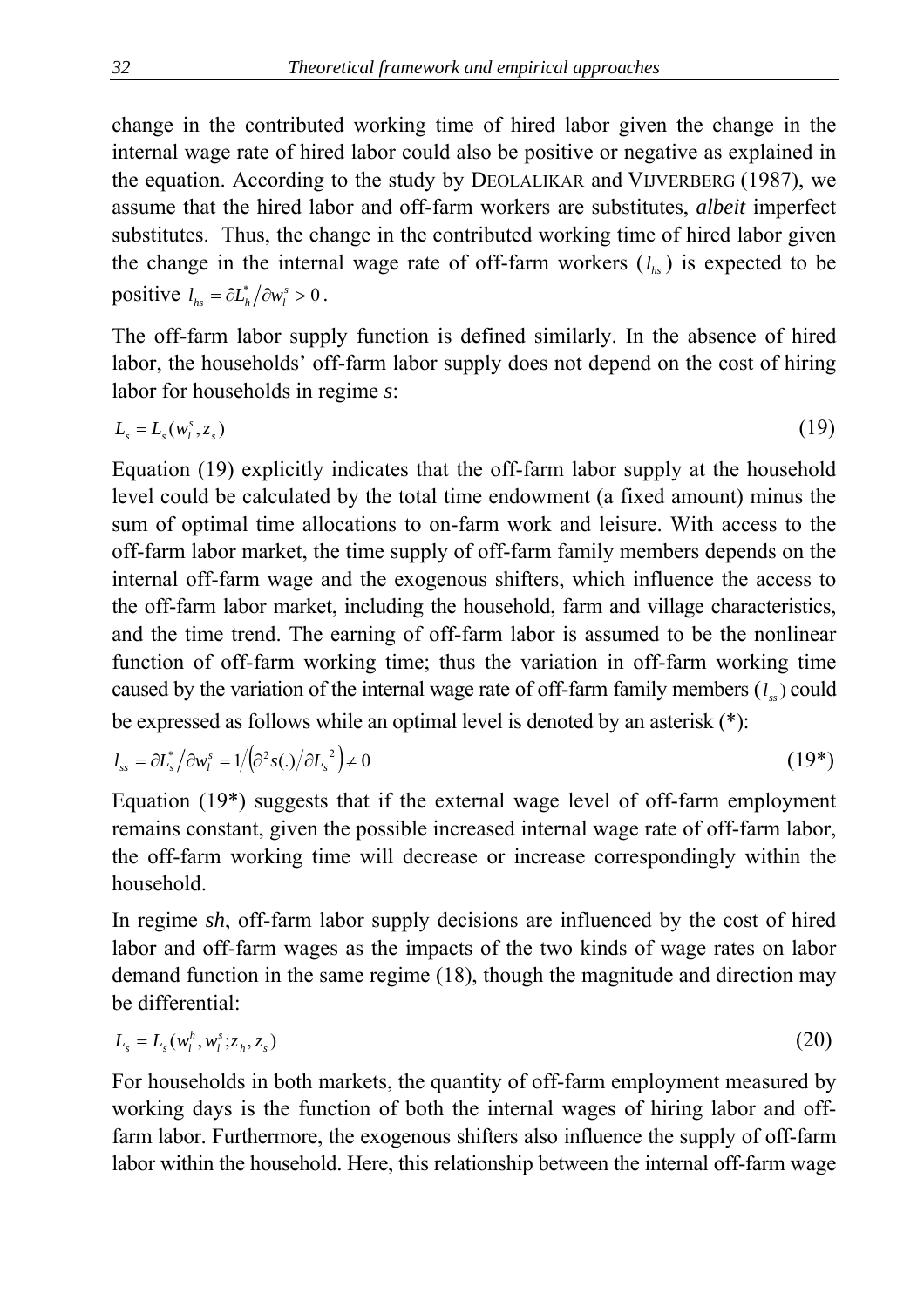change in the contributed working time of hired labor given the change in the internal wage rate of hired labor could also be positive or negative as explained in the equation. According to the study by DEOLALIKAR and VIJVERBERG (1987), we assume that the hired labor and off-farm workers are substitutes, *albeit* imperfect substitutes. Thus, the change in the contributed working time of hired labor given the change in the internal wage rate of off-farm workers ($l_{hs}$) is expected to be positive $l_{hs} = \partial L_h^* / \partial w_l^s > 0$.

The off-farm labor supply function is defined similarly. In the absence of hired labor, the households' off-farm labor supply does not depend on the cost of hiring labor for households in regime *s*:

$$L_s = L_s(w_l^s, z_s) \tag{19}$$

Equation (19) explicitly indicates that the off-farm labor supply at the household level could be calculated by the total time endowment (a fixed amount) minus the sum of optimal time allocations to on-farm work and leisure. With access to the off-farm labor market, the time supply of off-farm family members depends on the internal off-farm wage and the exogenous shifters, which influence the access to the off-farm labor market, including the household, farm and village characteristics, and the time trend. The earning of off-farm labor is assumed to be the nonlinear function of off-farm working time; thus the variation in off-farm working time caused by the variation of the internal wage rate of off-farm family members ($l_{ss}$) could be expressed as follows while an optimal level is denoted by an asterisk (*):

$$l_{ss} = \partial L_s^* / \partial w_l^s = 1 / \left( \partial^2 s(.) / \partial L_s^{\,2} \right) \neq 0 \tag{19*}$$

Equation (19*) suggests that if the external wage level of off-farm employment remains constant, given the possible increased internal wage rate of off-farm labor, the off-farm working time will decrease or increase correspondingly within the household.

In regime *sh*, off-farm labor supply decisions are influenced by the cost of hired labor and off-farm wages as the impacts of the two kinds of wage rates on labor demand function in the same regime (18), though the magnitude and direction may be differential:

$$L_s = L_s(w_l^h, w_l^s; z_h, z_s) \tag{20}$$

For households in both markets, the quantity of off-farm employment measured by working days is the function of both the internal wages of hiring labor and off-farm labor. Furthermore, the exogenous shifters also influence the supply of off-farm labor within the household. Here, this relationship between the internal off-farm wage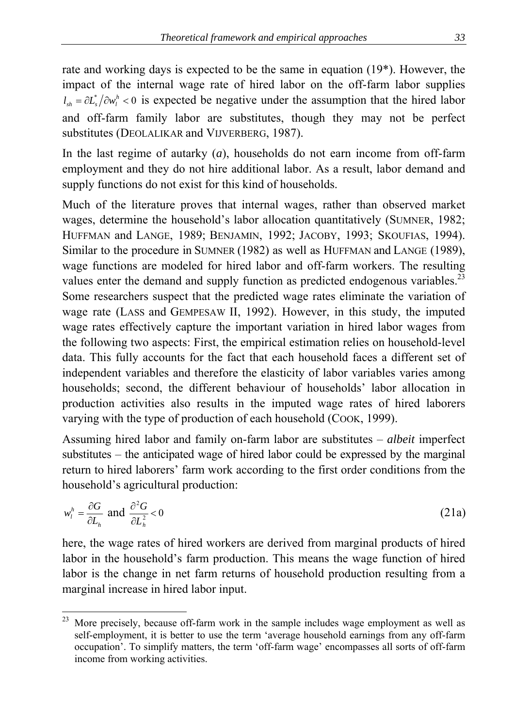rate and working days is expected to be the same in equation (19*). However, the impact of the internal wage rate of hired labor on the off-farm labor supplies $l_{sh} = \partial L_s^* / \partial w_l^h < 0$ is expected be negative under the assumption that the hired labor and off-farm family labor are substitutes, though they may not be perfect substitutes (DEOLALIKAR and VIJVERBERG, 1987).

In the last regime of autarky (*a*), households do not earn income from off-farm employment and they do not hire additional labor. As a result, labor demand and supply functions do not exist for this kind of households.

Much of the literature proves that internal wages, rather than observed market wages, determine the household's labor allocation quantitatively (SUMNER, 1982; HUFFMAN and LANGE, 1989; BENJAMIN, 1992; JACOBY, 1993; SKOUFIAS, 1994). Similar to the procedure in SUMNER (1982) as well as HUFFMAN and LANGE (1989), wage functions are modeled for hired labor and off-farm workers. The resulting values enter the demand and supply function as predicted endogenous variables.[23] Some researchers suspect that the predicted wage rates eliminate the variation of wage rate (LASS and GEMPESAW II, 1992). However, in this study, the imputed wage rates effectively capture the important variation in hired labor wages from the following two aspects: First, the empirical estimation relies on household-level data. This fully accounts for the fact that each household faces a different set of independent variables and therefore the elasticity of labor variables varies among households; second, the different behaviour of households' labor allocation in production activities also results in the imputed wage rates of hired laborers varying with the type of production of each household (COOK, 1999).

Assuming hired labor and family on-farm labor are substitutes – *albeit* imperfect substitutes – the anticipated wage of hired labor could be expressed by the marginal return to hired laborers' farm work according to the first order conditions from the household's agricultural production:

$$w_l^h = \frac{\partial G}{\partial L_h} \text{ and } \frac{\partial^2 G}{\partial L_h^2} < 0 \tag{21a}$$

here, the wage rates of hired workers are derived from marginal products of hired labor in the household's farm production. This means the wage function of hired labor is the change in net farm returns of household production resulting from a marginal increase in hired labor input.

---

[23] More precisely, because off-farm work in the sample includes wage employment as well as self-employment, it is better to use the term 'average household earnings from any off-farm occupation'. To simplify matters, the term 'off-farm wage' encompasses all sorts of off-farm income from working activities.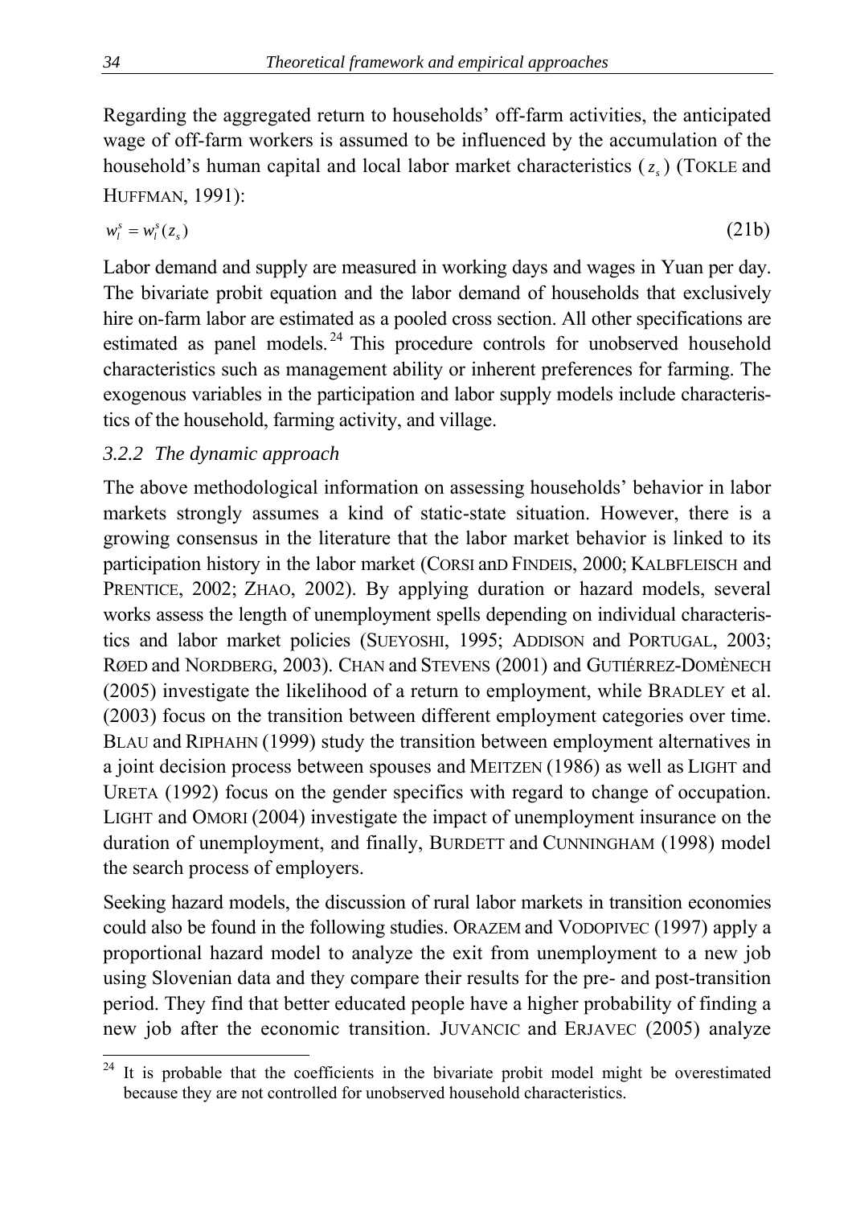Regarding the aggregated return to households' off-farm activities, the anticipated wage of off-farm workers is assumed to be influenced by the accumulation of the household's human capital and local labor market characteristics ($z_s$) (TOKLE and HUFFMAN, 1991):

$$w_l^s = w_l^s(z_s) \tag{21b}$$

Labor demand and supply are measured in working days and wages in Yuan per day. The bivariate probit equation and the labor demand of households that exclusively hire on-farm labor are estimated as a pooled cross section. All other specifications are estimated as panel models.[24] This procedure controls for unobserved household characteristics such as management ability or inherent preferences for farming. The exogenous variables in the participation and labor supply models include characteristics of the household, farming activity, and village.

### *3.2.2 The dynamic approach*

The above methodological information on assessing households' behavior in labor markets strongly assumes a kind of static-state situation. However, there is a growing consensus in the literature that the labor market behavior is linked to its participation history in the labor market (CORSI AND FINDEIS, 2000; KALBFLEISCH and PRENTICE, 2002; ZHAO, 2002). By applying duration or hazard models, several works assess the length of unemployment spells depending on individual characteristics and labor market policies (SUEYOSHI, 1995; ADDISON and PORTUGAL, 2003; RØED and NORDBERG, 2003). CHAN and STEVENS (2001) and GUTIÉRREZ-DOMÈNECH (2005) investigate the likelihood of a return to employment, while BRADLEY et al. (2003) focus on the transition between different employment categories over time. BLAU and RIPHAHN (1999) study the transition between employment alternatives in a joint decision process between spouses and MEITZEN (1986) as well as LIGHT and URETA (1992) focus on the gender specifics with regard to change of occupation. LIGHT and OMORI (2004) investigate the impact of unemployment insurance on the duration of unemployment, and finally, BURDETT and CUNNINGHAM (1998) model the search process of employers.

Seeking hazard models, the discussion of rural labor markets in transition economies could also be found in the following studies. ORAZEM and VODOPIVEC (1997) apply a proportional hazard model to analyze the exit from unemployment to a new job using Slovenian data and they compare their results for the pre- and post-transition period. They find that better educated people have a higher probability of finding a new job after the economic transition. JUVANCIC and ERJAVEC (2005) analyze

[24] It is probable that the coefficients in the bivariate probit model might be overestimated because they are not controlled for unobserved household characteristics.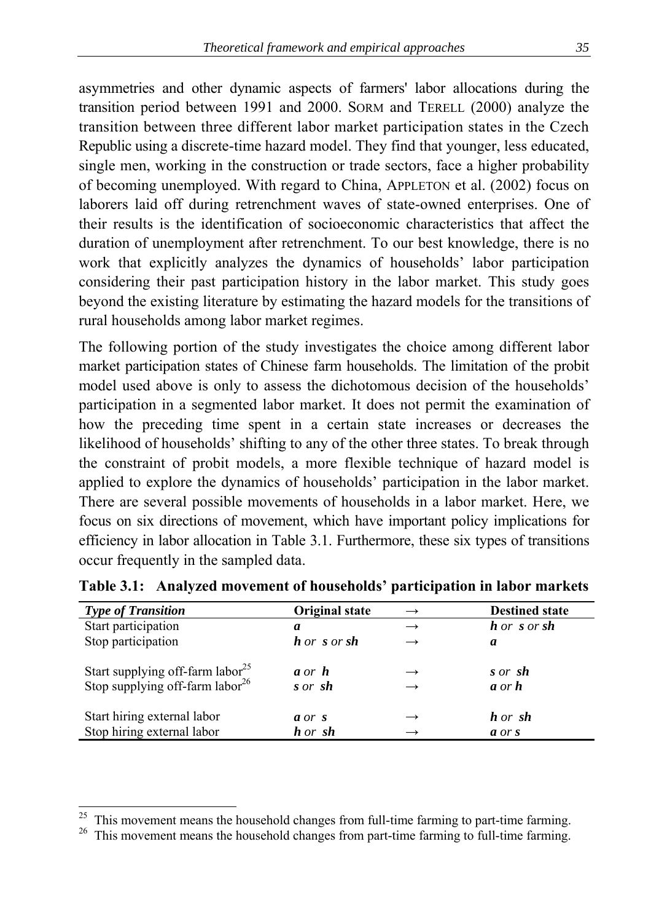asymmetries and other dynamic aspects of farmers' labor allocations during the transition period between 1991 and 2000. SORM and TERELL (2000) analyze the transition between three different labor market participation states in the Czech Republic using a discrete-time hazard model. They find that younger, less educated, single men, working in the construction or trade sectors, face a higher probability of becoming unemployed. With regard to China, APPLETON et al. (2002) focus on laborers laid off during retrenchment waves of state-owned enterprises. One of their results is the identification of socioeconomic characteristics that affect the duration of unemployment after retrenchment. To our best knowledge, there is no work that explicitly analyzes the dynamics of households' labor participation considering their past participation history in the labor market. This study goes beyond the existing literature by estimating the hazard models for the transitions of rural households among labor market regimes.

The following portion of the study investigates the choice among different labor market participation states of Chinese farm households. The limitation of the probit model used above is only to assess the dichotomous decision of the households' participation in a segmented labor market. It does not permit the examination of how the preceding time spent in a certain state increases or decreases the likelihood of households' shifting to any of the other three states. To break through the constraint of probit models, a more flexible technique of hazard model is applied to explore the dynamics of households' participation in the labor market. There are several possible movements of households in a labor market. Here, we focus on six directions of movement, which have important policy implications for efficiency in labor allocation in Table 3.1. Furthermore, these six types of transitions occur frequently in the sampled data.

**Table 3.1: Analyzed movement of households' participation in labor markets**

| *Type of Transition* | **Original state** | → | **Destined state** |
|---|---|---|---|
| Start participation | ***a*** | → | ***h*** *or* ***s*** *or* ***sh*** |
| Stop participation | ***h*** *or* ***s*** *or* ***sh*** | → | ***a*** |
| Start supplying off-farm labor[25] | ***a*** *or* ***h*** | → | ***s*** *or* ***sh*** |
| Stop supplying off-farm labor[26] | ***s*** *or* ***sh*** | → | ***a*** *or* ***h*** |
| Start hiring external labor | ***a*** *or* ***s*** | → | ***h*** *or* ***sh*** |
| Stop hiring external labor | ***h*** *or* ***sh*** | → | ***a*** *or* ***s*** |

[25] This movement means the household changes from full-time farming to part-time farming.

[26] This movement means the household changes from part-time farming to full-time farming.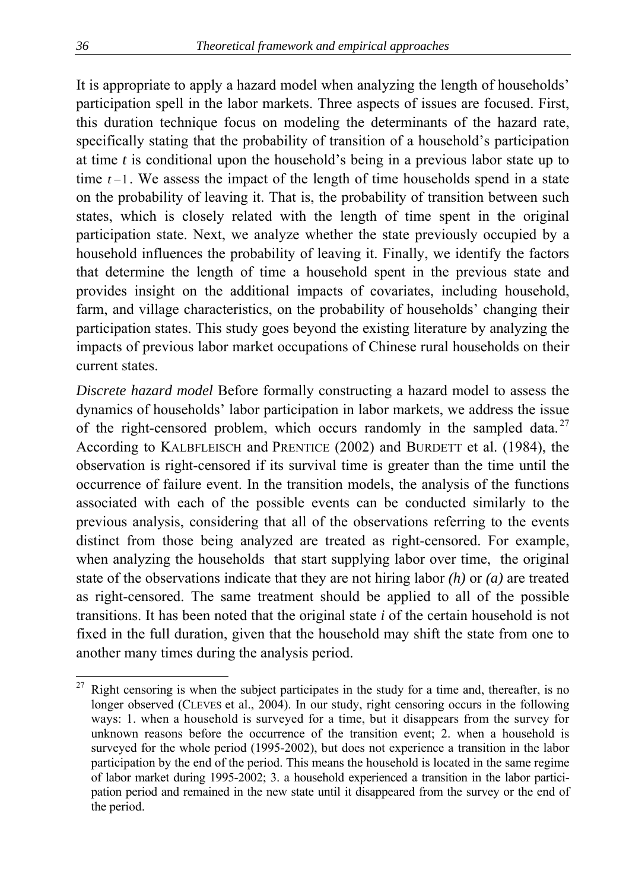It is appropriate to apply a hazard model when analyzing the length of households' participation spell in the labor markets. Three aspects of issues are focused. First, this duration technique focus on modeling the determinants of the hazard rate, specifically stating that the probability of transition of a household's participation at time $t$ is conditional upon the household's being in a previous labor state up to time $t-1$. We assess the impact of the length of time households spend in a state on the probability of leaving it. That is, the probability of transition between such states, which is closely related with the length of time spent in the original participation state. Next, we analyze whether the state previously occupied by a household influences the probability of leaving it. Finally, we identify the factors that determine the length of time a household spent in the previous state and provides insight on the additional impacts of covariates, including household, farm, and village characteristics, on the probability of households' changing their participation states. This study goes beyond the existing literature by analyzing the impacts of previous labor market occupations of Chinese rural households on their current states.

*Discrete hazard model* Before formally constructing a hazard model to assess the dynamics of households' labor participation in labor markets, we address the issue of the right-censored problem, which occurs randomly in the sampled data.[27] According to KALBFLEISCH and PRENTICE (2002) and BURDETT et al. (1984), the observation is right-censored if its survival time is greater than the time until the occurrence of failure event. In the transition models, the analysis of the functions associated with each of the possible events can be conducted similarly to the previous analysis, considering that all of the observations referring to the events distinct from those being analyzed are treated as right-censored. For example, when analyzing the households that start supplying labor over time, the original state of the observations indicate that they are not hiring labor *(h)* or *(a)* are treated as right-censored. The same treatment should be applied to all of the possible transitions. It has been noted that the original state $i$ of the certain household is not fixed in the full duration, given that the household may shift the state from one to another many times during the analysis period.

[27] Right censoring is when the subject participates in the study for a time and, thereafter, is no longer observed (CLEVES et al., 2004). In our study, right censoring occurs in the following ways: 1. when a household is surveyed for a time, but it disappears from the survey for unknown reasons before the occurrence of the transition event; 2. when a household is surveyed for the whole period (1995-2002), but does not experience a transition in the labor participation by the end of the period. This means the household is located in the same regime of labor market during 1995-2002; 3. a household experienced a transition in the labor participation period and remained in the new state until it disappeared from the survey or the end of the period.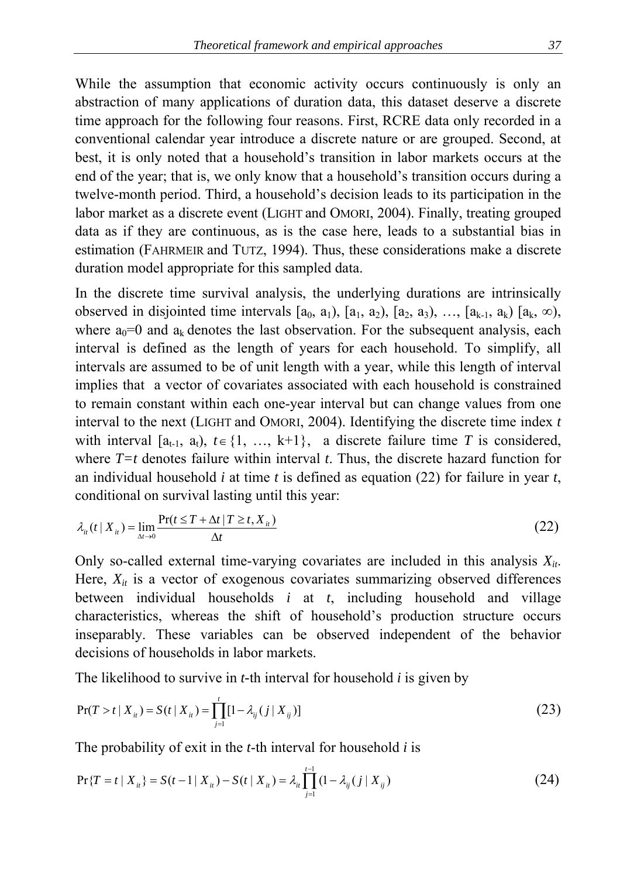While the assumption that economic activity occurs continuously is only an abstraction of many applications of duration data, this dataset deserve a discrete time approach for the following four reasons. First, RCRE data only recorded in a conventional calendar year introduce a discrete nature or are grouped. Second, at best, it is only noted that a household's transition in labor markets occurs at the end of the year; that is, we only know that a household's transition occurs during a twelve-month period. Third, a household's decision leads to its participation in the labor market as a discrete event (LIGHT and OMORI, 2004). Finally, treating grouped data as if they are continuous, as is the case here, leads to a substantial bias in estimation (FAHRMEIR and TUTZ, 1994). Thus, these considerations make a discrete duration model appropriate for this sampled data.

In the discrete time survival analysis, the underlying durations are intrinsically observed in disjointed time intervals $[a_0, a_1)$, $[a_1, a_2)$, $[a_2, a_3)$, …, $[a_{k-1}, a_k)$ $[a_k, \infty)$, where $a_0$=0 and $a_k$ denotes the last observation. For the subsequent analysis, each interval is defined as the length of years for each household. To simplify, all intervals are assumed to be of unit length with a year, while this length of interval implies that a vector of covariates associated with each household is constrained to remain constant within each one-year interval but can change values from one interval to the next (LIGHT and OMORI, 2004). Identifying the discrete time index *t* with interval $[a_{t-1}, a_t)$, $t \in \{1, \ldots, k+1\}$, a discrete failure time *T* is considered, where $T=t$ denotes failure within interval *t*. Thus, the discrete hazard function for an individual household *i* at time *t* is defined as equation (22) for failure in year *t*, conditional on survival lasting until this year:

$$\lambda_{it}(t \mid X_{it}) = \lim_{\Delta t \to 0} \frac{\Pr(t \leq T + \Delta t \mid T \geq t, X_{it})}{\Delta t} \tag{22}$$

Only so-called external time-varying covariates are included in this analysis $X_{it}$. Here, $X_{it}$ is a vector of exogenous covariates summarizing observed differences between individual households *i* at *t*, including household and village characteristics, whereas the shift of household's production structure occurs inseparably. These variables can be observed independent of the behavior decisions of households in labor markets.

The likelihood to survive in *t*-th interval for household *i* is given by

$$\Pr(T > t \mid X_{it}) = S(t \mid X_{it}) = \prod_{j=1}^{t} [1 - \lambda_{ij}(j \mid X_{ij})] \tag{23}$$

The probability of exit in the *t*-th interval for household *i* is

$$\Pr\{T = t \mid X_{it}\} = S(t-1 \mid X_{it}) - S(t \mid X_{it}) = \lambda_{it} \prod_{j=1}^{t-1} (1 - \lambda_{ij}(j \mid X_{ij}) \tag{24}$$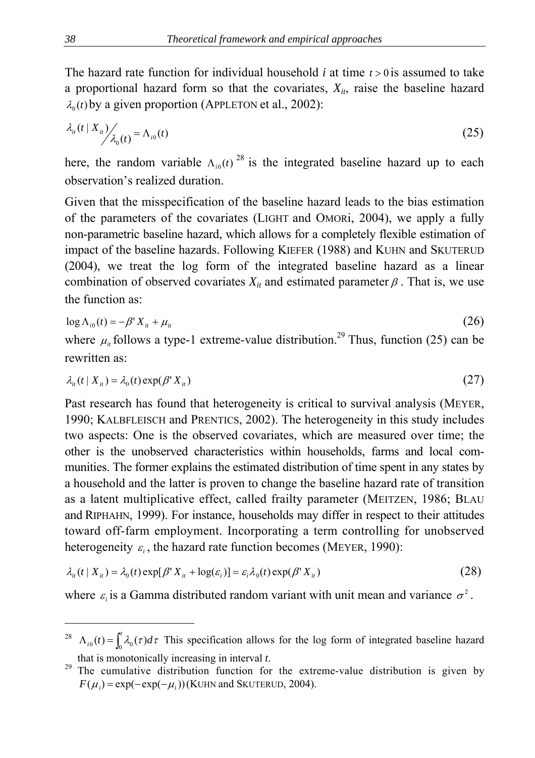The hazard rate function for individual household *i* at time $t > 0$ is assumed to take a proportional hazard form so that the covariates, $X_{it}$, raise the baseline hazard $\lambda_0(t)$ by a given proportion (APPLETON et al., 2002):

$$\lambda_{it}(t \mid X_{it}) \Big/ \lambda_0(t) = \Lambda_{i0}(t) \tag{25}$$

here, the random variable $\Lambda_{i0}(t)$ [28] is the integrated baseline hazard up to each observation's realized duration.

Given that the misspecification of the baseline hazard leads to the bias estimation of the parameters of the covariates (LIGHT and OMORi, 2004), we apply a fully non-parametric baseline hazard, which allows for a completely flexible estimation of impact of the baseline hazards. Following KIEFER (1988) and KUHN and SKUTERUD (2004), we treat the log form of the integrated baseline hazard as a linear combination of observed covariates $X_{it}$ and estimated parameter $\beta$. That is, we use the function as:

$$\log \Lambda_{i0}(t) = -\beta' X_{it} + \mu_{it} \tag{26}$$

where $\mu_{it}$ follows a type-1 extreme-value distribution.[29] Thus, function (25) can be rewritten as:

$$\lambda_{it}(t \mid X_{it}) = \lambda_0(t)\exp(\beta' X_{it}) \tag{27}$$

Past research has found that heterogeneity is critical to survival analysis (MEYER, 1990; KALBFLEISCH and PRENTICS, 2002). The heterogeneity in this study includes two aspects: One is the observed covariates, which are measured over time; the other is the unobserved characteristics within households, farms and local communities. The former explains the estimated distribution of time spent in any states by a household and the latter is proven to change the baseline hazard rate of transition as a latent multiplicative effect, called frailty parameter (MEITZEN, 1986; BLAU and RIPHAHN, 1999). For instance, households may differ in respect to their attitudes toward off-farm employment. Incorporating a term controlling for unobserved heterogeneity $\varepsilon_i$, the hazard rate function becomes (MEYER, 1990):

$$\lambda_{it}(t \mid X_{it}) = \lambda_0(t)\exp[\beta' X_{it} + \log(\varepsilon_i)] = \varepsilon_i \lambda_0(t)\exp(\beta' X_{it}) \tag{28}$$

where $\varepsilon_i$ is a Gamma distributed random variant with unit mean and variance $\sigma^2$.

---

[28] $\Lambda_{i0}(t) = \int_0^t \lambda_0(\tau)d\tau$ This specification allows for the log form of integrated baseline hazard that is monotonically increasing in interval *t*.

[29] The cumulative distribution function for the extreme-value distribution is given by $F(\mu_i) = \exp(-\exp(-\mu_i))$ (KUHN and SKUTERUD, 2004).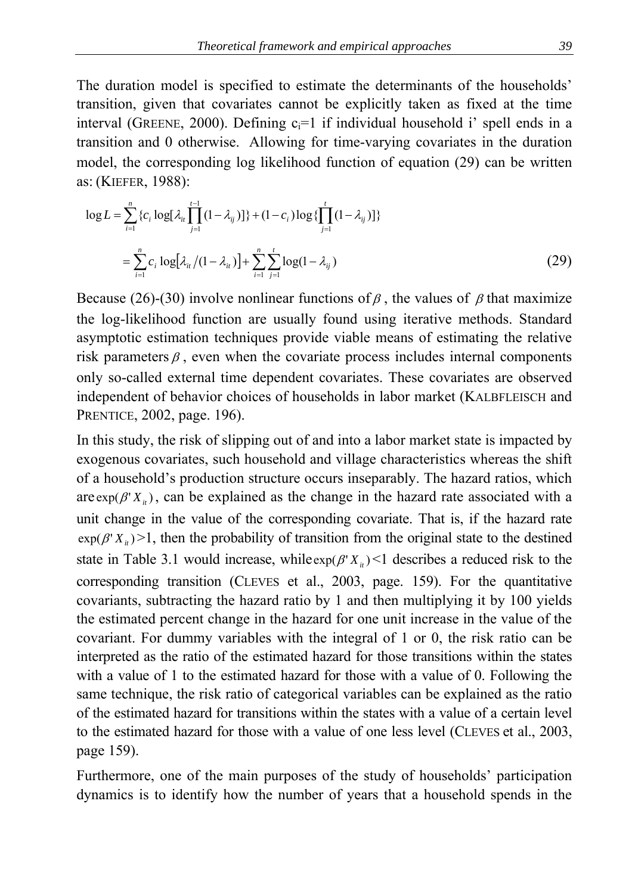The duration model is specified to estimate the determinants of the households' transition, given that covariates cannot be explicitly taken as fixed at the time interval (GREENE, 2000). Defining $c_i$=1 if individual household i' spell ends in a transition and 0 otherwise. Allowing for time-varying covariates in the duration model, the corresponding log likelihood function of equation (29) can be written as: (KIEFER, 1988):

$$\log L = \sum_{i=1}^{n} \{c_i \log[\lambda_{it} \prod_{j=1}^{t-1} (1-\lambda_{ij})]\} + (1-c_i)\log\{\prod_{j=1}^{t}(1-\lambda_{ij})]\}$$

$$= \sum_{i=1}^{n} c_i \log[\lambda_{it}/(1-\lambda_{it})] + \sum_{i=1}^{n}\sum_{j=1}^{t} \log(1-\lambda_{ij}) \qquad (29)$$

Because (26)-(30) involve nonlinear functions of $\beta$, the values of $\beta$ that maximize the log-likelihood function are usually found using iterative methods. Standard asymptotic estimation techniques provide viable means of estimating the relative risk parameters $\beta$, even when the covariate process includes internal components only so-called external time dependent covariates. These covariates are observed independent of behavior choices of households in labor market (KALBFLEISCH and PRENTICE, 2002, page. 196).

In this study, the risk of slipping out of and into a labor market state is impacted by exogenous covariates, such household and village characteristics whereas the shift of a household's production structure occurs inseparably. The hazard ratios, which are $\exp(\beta' X_{it})$, can be explained as the change in the hazard rate associated with a unit change in the value of the corresponding covariate. That is, if the hazard rate $\exp(\beta' X_{it})$>1, then the probability of transition from the original state to the destined state in Table 3.1 would increase, while $\exp(\beta' X_{it})$<1 describes a reduced risk to the corresponding transition (CLEVES et al., 2003, page. 159). For the quantitative covariants, subtracting the hazard ratio by 1 and then multiplying it by 100 yields the estimated percent change in the hazard for one unit increase in the value of the covariant. For dummy variables with the integral of 1 or 0, the risk ratio can be interpreted as the ratio of the estimated hazard for those transitions within the states with a value of 1 to the estimated hazard for those with a value of 0. Following the same technique, the risk ratio of categorical variables can be explained as the ratio of the estimated hazard for transitions within the states with a value of a certain level to the estimated hazard for those with a value of one less level (CLEVES et al., 2003, page 159).

Furthermore, one of the main purposes of the study of households' participation dynamics is to identify how the number of years that a household spends in the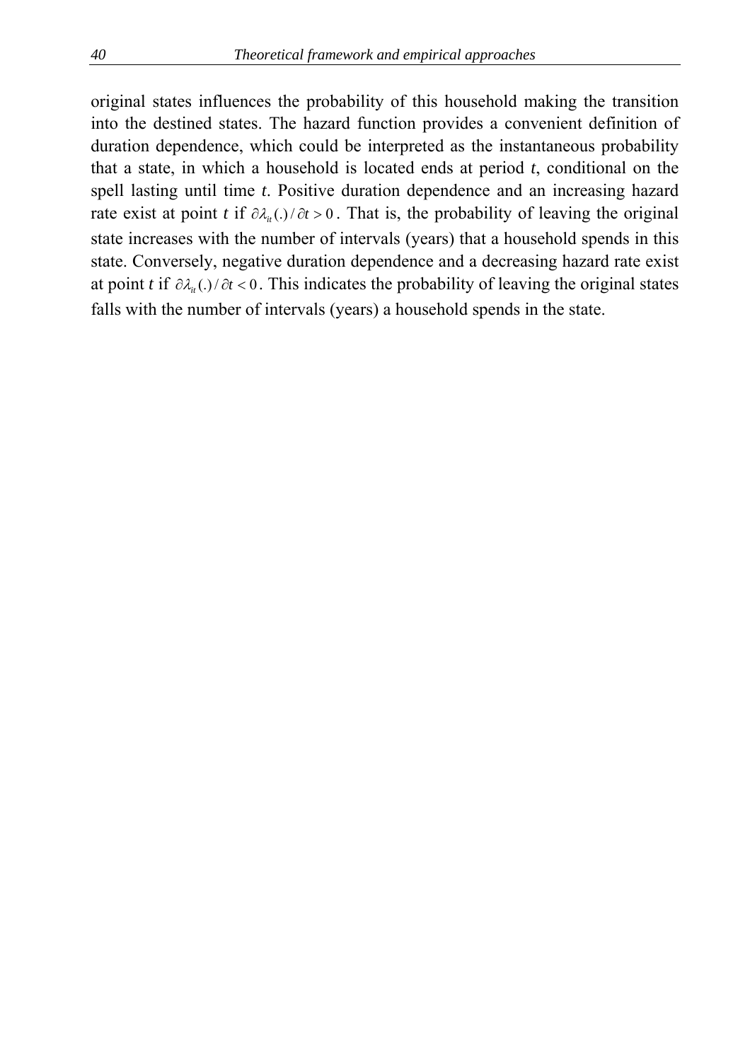original states influences the probability of this household making the transition into the destined states. The hazard function provides a convenient definition of duration dependence, which could be interpreted as the instantaneous probability that a state, in which a household is located ends at period *t*, conditional on the spell lasting until time *t*. Positive duration dependence and an increasing hazard rate exist at point *t* if $\partial\lambda_{it}(.)/\partial t > 0$. That is, the probability of leaving the original state increases with the number of intervals (years) that a household spends in this state. Conversely, negative duration dependence and a decreasing hazard rate exist at point *t* if $\partial\lambda_{it}(.)/\partial t < 0$. This indicates the probability of leaving the original states falls with the number of intervals (years) a household spends in the state.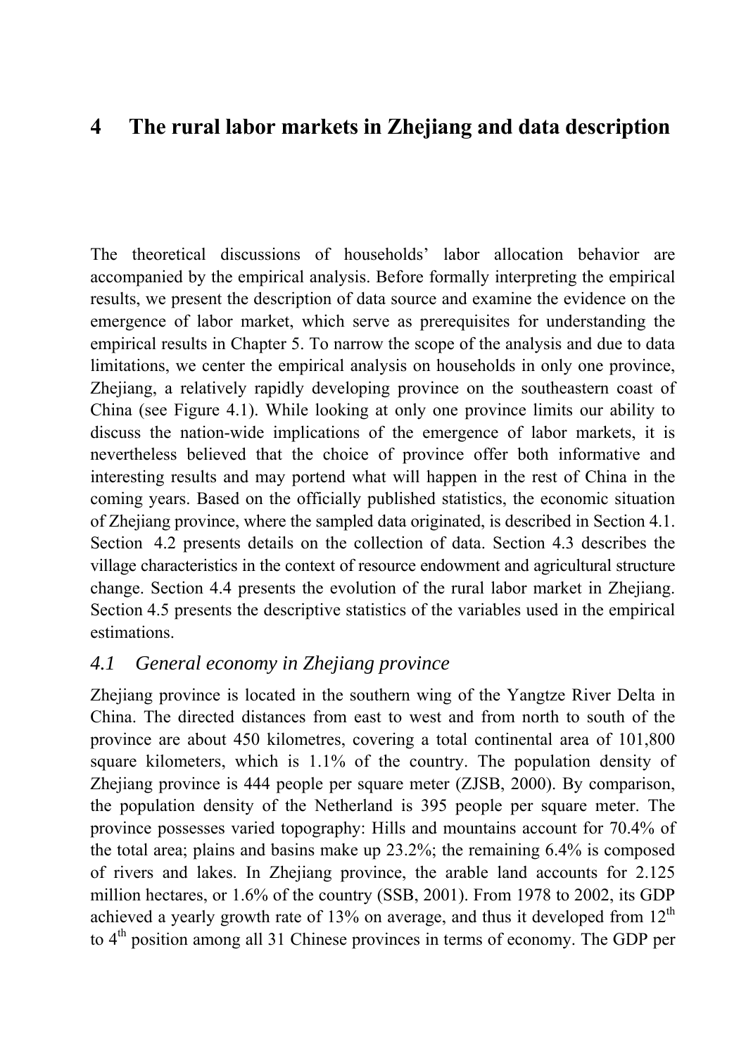# 4 The rural labor markets in Zhejiang and data description

The theoretical discussions of households' labor allocation behavior are accompanied by the empirical analysis. Before formally interpreting the empirical results, we present the description of data source and examine the evidence on the emergence of labor market, which serve as prerequisites for understanding the empirical results in Chapter 5. To narrow the scope of the analysis and due to data limitations, we center the empirical analysis on households in only one province, Zhejiang, a relatively rapidly developing province on the southeastern coast of China (see Figure 4.1). While looking at only one province limits our ability to discuss the nation-wide implications of the emergence of labor markets, it is nevertheless believed that the choice of province offer both informative and interesting results and may portend what will happen in the rest of China in the coming years. Based on the officially published statistics, the economic situation of Zhejiang province, where the sampled data originated, is described in Section 4.1. Section 4.2 presents details on the collection of data. Section 4.3 describes the village characteristics in the context of resource endowment and agricultural structure change. Section 4.4 presents the evolution of the rural labor market in Zhejiang. Section 4.5 presents the descriptive statistics of the variables used in the empirical estimations.

## *4.1 General economy in Zhejiang province*

Zhejiang province is located in the southern wing of the Yangtze River Delta in China. The directed distances from east to west and from north to south of the province are about 450 kilometres, covering a total continental area of 101,800 square kilometers, which is 1.1% of the country. The population density of Zhejiang province is 444 people per square meter (ZJSB, 2000). By comparison, the population density of the Netherland is 395 people per square meter. The province possesses varied topography: Hills and mountains account for 70.4% of the total area; plains and basins make up 23.2%; the remaining 6.4% is composed of rivers and lakes. In Zhejiang province, the arable land accounts for 2.125 million hectares, or 1.6% of the country (SSB, 2001). From 1978 to 2002, its GDP achieved a yearly growth rate of 13% on average, and thus it developed from 12$^{th}$ to 4$^{th}$ position among all 31 Chinese provinces in terms of economy. The GDP per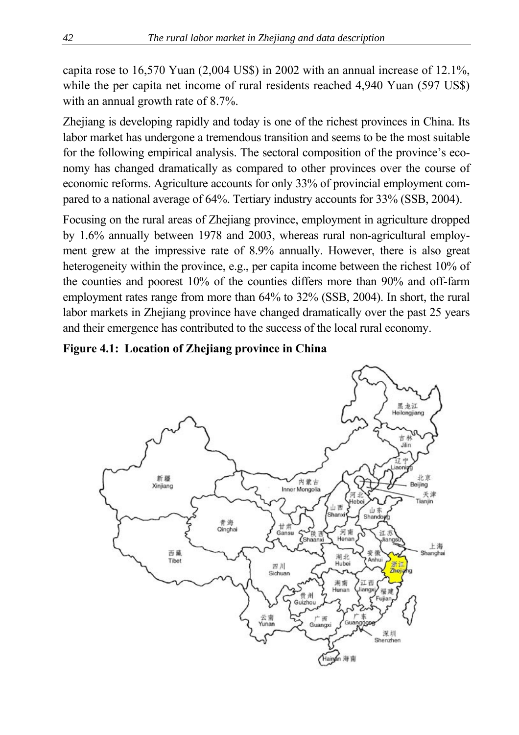capita rose to 16,570 Yuan (2,004 US$) in 2002 with an annual increase of 12.1%, while the per capita net income of rural residents reached 4,940 Yuan (597 US$) with an annual growth rate of 8.7%.

Zhejiang is developing rapidly and today is one of the richest provinces in China. Its labor market has undergone a tremendous transition and seems to be the most suitable for the following empirical analysis. The sectoral composition of the province's economy has changed dramatically as compared to other provinces over the course of economic reforms. Agriculture accounts for only 33% of provincial employment compared to a national average of 64%. Tertiary industry accounts for 33% (SSB, 2004).

Focusing on the rural areas of Zhejiang province, employment in agriculture dropped by 1.6% annually between 1978 and 2003, whereas rural non-agricultural employment grew at the impressive rate of 8.9% annually. However, there is also great heterogeneity within the province, e.g., per capita income between the richest 10% of the counties and poorest 10% of the counties differs more than 90% and off-farm employment rates range from more than 64% to 32% (SSB, 2004). In short, the rural labor markets in Zhejiang province have changed dramatically over the past 25 years and their emergence has contributed to the success of the local rural economy.

**Figure 4.1: Location of Zhejiang province in China**

黑龙江 Heilongjiang
吉林 Jilin
辽宁 Liaoning
北京 Beijing
天津 Tianjin
新疆 Xinjiang
内蒙古 Inner Mongolia
河北 Hebei
山西 Shanxi
山东 Shandong
青海 Qinghai
甘肃 Gansu
陕西 Shaanxi
河南 Henan
江苏 Jiangsu
上海 Shanghai
西藏 Tibet
四川 Sichuan
湖北 Hubei
安徽 Anhui
浙江 Zhejiang
湖南 Hunan
江西 Jiangxi
福建 Fujian
贵州 Guizhou
云南 Yunan
广西 Guangxi
广东 Guangdong
深圳 Shenzhen
Hainan 海南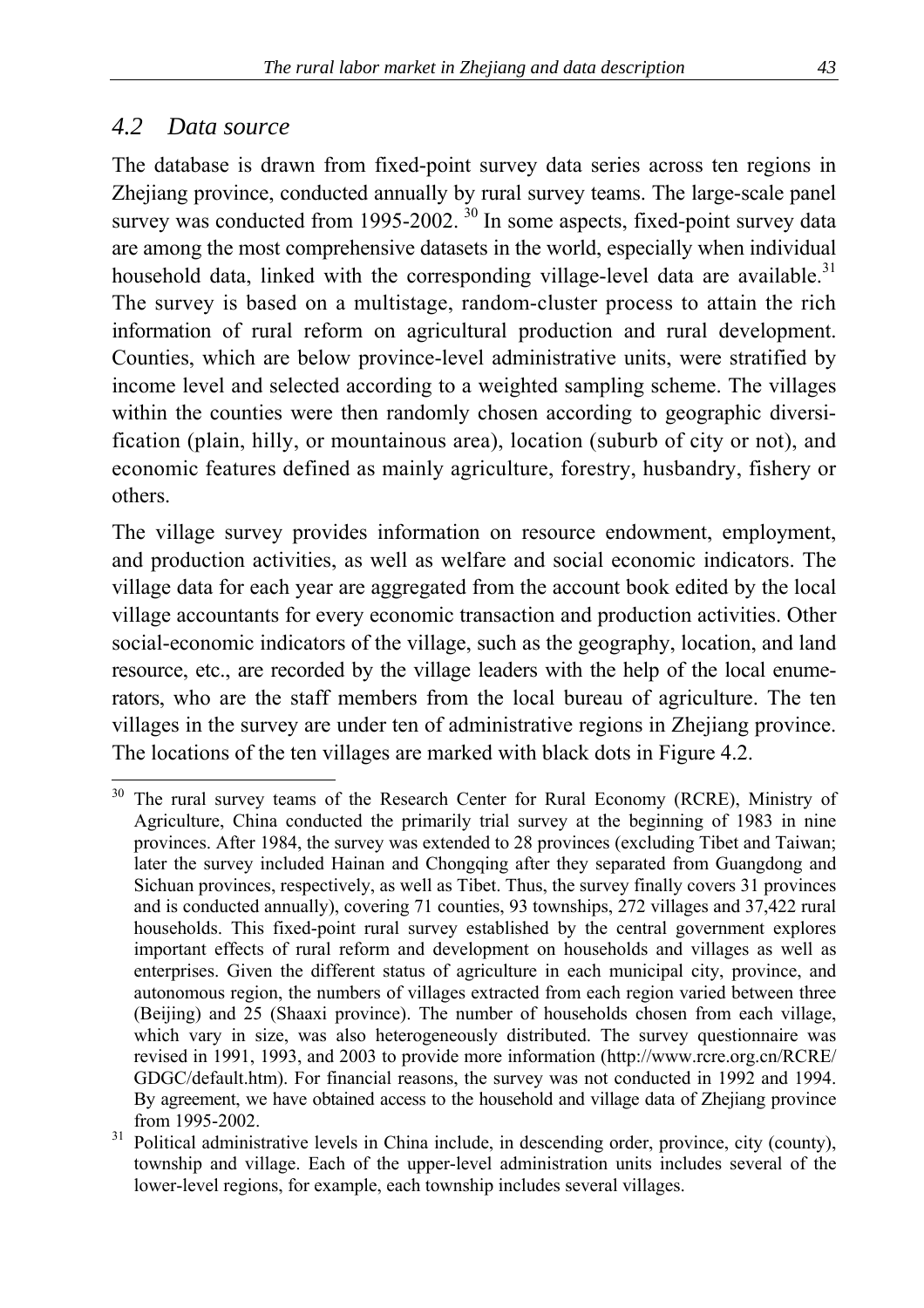## 4.2 Data source

The database is drawn from fixed-point survey data series across ten regions in Zhejiang province, conducted annually by rural survey teams. The large-scale panel survey was conducted from 1995-2002. [30] In some aspects, fixed-point survey data are among the most comprehensive datasets in the world, especially when individual household data, linked with the corresponding village-level data are available.[31] The survey is based on a multistage, random-cluster process to attain the rich information of rural reform on agricultural production and rural development. Counties, which are below province-level administrative units, were stratified by income level and selected according to a weighted sampling scheme. The villages within the counties were then randomly chosen according to geographic diversification (plain, hilly, or mountainous area), location (suburb of city or not), and economic features defined as mainly agriculture, forestry, husbandry, fishery or others.

The village survey provides information on resource endowment, employment, and production activities, as well as welfare and social economic indicators. The village data for each year are aggregated from the account book edited by the local village accountants for every economic transaction and production activities. Other social-economic indicators of the village, such as the geography, location, and land resource, etc., are recorded by the village leaders with the help of the local enumerators, who are the staff members from the local bureau of agriculture. The ten villages in the survey are under ten of administrative regions in Zhejiang province. The locations of the ten villages are marked with black dots in Figure 4.2.

---

[30] The rural survey teams of the Research Center for Rural Economy (RCRE), Ministry of Agriculture, China conducted the primarily trial survey at the beginning of 1983 in nine provinces. After 1984, the survey was extended to 28 provinces (excluding Tibet and Taiwan; later the survey included Hainan and Chongqing after they separated from Guangdong and Sichuan provinces, respectively, as well as Tibet. Thus, the survey finally covers 31 provinces and is conducted annually), covering 71 counties, 93 townships, 272 villages and 37,422 rural households. This fixed-point rural survey established by the central government explores important effects of rural reform and development on households and villages as well as enterprises. Given the different status of agriculture in each municipal city, province, and autonomous region, the numbers of villages extracted from each region varied between three (Beijing) and 25 (Shaaxi province). The number of households chosen from each village, which vary in size, was also heterogeneously distributed. The survey questionnaire was revised in 1991, 1993, and 2003 to provide more information (http://www.rcre.org.cn/RCRE/GDGC/default.htm). For financial reasons, the survey was not conducted in 1992 and 1994. By agreement, we have obtained access to the household and village data of Zhejiang province from 1995-2002.

[31] Political administrative levels in China include, in descending order, province, city (county), township and village. Each of the upper-level administration units includes several of the lower-level regions, for example, each township includes several villages.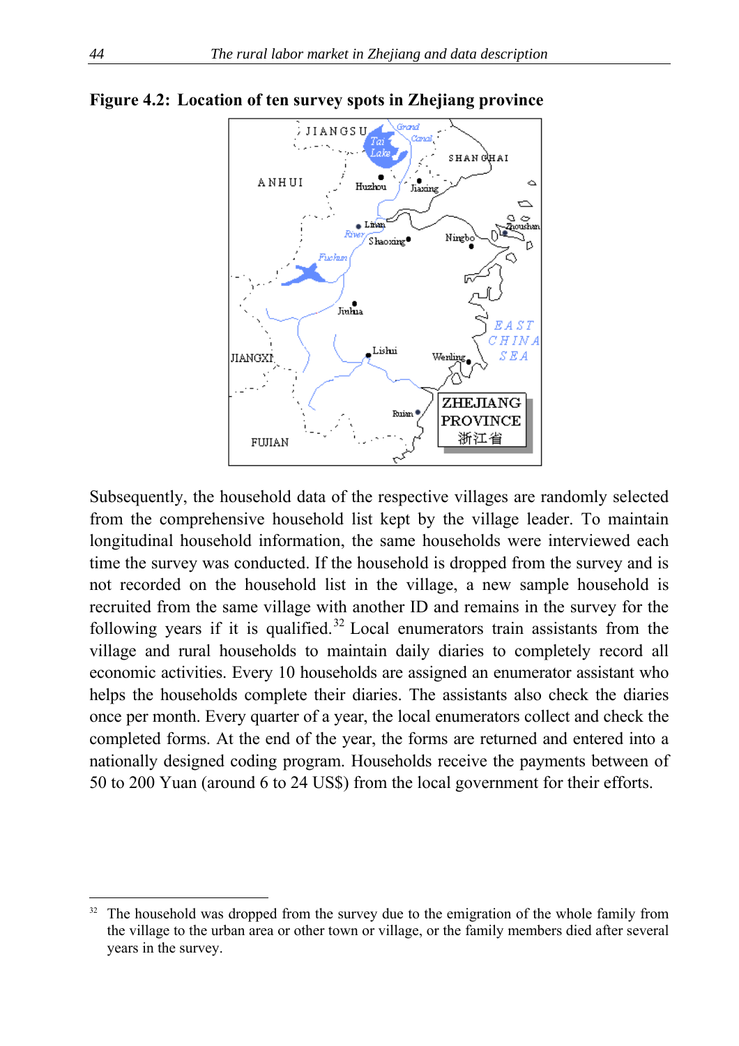**Figure 4.2: Location of ten survey spots in Zhejiang province**

JIANGSU
Grand Canal
Tai Lake
SHANGHAI
ANHUI
Huzhou
Jiaxing
Lin'an
River
Shaoxing
Ningbo
Zhoushan
Fuchun
Jinhua
EAST CHINA SEA
JIANGXI
Lishui
Wenling
ZHEJIANG PROVINCE
浙江省
Ruian
FUJIAN

Subsequently, the household data of the respective villages are randomly selected from the comprehensive household list kept by the village leader. To maintain longitudinal household information, the same households were interviewed each time the survey was conducted. If the household is dropped from the survey and is not recorded on the household list in the village, a new sample household is recruited from the same village with another ID and remains in the survey for the following years if it is qualified.[32] Local enumerators train assistants from the village and rural households to maintain daily diaries to completely record all economic activities. Every 10 households are assigned an enumerator assistant who helps the households complete their diaries. The assistants also check the diaries once per month. Every quarter of a year, the local enumerators collect and check the completed forms. At the end of the year, the forms are returned and entered into a nationally designed coding program. Households receive the payments between of 50 to 200 Yuan (around 6 to 24 US$) from the local government for their efforts.

---

[32] The household was dropped from the survey due to the emigration of the whole family from the village to the urban area or other town or village, or the family members died after several years in the survey.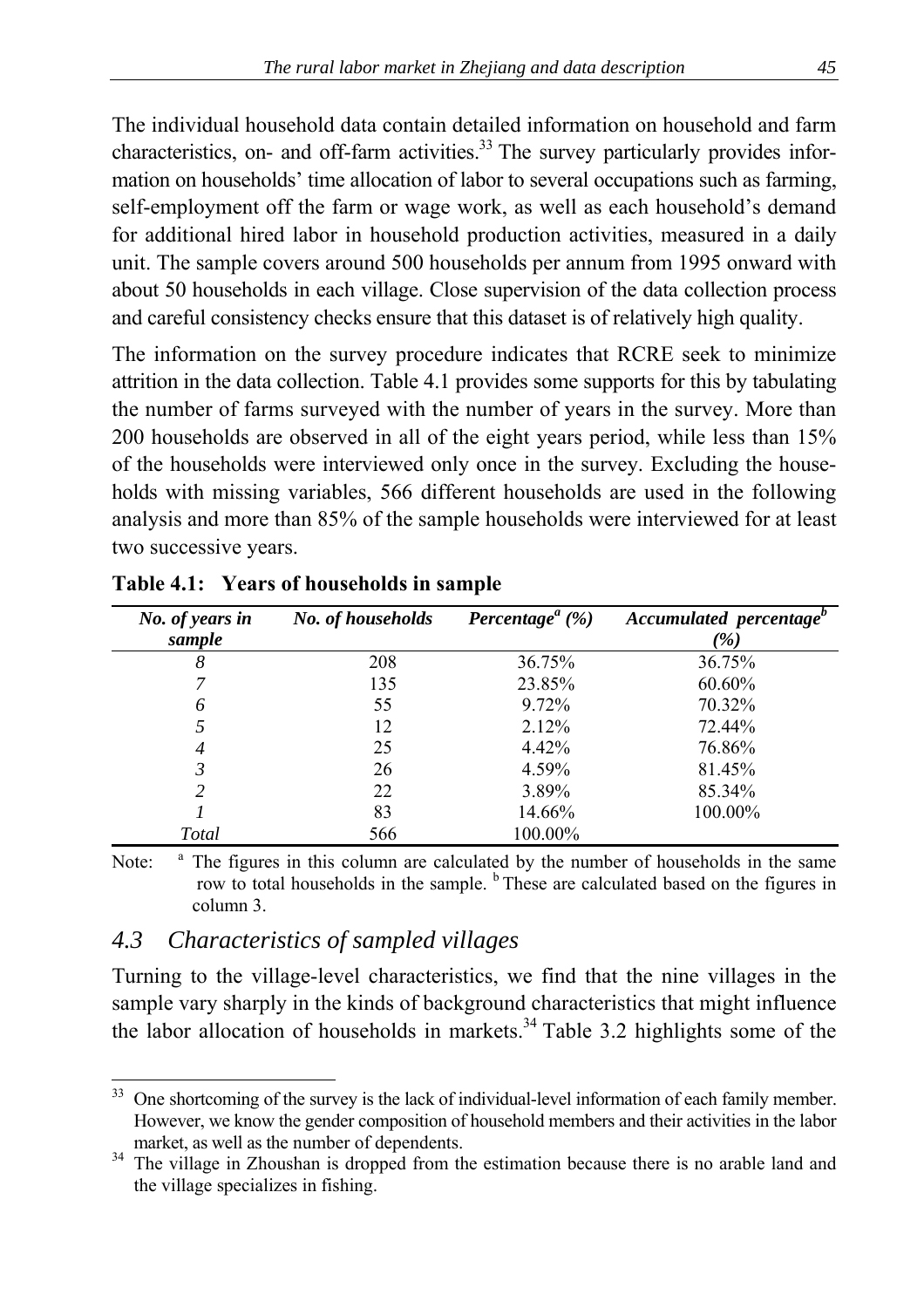The individual household data contain detailed information on household and farm characteristics, on- and off-farm activities.[33] The survey particularly provides information on households' time allocation of labor to several occupations such as farming, self-employment off the farm or wage work, as well as each household's demand for additional hired labor in household production activities, measured in a daily unit. The sample covers around 500 households per annum from 1995 onward with about 50 households in each village. Close supervision of the data collection process and careful consistency checks ensure that this dataset is of relatively high quality.

The information on the survey procedure indicates that RCRE seek to minimize attrition in the data collection. Table 4.1 provides some supports for this by tabulating the number of farms surveyed with the number of years in the survey. More than 200 households are observed in all of the eight years period, while less than 15% of the households were interviewed only once in the survey. Excluding the households with missing variables, 566 different households are used in the following analysis and more than 85% of the sample households were interviewed for at least two successive years.

**Table 4.1: Years of households in sample**

| *No. of years in sample* | *No. of households* | *Percentage[a] (%)* | *Accumulated percentage[b] (%)* |
|---|---|---|---|
| *8* | 208 | 36.75% | 36.75% |
| *7* | 135 | 23.85% | 60.60% |
| *6* | 55 | 9.72% | 70.32% |
| *5* | 12 | 2.12% | 72.44% |
| *4* | 25 | 4.42% | 76.86% |
| *3* | 26 | 4.59% | 81.45% |
| *2* | 22 | 3.89% | 85.34% |
| *1* | 83 | 14.66% | 100.00% |
| *Total* | 566 | 100.00% | |

Note: [a] The figures in this column are calculated by the number of households in the same row to total households in the sample. [b] These are calculated based on the figures in column 3.

## *4.3 Characteristics of sampled villages*

Turning to the village-level characteristics, we find that the nine villages in the sample vary sharply in the kinds of background characteristics that might influence the labor allocation of households in markets.[34] Table 3.2 highlights some of the

[33] One shortcoming of the survey is the lack of individual-level information of each family member. However, we know the gender composition of household members and their activities in the labor market, as well as the number of dependents.

[34] The village in Zhoushan is dropped from the estimation because there is no arable land and the village specializes in fishing.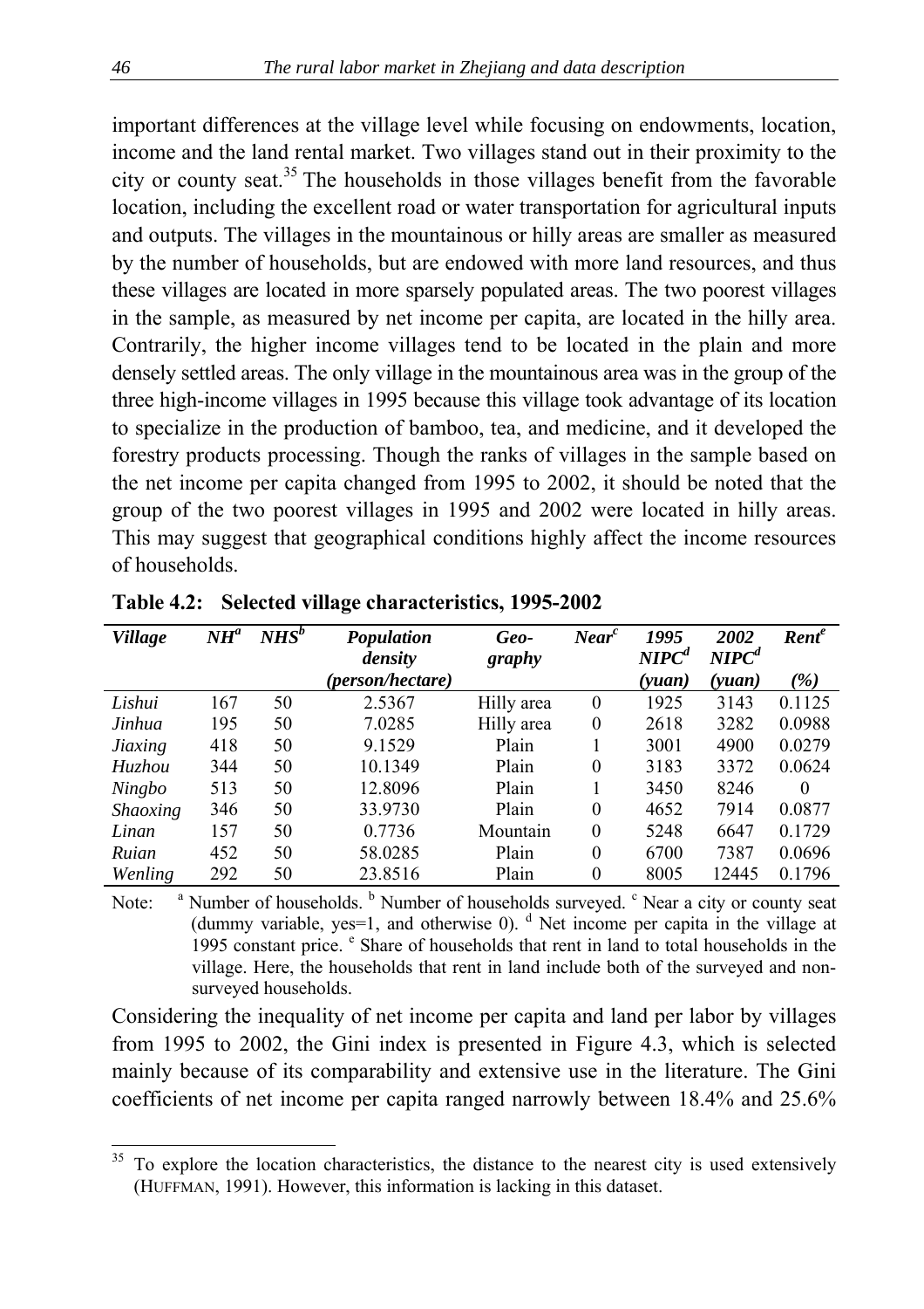important differences at the village level while focusing on endowments, location, income and the land rental market. Two villages stand out in their proximity to the city or county seat.[35] The households in those villages benefit from the favorable location, including the excellent road or water transportation for agricultural inputs and outputs. The villages in the mountainous or hilly areas are smaller as measured by the number of households, but are endowed with more land resources, and thus these villages are located in more sparsely populated areas. The two poorest villages in the sample, as measured by net income per capita, are located in the hilly area. Contrarily, the higher income villages tend to be located in the plain and more densely settled areas. The only village in the mountainous area was in the group of the three high-income villages in 1995 because this village took advantage of its location to specialize in the production of bamboo, tea, and medicine, and it developed the forestry products processing. Though the ranks of villages in the sample based on the net income per capita changed from 1995 to 2002, it should be noted that the group of the two poorest villages in 1995 and 2002 were located in hilly areas. This may suggest that geographical conditions highly affect the income resources of households.

**Table 4.2: Selected village characteristics, 1995-2002**

| *Village* | *NH*[a] | *NHS*[b] | *Population density (person/hectare)* | *Geo-graphy* | *Near*[c] | *1995 NIPC*[d] *(yuan)* | *2002 NIPC*[d] *(yuan)* | *Rent*[e] *(%)* |
|---|---|---|---|---|---|---|---|---|
| *Lishui* | 167 | 50 | 2.5367 | Hilly area | 0 | 1925 | 3143 | 0.1125 |
| *Jinhua* | 195 | 50 | 7.0285 | Hilly area | 0 | 2618 | 3282 | 0.0988 |
| *Jiaxing* | 418 | 50 | 9.1529 | Plain | 1 | 3001 | 4900 | 0.0279 |
| *Huzhou* | 344 | 50 | 10.1349 | Plain | 0 | 3183 | 3372 | 0.0624 |
| *Ningbo* | 513 | 50 | 12.8096 | Plain | 1 | 3450 | 8246 | 0 |
| *Shaoxing* | 346 | 50 | 33.9730 | Plain | 0 | 4652 | 7914 | 0.0877 |
| *Linan* | 157 | 50 | 0.7736 | Mountain | 0 | 5248 | 6647 | 0.1729 |
| *Ruian* | 452 | 50 | 58.0285 | Plain | 0 | 6700 | 7387 | 0.0696 |
| *Wenling* | 292 | 50 | 23.8516 | Plain | 0 | 8005 | 12445 | 0.1796 |

Note: [a] Number of households. [b] Number of households surveyed. [c] Near a city or county seat (dummy variable, yes=1, and otherwise 0). [d] Net income per capita in the village at 1995 constant price. [e] Share of households that rent in land to total households in the village. Here, the households that rent in land include both of the surveyed and non-surveyed households.

Considering the inequality of net income per capita and land per labor by villages from 1995 to 2002, the Gini index is presented in Figure 4.3, which is selected mainly because of its comparability and extensive use in the literature. The Gini coefficients of net income per capita ranged narrowly between 18.4% and 25.6%

[35] To explore the location characteristics, the distance to the nearest city is used extensively (HUFFMAN, 1991). However, this information is lacking in this dataset.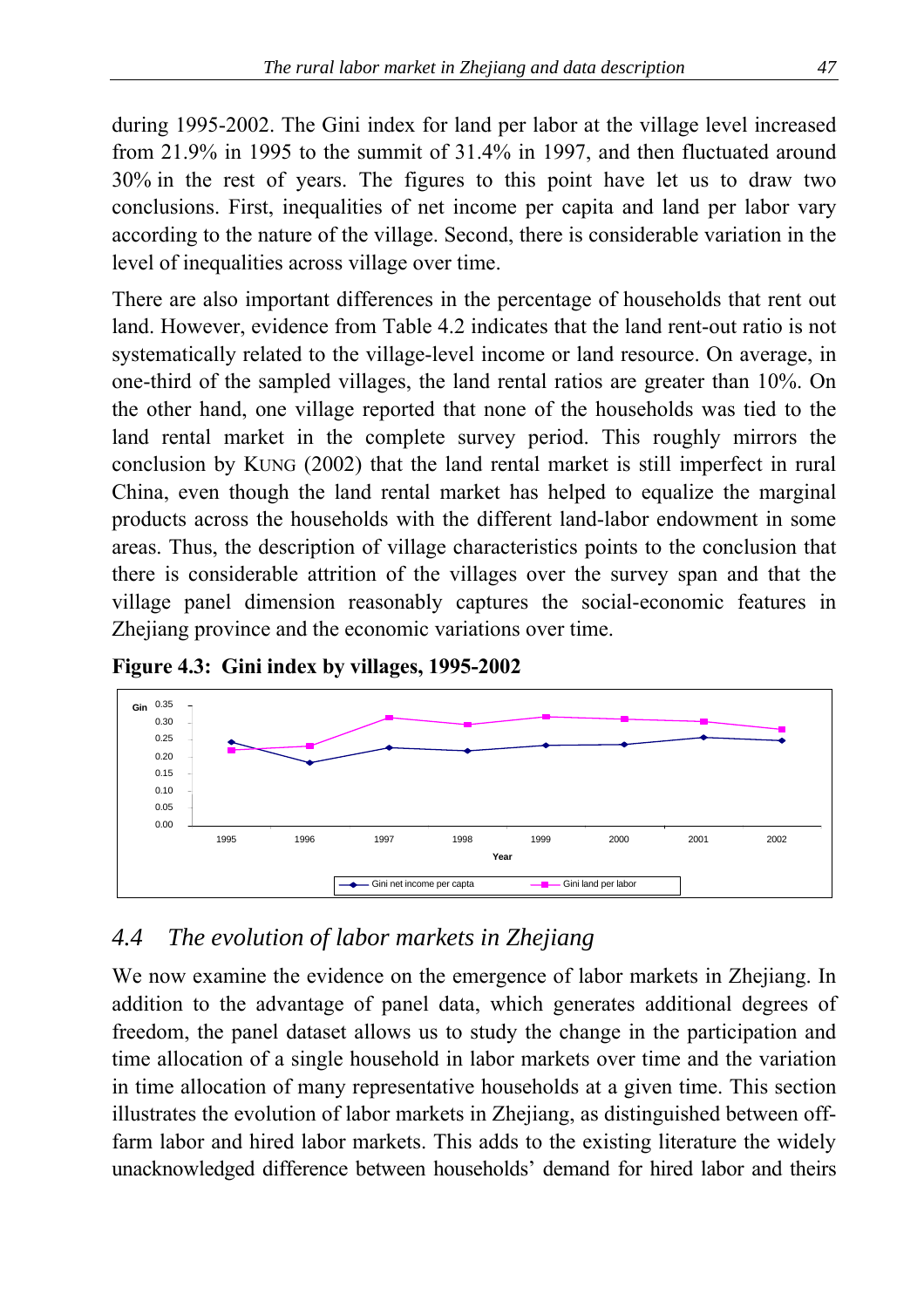during 1995-2002. The Gini index for land per labor at the village level increased from 21.9% in 1995 to the summit of 31.4% in 1997, and then fluctuated around 30% in the rest of years. The figures to this point have let us to draw two conclusions. First, inequalities of net income per capita and land per labor vary according to the nature of the village. Second, there is considerable variation in the level of inequalities across village over time.

There are also important differences in the percentage of households that rent out land. However, evidence from Table 4.2 indicates that the land rent-out ratio is not systematically related to the village-level income or land resource. On average, in one-third of the sampled villages, the land rental ratios are greater than 10%. On the other hand, one village reported that none of the households was tied to the land rental market in the complete survey period. This roughly mirrors the conclusion by KUNG (2002) that the land rental market is still imperfect in rural China, even though the land rental market has helped to equalize the marginal products across the households with the different land-labor endowment in some areas. Thus, the description of village characteristics points to the conclusion that there is considerable attrition of the villages over the survey span and that the village panel dimension reasonably captures the social-economic features in Zhejiang province and the economic variations over time.

**Figure 4.3: Gini index by villages, 1995-2002**

Gin
0.35
0.30
0.25
0.20
0.15
0.10
0.05
0.00
1995 1996 1997 1998 1999 2000 2001 2002
Year
Gini net income per capta
Gini land per labor

## 4.4 *The evolution of labor markets in Zhejiang*

We now examine the evidence on the emergence of labor markets in Zhejiang. In addition to the advantage of panel data, which generates additional degrees of freedom, the panel dataset allows us to study the change in the participation and time allocation of a single household in labor markets over time and the variation in time allocation of many representative households at a given time. This section illustrates the evolution of labor markets in Zhejiang, as distinguished between off-farm labor and hired labor markets. This adds to the existing literature the widely unacknowledged difference between households' demand for hired labor and theirs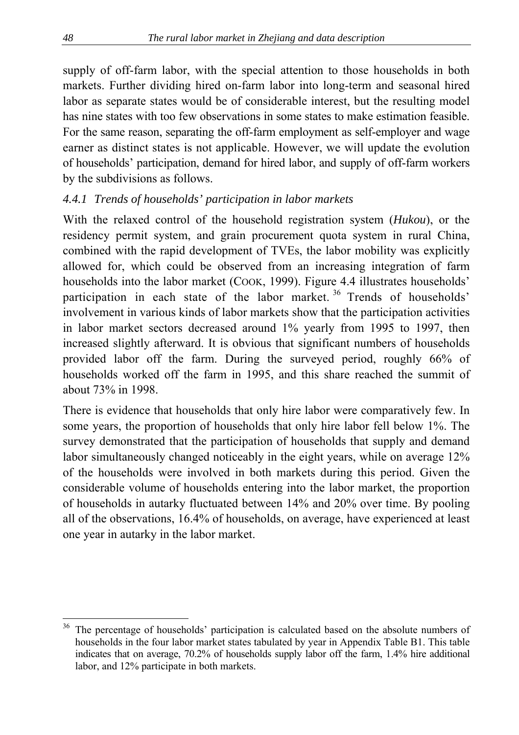supply of off-farm labor, with the special attention to those households in both markets. Further dividing hired on-farm labor into long-term and seasonal hired labor as separate states would be of considerable interest, but the resulting model has nine states with too few observations in some states to make estimation feasible. For the same reason, separating the off-farm employment as self-employer and wage earner as distinct states is not applicable. However, we will update the evolution of households' participation, demand for hired labor, and supply of off-farm workers by the subdivisions as follows.

### *4.4.1 Trends of households' participation in labor markets*

With the relaxed control of the household registration system (*Hukou*), or the residency permit system, and grain procurement quota system in rural China, combined with the rapid development of TVEs, the labor mobility was explicitly allowed for, which could be observed from an increasing integration of farm households into the labor market (COOK, 1999). Figure 4.4 illustrates households' participation in each state of the labor market.[36] Trends of households' involvement in various kinds of labor markets show that the participation activities in labor market sectors decreased around 1% yearly from 1995 to 1997, then increased slightly afterward. It is obvious that significant numbers of households provided labor off the farm. During the surveyed period, roughly 66% of households worked off the farm in 1995, and this share reached the summit of about 73% in 1998.

There is evidence that households that only hire labor were comparatively few. In some years, the proportion of households that only hire labor fell below 1%. The survey demonstrated that the participation of households that supply and demand labor simultaneously changed noticeably in the eight years, while on average 12% of the households were involved in both markets during this period. Given the considerable volume of households entering into the labor market, the proportion of households in autarky fluctuated between 14% and 20% over time. By pooling all of the observations, 16.4% of households, on average, have experienced at least one year in autarky in the labor market.

---

[36] The percentage of households' participation is calculated based on the absolute numbers of households in the four labor market states tabulated by year in Appendix Table B1. This table indicates that on average, 70.2% of households supply labor off the farm, 1.4% hire additional labor, and 12% participate in both markets.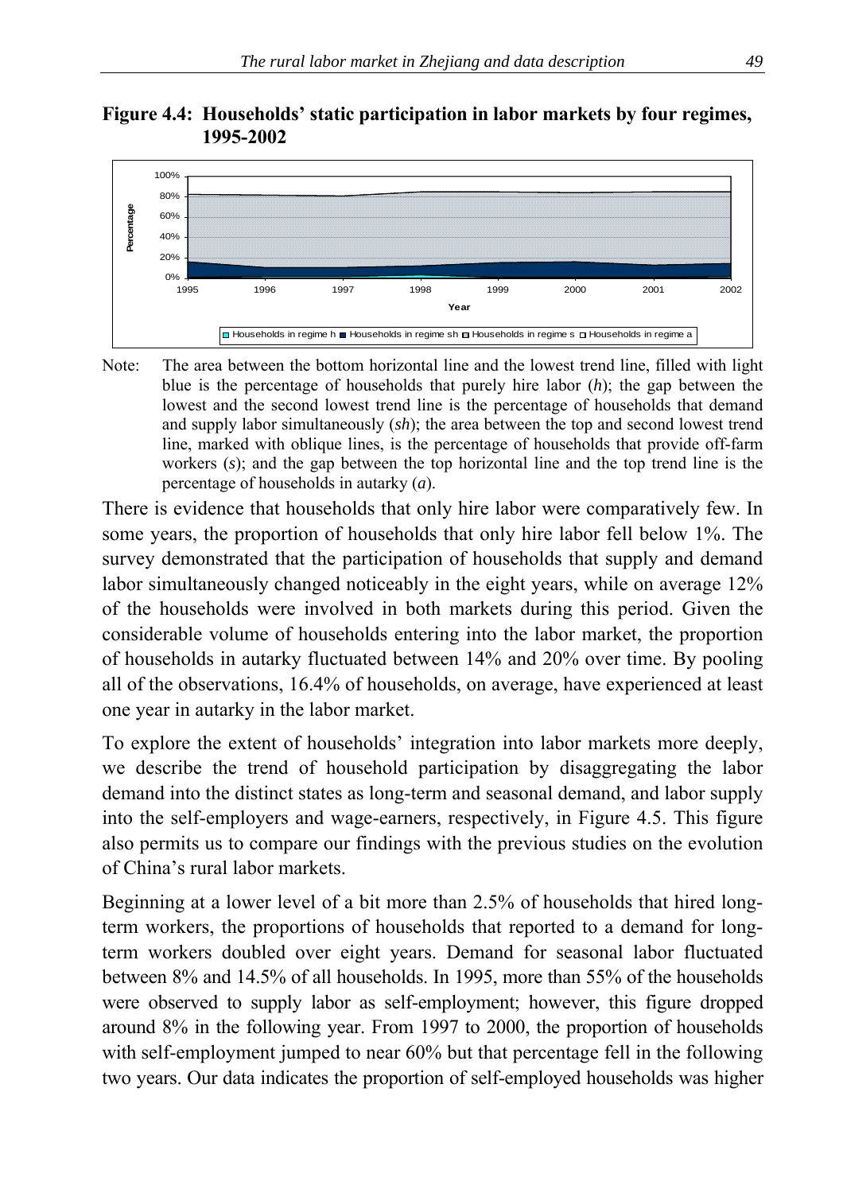**Figure 4.4: Households' static participation in labor markets by four regimes, 1995-2002**

100%
80%
60%
40%
20%
0%
Percentage
1995 1996 1997 1998 1999 2000 2001 2002
Year
Households in regime h Households in regime sh Households in regime s Households in regime a

Note: The area between the bottom horizontal line and the lowest trend line, filled with light blue is the percentage of households that purely hire labor (*h*); the gap between the lowest and the second lowest trend line is the percentage of households that demand and supply labor simultaneously (*sh*); the area between the top and second lowest trend line, marked with oblique lines, is the percentage of households that provide off-farm workers (*s*); and the gap between the top horizontal line and the top trend line is the percentage of households in autarky (*a*).

There is evidence that households that only hire labor were comparatively few. In some years, the proportion of households that only hire labor fell below 1%. The survey demonstrated that the participation of households that supply and demand labor simultaneously changed noticeably in the eight years, while on average 12% of the households were involved in both markets during this period. Given the considerable volume of households entering into the labor market, the proportion of households in autarky fluctuated between 14% and 20% over time. By pooling all of the observations, 16.4% of households, on average, have experienced at least one year in autarky in the labor market.

To explore the extent of households' integration into labor markets more deeply, we describe the trend of household participation by disaggregating the labor demand into the distinct states as long-term and seasonal demand, and labor supply into the self-employers and wage-earners, respectively, in Figure 4.5. This figure also permits us to compare our findings with the previous studies on the evolution of China's rural labor markets.

Beginning at a lower level of a bit more than 2.5% of households that hired long-term workers, the proportions of households that reported to a demand for long-term workers doubled over eight years. Demand for seasonal labor fluctuated between 8% and 14.5% of all households. In 1995, more than 55% of the households were observed to supply labor as self-employment; however, this figure dropped around 8% in the following year. From 1997 to 2000, the proportion of households with self-employment jumped to near 60% but that percentage fell in the following two years. Our data indicates the proportion of self-employed households was higher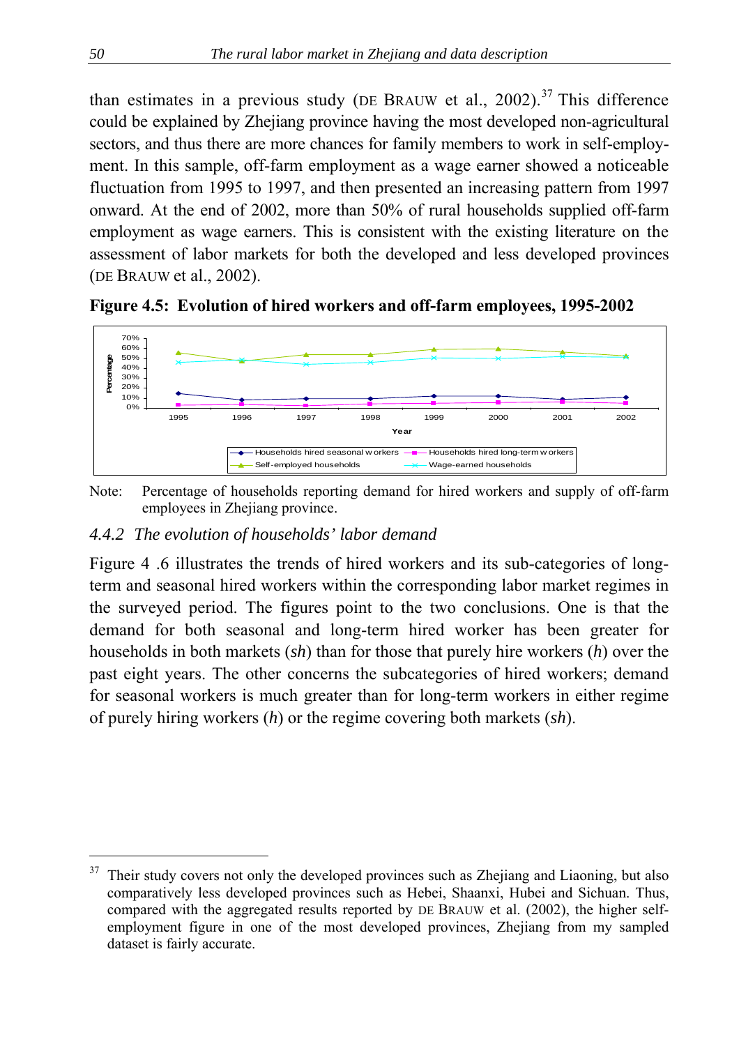than estimates in a previous study (DE BRAUW et al., 2002).[37] This difference could be explained by Zhejiang province having the most developed non-agricultural sectors, and thus there are more chances for family members to work in self-employment. In this sample, off-farm employment as a wage earner showed a noticeable fluctuation from 1995 to 1997, and then presented an increasing pattern from 1997 onward. At the end of 2002, more than 50% of rural households supplied off-farm employment as wage earners. This is consistent with the existing literature on the assessment of labor markets for both the developed and less developed provinces (DE BRAUW et al., 2002).

**Figure 4.5: Evolution of hired workers and off-farm employees, 1995-2002**

Note: Percentage of households reporting demand for hired workers and supply of off-farm employees in Zhejiang province.

### 4.4.2 *The evolution of households' labor demand*

Figure 4 .6 illustrates the trends of hired workers and its sub-categories of long-term and seasonal hired workers within the corresponding labor market regimes in the surveyed period. The figures point to the two conclusions. One is that the demand for both seasonal and long-term hired worker has been greater for households in both markets (*sh*) than for those that purely hire workers (*h*) over the past eight years. The other concerns the subcategories of hired workers; demand for seasonal workers is much greater than for long-term workers in either regime of purely hiring workers (*h*) or the regime covering both markets (*sh*).

---

[37] Their study covers not only the developed provinces such as Zhejiang and Liaoning, but also comparatively less developed provinces such as Hebei, Shaanxi, Hubei and Sichuan. Thus, compared with the aggregated results reported by DE BRAUW et al. (2002), the higher self-employment figure in one of the most developed provinces, Zhejiang from my sampled dataset is fairly accurate.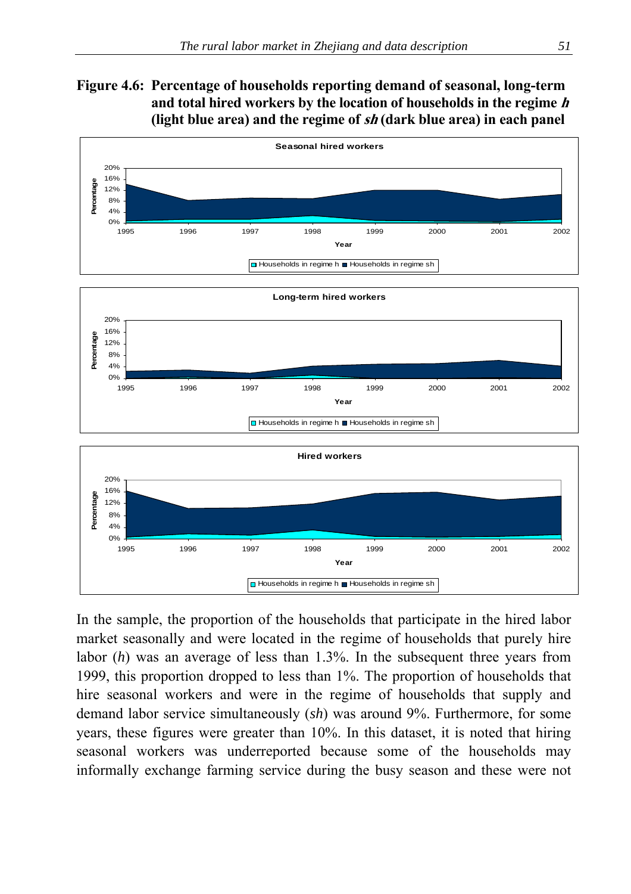**Figure 4.6: Percentage of households reporting demand of seasonal, long-term and total hired workers by the location of households in the regime *h* (light blue area) and the regime of *sh* (dark blue area) in each panel**

Seasonal hired workers

Percentage

20%
16%
12%
8%
4%
0%

1995 1996 1997 1998 1999 2000 2001 2002

Year

Households in regime h ■ Households in regime sh

Long-term hired workers

Percentage

20%
16%
12%
8%
4%
0%

1995 1996 1997 1998 1999 2000 2001 2002

Year

Households in regime h ■ Households in regime sh

Hired workers

Percentage

20%
16%
12%
8%
4%
0%

1995 1996 1997 1998 1999 2000 2001 2002

Year

Households in regime h ■ Households in regime sh

In the sample, the proportion of the households that participate in the hired labor market seasonally and were located in the regime of households that purely hire labor (*h*) was an average of less than 1.3%. In the subsequent three years from 1999, this proportion dropped to less than 1%. The proportion of households that hire seasonal workers and were in the regime of households that supply and demand labor service simultaneously (*sh*) was around 9%. Furthermore, for some years, these figures were greater than 10%. In this dataset, it is noted that hiring seasonal workers was underreported because some of the households may informally exchange farming service during the busy season and these were not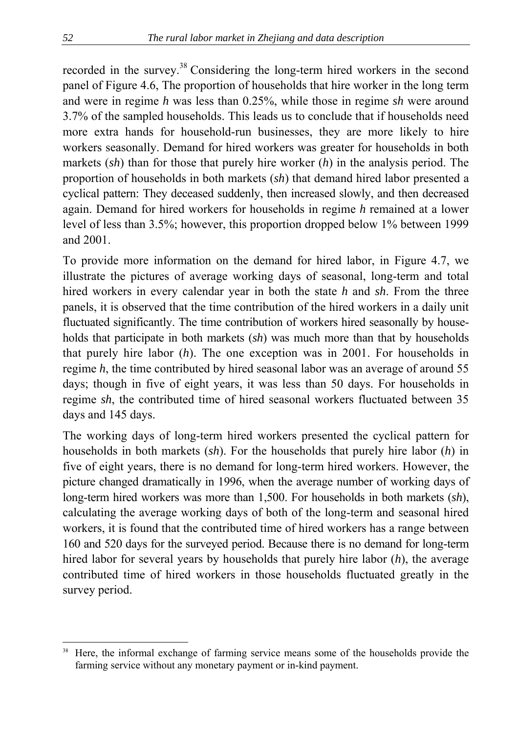recorded in the survey.[38] Considering the long-term hired workers in the second panel of Figure 4.6, The proportion of households that hire worker in the long term and were in regime *h* was less than 0.25%, while those in regime *sh* were around 3.7% of the sampled households. This leads us to conclude that if households need more extra hands for household-run businesses, they are more likely to hire workers seasonally. Demand for hired workers was greater for households in both markets (*sh*) than for those that purely hire worker (*h*) in the analysis period. The proportion of households in both markets (*sh*) that demand hired labor presented a cyclical pattern: They deceased suddenly, then increased slowly, and then decreased again. Demand for hired workers for households in regime *h* remained at a lower level of less than 3.5%; however, this proportion dropped below 1% between 1999 and 2001.

To provide more information on the demand for hired labor, in Figure 4.7, we illustrate the pictures of average working days of seasonal, long-term and total hired workers in every calendar year in both the state *h* and *sh*. From the three panels, it is observed that the time contribution of the hired workers in a daily unit fluctuated significantly. The time contribution of workers hired seasonally by households that participate in both markets (*sh*) was much more than that by households that purely hire labor (*h*). The one exception was in 2001. For households in regime *h*, the time contributed by hired seasonal labor was an average of around 55 days; though in five of eight years, it was less than 50 days. For households in regime *sh*, the contributed time of hired seasonal workers fluctuated between 35 days and 145 days.

The working days of long-term hired workers presented the cyclical pattern for households in both markets (*sh*). For the households that purely hire labor (*h*) in five of eight years, there is no demand for long-term hired workers. However, the picture changed dramatically in 1996, when the average number of working days of long-term hired workers was more than 1,500. For households in both markets (*sh*), calculating the average working days of both of the long-term and seasonal hired workers, it is found that the contributed time of hired workers has a range between 160 and 520 days for the surveyed period. Because there is no demand for long-term hired labor for several years by households that purely hire labor (*h*), the average contributed time of hired workers in those households fluctuated greatly in the survey period.

[38] Here, the informal exchange of farming service means some of the households provide the farming service without any monetary payment or in-kind payment.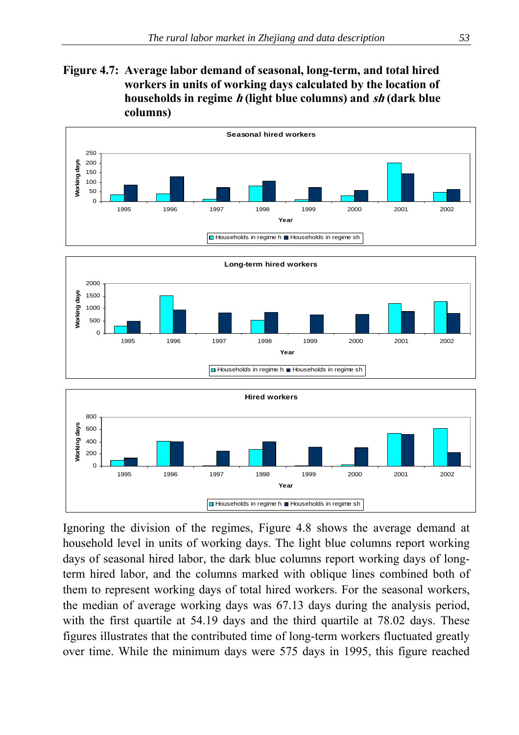**Figure 4.7: Average labor demand of seasonal, long-term, and total hired workers in units of working days calculated by the location of households in regime *h* (light blue columns) and *sh* (dark blue columns)**

Seasonal hired workers

Working days

250
200
150
100
50
0

1995 1996 1997 1998 1999 2000 2001 2002

Year

Households in regime h ■ Households in regime sh

Long-term hired workers

Working days

2000
1500
1000
500
0

1995 1996 1997 1998 1999 2000 2001 2002

Year

Households in regime h ■ Households in regime sh

Hired workers

Working days

800
600
400
200
0

1995 1996 1997 1998 1999 2000 2001 2002

Year

Households in regime h ■ Households in regime sh

Ignoring the division of the regimes, Figure 4.8 shows the average demand at household level in units of working days. The light blue columns report working days of seasonal hired labor, the dark blue columns report working days of long-term hired labor, and the columns marked with oblique lines combined both of them to represent working days of total hired workers. For the seasonal workers, the median of average working days was 67.13 days during the analysis period, with the first quartile at 54.19 days and the third quartile at 78.02 days. These figures illustrates that the contributed time of long-term workers fluctuated greatly over time. While the minimum days were 575 days in 1995, this figure reached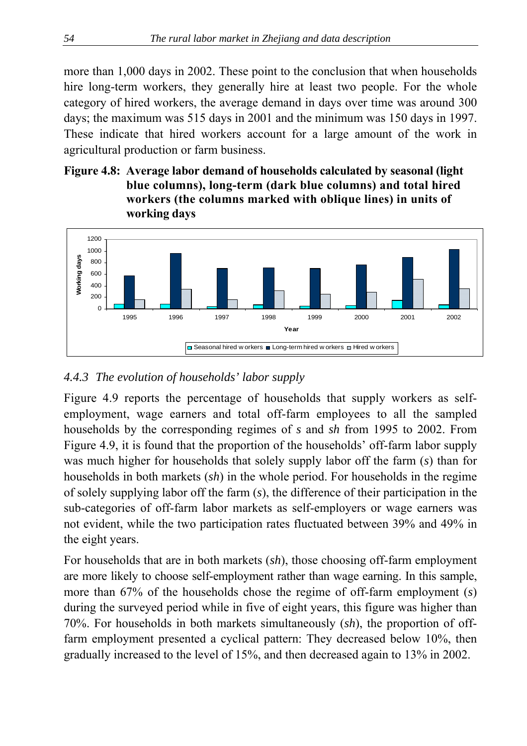more than 1,000 days in 2002. These point to the conclusion that when households hire long-term workers, they generally hire at least two people. For the whole category of hired workers, the average demand in days over time was around 300 days; the maximum was 515 days in 2001 and the minimum was 150 days in 1997. These indicate that hired workers account for a large amount of the work in agricultural production or farm business.

**Figure 4.8: Average labor demand of households calculated by seasonal (light blue columns), long-term (dark blue columns) and total hired workers (the columns marked with oblique lines) in units of working days**

Working days
1200
1000
800
600
400
200
0
1995 1996 1997 1998 1999 2000 2001 2002
Year
Seasonal hired workers Long-term hired workers Hired workers

### 4.4.3 *The evolution of households' labor supply*

Figure 4.9 reports the percentage of households that supply workers as self-employment, wage earners and total off-farm employees to all the sampled households by the corresponding regimes of *s* and *sh* from 1995 to 2002. From Figure 4.9, it is found that the proportion of the households' off-farm labor supply was much higher for households that solely supply labor off the farm (*s*) than for households in both markets (*sh*) in the whole period. For households in the regime of solely supplying labor off the farm (*s*), the difference of their participation in the sub-categories of off-farm labor markets as self-employers or wage earners was not evident, while the two participation rates fluctuated between 39% and 49% in the eight years.

For households that are in both markets (*sh*), those choosing off-farm employment are more likely to choose self-employment rather than wage earning. In this sample, more than 67% of the households chose the regime of off-farm employment (*s*) during the surveyed period while in five of eight years, this figure was higher than 70%. For households in both markets simultaneously (*sh*), the proportion of off-farm employment presented a cyclical pattern: They decreased below 10%, then gradually increased to the level of 15%, and then decreased again to 13% in 2002.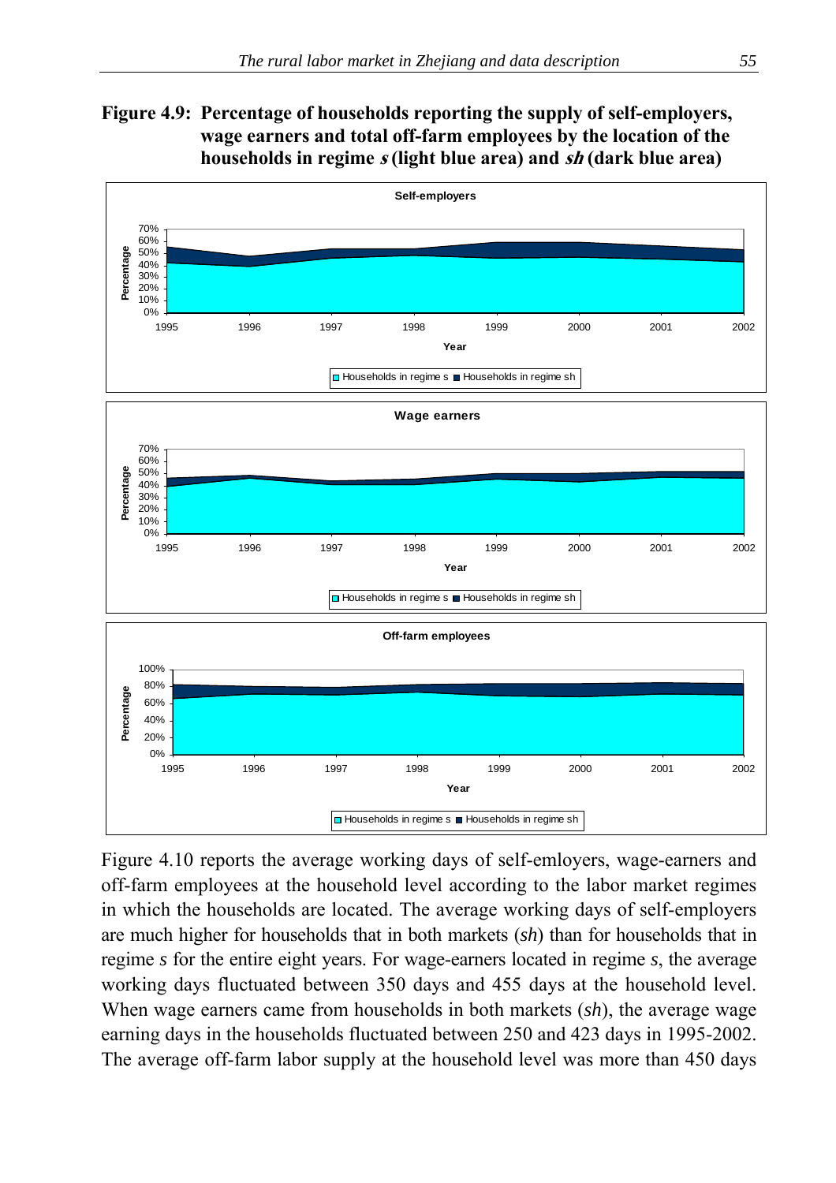**Figure 4.9: Percentage of households reporting the supply of self-employers, wage earners and total off-farm employees by the location of the households in regime *s* (light blue area) and *sh* (dark blue area)**

Self-employers

70%
60%
50%
40%
30%
20%
10%
0%

Percentage

1995 1996 1997 1998 1999 2000 2001 2002

Year

Households in regime s ■ Households in regime sh

Wage earners

70%
60%
50%
40%
30%
20%
10%
0%

Percentage

1995 1996 1997 1998 1999 2000 2001 2002

Year

Households in regime s ■ Households in regime sh

Off-farm employees

100%
80%
60%
40%
20%
0%

Percentage

1995 1996 1997 1998 1999 2000 2001 2002

Year

Households in regime s ■ Households in regime sh

Figure 4.10 reports the average working days of self-emloyers, wage-earners and off-farm employees at the household level according to the labor market regimes in which the households are located. The average working days of self-employers are much higher for households that in both markets (*sh*) than for households that in regime *s* for the entire eight years. For wage-earners located in regime *s*, the average working days fluctuated between 350 days and 455 days at the household level. When wage earners came from households in both markets (*sh*), the average wage earning days in the households fluctuated between 250 and 423 days in 1995-2002. The average off-farm labor supply at the household level was more than 450 days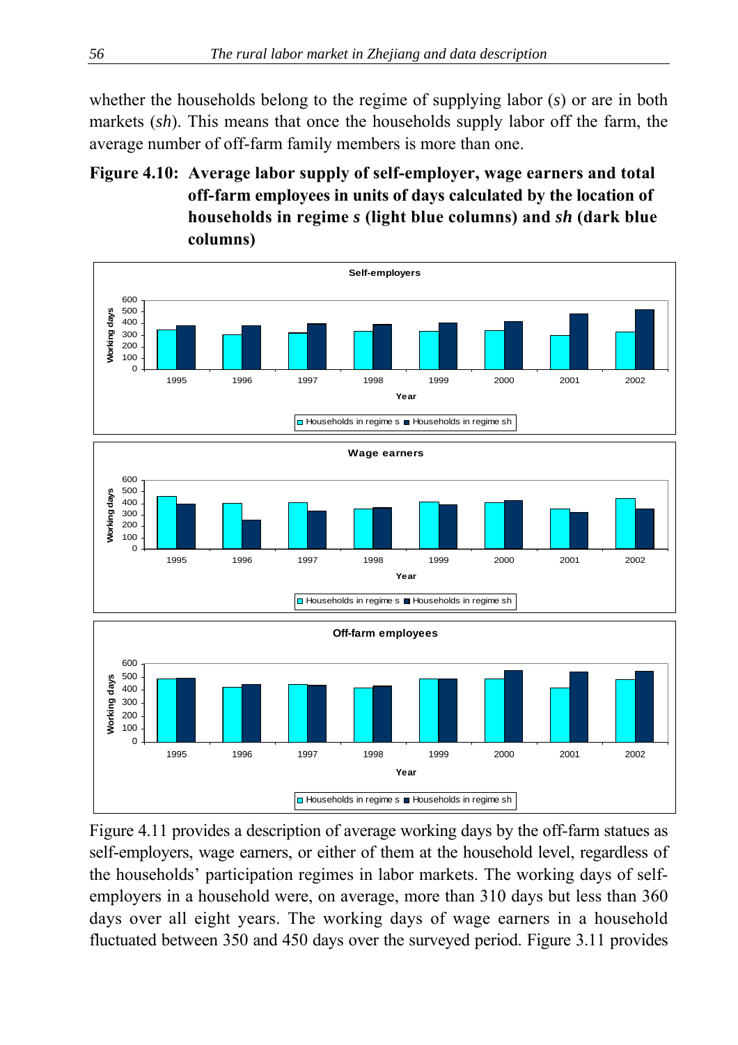whether the households belong to the regime of supplying labor (*s*) or are in both markets (*sh*). This means that once the households supply labor off the farm, the average number of off-farm family members is more than one.

**Figure 4.10: Average labor supply of self-employer, wage earners and total off-farm employees in units of days calculated by the location of households in regime *s* (light blue columns) and *sh* (dark blue columns)**

Self-employers

Working days

0
100
200
300
400
500
600

1995 1996 1997 1998 1999 2000 2001 2002

Year

Households in regime s  Households in regime sh

Wage earners

Working days

0
100
200
300
400
500
600

1995 1996 1997 1998 1999 2000 2001 2002

Year

Households in regime s  Households in regime sh

Off-farm employees

Working days

0
100
200
300
400
500
600

1995 1996 1997 1998 1999 2000 2001 2002

Year

Households in regime s  Households in regime sh

Figure 4.11 provides a description of average working days by the off-farm statues as self-employers, wage earners, or either of them at the household level, regardless of the households' participation regimes in labor markets. The working days of self-employers in a household were, on average, more than 310 days but less than 360 days over all eight years. The working days of wage earners in a household fluctuated between 350 and 450 days over the surveyed period. Figure 3.11 provides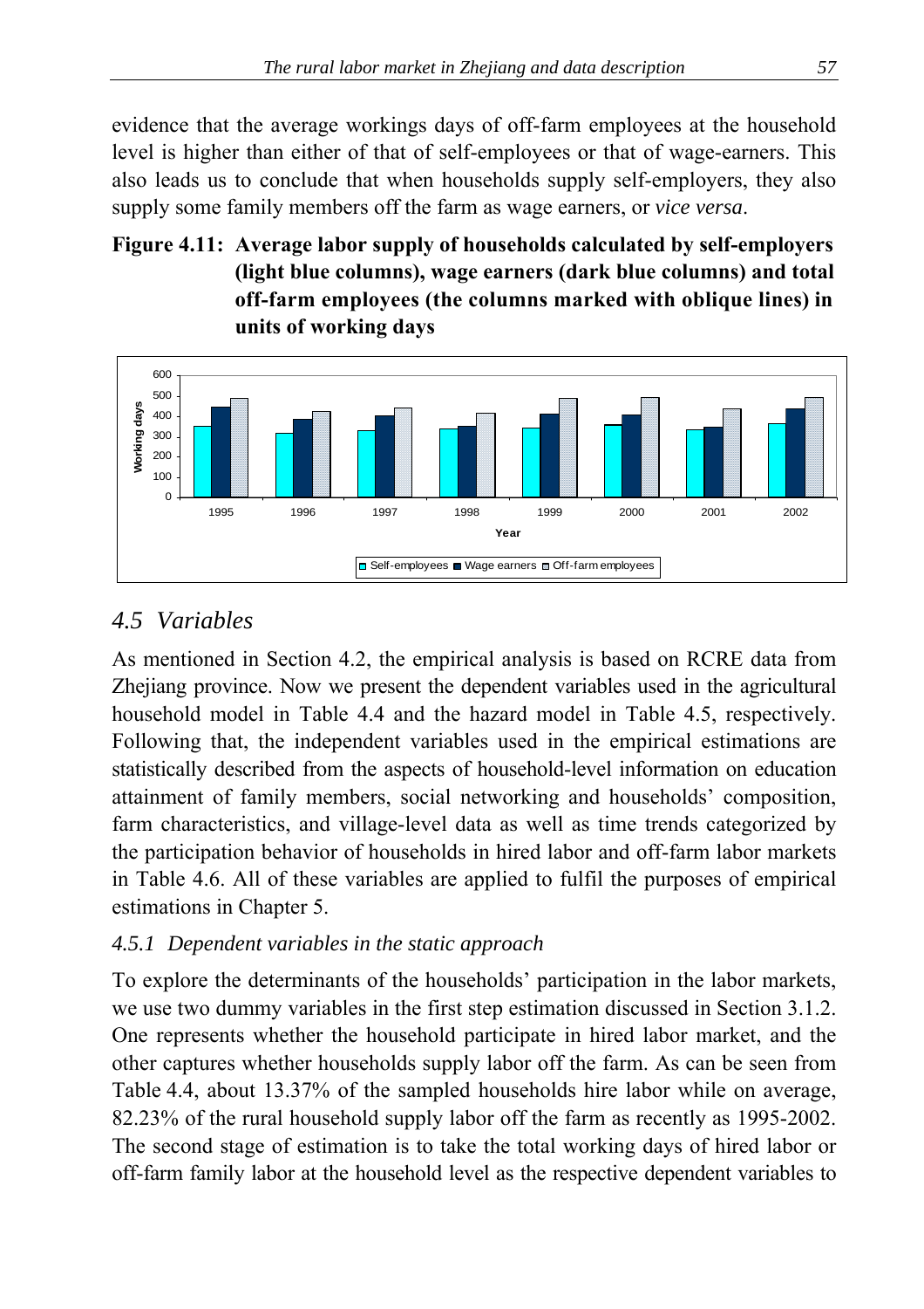evidence that the average workings days of off-farm employees at the household level is higher than either of that of self-employees or that of wage-earners. This also leads us to conclude that when households supply self-employers, they also supply some family members off the farm as wage earners, or *vice versa*.

**Figure 4.11: Average labor supply of households calculated by self-employers (light blue columns), wage earners (dark blue columns) and total off-farm employees (the columns marked with oblique lines) in units of working days**

Working days
600
500
400
300
200
100
0
1995 1996 1997 1998 1999 2000 2001 2002
Year
Self-employees Wage earners Off-farm employees

## 4.5 Variables

As mentioned in Section 4.2, the empirical analysis is based on RCRE data from Zhejiang province. Now we present the dependent variables used in the agricultural household model in Table 4.4 and the hazard model in Table 4.5, respectively. Following that, the independent variables used in the empirical estimations are statistically described from the aspects of household-level information on education attainment of family members, social networking and households' composition, farm characteristics, and village-level data as well as time trends categorized by the participation behavior of households in hired labor and off-farm labor markets in Table 4.6. All of these variables are applied to fulfil the purposes of empirical estimations in Chapter 5.

### 4.5.1 Dependent variables in the static approach

To explore the determinants of the households' participation in the labor markets, we use two dummy variables in the first step estimation discussed in Section 3.1.2. One represents whether the household participate in hired labor market, and the other captures whether households supply labor off the farm. As can be seen from Table 4.4, about 13.37% of the sampled households hire labor while on average, 82.23% of the rural household supply labor off the farm as recently as 1995-2002. The second stage of estimation is to take the total working days of hired labor or off-farm family labor at the household level as the respective dependent variables to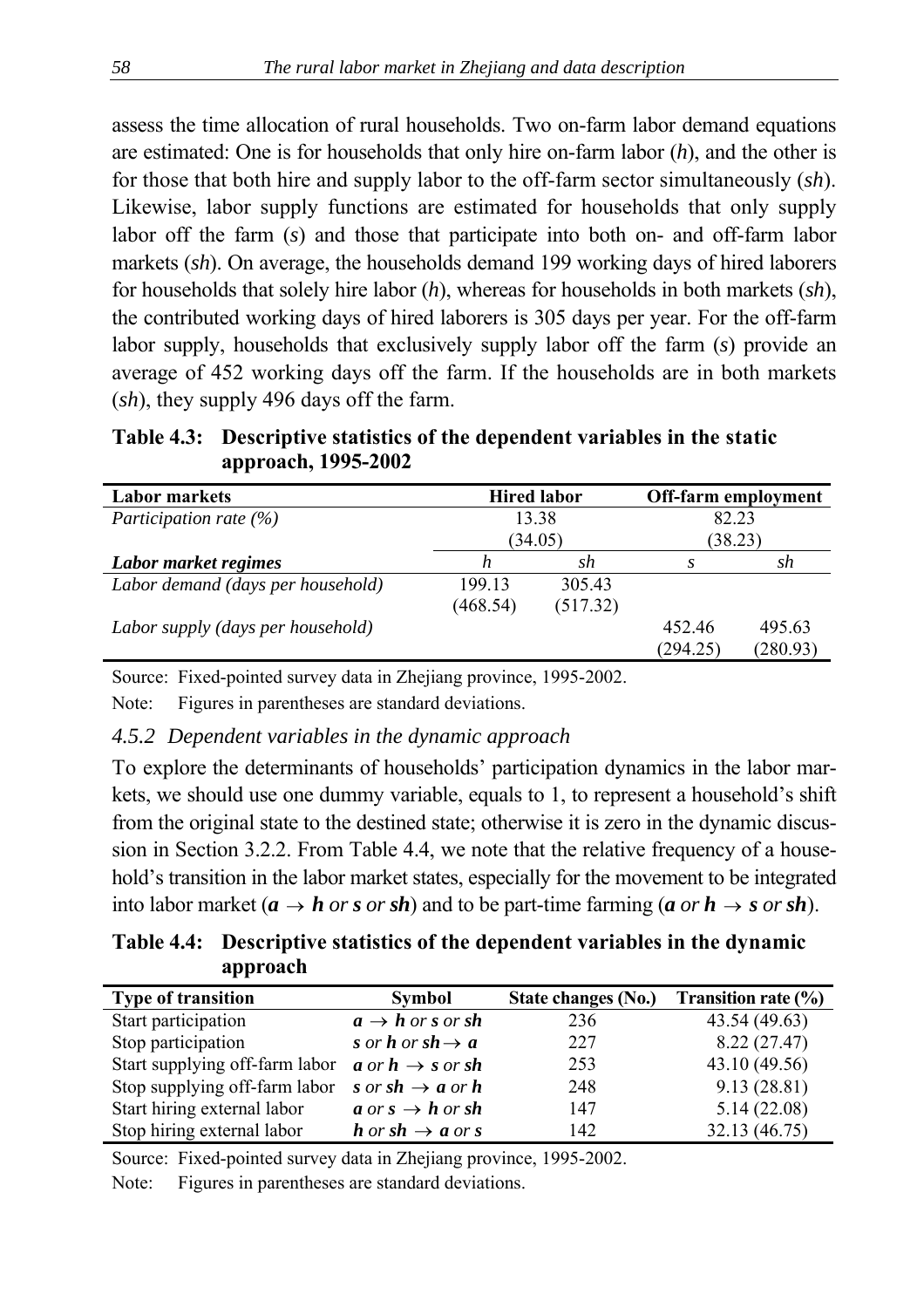assess the time allocation of rural households. Two on-farm labor demand equations are estimated: One is for households that only hire on-farm labor (*h*), and the other is for those that both hire and supply labor to the off-farm sector simultaneously (*sh*). Likewise, labor supply functions are estimated for households that only supply labor off the farm (*s*) and those that participate into both on- and off-farm labor markets (*sh*). On average, the households demand 199 working days of hired laborers for households that solely hire labor (*h*), whereas for households in both markets (*sh*), the contributed working days of hired laborers is 305 days per year. For the off-farm labor supply, households that exclusively supply labor off the farm (*s*) provide an average of 452 working days off the farm. If the households are in both markets (*sh*), they supply 496 days off the farm.

**Table 4.3: Descriptive statistics of the dependent variables in the static approach, 1995-2002**

| Labor markets | Hired labor | | Off-farm employment | |
|---|---|---|---|---|
| *Participation rate (%)* | 13.38 | | 82.23 | |
| | (34.05) | | (38.23) | |
| ***Labor market regimes*** | *h* | *sh* | *s* | *sh* |
| *Labor demand (days per household)* | 199.13 | 305.43 | | |
| | (468.54) | (517.32) | | |
| *Labor supply (days per household)* | | | 452.46 | 495.63 |
| | | | (294.25) | (280.93) |

Source: Fixed-pointed survey data in Zhejiang province, 1995-2002.

Note: Figures in parentheses are standard deviations.

### *4.5.2 Dependent variables in the dynamic approach*

To explore the determinants of households' participation dynamics in the labor markets, we should use one dummy variable, equals to 1, to represent a household's shift from the original state to the destined state; otherwise it is zero in the dynamic discussion in Section 3.2.2. From Table 4.4, we note that the relative frequency of a household's transition in the labor market states, especially for the movement to be integrated into labor market (***a*** $\rightarrow$ ***h*** *or* ***s*** *or* ***sh***) and to be part-time farming (***a*** *or* ***h*** $\rightarrow$ ***s*** *or* ***sh***).

**Table 4.4: Descriptive statistics of the dependent variables in the dynamic approach**

| Type of transition | Symbol | State changes (No.) | Transition rate (%) |
|---|---|---|---|
| Start participation | ***a*** $\rightarrow$ ***h*** *or* ***s*** *or* ***sh*** | 236 | 43.54 (49.63) |
| Stop participation | ***s*** *or* ***h*** *or* ***sh*** $\rightarrow$ ***a*** | 227 | 8.22 (27.47) |
| Start supplying off-farm labor | ***a*** *or* ***h*** $\rightarrow$ ***s*** *or* ***sh*** | 253 | 43.10 (49.56) |
| Stop supplying off-farm labor | ***s*** *or* ***sh*** $\rightarrow$ ***a*** *or* ***h*** | 248 | 9.13 (28.81) |
| Start hiring external labor | ***a*** *or* ***s*** $\rightarrow$ ***h*** *or* ***sh*** | 147 | 5.14 (22.08) |
| Stop hiring external labor | ***h*** *or* ***sh*** $\rightarrow$ ***a*** *or* ***s*** | 142 | 32.13 (46.75) |

Source: Fixed-pointed survey data in Zhejiang province, 1995-2002.

Note: Figures in parentheses are standard deviations.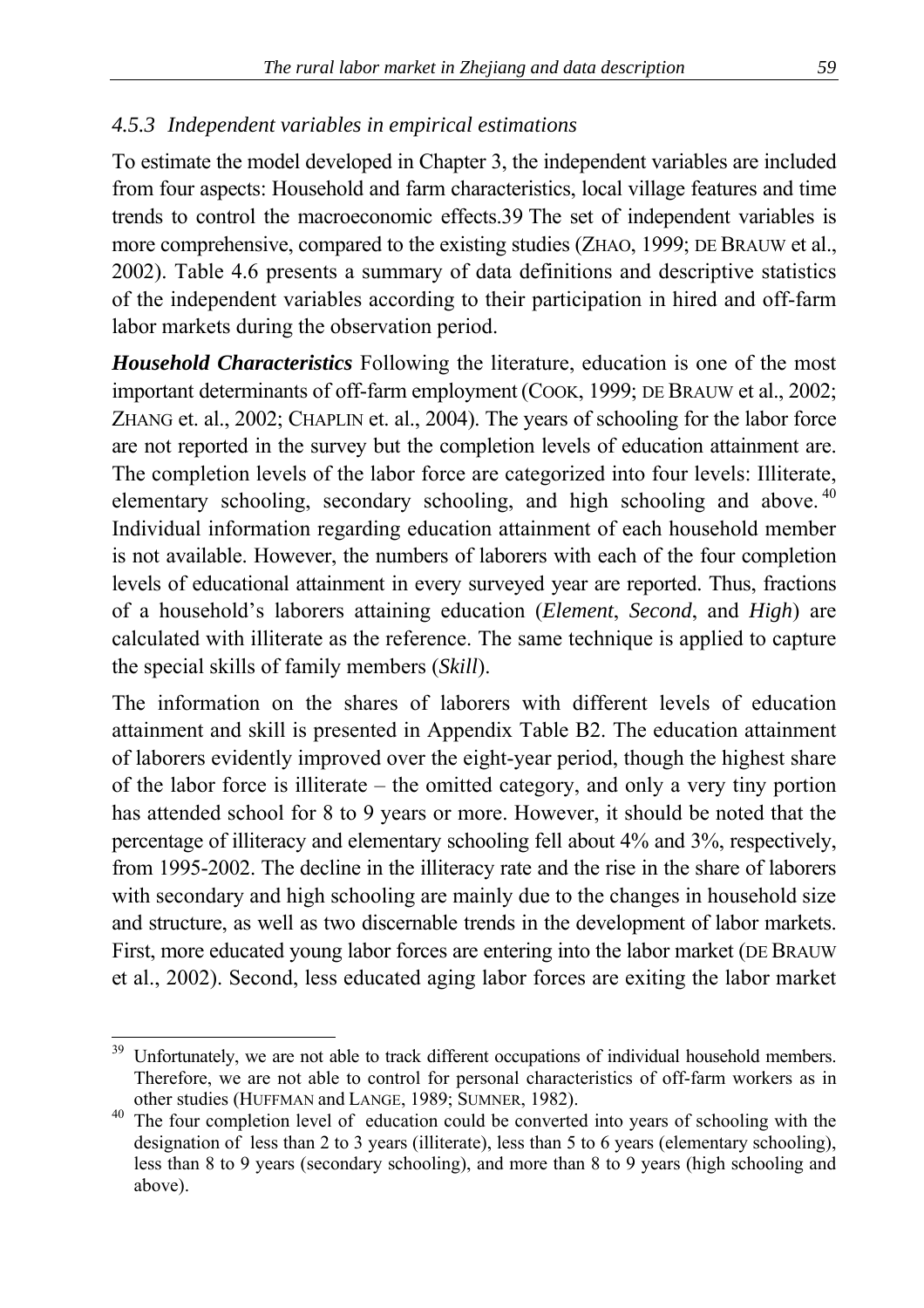### *4.5.3 Independent variables in empirical estimations*

To estimate the model developed in Chapter 3, the independent variables are included from four aspects: Household and farm characteristics, local village features and time trends to control the macroeconomic effects.39 The set of independent variables is more comprehensive, compared to the existing studies (ZHAO, 1999; DE BRAUW et al., 2002). Table 4.6 presents a summary of data definitions and descriptive statistics of the independent variables according to their participation in hired and off-farm labor markets during the observation period.

***Household Characteristics*** Following the literature, education is one of the most important determinants of off-farm employment (COOK, 1999; DE BRAUW et al., 2002; ZHANG et. al., 2002; CHAPLIN et. al., 2004). The years of schooling for the labor force are not reported in the survey but the completion levels of education attainment are. The completion levels of the labor force are categorized into four levels: Illiterate, elementary schooling, secondary schooling, and high schooling and above.[40] Individual information regarding education attainment of each household member is not available. However, the numbers of laborers with each of the four completion levels of educational attainment in every surveyed year are reported. Thus, fractions of a household's laborers attaining education (*Element*, *Second*, and *High*) are calculated with illiterate as the reference. The same technique is applied to capture the special skills of family members (*Skill*).

The information on the shares of laborers with different levels of education attainment and skill is presented in Appendix Table B2. The education attainment of laborers evidently improved over the eight-year period, though the highest share of the labor force is illiterate – the omitted category, and only a very tiny portion has attended school for 8 to 9 years or more. However, it should be noted that the percentage of illiteracy and elementary schooling fell about 4% and 3%, respectively, from 1995-2002. The decline in the illiteracy rate and the rise in the share of laborers with secondary and high schooling are mainly due to the changes in household size and structure, as well as two discernable trends in the development of labor markets. First, more educated young labor forces are entering into the labor market (DE BRAUW et al., 2002). Second, less educated aging labor forces are exiting the labor market

---

[39] Unfortunately, we are not able to track different occupations of individual household members. Therefore, we are not able to control for personal characteristics of off-farm workers as in other studies (HUFFMAN and LANGE, 1989; SUMNER, 1982).

[40] The four completion level of education could be converted into years of schooling with the designation of less than 2 to 3 years (illiterate), less than 5 to 6 years (elementary schooling), less than 8 to 9 years (secondary schooling), and more than 8 to 9 years (high schooling and above).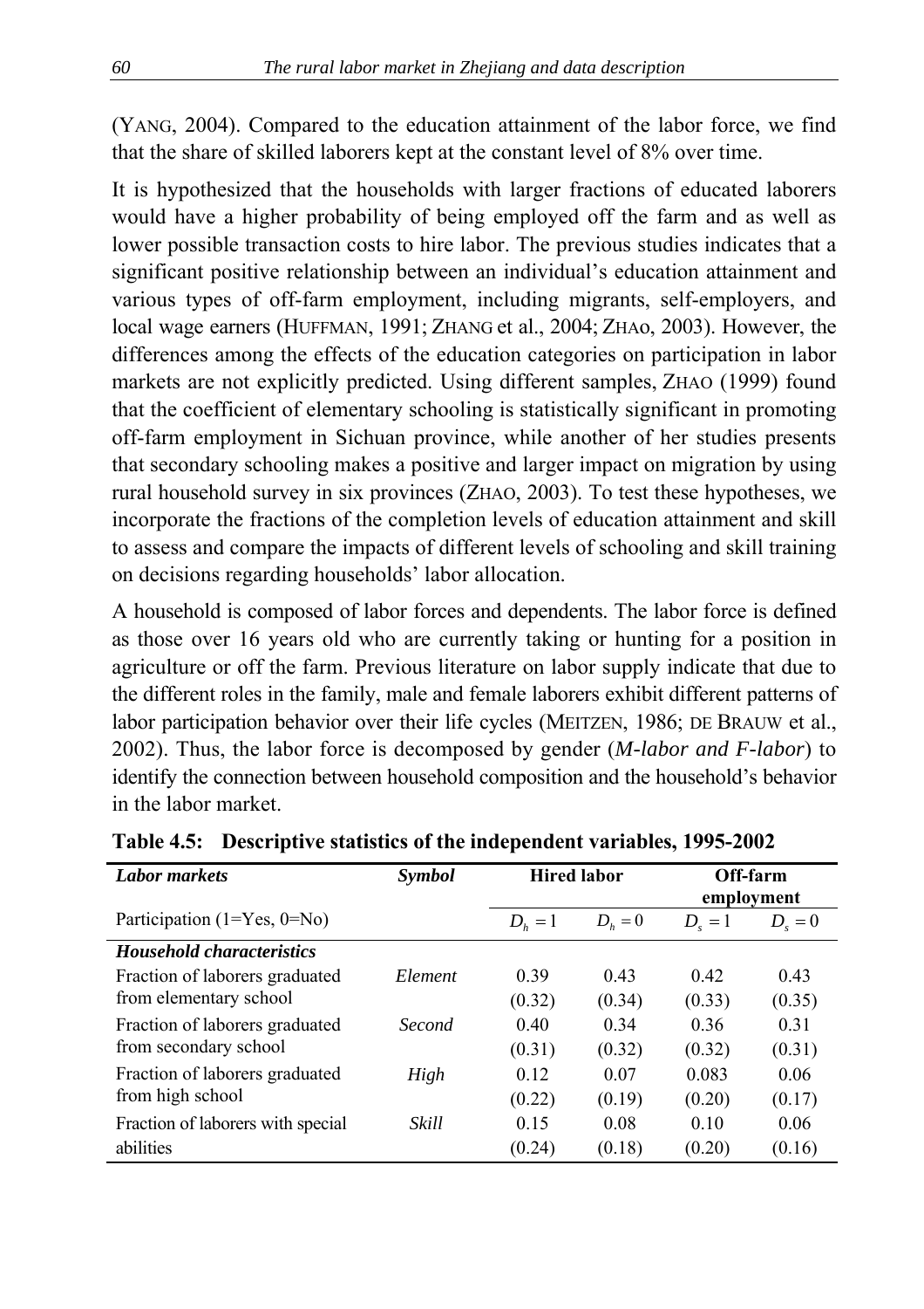(YANG, 2004). Compared to the education attainment of the labor force, we find that the share of skilled laborers kept at the constant level of 8% over time.

It is hypothesized that the households with larger fractions of educated laborers would have a higher probability of being employed off the farm and as well as lower possible transaction costs to hire labor. The previous studies indicates that a significant positive relationship between an individual's education attainment and various types of off-farm employment, including migrants, self-employers, and local wage earners (HUFFMAN, 1991; ZHANG et al., 2004; ZHAO, 2003). However, the differences among the effects of the education categories on participation in labor markets are not explicitly predicted. Using different samples, ZHAO (1999) found that the coefficient of elementary schooling is statistically significant in promoting off-farm employment in Sichuan province, while another of her studies presents that secondary schooling makes a positive and larger impact on migration by using rural household survey in six provinces (ZHAO, 2003). To test these hypotheses, we incorporate the fractions of the completion levels of education attainment and skill to assess and compare the impacts of different levels of schooling and skill training on decisions regarding households' labor allocation.

A household is composed of labor forces and dependents. The labor force is defined as those over 16 years old who are currently taking or hunting for a position in agriculture or off the farm. Previous literature on labor supply indicate that due to the different roles in the family, male and female laborers exhibit different patterns of labor participation behavior over their life cycles (MEITZEN, 1986; DE BRAUW et al., 2002). Thus, the labor force is decomposed by gender (*M-labor and F-labor*) to identify the connection between household composition and the household's behavior in the labor market.

**Table 4.5: Descriptive statistics of the independent variables, 1995-2002**

| *Labor markets* | *Symbol* | **Hired labor** | | **Off-farm employment** | |
|---|---|---|---|---|---|
| Participation (1=Yes, 0=No) | | $D_h = 1$ | $D_h = 0$ | $D_s = 1$ | $D_s = 0$ |
| ***Household characteristics*** | | | | | |
| Fraction of laborers graduated from elementary school | *Element* | 0.39 (0.32) | 0.43 (0.34) | 0.42 (0.33) | 0.43 (0.35) |
| Fraction of laborers graduated from secondary school | *Second* | 0.40 (0.31) | 0.34 (0.32) | 0.36 (0.32) | 0.31 (0.31) |
| Fraction of laborers graduated from high school | *High* | 0.12 (0.22) | 0.07 (0.19) | 0.083 (0.20) | 0.06 (0.17) |
| Fraction of laborers with special abilities | *Skill* | 0.15 (0.24) | 0.08 (0.18) | 0.10 (0.20) | 0.06 (0.16) |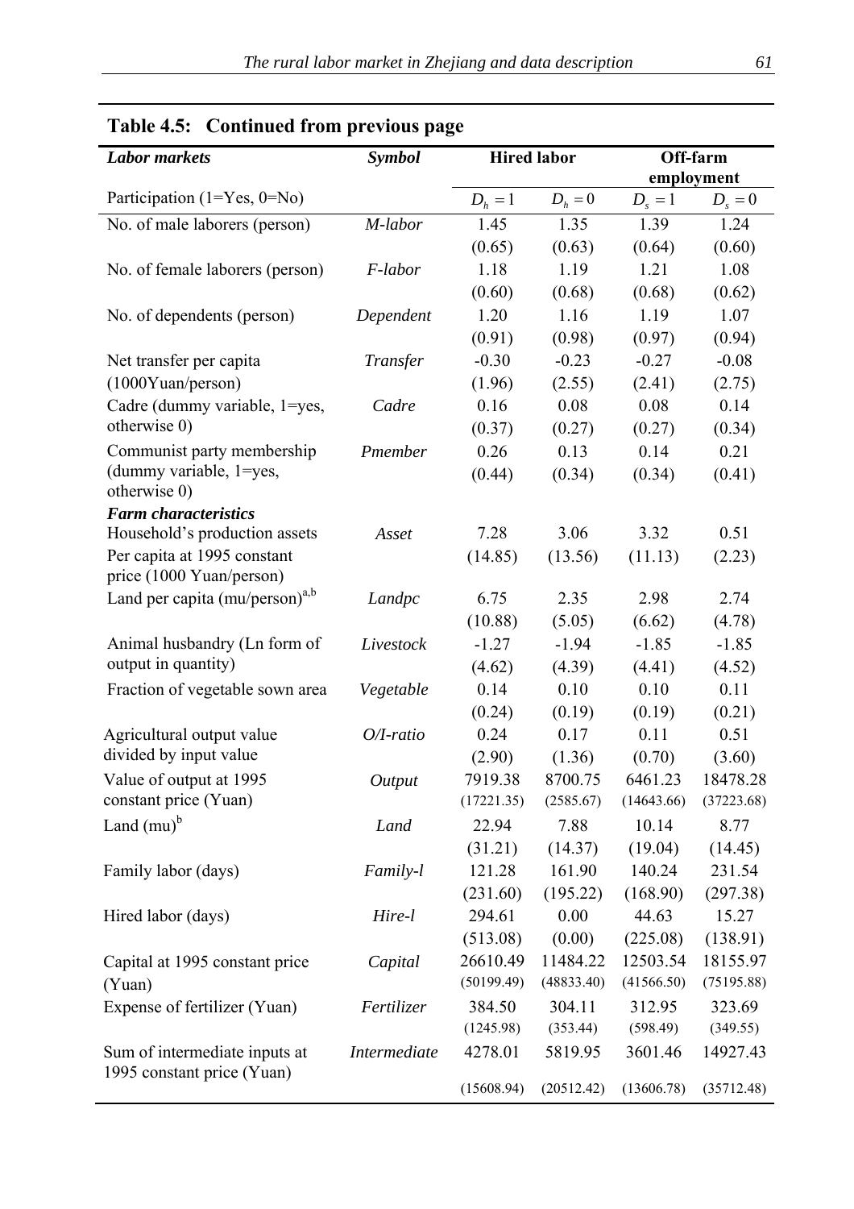**Table 4.5: Continued from previous page**

| *Labor markets* | *Symbol* | Hired labor | | Off-farm employment | |
|---|---|---|---|---|---|
| Participation (1=Yes, 0=No) | | $D_h = 1$ | $D_h = 0$ | $D_s = 1$ | $D_s = 0$ |
| No. of male laborers (person) | *M-labor* | 1.45 | 1.35 | 1.39 | 1.24 |
| | | (0.65) | (0.63) | (0.64) | (0.60) |
| No. of female laborers (person) | *F-labor* | 1.18 | 1.19 | 1.21 | 1.08 |
| | | (0.60) | (0.68) | (0.68) | (0.62) |
| No. of dependents (person) | *Dependent* | 1.20 | 1.16 | 1.19 | 1.07 |
| | | (0.91) | (0.98) | (0.97) | (0.94) |
| Net transfer per capita (1000Yuan/person) | *Transfer* | -0.30 | -0.23 | -0.27 | -0.08 |
| | | (1.96) | (2.55) | (2.41) | (2.75) |
| Cadre (dummy variable, 1=yes, otherwise 0) | *Cadre* | 0.16 | 0.08 | 0.08 | 0.14 |
| | | (0.37) | (0.27) | (0.27) | (0.34) |
| Communist party membership (dummy variable, 1=yes, otherwise 0) | *Pmember* | 0.26 | 0.13 | 0.14 | 0.21 |
| | | (0.44) | (0.34) | (0.34) | (0.41) |
| ***Farm characteristics*** | | | | | |
| Household's production assets | *Asset* | 7.28 | 3.06 | 3.32 | 0.51 |
| Per capita at 1995 constant price (1000 Yuan/person) | | (14.85) | (13.56) | (11.13) | (2.23) |
| Land per capita (mu/person)[a,b] | *Landpc* | 6.75 | 2.35 | 2.98 | 2.74 |
| | | (10.88) | (5.05) | (6.62) | (4.78) |
| Animal husbandry (Ln form of output in quantity) | *Livestock* | -1.27 | -1.94 | -1.85 | -1.85 |
| | | (4.62) | (4.39) | (4.41) | (4.52) |
| Fraction of vegetable sown area | *Vegetable* | 0.14 | 0.10 | 0.10 | 0.11 |
| | | (0.24) | (0.19) | (0.19) | (0.21) |
| Agricultural output value divided by input value | *O/I-ratio* | 0.24 | 0.17 | 0.11 | 0.51 |
| | | (2.90) | (1.36) | (0.70) | (3.60) |
| Value of output at 1995 constant price (Yuan) | *Output* | 7919.38 | 8700.75 | 6461.23 | 18478.28 |
| | | (17221.35) | (2585.67) | (14643.66) | (37223.68) |
| Land (mu)[b] | *Land* | 22.94 | 7.88 | 10.14 | 8.77 |
| | | (31.21) | (14.37) | (19.04) | (14.45) |
| Family labor (days) | *Family-l* | 121.28 | 161.90 | 140.24 | 231.54 |
| | | (231.60) | (195.22) | (168.90) | (297.38) |
| Hired labor (days) | *Hire-l* | 294.61 | 0.00 | 44.63 | 15.27 |
| | | (513.08) | (0.00) | (225.08) | (138.91) |
| Capital at 1995 constant price (Yuan) | *Capital* | 26610.49 | 11484.22 | 12503.54 | 18155.97 |
| | | (50199.49) | (48833.40) | (41566.50) | (75195.88) |
| Expense of fertilizer (Yuan) | *Fertilizer* | 384.50 | 304.11 | 312.95 | 323.69 |
| | | (1245.98) | (353.44) | (598.49) | (349.55) |
| Sum of intermediate inputs at 1995 constant price (Yuan) | *Intermediate* | 4278.01 | 5819.95 | 3601.46 | 14927.43 |
| | | (15608.94) | (20512.42) | (13606.78) | (35712.48) |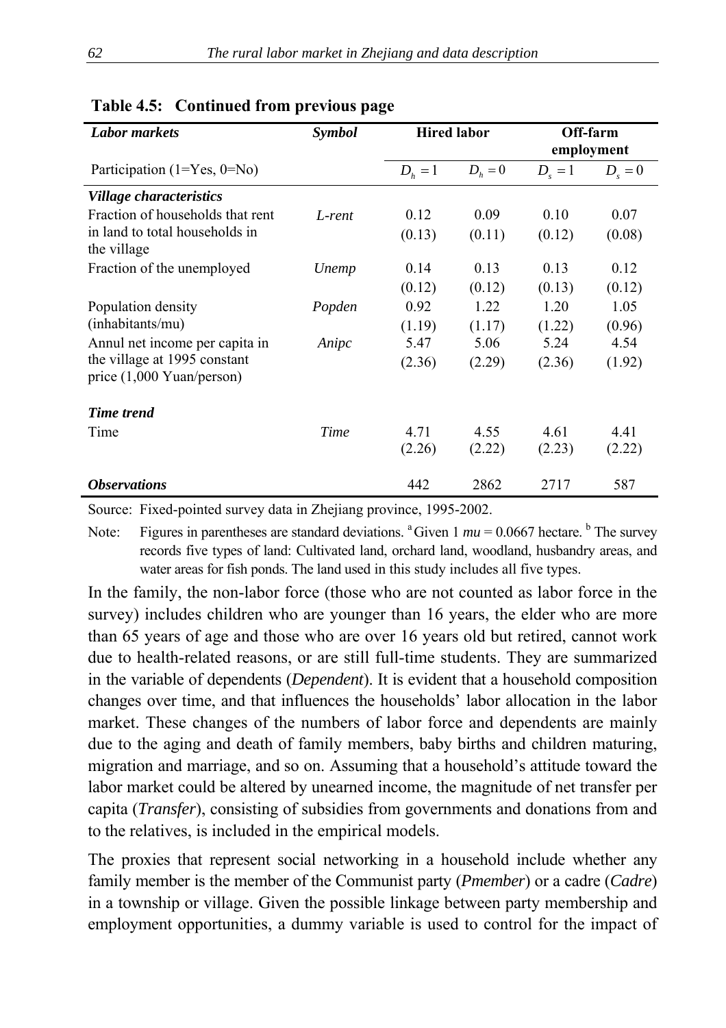**Table 4.5: Continued from previous page**

| *Labor markets* | *Symbol* | Hired labor | | Off-farm employment | |
|---|---|---|---|---|---|
| Participation (1=Yes, 0=No) | | $D_h = 1$ | $D_h = 0$ | $D_s = 1$ | $D_s = 0$ |
| ***Village characteristics*** | | | | | |
| Fraction of households that rent in land to total households in the village | *L-rent* | 0.12 (0.13) | 0.09 (0.11) | 0.10 (0.12) | 0.07 (0.08) |
| Fraction of the unemployed | *Unemp* | 0.14 (0.12) | 0.13 (0.12) | 0.13 (0.13) | 0.12 (0.12) |
| Population density (inhabitants/mu) | *Popden* | 0.92 (1.19) | 1.22 (1.17) | 1.20 (1.22) | 1.05 (0.96) |
| Annul net income per capita in the village at 1995 constant price (1,000 Yuan/person) | *Anipc* | 5.47 (2.36) | 5.06 (2.29) | 5.24 (2.36) | 4.54 (1.92) |
| ***Time trend*** | | | | | |
| Time | *Time* | 4.71 (2.26) | 4.55 (2.22) | 4.61 (2.23) | 4.41 (2.22) |
| ***Observations*** | | 442 | 2862 | 2717 | 587 |

Source: Fixed-pointed survey data in Zhejiang province, 1995-2002.

Note: Figures in parentheses are standard deviations. [a] Given 1 *mu* = 0.0667 hectare. [b] The survey records five types of land: Cultivated land, orchard land, woodland, husbandry areas, and water areas for fish ponds. The land used in this study includes all five types.

In the family, the non-labor force (those who are not counted as labor force in the survey) includes children who are younger than 16 years, the elder who are more than 65 years of age and those who are over 16 years old but retired, cannot work due to health-related reasons, or are still full-time students. They are summarized in the variable of dependents (*Dependent*). It is evident that a household composition changes over time, and that influences the households' labor allocation in the labor market. These changes of the numbers of labor force and dependents are mainly due to the aging and death of family members, baby births and children maturing, migration and marriage, and so on. Assuming that a household's attitude toward the labor market could be altered by unearned income, the magnitude of net transfer per capita (*Transfer*), consisting of subsidies from governments and donations from and to the relatives, is included in the empirical models.

The proxies that represent social networking in a household include whether any family member is the member of the Communist party (*Pmember*) or a cadre (*Cadre*) in a township or village. Given the possible linkage between party membership and employment opportunities, a dummy variable is used to control for the impact of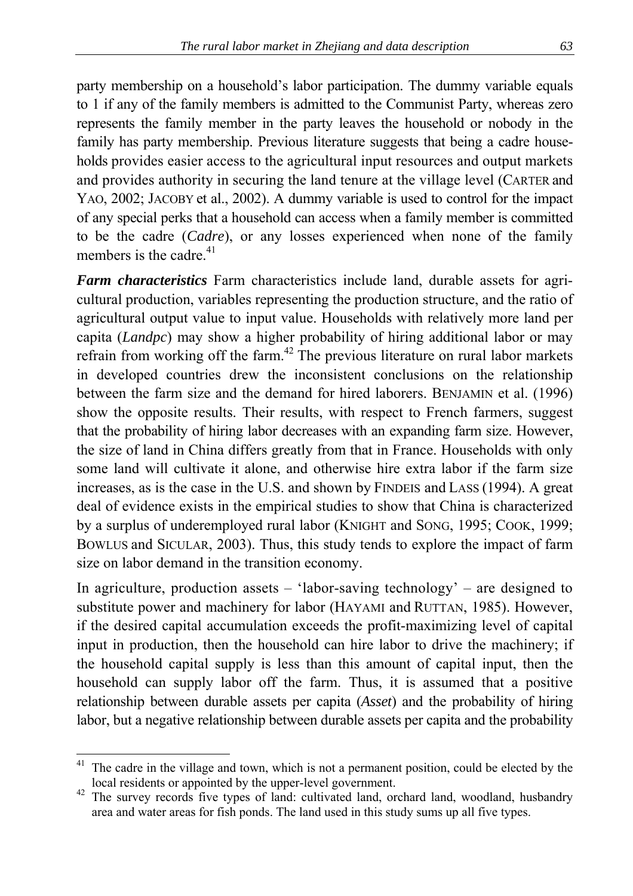party membership on a household's labor participation. The dummy variable equals to 1 if any of the family members is admitted to the Communist Party, whereas zero represents the family member in the party leaves the household or nobody in the family has party membership. Previous literature suggests that being a cadre households provides easier access to the agricultural input resources and output markets and provides authority in securing the land tenure at the village level (CARTER and YAO, 2002; JACOBY et al., 2002). A dummy variable is used to control for the impact of any special perks that a household can access when a family member is committed to be the cadre (*Cadre*), or any losses experienced when none of the family members is the cadre.[41]

***Farm characteristics*** Farm characteristics include land, durable assets for agricultural production, variables representing the production structure, and the ratio of agricultural output value to input value. Households with relatively more land per capita (*Landpc*) may show a higher probability of hiring additional labor or may refrain from working off the farm.[42] The previous literature on rural labor markets in developed countries drew the inconsistent conclusions on the relationship between the farm size and the demand for hired laborers. BENJAMIN et al. (1996) show the opposite results. Their results, with respect to French farmers, suggest that the probability of hiring labor decreases with an expanding farm size. However, the size of land in China differs greatly from that in France. Households with only some land will cultivate it alone, and otherwise hire extra labor if the farm size increases, as is the case in the U.S. and shown by FINDEIS and LASS (1994). A great deal of evidence exists in the empirical studies to show that China is characterized by a surplus of underemployed rural labor (KNIGHT and SONG, 1995; COOK, 1999; BOWLUS and SICULAR, 2003). Thus, this study tends to explore the impact of farm size on labor demand in the transition economy.

In agriculture, production assets – 'labor-saving technology' – are designed to substitute power and machinery for labor (HAYAMI and RUTTAN, 1985). However, if the desired capital accumulation exceeds the profit-maximizing level of capital input in production, then the household can hire labor to drive the machinery; if the household capital supply is less than this amount of capital input, then the household can supply labor off the farm. Thus, it is assumed that a positive relationship between durable assets per capita (*Asset*) and the probability of hiring labor, but a negative relationship between durable assets per capita and the probability

[41] The cadre in the village and town, which is not a permanent position, could be elected by the local residents or appointed by the upper-level government.

[42] The survey records five types of land: cultivated land, orchard land, woodland, husbandry area and water areas for fish ponds. The land used in this study sums up all five types.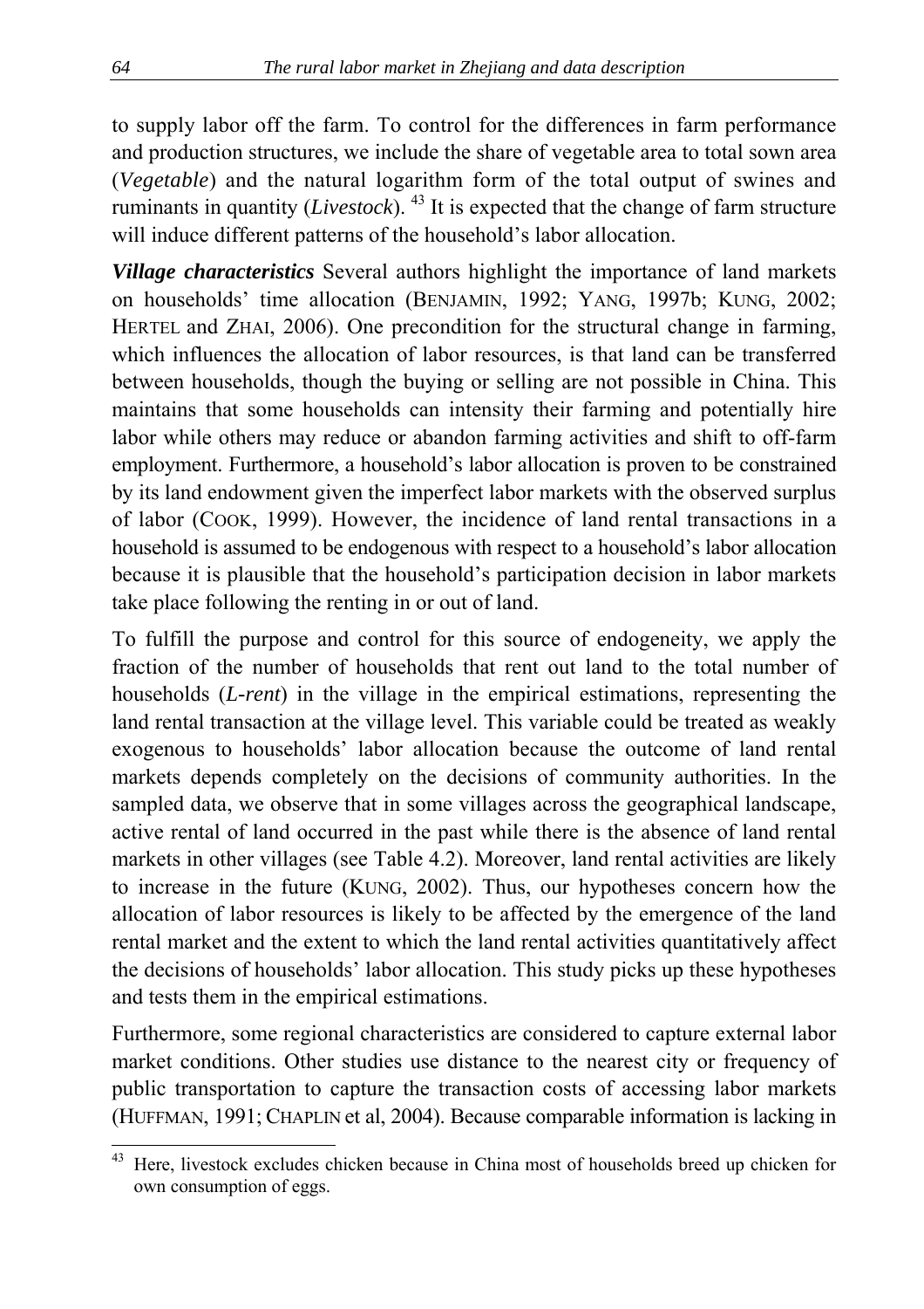to supply labor off the farm. To control for the differences in farm performance and production structures, we include the share of vegetable area to total sown area (*Vegetable*) and the natural logarithm form of the total output of swines and ruminants in quantity (*Livestock*). [43] It is expected that the change of farm structure will induce different patterns of the household's labor allocation.

***Village characteristics*** Several authors highlight the importance of land markets on households' time allocation (BENJAMIN, 1992; YANG, 1997b; KUNG, 2002; HERTEL and ZHAI, 2006). One precondition for the structural change in farming, which influences the allocation of labor resources, is that land can be transferred between households, though the buying or selling are not possible in China. This maintains that some households can intensity their farming and potentially hire labor while others may reduce or abandon farming activities and shift to off-farm employment. Furthermore, a household's labor allocation is proven to be constrained by its land endowment given the imperfect labor markets with the observed surplus of labor (COOK, 1999). However, the incidence of land rental transactions in a household is assumed to be endogenous with respect to a household's labor allocation because it is plausible that the household's participation decision in labor markets take place following the renting in or out of land.

To fulfill the purpose and control for this source of endogeneity, we apply the fraction of the number of households that rent out land to the total number of households (*L-rent*) in the village in the empirical estimations, representing the land rental transaction at the village level. This variable could be treated as weakly exogenous to households' labor allocation because the outcome of land rental markets depends completely on the decisions of community authorities. In the sampled data, we observe that in some villages across the geographical landscape, active rental of land occurred in the past while there is the absence of land rental markets in other villages (see Table 4.2). Moreover, land rental activities are likely to increase in the future (KUNG, 2002). Thus, our hypotheses concern how the allocation of labor resources is likely to be affected by the emergence of the land rental market and the extent to which the land rental activities quantitatively affect the decisions of households' labor allocation. This study picks up these hypotheses and tests them in the empirical estimations.

Furthermore, some regional characteristics are considered to capture external labor market conditions. Other studies use distance to the nearest city or frequency of public transportation to capture the transaction costs of accessing labor markets (HUFFMAN, 1991; CHAPLIN et al, 2004). Because comparable information is lacking in

[43] Here, livestock excludes chicken because in China most of households breed up chicken for own consumption of eggs.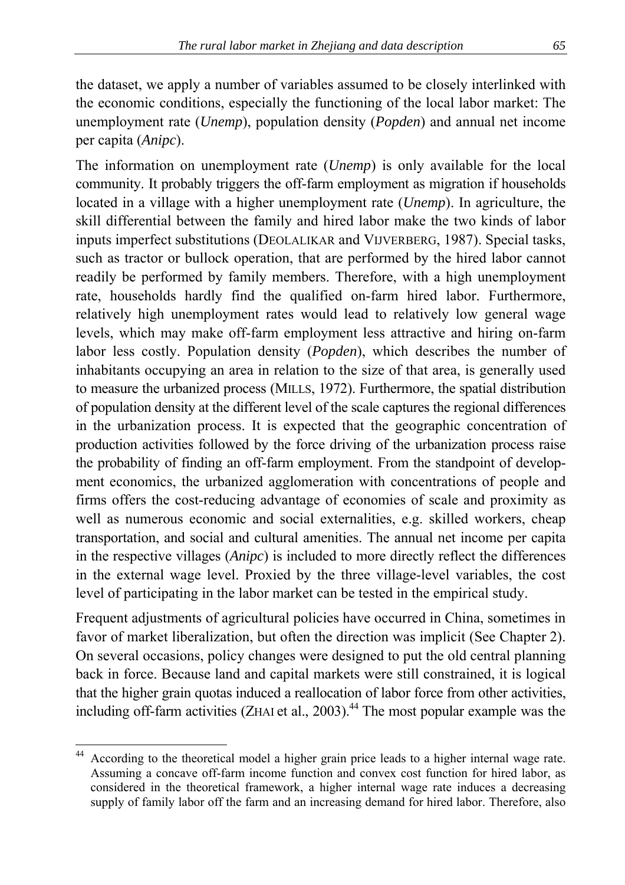the dataset, we apply a number of variables assumed to be closely interlinked with the economic conditions, especially the functioning of the local labor market: The unemployment rate (*Unemp*), population density (*Popden*) and annual net income per capita (*Anipc*).

The information on unemployment rate (*Unemp*) is only available for the local community. It probably triggers the off-farm employment as migration if households located in a village with a higher unemployment rate (*Unemp*). In agriculture, the skill differential between the family and hired labor make the two kinds of labor inputs imperfect substitutions (DEOLALIKAR and VIJVERBERG, 1987). Special tasks, such as tractor or bullock operation, that are performed by the hired labor cannot readily be performed by family members. Therefore, with a high unemployment rate, households hardly find the qualified on-farm hired labor. Furthermore, relatively high unemployment rates would lead to relatively low general wage levels, which may make off-farm employment less attractive and hiring on-farm labor less costly. Population density (*Popden*), which describes the number of inhabitants occupying an area in relation to the size of that area, is generally used to measure the urbanized process (MILLS, 1972). Furthermore, the spatial distribution of population density at the different level of the scale captures the regional differences in the urbanization process. It is expected that the geographic concentration of production activities followed by the force driving of the urbanization process raise the probability of finding an off-farm employment. From the standpoint of development economics, the urbanized agglomeration with concentrations of people and firms offers the cost-reducing advantage of economies of scale and proximity as well as numerous economic and social externalities, e.g. skilled workers, cheap transportation, and social and cultural amenities. The annual net income per capita in the respective villages (*Anipc*) is included to more directly reflect the differences in the external wage level. Proxied by the three village-level variables, the cost level of participating in the labor market can be tested in the empirical study.

Frequent adjustments of agricultural policies have occurred in China, sometimes in favor of market liberalization, but often the direction was implicit (See Chapter 2). On several occasions, policy changes were designed to put the old central planning back in force. Because land and capital markets were still constrained, it is logical that the higher grain quotas induced a reallocation of labor force from other activities, including off-farm activities (ZHAI et al., 2003).[44] The most popular example was the

[44] According to the theoretical model a higher grain price leads to a higher internal wage rate. Assuming a concave off-farm income function and convex cost function for hired labor, as considered in the theoretical framework, a higher internal wage rate induces a decreasing supply of family labor off the farm and an increasing demand for hired labor. Therefore, also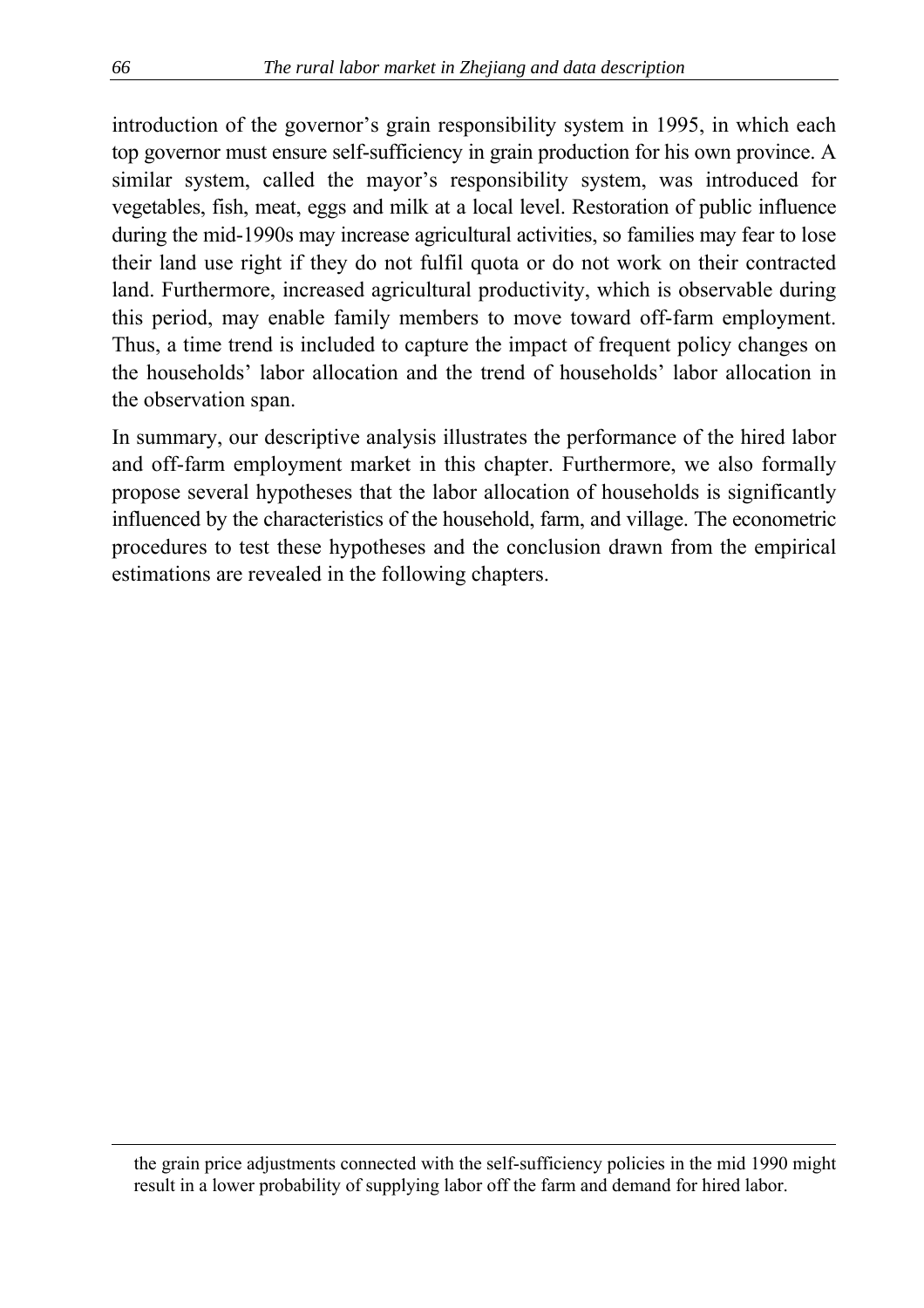introduction of the governor's grain responsibility system in 1995, in which each top governor must ensure self-sufficiency in grain production for his own province. A similar system, called the mayor's responsibility system, was introduced for vegetables, fish, meat, eggs and milk at a local level. Restoration of public influence during the mid-1990s may increase agricultural activities, so families may fear to lose their land use right if they do not fulfil quota or do not work on their contracted land. Furthermore, increased agricultural productivity, which is observable during this period, may enable family members to move toward off-farm employment. Thus, a time trend is included to capture the impact of frequent policy changes on the households' labor allocation and the trend of households' labor allocation in the observation span.

In summary, our descriptive analysis illustrates the performance of the hired labor and off-farm employment market in this chapter. Furthermore, we also formally propose several hypotheses that the labor allocation of households is significantly influenced by the characteristics of the household, farm, and village. The econometric procedures to test these hypotheses and the conclusion drawn from the empirical estimations are revealed in the following chapters.

---

the grain price adjustments connected with the self-sufficiency policies in the mid 1990 might result in a lower probability of supplying labor off the farm and demand for hired labor.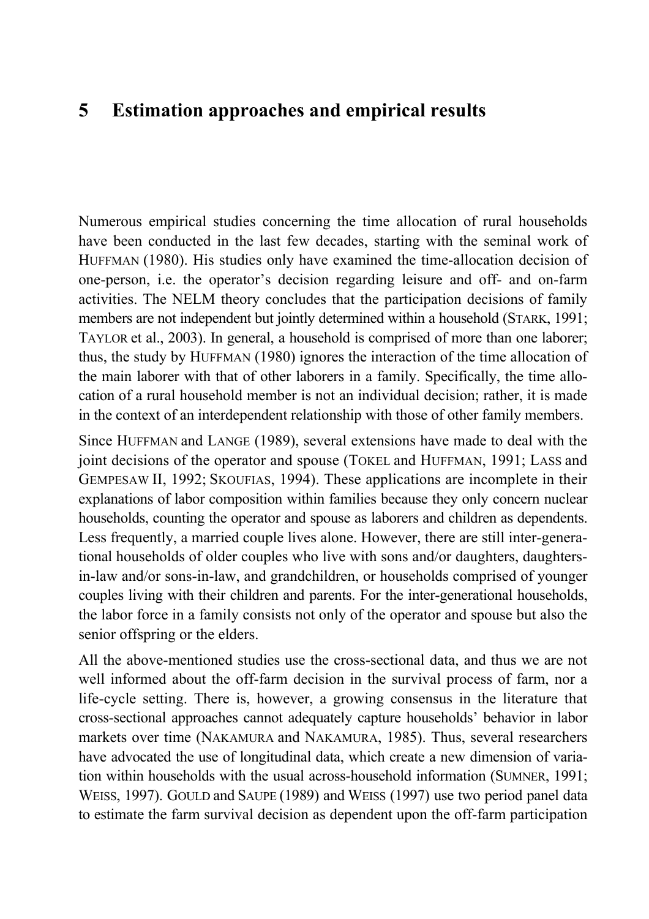# 5 Estimation approaches and empirical results

Numerous empirical studies concerning the time allocation of rural households have been conducted in the last few decades, starting with the seminal work of HUFFMAN (1980). His studies only have examined the time-allocation decision of one-person, i.e. the operator's decision regarding leisure and off- and on-farm activities. The NELM theory concludes that the participation decisions of family members are not independent but jointly determined within a household (STARK, 1991; TAYLOR et al., 2003). In general, a household is comprised of more than one laborer; thus, the study by HUFFMAN (1980) ignores the interaction of the time allocation of the main laborer with that of other laborers in a family. Specifically, the time allocation of a rural household member is not an individual decision; rather, it is made in the context of an interdependent relationship with those of other family members.

Since HUFFMAN and LANGE (1989), several extensions have made to deal with the joint decisions of the operator and spouse (TOKEL and HUFFMAN, 1991; LASS and GEMPESAW II, 1992; SKOUFIAS, 1994). These applications are incomplete in their explanations of labor composition within families because they only concern nuclear households, counting the operator and spouse as laborers and children as dependents. Less frequently, a married couple lives alone. However, there are still inter-generational households of older couples who live with sons and/or daughters, daughters-in-law and/or sons-in-law, and grandchildren, or households comprised of younger couples living with their children and parents. For the inter-generational households, the labor force in a family consists not only of the operator and spouse but also the senior offspring or the elders.

All the above-mentioned studies use the cross-sectional data, and thus we are not well informed about the off-farm decision in the survival process of farm, nor a life-cycle setting. There is, however, a growing consensus in the literature that cross-sectional approaches cannot adequately capture households' behavior in labor markets over time (NAKAMURA and NAKAMURA, 1985). Thus, several researchers have advocated the use of longitudinal data, which create a new dimension of variation within households with the usual across-household information (SUMNER, 1991; WEISS, 1997). GOULD and SAUPE (1989) and WEISS (1997) use two period panel data to estimate the farm survival decision as dependent upon the off-farm participation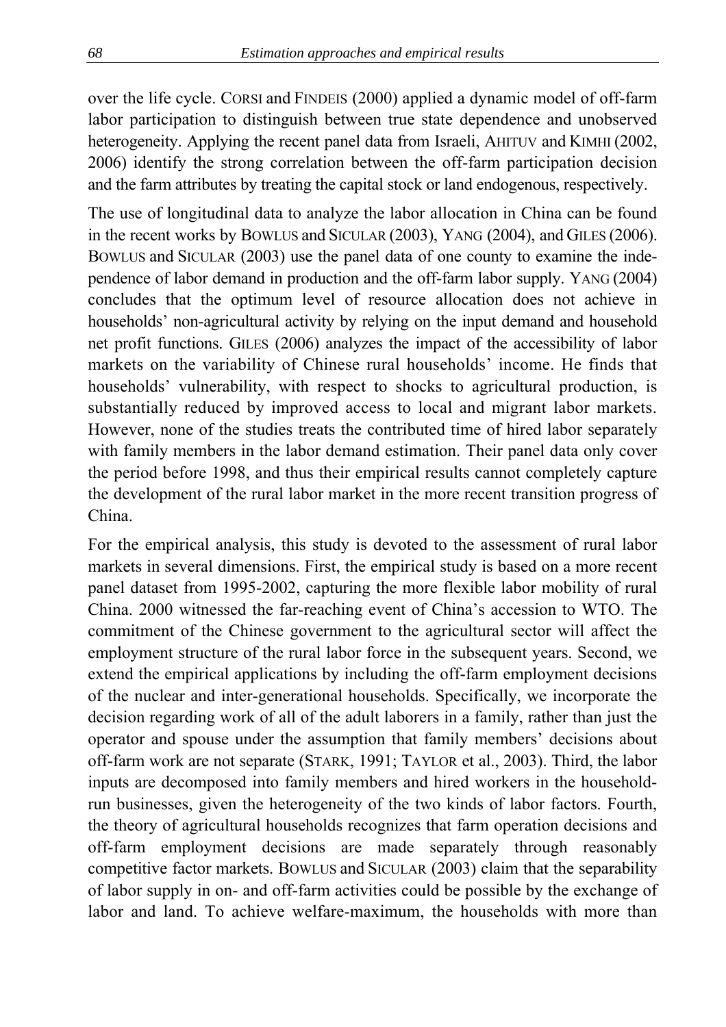over the life cycle. CORSI and FINDEIS (2000) applied a dynamic model of off-farm labor participation to distinguish between true state dependence and unobserved heterogeneity. Applying the recent panel data from Israeli, AHITUV and KIMHI (2002, 2006) identify the strong correlation between the off-farm participation decision and the farm attributes by treating the capital stock or land endogenous, respectively.

The use of longitudinal data to analyze the labor allocation in China can be found in the recent works by BOWLUS and SICULAR (2003), YANG (2004), and GILES (2006). BOWLUS and SICULAR (2003) use the panel data of one county to examine the independence of labor demand in production and the off-farm labor supply. YANG (2004) concludes that the optimum level of resource allocation does not achieve in households' non-agricultural activity by relying on the input demand and household net profit functions. GILES (2006) analyzes the impact of the accessibility of labor markets on the variability of Chinese rural households' income. He finds that households' vulnerability, with respect to shocks to agricultural production, is substantially reduced by improved access to local and migrant labor markets. However, none of the studies treats the contributed time of hired labor separately with family members in the labor demand estimation. Their panel data only cover the period before 1998, and thus their empirical results cannot completely capture the development of the rural labor market in the more recent transition progress of China.

For the empirical analysis, this study is devoted to the assessment of rural labor markets in several dimensions. First, the empirical study is based on a more recent panel dataset from 1995-2002, capturing the more flexible labor mobility of rural China. 2000 witnessed the far-reaching event of China's accession to WTO. The commitment of the Chinese government to the agricultural sector will affect the employment structure of the rural labor force in the subsequent years. Second, we extend the empirical applications by including the off-farm employment decisions of the nuclear and inter-generational households. Specifically, we incorporate the decision regarding work of all of the adult laborers in a family, rather than just the operator and spouse under the assumption that family members' decisions about off-farm work are not separate (STARK, 1991; TAYLOR et al., 2003). Third, the labor inputs are decomposed into family members and hired workers in the household-run businesses, given the heterogeneity of the two kinds of labor factors. Fourth, the theory of agricultural households recognizes that farm operation decisions and off-farm employment decisions are made separately through reasonably competitive factor markets. BOWLUS and SICULAR (2003) claim that the separability of labor supply in on- and off-farm activities could be possible by the exchange of labor and land. To achieve welfare-maximum, the households with more than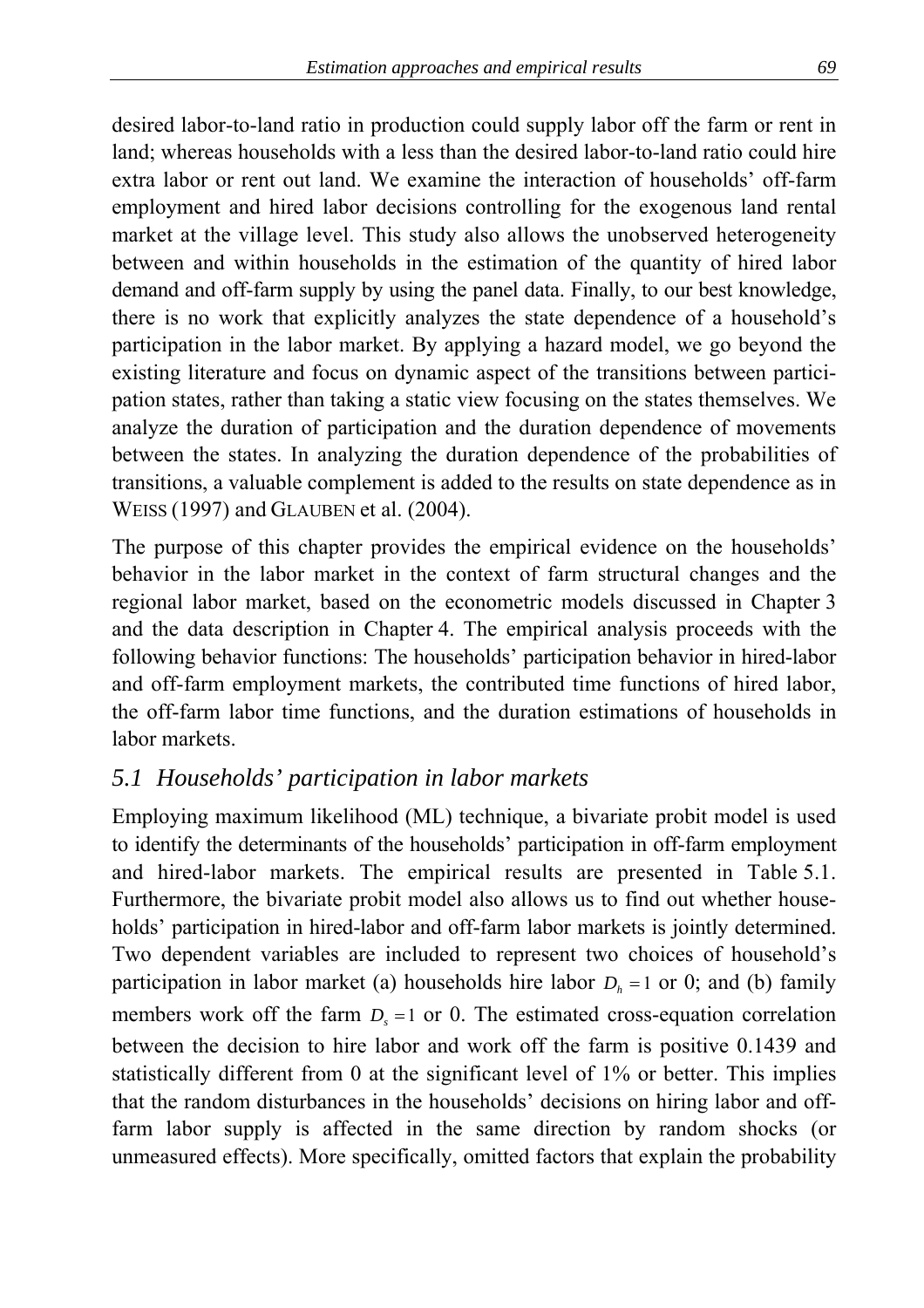desired labor-to-land ratio in production could supply labor off the farm or rent in land; whereas households with a less than the desired labor-to-land ratio could hire extra labor or rent out land. We examine the interaction of households' off-farm employment and hired labor decisions controlling for the exogenous land rental market at the village level. This study also allows the unobserved heterogeneity between and within households in the estimation of the quantity of hired labor demand and off-farm supply by using the panel data. Finally, to our best knowledge, there is no work that explicitly analyzes the state dependence of a household's participation in the labor market. By applying a hazard model, we go beyond the existing literature and focus on dynamic aspect of the transitions between participation states, rather than taking a static view focusing on the states themselves. We analyze the duration of participation and the duration dependence of movements between the states. In analyzing the duration dependence of the probabilities of transitions, a valuable complement is added to the results on state dependence as in WEISS (1997) and GLAUBEN et al. (2004).

The purpose of this chapter provides the empirical evidence on the households' behavior in the labor market in the context of farm structural changes and the regional labor market, based on the econometric models discussed in Chapter 3 and the data description in Chapter 4. The empirical analysis proceeds with the following behavior functions: The households' participation behavior in hired-labor and off-farm employment markets, the contributed time functions of hired labor, the off-farm labor time functions, and the duration estimations of households in labor markets.

## *5.1 Households' participation in labor markets*

Employing maximum likelihood (ML) technique, a bivariate probit model is used to identify the determinants of the households' participation in off-farm employment and hired-labor markets. The empirical results are presented in Table 5.1. Furthermore, the bivariate probit model also allows us to find out whether households' participation in hired-labor and off-farm labor markets is jointly determined. Two dependent variables are included to represent two choices of household's participation in labor market (a) households hire labor $D_h = 1$ or 0; and (b) family members work off the farm $D_s = 1$ or 0. The estimated cross-equation correlation between the decision to hire labor and work off the farm is positive 0.1439 and statistically different from 0 at the significant level of 1% or better. This implies that the random disturbances in the households' decisions on hiring labor and off-farm labor supply is affected in the same direction by random shocks (or unmeasured effects). More specifically, omitted factors that explain the probability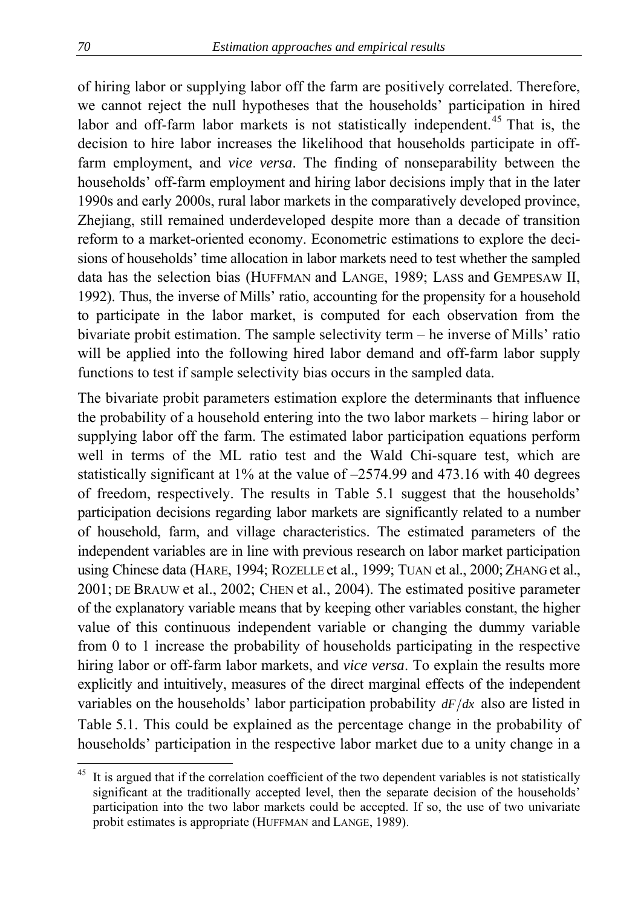of hiring labor or supplying labor off the farm are positively correlated. Therefore, we cannot reject the null hypotheses that the households' participation in hired labor and off-farm labor markets is not statistically independent.[45] That is, the decision to hire labor increases the likelihood that households participate in off-farm employment, and *vice versa*. The finding of nonseparability between the households' off-farm employment and hiring labor decisions imply that in the later 1990s and early 2000s, rural labor markets in the comparatively developed province, Zhejiang, still remained underdeveloped despite more than a decade of transition reform to a market-oriented economy. Econometric estimations to explore the decisions of households' time allocation in labor markets need to test whether the sampled data has the selection bias (HUFFMAN and LANGE, 1989; LASS and GEMPESAW II, 1992). Thus, the inverse of Mills' ratio, accounting for the propensity for a household to participate in the labor market, is computed for each observation from the bivariate probit estimation. The sample selectivity term – he inverse of Mills' ratio will be applied into the following hired labor demand and off-farm labor supply functions to test if sample selectivity bias occurs in the sampled data.

The bivariate probit parameters estimation explore the determinants that influence the probability of a household entering into the two labor markets – hiring labor or supplying labor off the farm. The estimated labor participation equations perform well in terms of the ML ratio test and the Wald Chi-square test, which are statistically significant at 1% at the value of –2574.99 and 473.16 with 40 degrees of freedom, respectively. The results in Table 5.1 suggest that the households' participation decisions regarding labor markets are significantly related to a number of household, farm, and village characteristics. The estimated parameters of the independent variables are in line with previous research on labor market participation using Chinese data (HARE, 1994; ROZELLE et al., 1999; TUAN et al., 2000; ZHANG et al., 2001; DE BRAUW et al., 2002; CHEN et al., 2004). The estimated positive parameter of the explanatory variable means that by keeping other variables constant, the higher value of this continuous independent variable or changing the dummy variable from 0 to 1 increase the probability of households participating in the respective hiring labor or off-farm labor markets, and *vice versa*. To explain the results more explicitly and intuitively, measures of the direct marginal effects of the independent variables on the households' labor participation probability $dF/dx$ also are listed in Table 5.1. This could be explained as the percentage change in the probability of households' participation in the respective labor market due to a unity change in a

[45] It is argued that if the correlation coefficient of the two dependent variables is not statistically significant at the traditionally accepted level, then the separate decision of the households' participation into the two labor markets could be accepted. If so, the use of two univariate probit estimates is appropriate (HUFFMAN and LANGE, 1989).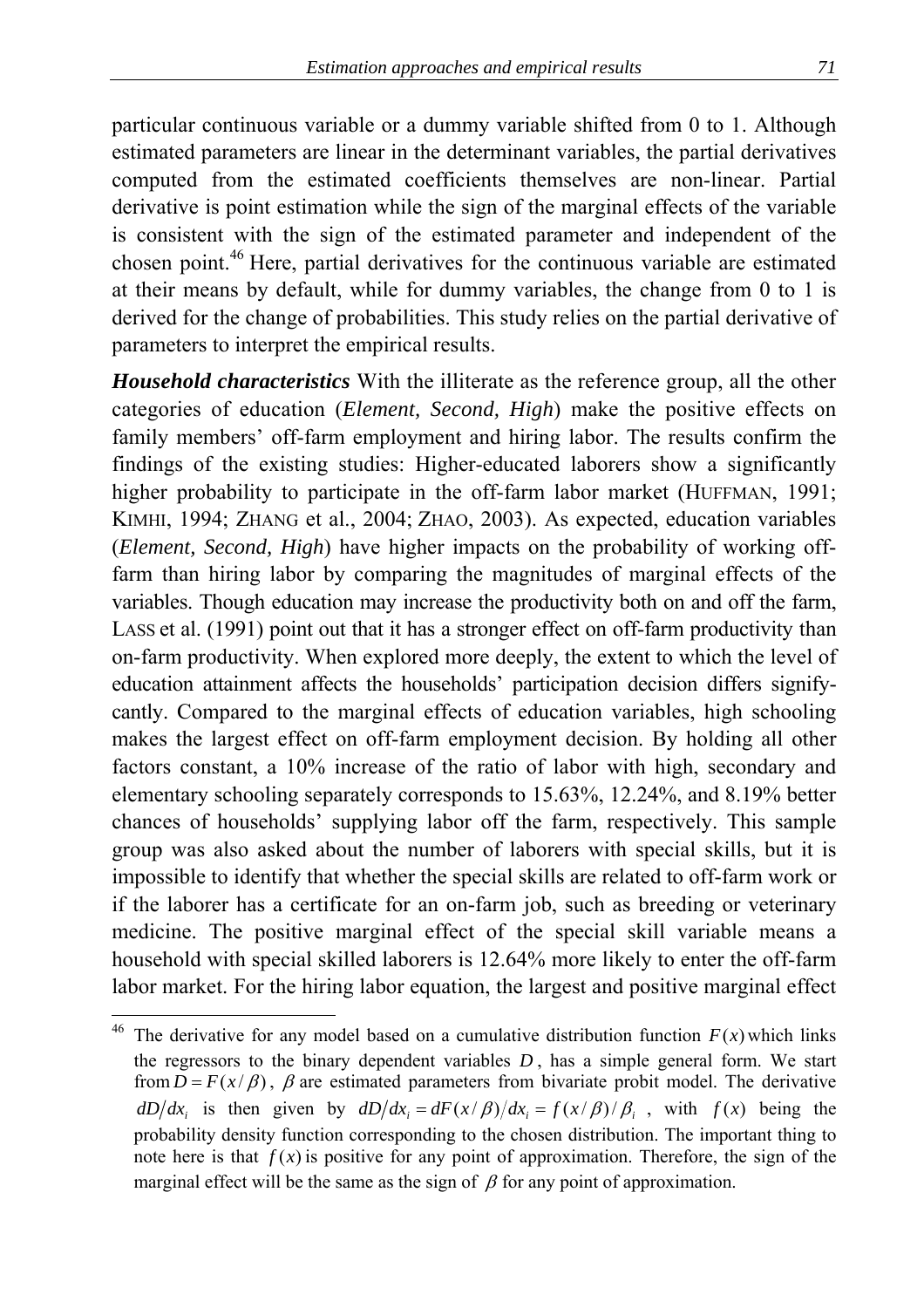particular continuous variable or a dummy variable shifted from 0 to 1. Although estimated parameters are linear in the determinant variables, the partial derivatives computed from the estimated coefficients themselves are non-linear. Partial derivative is point estimation while the sign of the marginal effects of the variable is consistent with the sign of the estimated parameter and independent of the chosen point.[46] Here, partial derivatives for the continuous variable are estimated at their means by default, while for dummy variables, the change from 0 to 1 is derived for the change of probabilities. This study relies on the partial derivative of parameters to interpret the empirical results.

***Household characteristics*** With the illiterate as the reference group, all the other categories of education (*Element, Second, High*) make the positive effects on family members' off-farm employment and hiring labor. The results confirm the findings of the existing studies: Higher-educated laborers show a significantly higher probability to participate in the off-farm labor market (HUFFMAN, 1991; KIMHI, 1994; ZHANG et al., 2004; ZHAO, 2003). As expected, education variables (*Element, Second, High*) have higher impacts on the probability of working off-farm than hiring labor by comparing the magnitudes of marginal effects of the variables. Though education may increase the productivity both on and off the farm, LASS et al. (1991) point out that it has a stronger effect on off-farm productivity than on-farm productivity. When explored more deeply, the extent to which the level of education attainment affects the households' participation decision differs significantly. Compared to the marginal effects of education variables, high schooling makes the largest effect on off-farm employment decision. By holding all other factors constant, a 10% increase of the ratio of labor with high, secondary and elementary schooling separately corresponds to 15.63%, 12.24%, and 8.19% better chances of households' supplying labor off the farm, respectively. This sample group was also asked about the number of laborers with special skills, but it is impossible to identify that whether the special skills are related to off-farm work or if the laborer has a certificate for an on-farm job, such as breeding or veterinary medicine. The positive marginal effect of the special skill variable means a household with special skilled laborers is 12.64% more likely to enter the off-farm labor market. For the hiring labor equation, the largest and positive marginal effect

---

[46] The derivative for any model based on a cumulative distribution function $F(x)$ which links the regressors to the binary dependent variables $D$, has a simple general form. We start from $D = F(x/\beta)$, $\beta$ are estimated parameters from bivariate probit model. The derivative $dD/dx_i$ is then given by $dD/dx_i = dF(x/\beta)/dx_i = f(x/\beta)/\beta_i$, with $f(x)$ being the probability density function corresponding to the chosen distribution. The important thing to note here is that $f(x)$ is positive for any point of approximation. Therefore, the sign of the marginal effect will be the same as the sign of $\beta$ for any point of approximation.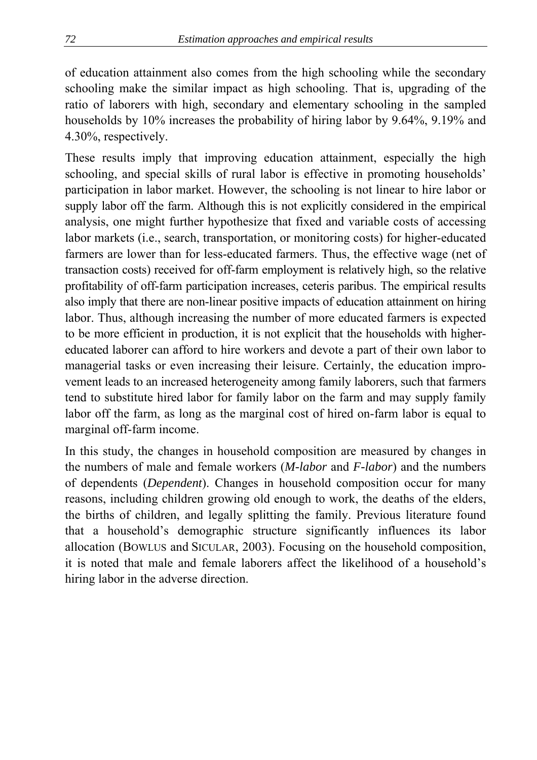of education attainment also comes from the high schooling while the secondary schooling make the similar impact as high schooling. That is, upgrading of the ratio of laborers with high, secondary and elementary schooling in the sampled households by 10% increases the probability of hiring labor by 9.64%, 9.19% and 4.30%, respectively.

These results imply that improving education attainment, especially the high schooling, and special skills of rural labor is effective in promoting households' participation in labor market. However, the schooling is not linear to hire labor or supply labor off the farm. Although this is not explicitly considered in the empirical analysis, one might further hypothesize that fixed and variable costs of accessing labor markets (i.e., search, transportation, or monitoring costs) for higher-educated farmers are lower than for less-educated farmers. Thus, the effective wage (net of transaction costs) received for off-farm employment is relatively high, so the relative profitability of off-farm participation increases, ceteris paribus. The empirical results also imply that there are non-linear positive impacts of education attainment on hiring labor. Thus, although increasing the number of more educated farmers is expected to be more efficient in production, it is not explicit that the households with higher-educated laborer can afford to hire workers and devote a part of their own labor to managerial tasks or even increasing their leisure. Certainly, the education improvement leads to an increased heterogeneity among family laborers, such that farmers tend to substitute hired labor for family labor on the farm and may supply family labor off the farm, as long as the marginal cost of hired on-farm labor is equal to marginal off-farm income.

In this study, the changes in household composition are measured by changes in the numbers of male and female workers (*M-labor* and *F-labor*) and the numbers of dependents (*Dependent*). Changes in household composition occur for many reasons, including children growing old enough to work, the deaths of the elders, the births of children, and legally splitting the family. Previous literature found that a household's demographic structure significantly influences its labor allocation (BOWLUS and SICULAR, 2003). Focusing on the household composition, it is noted that male and female laborers affect the likelihood of a household's hiring labor in the adverse direction.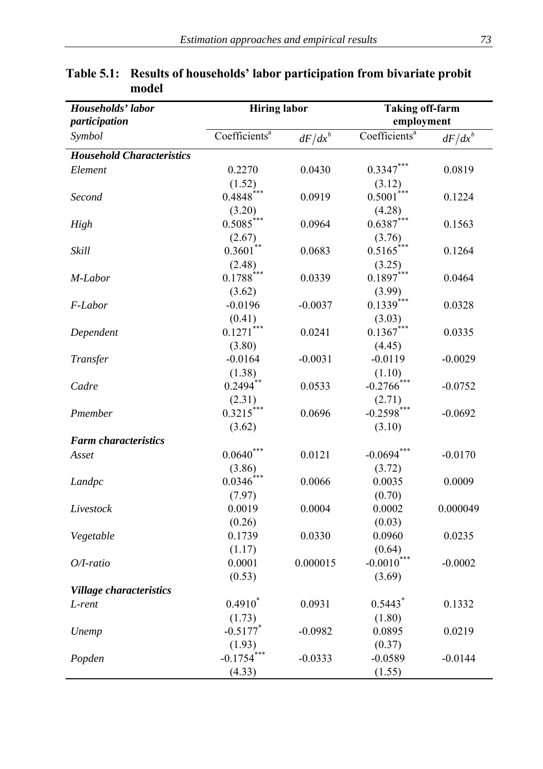**Table 5.1: Results of households' labor participation from bivariate probit model**

| *Households' labor participation* | Hiring labor | | Taking off-farm employment | |
|---|---|---|---|---|
| *Symbol* | Coefficients[a] | $dF/dx^b$ | Coefficients[a] | $dF/dx^b$ |
| ***Household Characteristics*** | | | | |
| *Element* | 0.2270 | 0.0430 | 0.3347*** | 0.0819 |
| | (1.52) | | (3.12) | |
| *Second* | 0.4848*** | 0.0919 | 0.5001*** | 0.1224 |
| | (3.20) | | (4.28) | |
| *High* | 0.5085*** | 0.0964 | 0.6387*** | 0.1563 |
| | (2.67) | | (3.76) | |
| *Skill* | 0.3601** | 0.0683 | 0.5165*** | 0.1264 |
| | (2.48) | | (3.25) | |
| *M-Labor* | 0.1788*** | 0.0339 | 0.1897*** | 0.0464 |
| | (3.62) | | (3.99) | |
| *F-Labor* | -0.0196 | -0.0037 | 0.1339*** | 0.0328 |
| | (0.41) | | (3.03) | |
| *Dependent* | 0.1271*** | 0.0241 | 0.1367*** | 0.0335 |
| | (3.80) | | (4.45) | |
| *Transfer* | -0.0164 | -0.0031 | -0.0119 | -0.0029 |
| | (1.38) | | (1.10) | |
| *Cadre* | 0.2494** | 0.0533 | -0.2766*** | -0.0752 |
| | (2.31) | | (2.71) | |
| *Pmember* | 0.3215*** | 0.0696 | -0.2598*** | -0.0692 |
| | (3.62) | | (3.10) | |
| ***Farm characteristics*** | | | | |
| *Asset* | 0.0640*** | 0.0121 | -0.0694*** | -0.0170 |
| | (3.86) | | (3.72) | |
| *Landpc* | 0.0346*** | 0.0066 | 0.0035 | 0.0009 |
| | (7.97) | | (0.70) | |
| *Livestock* | 0.0019 | 0.0004 | 0.0002 | 0.000049 |
| | (0.26) | | (0.03) | |
| *Vegetable* | 0.1739 | 0.0330 | 0.0960 | 0.0235 |
| | (1.17) | | (0.64) | |
| *O/I-ratio* | 0.0001 | 0.000015 | -0.0010*** | -0.0002 |
| | (0.53) | | (3.69) | |
| ***Village characteristics*** | | | | |
| *L-rent* | 0.4910* | 0.0931 | 0.5443* | 0.1332 |
| | (1.73) | | (1.80) | |
| *Unemp* | -0.5177* | -0.0982 | 0.0895 | 0.0219 |
| | (1.93) | | (0.37) | |
| *Popden* | -0.1754*** | -0.0333 | -0.0589 | -0.0144 |
| | (4.33) | | (1.55) | |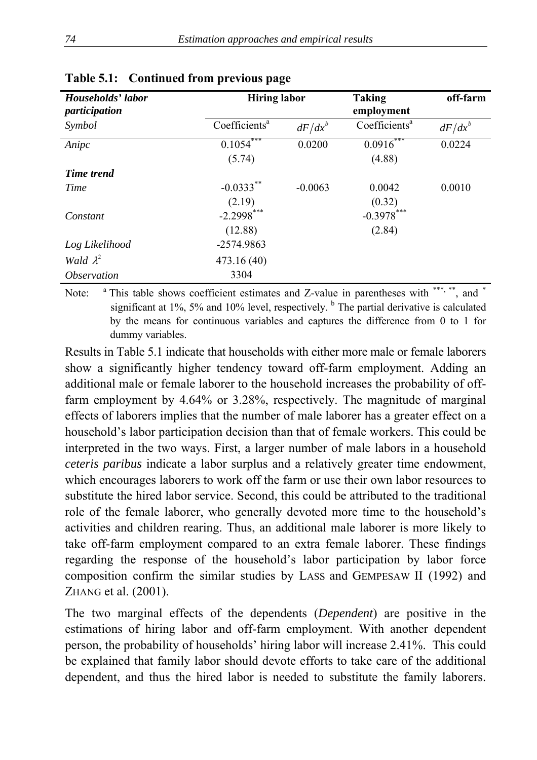**Table 5.1: Continued from previous page**

| ***Households' labor participation*** | **Hiring labor** | | **Taking off-farm employment** | |
|---|---|---|---|---|
| *Symbol* | Coefficients[a] | $dF/dx^b$ | Coefficients[a] | $dF/dx^b$ |
| *Anipc* | 0.1054*** | 0.0200 | 0.0916*** | 0.0224 |
| | (5.74) | | (4.88) | |
| ***Time trend*** | | | | |
| *Time* | -0.0333** | -0.0063 | 0.0042 | 0.0010 |
| | (2.19) | | (0.32) | |
| *Constant* | -2.2998*** | | -0.3978*** | |
| | (12.88) | | (2.84) | |
| *Log Likelihood* | -2574.9863 | | | |
| *Wald* $\lambda^2$ | 473.16 (40) | | | |
| *Observation* | 3304 | | | |

Note: [a] This table shows coefficient estimates and Z-value in parentheses with ***, **, and * significant at 1%, 5% and 10% level, respectively. [b] The partial derivative is calculated by the means for continuous variables and captures the difference from 0 to 1 for dummy variables.

Results in Table 5.1 indicate that households with either more male or female laborers show a significantly higher tendency toward off-farm employment. Adding an additional male or female laborer to the household increases the probability of off-farm employment by 4.64% or 3.28%, respectively. The magnitude of marginal effects of laborers implies that the number of male laborer has a greater effect on a household's labor participation decision than that of female workers. This could be interpreted in the two ways. First, a larger number of male labors in a household *ceteris paribus* indicate a labor surplus and a relatively greater time endowment, which encourages laborers to work off the farm or use their own labor resources to substitute the hired labor service. Second, this could be attributed to the traditional role of the female laborer, who generally devoted more time to the household's activities and children rearing. Thus, an additional male laborer is more likely to take off-farm employment compared to an extra female laborer. These findings regarding the response of the household's labor participation by labor force composition confirm the similar studies by LASS and GEMPESAW II (1992) and ZHANG et al. (2001).

The two marginal effects of the dependents (*Dependent*) are positive in the estimations of hiring labor and off-farm employment. With another dependent person, the probability of households' hiring labor will increase 2.41%. This could be explained that family labor should devote efforts to take care of the additional dependent, and thus the hired labor is needed to substitute the family laborers.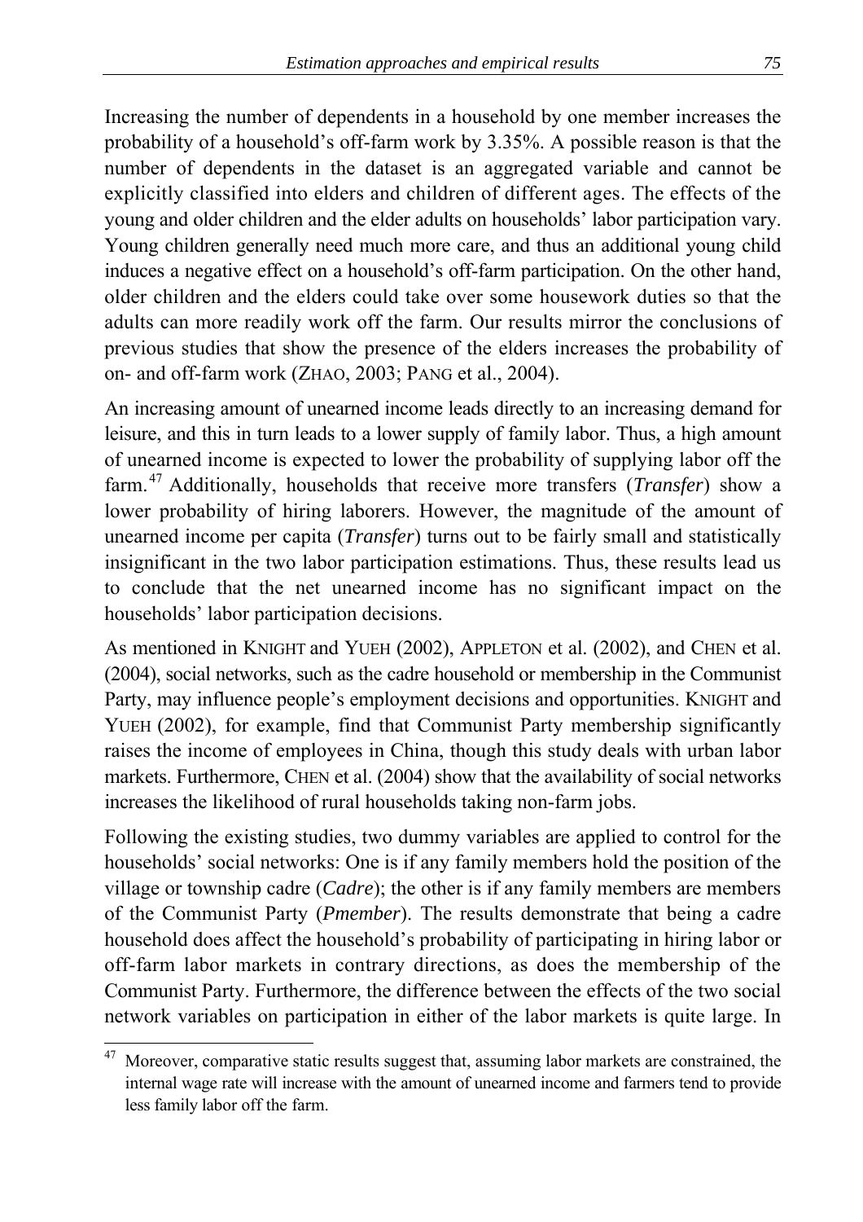Increasing the number of dependents in a household by one member increases the probability of a household's off-farm work by 3.35%. A possible reason is that the number of dependents in the dataset is an aggregated variable and cannot be explicitly classified into elders and children of different ages. The effects of the young and older children and the elder adults on households' labor participation vary. Young children generally need much more care, and thus an additional young child induces a negative effect on a household's off-farm participation. On the other hand, older children and the elders could take over some housework duties so that the adults can more readily work off the farm. Our results mirror the conclusions of previous studies that show the presence of the elders increases the probability of on- and off-farm work (ZHAO, 2003; PANG et al., 2004).

An increasing amount of unearned income leads directly to an increasing demand for leisure, and this in turn leads to a lower supply of family labor. Thus, a high amount of unearned income is expected to lower the probability of supplying labor off the farm.[47] Additionally, households that receive more transfers (*Transfer*) show a lower probability of hiring laborers. However, the magnitude of the amount of unearned income per capita (*Transfer*) turns out to be fairly small and statistically insignificant in the two labor participation estimations. Thus, these results lead us to conclude that the net unearned income has no significant impact on the households' labor participation decisions.

As mentioned in KNIGHT and YUEH (2002), APPLETON et al. (2002), and CHEN et al. (2004), social networks, such as the cadre household or membership in the Communist Party, may influence people's employment decisions and opportunities. KNIGHT and YUEH (2002), for example, find that Communist Party membership significantly raises the income of employees in China, though this study deals with urban labor markets. Furthermore, CHEN et al. (2004) show that the availability of social networks increases the likelihood of rural households taking non-farm jobs.

Following the existing studies, two dummy variables are applied to control for the households' social networks: One is if any family members hold the position of the village or township cadre (*Cadre*); the other is if any family members are members of the Communist Party (*Pmember*). The results demonstrate that being a cadre household does affect the household's probability of participating in hiring labor or off-farm labor markets in contrary directions, as does the membership of the Communist Party. Furthermore, the difference between the effects of the two social network variables on participation in either of the labor markets is quite large. In

---

[47] Moreover, comparative static results suggest that, assuming labor markets are constrained, the internal wage rate will increase with the amount of unearned income and farmers tend to provide less family labor off the farm.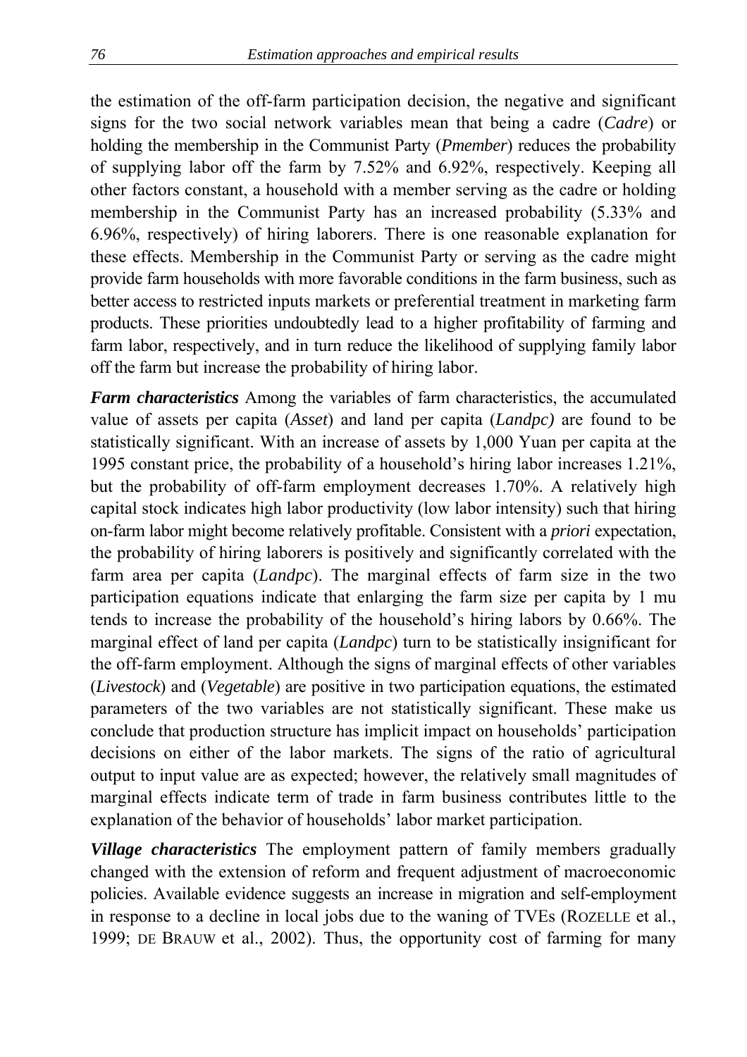the estimation of the off-farm participation decision, the negative and significant signs for the two social network variables mean that being a cadre (*Cadre*) or holding the membership in the Communist Party (*Pmember*) reduces the probability of supplying labor off the farm by 7.52% and 6.92%, respectively. Keeping all other factors constant, a household with a member serving as the cadre or holding membership in the Communist Party has an increased probability (5.33% and 6.96%, respectively) of hiring laborers. There is one reasonable explanation for these effects. Membership in the Communist Party or serving as the cadre might provide farm households with more favorable conditions in the farm business, such as better access to restricted inputs markets or preferential treatment in marketing farm products. These priorities undoubtedly lead to a higher profitability of farming and farm labor, respectively, and in turn reduce the likelihood of supplying family labor off the farm but increase the probability of hiring labor.

***Farm characteristics*** Among the variables of farm characteristics, the accumulated value of assets per capita (*Asset*) and land per capita (*Landpc)* are found to be statistically significant. With an increase of assets by 1,000 Yuan per capita at the 1995 constant price, the probability of a household's hiring labor increases 1.21%, but the probability of off-farm employment decreases 1.70%. A relatively high capital stock indicates high labor productivity (low labor intensity) such that hiring on-farm labor might become relatively profitable. Consistent with a *priori* expectation, the probability of hiring laborers is positively and significantly correlated with the farm area per capita (*Landpc*). The marginal effects of farm size in the two participation equations indicate that enlarging the farm size per capita by 1 mu tends to increase the probability of the household's hiring labors by 0.66%. The marginal effect of land per capita (*Landpc*) turn to be statistically insignificant for the off-farm employment. Although the signs of marginal effects of other variables (*Livestock*) and (*Vegetable*) are positive in two participation equations, the estimated parameters of the two variables are not statistically significant. These make us conclude that production structure has implicit impact on households' participation decisions on either of the labor markets. The signs of the ratio of agricultural output to input value are as expected; however, the relatively small magnitudes of marginal effects indicate term of trade in farm business contributes little to the explanation of the behavior of households' labor market participation.

***Village characteristics*** The employment pattern of family members gradually changed with the extension of reform and frequent adjustment of macroeconomic policies. Available evidence suggests an increase in migration and self-employment in response to a decline in local jobs due to the waning of TVEs (ROZELLE et al., 1999; DE BRAUW et al., 2002). Thus, the opportunity cost of farming for many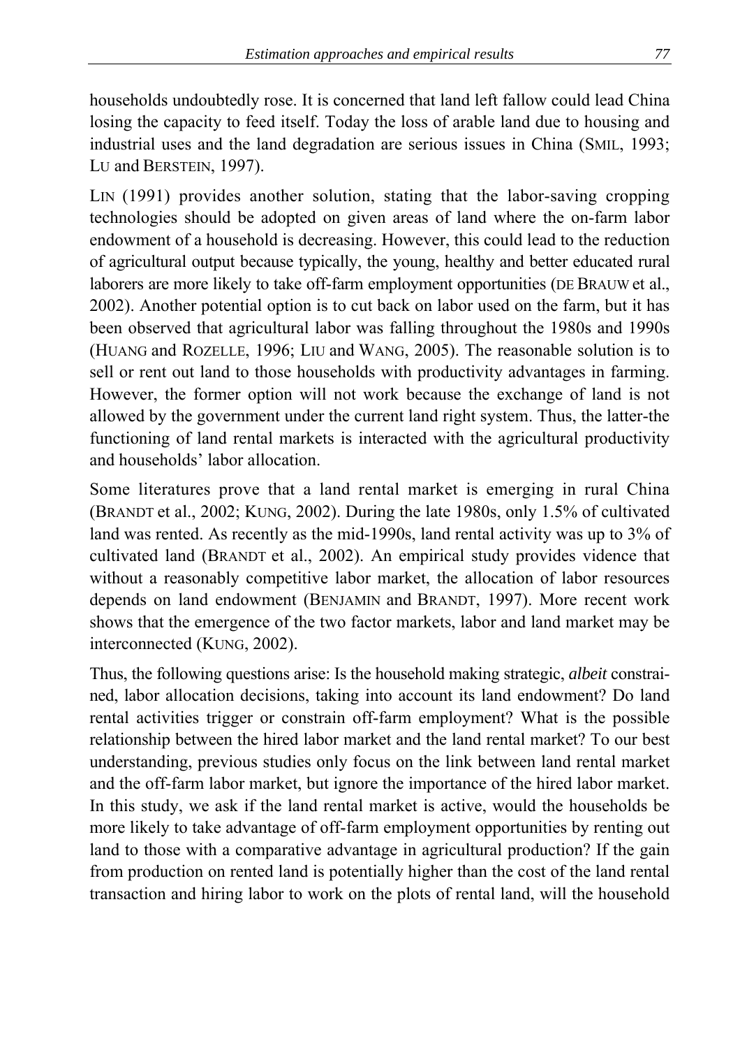households undoubtedly rose. It is concerned that land left fallow could lead China losing the capacity to feed itself. Today the loss of arable land due to housing and industrial uses and the land degradation are serious issues in China (SMIL, 1993; LU and BERSTEIN, 1997).

LIN (1991) provides another solution, stating that the labor-saving cropping technologies should be adopted on given areas of land where the on-farm labor endowment of a household is decreasing. However, this could lead to the reduction of agricultural output because typically, the young, healthy and better educated rural laborers are more likely to take off-farm employment opportunities (DE BRAUW et al., 2002). Another potential option is to cut back on labor used on the farm, but it has been observed that agricultural labor was falling throughout the 1980s and 1990s (HUANG and ROZELLE, 1996; LIU and WANG, 2005). The reasonable solution is to sell or rent out land to those households with productivity advantages in farming. However, the former option will not work because the exchange of land is not allowed by the government under the current land right system. Thus, the latter-the functioning of land rental markets is interacted with the agricultural productivity and households' labor allocation.

Some literatures prove that a land rental market is emerging in rural China (BRANDT et al., 2002; KUNG, 2002). During the late 1980s, only 1.5% of cultivated land was rented. As recently as the mid-1990s, land rental activity was up to 3% of cultivated land (BRANDT et al., 2002). An empirical study provides vidence that without a reasonably competitive labor market, the allocation of labor resources depends on land endowment (BENJAMIN and BRANDT, 1997). More recent work shows that the emergence of the two factor markets, labor and land market may be interconnected (KUNG, 2002).

Thus, the following questions arise: Is the household making strategic, *albeit* constrained, labor allocation decisions, taking into account its land endowment? Do land rental activities trigger or constrain off-farm employment? What is the possible relationship between the hired labor market and the land rental market? To our best understanding, previous studies only focus on the link between land rental market and the off-farm labor market, but ignore the importance of the hired labor market. In this study, we ask if the land rental market is active, would the households be more likely to take advantage of off-farm employment opportunities by renting out land to those with a comparative advantage in agricultural production? If the gain from production on rented land is potentially higher than the cost of the land rental transaction and hiring labor to work on the plots of rental land, will the household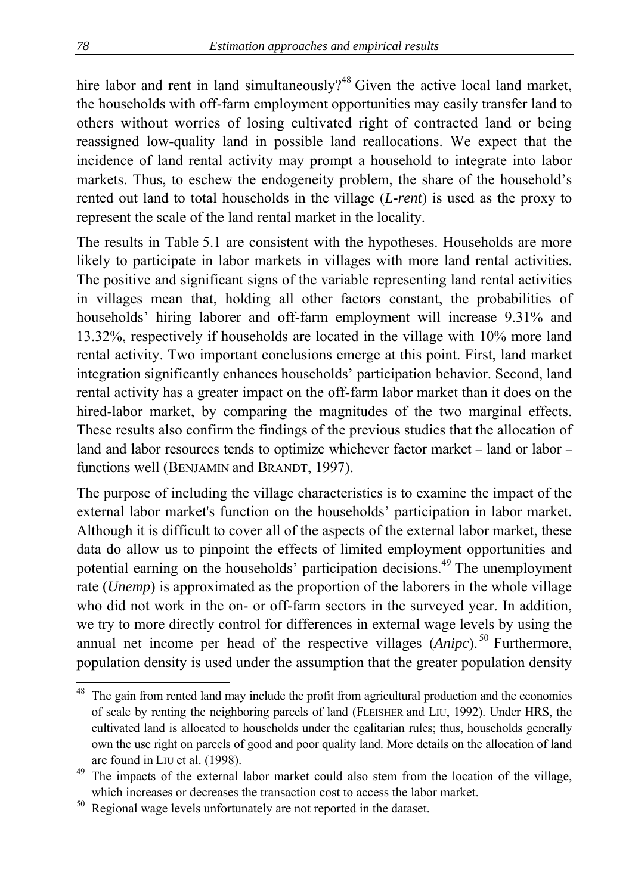hire labor and rent in land simultaneously?[48] Given the active local land market, the households with off-farm employment opportunities may easily transfer land to others without worries of losing cultivated right of contracted land or being reassigned low-quality land in possible land reallocations. We expect that the incidence of land rental activity may prompt a household to integrate into labor markets. Thus, to eschew the endogeneity problem, the share of the household's rented out land to total households in the village (*L-rent*) is used as the proxy to represent the scale of the land rental market in the locality.

The results in Table 5.1 are consistent with the hypotheses. Households are more likely to participate in labor markets in villages with more land rental activities. The positive and significant signs of the variable representing land rental activities in villages mean that, holding all other factors constant, the probabilities of households' hiring laborer and off-farm employment will increase 9.31% and 13.32%, respectively if households are located in the village with 10% more land rental activity. Two important conclusions emerge at this point. First, land market integration significantly enhances households' participation behavior. Second, land rental activity has a greater impact on the off-farm labor market than it does on the hired-labor market, by comparing the magnitudes of the two marginal effects. These results also confirm the findings of the previous studies that the allocation of land and labor resources tends to optimize whichever factor market – land or labor – functions well (BENJAMIN and BRANDT, 1997).

The purpose of including the village characteristics is to examine the impact of the external labor market's function on the households' participation in labor market. Although it is difficult to cover all of the aspects of the external labor market, these data do allow us to pinpoint the effects of limited employment opportunities and potential earning on the households' participation decisions.[49] The unemployment rate (*Unemp*) is approximated as the proportion of the laborers in the whole village who did not work in the on- or off-farm sectors in the surveyed year. In addition, we try to more directly control for differences in external wage levels by using the annual net income per head of the respective villages (*Anipc*).[50] Furthermore, population density is used under the assumption that the greater population density

---

[48] The gain from rented land may include the profit from agricultural production and the economics of scale by renting the neighboring parcels of land (FLEISHER and LIU, 1992). Under HRS, the cultivated land is allocated to households under the egalitarian rules; thus, households generally own the use right on parcels of good and poor quality land. More details on the allocation of land are found in LIU et al. (1998).

[49] The impacts of the external labor market could also stem from the location of the village, which increases or decreases the transaction cost to access the labor market.

[50] Regional wage levels unfortunately are not reported in the dataset.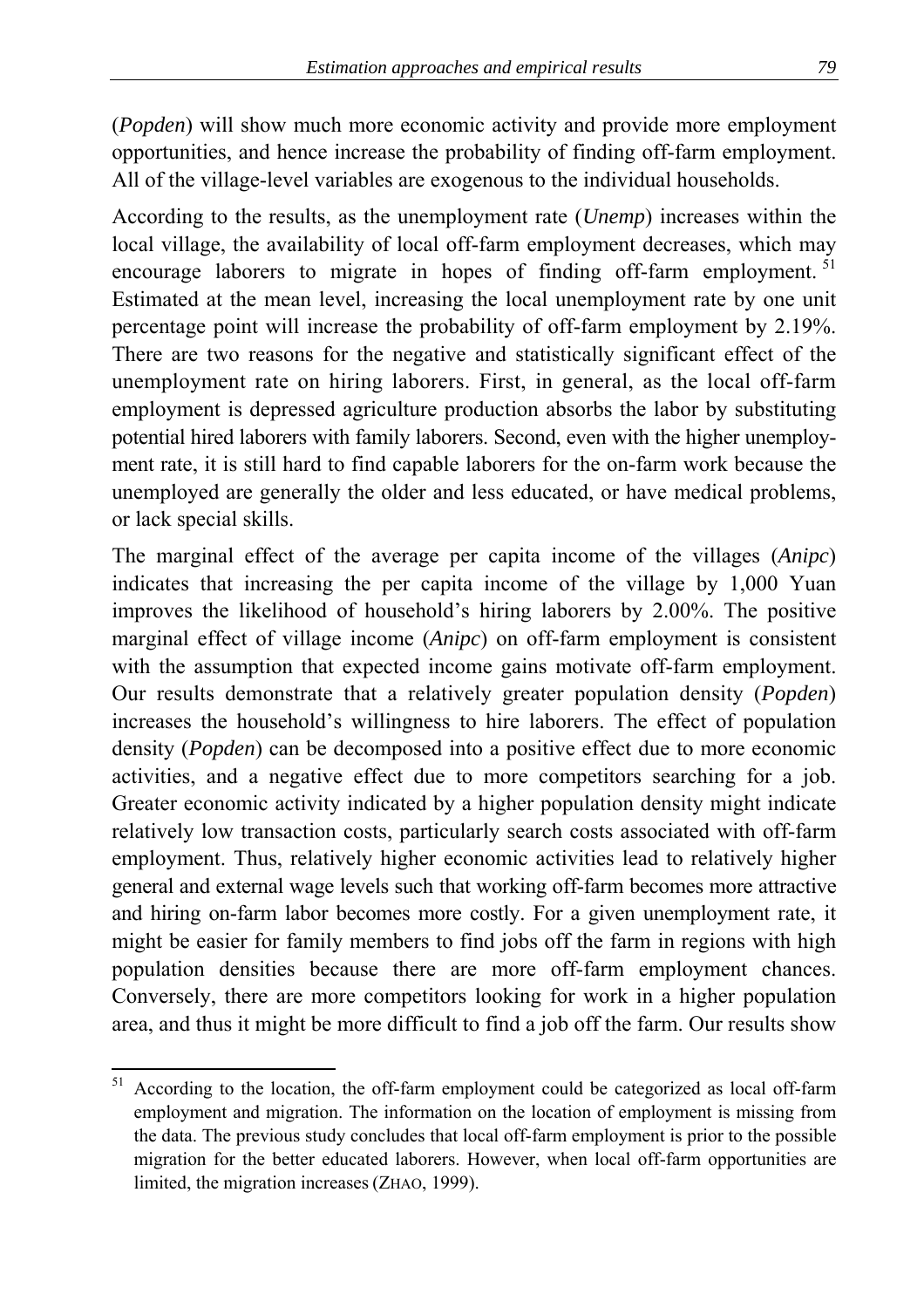(*Popden*) will show much more economic activity and provide more employment opportunities, and hence increase the probability of finding off-farm employment. All of the village-level variables are exogenous to the individual households.

According to the results, as the unemployment rate (*Unemp*) increases within the local village, the availability of local off-farm employment decreases, which may encourage laborers to migrate in hopes of finding off-farm employment.[51] Estimated at the mean level, increasing the local unemployment rate by one unit percentage point will increase the probability of off-farm employment by 2.19%. There are two reasons for the negative and statistically significant effect of the unemployment rate on hiring laborers. First, in general, as the local off-farm employment is depressed agriculture production absorbs the labor by substituting potential hired laborers with family laborers. Second, even with the higher unemployment rate, it is still hard to find capable laborers for the on-farm work because the unemployed are generally the older and less educated, or have medical problems, or lack special skills.

The marginal effect of the average per capita income of the villages (*Anipc*) indicates that increasing the per capita income of the village by 1,000 Yuan improves the likelihood of household's hiring laborers by 2.00%. The positive marginal effect of village income (*Anipc*) on off-farm employment is consistent with the assumption that expected income gains motivate off-farm employment. Our results demonstrate that a relatively greater population density (*Popden*) increases the household's willingness to hire laborers. The effect of population density (*Popden*) can be decomposed into a positive effect due to more economic activities, and a negative effect due to more competitors searching for a job. Greater economic activity indicated by a higher population density might indicate relatively low transaction costs, particularly search costs associated with off-farm employment. Thus, relatively higher economic activities lead to relatively higher general and external wage levels such that working off-farm becomes more attractive and hiring on-farm labor becomes more costly. For a given unemployment rate, it might be easier for family members to find jobs off the farm in regions with high population densities because there are more off-farm employment chances. Conversely, there are more competitors looking for work in a higher population area, and thus it might be more difficult to find a job off the farm. Our results show

---

[51] According to the location, the off-farm employment could be categorized as local off-farm employment and migration. The information on the location of employment is missing from the data. The previous study concludes that local off-farm employment is prior to the possible migration for the better educated laborers. However, when local off-farm opportunities are limited, the migration increases (ZHAO, 1999).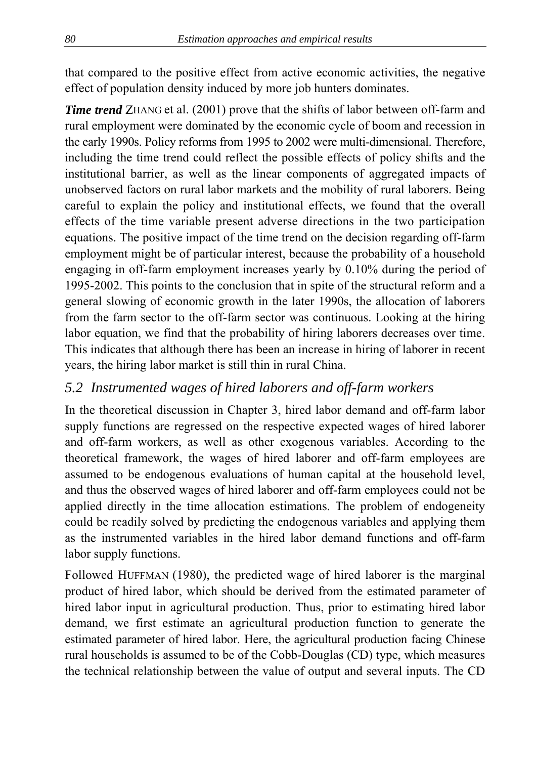that compared to the positive effect from active economic activities, the negative effect of population density induced by more job hunters dominates.

***Time trend*** ZHANG et al. (2001) prove that the shifts of labor between off-farm and rural employment were dominated by the economic cycle of boom and recession in the early 1990s. Policy reforms from 1995 to 2002 were multi-dimensional. Therefore, including the time trend could reflect the possible effects of policy shifts and the institutional barrier, as well as the linear components of aggregated impacts of unobserved factors on rural labor markets and the mobility of rural laborers. Being careful to explain the policy and institutional effects, we found that the overall effects of the time variable present adverse directions in the two participation equations. The positive impact of the time trend on the decision regarding off-farm employment might be of particular interest, because the probability of a household engaging in off-farm employment increases yearly by 0.10% during the period of 1995-2002. This points to the conclusion that in spite of the structural reform and a general slowing of economic growth in the later 1990s, the allocation of laborers from the farm sector to the off-farm sector was continuous. Looking at the hiring labor equation, we find that the probability of hiring laborers decreases over time. This indicates that although there has been an increase in hiring of laborer in recent years, the hiring labor market is still thin in rural China.

## 5.2 Instrumented wages of hired laborers and off-farm workers

In the theoretical discussion in Chapter 3, hired labor demand and off-farm labor supply functions are regressed on the respective expected wages of hired laborer and off-farm workers, as well as other exogenous variables. According to the theoretical framework, the wages of hired laborer and off-farm employees are assumed to be endogenous evaluations of human capital at the household level, and thus the observed wages of hired laborer and off-farm employees could not be applied directly in the time allocation estimations. The problem of endogeneity could be readily solved by predicting the endogenous variables and applying them as the instrumented variables in the hired labor demand functions and off-farm labor supply functions.

Followed HUFFMAN (1980), the predicted wage of hired laborer is the marginal product of hired labor, which should be derived from the estimated parameter of hired labor input in agricultural production. Thus, prior to estimating hired labor demand, we first estimate an agricultural production function to generate the estimated parameter of hired labor. Here, the agricultural production facing Chinese rural households is assumed to be of the Cobb-Douglas (CD) type, which measures the technical relationship between the value of output and several inputs. The CD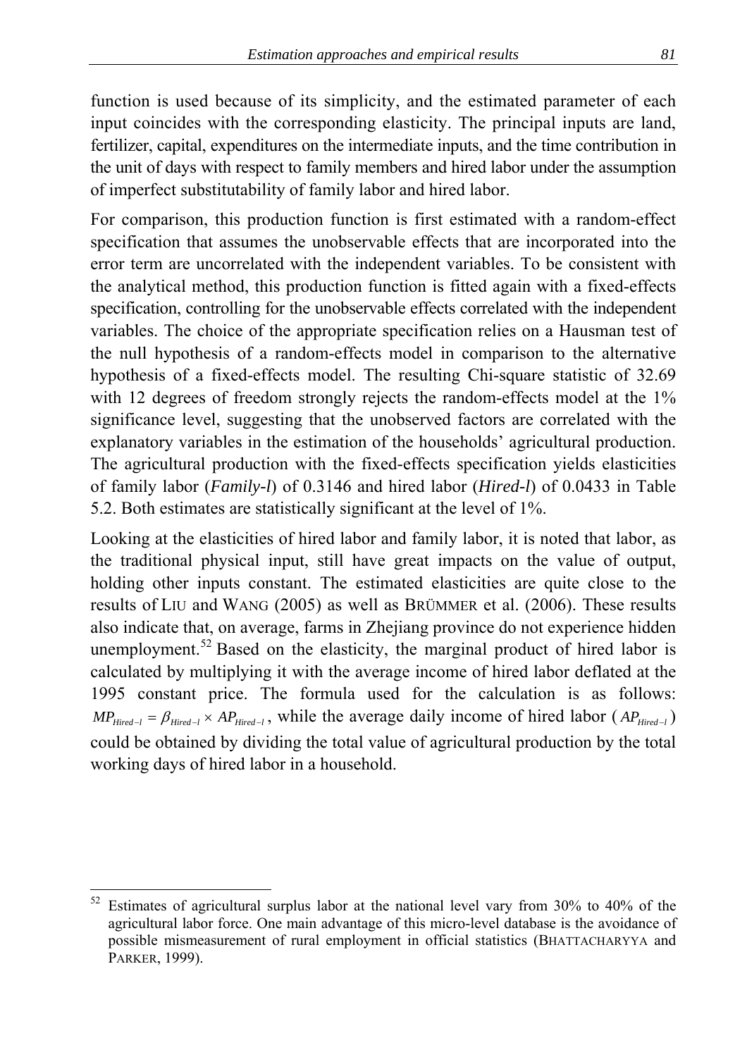function is used because of its simplicity, and the estimated parameter of each input coincides with the corresponding elasticity. The principal inputs are land, fertilizer, capital, expenditures on the intermediate inputs, and the time contribution in the unit of days with respect to family members and hired labor under the assumption of imperfect substitutability of family labor and hired labor.

For comparison, this production function is first estimated with a random-effect specification that assumes the unobservable effects that are incorporated into the error term are uncorrelated with the independent variables. To be consistent with the analytical method, this production function is fitted again with a fixed-effects specification, controlling for the unobservable effects correlated with the independent variables. The choice of the appropriate specification relies on a Hausman test of the null hypothesis of a random-effects model in comparison to the alternative hypothesis of a fixed-effects model. The resulting Chi-square statistic of 32.69 with 12 degrees of freedom strongly rejects the random-effects model at the 1% significance level, suggesting that the unobserved factors are correlated with the explanatory variables in the estimation of the households' agricultural production. The agricultural production with the fixed-effects specification yields elasticities of family labor (*Family-l*) of 0.3146 and hired labor (*Hired-l*) of 0.0433 in Table 5.2. Both estimates are statistically significant at the level of 1%.

Looking at the elasticities of hired labor and family labor, it is noted that labor, as the traditional physical input, still have great impacts on the value of output, holding other inputs constant. The estimated elasticities are quite close to the results of LIU and WANG (2005) as well as BRÜMMER et al. (2006). These results also indicate that, on average, farms in Zhejiang province do not experience hidden unemployment.[52] Based on the elasticity, the marginal product of hired labor is calculated by multiplying it with the average income of hired labor deflated at the 1995 constant price. The formula used for the calculation is as follows: $MP_{Hired-l} = \beta_{Hired-l} \times AP_{Hired-l}$, while the average daily income of hired labor ($AP_{Hired-l}$) could be obtained by dividing the total value of agricultural production by the total working days of hired labor in a household.

[52] Estimates of agricultural surplus labor at the national level vary from 30% to 40% of the agricultural labor force. One main advantage of this micro-level database is the avoidance of possible mismeasurement of rural employment in official statistics (BHATTACHARYYA and PARKER, 1999).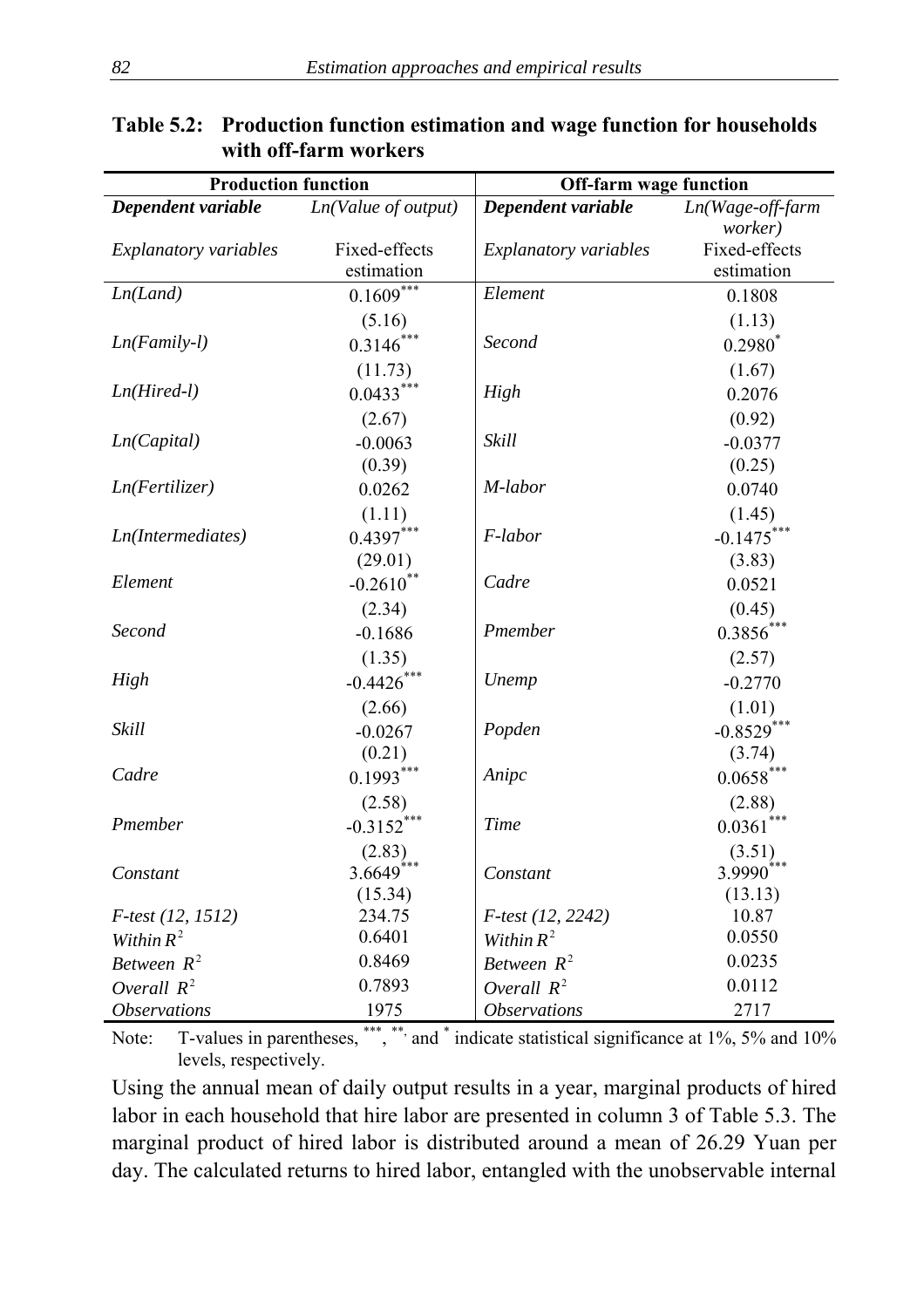**Table 5.2: Production function estimation and wage function for households with off-farm workers**

| Production function | | Off-farm wage function | |
|---|---|---|---|
| ***Dependent variable*** | *Ln(Value of output)* | ***Dependent variable*** | *Ln(Wage-off-farm worker)* |
| *Explanatory variables* | Fixed-effects estimation | *Explanatory variables* | Fixed-effects estimation |
| *Ln(Land)* | 0.1609*** | *Element* | 0.1808 |
| | (5.16) | | (1.13) |
| *Ln(Family-l)* | 0.3146*** | *Second* | 0.2980* |
| | (11.73) | | (1.67) |
| *Ln(Hired-l)* | 0.0433*** | *High* | 0.2076 |
| | (2.67) | | (0.92) |
| *Ln(Capital)* | -0.0063 | *Skill* | -0.0377 |
| | (0.39) | | (0.25) |
| *Ln(Fertilizer)* | 0.0262 | *M-labor* | 0.0740 |
| | (1.11) | | (1.45) |
| *Ln(Intermediates)* | 0.4397*** | *F-labor* | -0.1475*** |
| | (29.01) | | (3.83) |
| *Element* | -0.2610** | *Cadre* | 0.0521 |
| | (2.34) | | (0.45) |
| *Second* | -0.1686 | *Pmember* | 0.3856*** |
| | (1.35) | | (2.57) |
| *High* | -0.4426*** | *Unemp* | -0.2770 |
| | (2.66) | | (1.01) |
| *Skill* | -0.0267 | *Popden* | -0.8529*** |
| | (0.21) | | (3.74) |
| *Cadre* | 0.1993*** | *Anipc* | 0.0658*** |
| | (2.58) | | (2.88) |
| *Pmember* | -0.3152*** | *Time* | 0.0361*** |
| | (2.83) | | (3.51) |
| *Constant* | 3.6649*** | *Constant* | 3.9990*** |
| | (15.34) | | (13.13) |
| *F-test (12, 1512)* | 234.75 | *F-test (12, 2242)* | 10.87 |
| *Within* $R^2$ | 0.6401 | *Within* $R^2$ | 0.0550 |
| *Between* $R^2$ | 0.8469 | *Between* $R^2$ | 0.0235 |
| *Overall* $R^2$ | 0.7893 | *Overall* $R^2$ | 0.0112 |
| *Observations* | 1975 | *Observations* | 2717 |

Note: T-values in parentheses, ***, ** and * indicate statistical significance at 1%, 5% and 10% levels, respectively.

Using the annual mean of daily output results in a year, marginal products of hired labor in each household that hire labor are presented in column 3 of Table 5.3. The marginal product of hired labor is distributed around a mean of 26.29 Yuan per day. The calculated returns to hired labor, entangled with the unobservable internal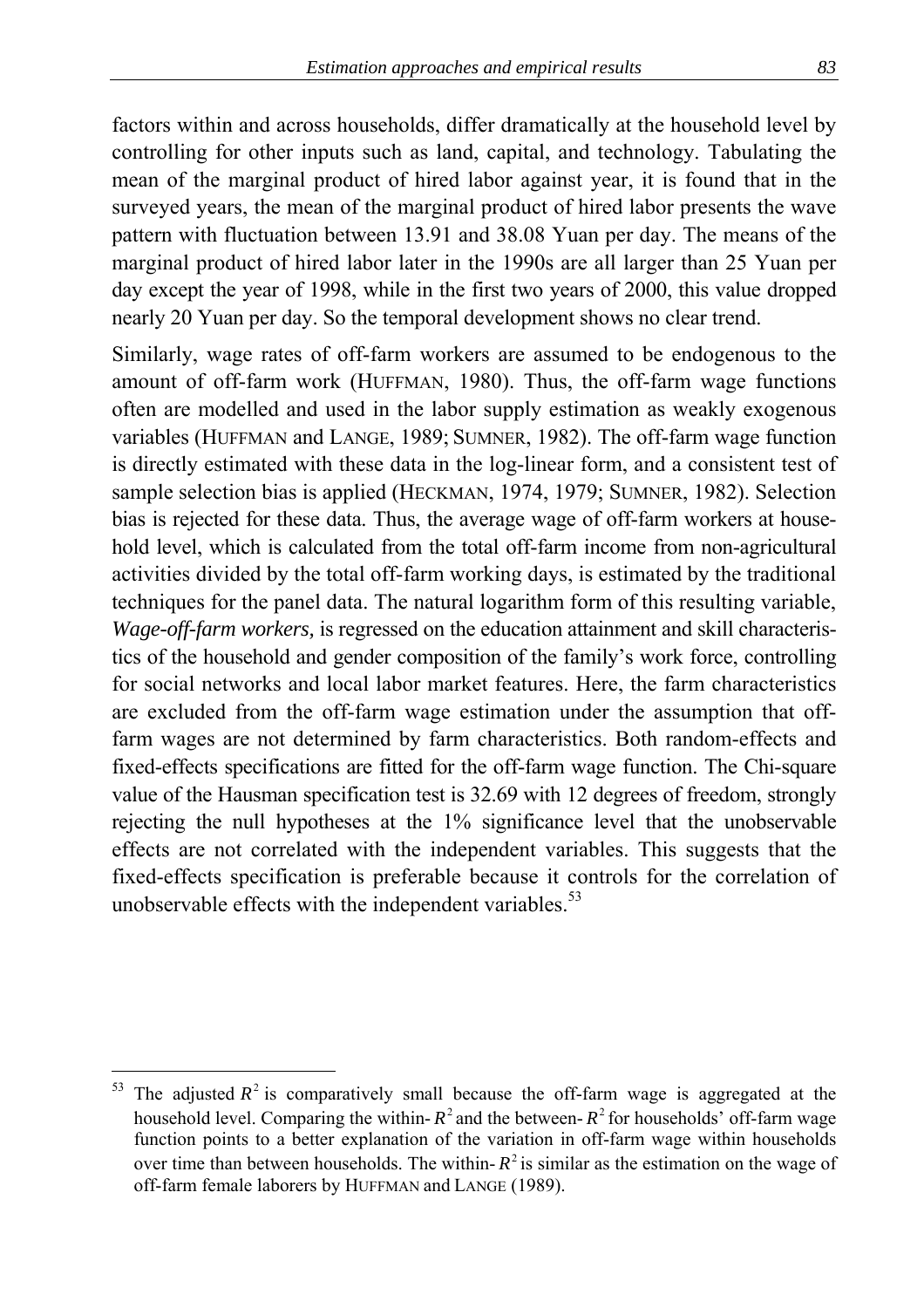factors within and across households, differ dramatically at the household level by controlling for other inputs such as land, capital, and technology. Tabulating the mean of the marginal product of hired labor against year, it is found that in the surveyed years, the mean of the marginal product of hired labor presents the wave pattern with fluctuation between 13.91 and 38.08 Yuan per day. The means of the marginal product of hired labor later in the 1990s are all larger than 25 Yuan per day except the year of 1998, while in the first two years of 2000, this value dropped nearly 20 Yuan per day. So the temporal development shows no clear trend.

Similarly, wage rates of off-farm workers are assumed to be endogenous to the amount of off-farm work (HUFFMAN, 1980). Thus, the off-farm wage functions often are modelled and used in the labor supply estimation as weakly exogenous variables (HUFFMAN and LANGE, 1989; SUMNER, 1982). The off-farm wage function is directly estimated with these data in the log-linear form, and a consistent test of sample selection bias is applied (HECKMAN, 1974, 1979; SUMNER, 1982). Selection bias is rejected for these data. Thus, the average wage of off-farm workers at household level, which is calculated from the total off-farm income from non-agricultural activities divided by the total off-farm working days, is estimated by the traditional techniques for the panel data. The natural logarithm form of this resulting variable, *Wage-off-farm workers,* is regressed on the education attainment and skill characteristics of the household and gender composition of the family's work force, controlling for social networks and local labor market features. Here, the farm characteristics are excluded from the off-farm wage estimation under the assumption that off-farm wages are not determined by farm characteristics. Both random-effects and fixed-effects specifications are fitted for the off-farm wage function. The Chi-square value of the Hausman specification test is 32.69 with 12 degrees of freedom, strongly rejecting the null hypotheses at the 1% significance level that the unobservable effects are not correlated with the independent variables. This suggests that the fixed-effects specification is preferable because it controls for the correlation of unobservable effects with the independent variables.[53]

---

[53] The adjusted $R^2$ is comparatively small because the off-farm wage is aggregated at the household level. Comparing the within-$R^2$ and the between-$R^2$ for households' off-farm wage function points to a better explanation of the variation in off-farm wage within households over time than between households. The within-$R^2$ is similar as the estimation on the wage of off-farm female laborers by HUFFMAN and LANGE (1989).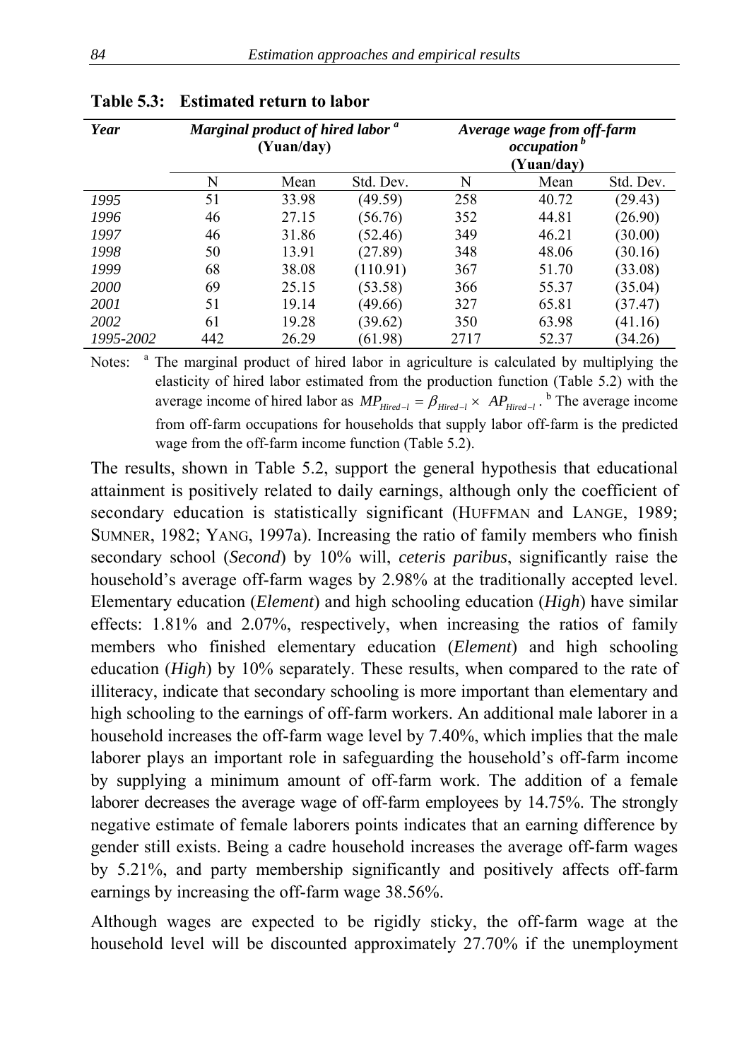**Table 5.3: Estimated return to labor**

| *Year* | *Marginal product of hired labor* [a] (Yuan/day) | | | *Average wage from off-farm occupation* [b] (Yuan/day) | | |
|---|---|---|---|---|---|---|
| | N | Mean | Std. Dev. | N | Mean | Std. Dev. |
| *1995* | 51 | 33.98 | (49.59) | 258 | 40.72 | (29.43) |
| *1996* | 46 | 27.15 | (56.76) | 352 | 44.81 | (26.90) |
| *1997* | 46 | 31.86 | (52.46) | 349 | 46.21 | (30.00) |
| *1998* | 50 | 13.91 | (27.89) | 348 | 48.06 | (30.16) |
| *1999* | 68 | 38.08 | (110.91) | 367 | 51.70 | (33.08) |
| *2000* | 69 | 25.15 | (53.58) | 366 | 55.37 | (35.04) |
| *2001* | 51 | 19.14 | (49.66) | 327 | 65.81 | (37.47) |
| *2002* | 61 | 19.28 | (39.62) | 350 | 63.98 | (41.16) |
| *1995-2002* | 442 | 26.29 | (61.98) | 2717 | 52.37 | (34.26) |

Notes: [a] The marginal product of hired labor in agriculture is calculated by multiplying the elasticity of hired labor estimated from the production function (Table 5.2) with the average income of hired labor as $MP_{Hired-l} = \beta_{Hired-l} \times AP_{Hired-l}$. [b] The average income from off-farm occupations for households that supply labor off-farm is the predicted wage from the off-farm income function (Table 5.2).

The results, shown in Table 5.2, support the general hypothesis that educational attainment is positively related to daily earnings, although only the coefficient of secondary education is statistically significant (HUFFMAN and LANGE, 1989; SUMNER, 1982; YANG, 1997a). Increasing the ratio of family members who finish secondary school (*Second*) by 10% will, *ceteris paribus*, significantly raise the household's average off-farm wages by 2.98% at the traditionally accepted level. Elementary education (*Element*) and high schooling education (*High*) have similar effects: 1.81% and 2.07%, respectively, when increasing the ratios of family members who finished elementary education (*Element*) and high schooling education (*High*) by 10% separately. These results, when compared to the rate of illiteracy, indicate that secondary schooling is more important than elementary and high schooling to the earnings of off-farm workers. An additional male laborer in a household increases the off-farm wage level by 7.40%, which implies that the male laborer plays an important role in safeguarding the household's off-farm income by supplying a minimum amount of off-farm work. The addition of a female laborer decreases the average wage of off-farm employees by 14.75%. The strongly negative estimate of female laborers points indicates that an earning difference by gender still exists. Being a cadre household increases the average off-farm wages by 5.21%, and party membership significantly and positively affects off-farm earnings by increasing the off-farm wage 38.56%.

Although wages are expected to be rigidly sticky, the off-farm wage at the household level will be discounted approximately 27.70% if the unemployment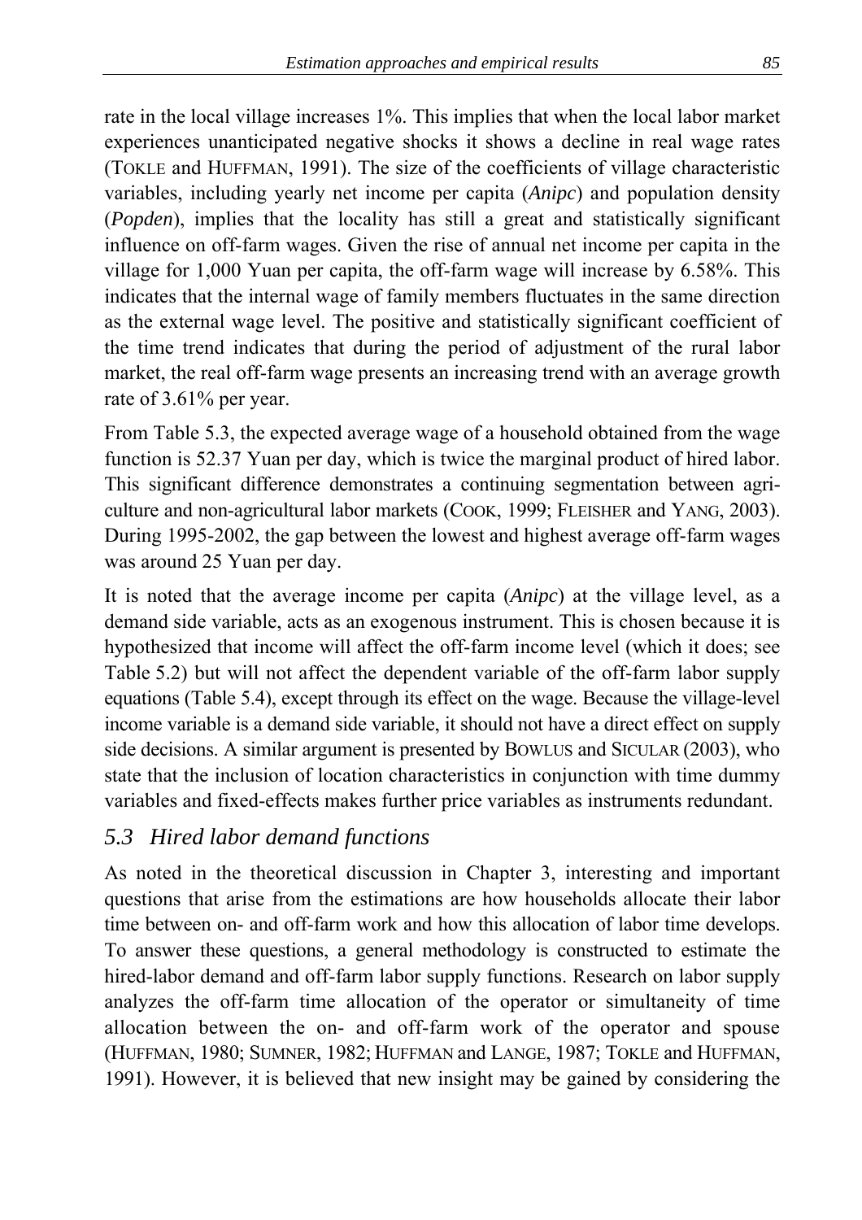rate in the local village increases 1%. This implies that when the local labor market experiences unanticipated negative shocks it shows a decline in real wage rates (TOKLE and HUFFMAN, 1991). The size of the coefficients of village characteristic variables, including yearly net income per capita (*Anipc*) and population density (*Popden*), implies that the locality has still a great and statistically significant influence on off-farm wages. Given the rise of annual net income per capita in the village for 1,000 Yuan per capita, the off-farm wage will increase by 6.58%. This indicates that the internal wage of family members fluctuates in the same direction as the external wage level. The positive and statistically significant coefficient of the time trend indicates that during the period of adjustment of the rural labor market, the real off-farm wage presents an increasing trend with an average growth rate of 3.61% per year.

From Table 5.3, the expected average wage of a household obtained from the wage function is 52.37 Yuan per day, which is twice the marginal product of hired labor. This significant difference demonstrates a continuing segmentation between agriculture and non-agricultural labor markets (COOK, 1999; FLEISHER and YANG, 2003). During 1995-2002, the gap between the lowest and highest average off-farm wages was around 25 Yuan per day.

It is noted that the average income per capita (*Anipc*) at the village level, as a demand side variable, acts as an exogenous instrument. This is chosen because it is hypothesized that income will affect the off-farm income level (which it does; see Table 5.2) but will not affect the dependent variable of the off-farm labor supply equations (Table 5.4), except through its effect on the wage. Because the village-level income variable is a demand side variable, it should not have a direct effect on supply side decisions. A similar argument is presented by BOWLUS and SICULAR (2003), who state that the inclusion of location characteristics in conjunction with time dummy variables and fixed-effects makes further price variables as instruments redundant.

## *5.3 Hired labor demand functions*

As noted in the theoretical discussion in Chapter 3, interesting and important questions that arise from the estimations are how households allocate their labor time between on- and off-farm work and how this allocation of labor time develops. To answer these questions, a general methodology is constructed to estimate the hired-labor demand and off-farm labor supply functions. Research on labor supply analyzes the off-farm time allocation of the operator or simultaneity of time allocation between the on- and off-farm work of the operator and spouse (HUFFMAN, 1980; SUMNER, 1982; HUFFMAN and LANGE, 1987; TOKLE and HUFFMAN, 1991). However, it is believed that new insight may be gained by considering the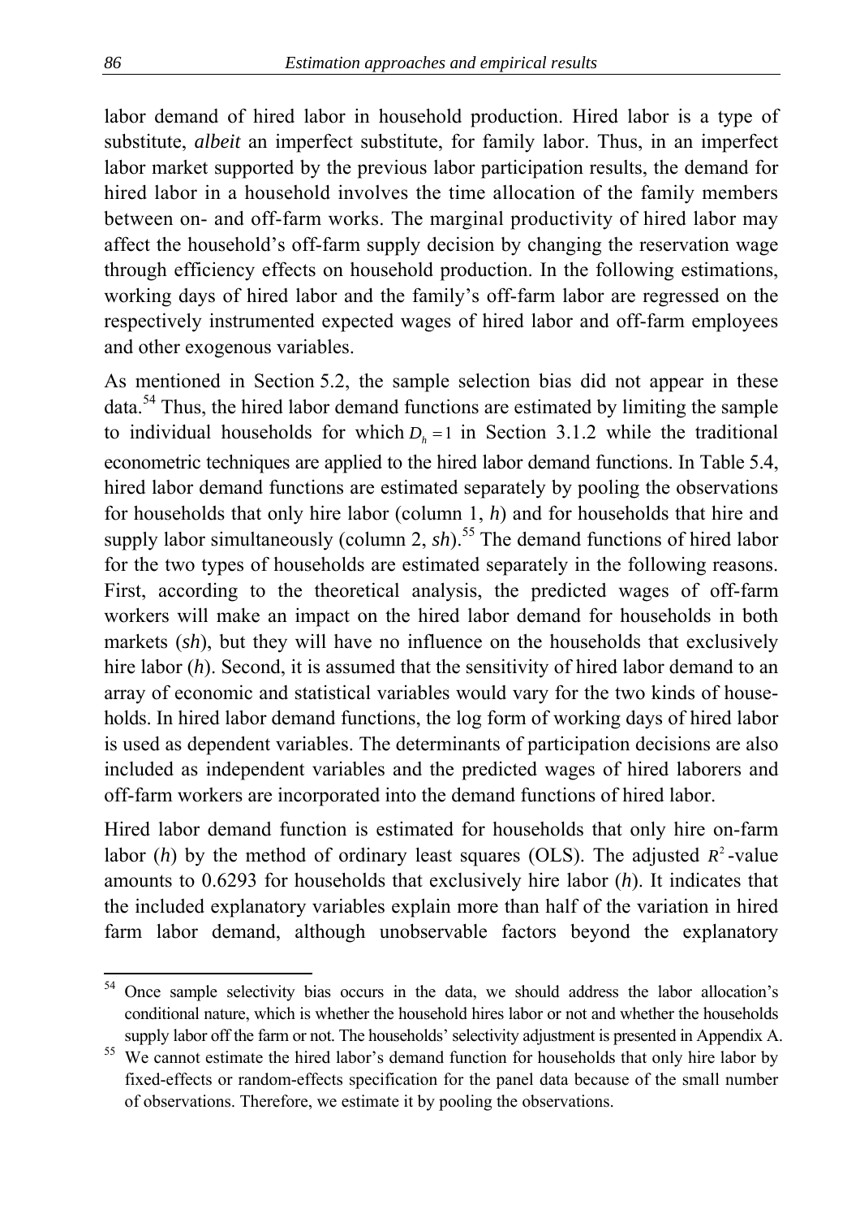labor demand of hired labor in household production. Hired labor is a type of substitute, *albeit* an imperfect substitute, for family labor. Thus, in an imperfect labor market supported by the previous labor participation results, the demand for hired labor in a household involves the time allocation of the family members between on- and off-farm works. The marginal productivity of hired labor may affect the household's off-farm supply decision by changing the reservation wage through efficiency effects on household production. In the following estimations, working days of hired labor and the family's off-farm labor are regressed on the respectively instrumented expected wages of hired labor and off-farm employees and other exogenous variables.

As mentioned in Section 5.2, the sample selection bias did not appear in these data.[54] Thus, the hired labor demand functions are estimated by limiting the sample to individual households for which $D_h = 1$ in Section 3.1.2 while the traditional econometric techniques are applied to the hired labor demand functions. In Table 5.4, hired labor demand functions are estimated separately by pooling the observations for households that only hire labor (column 1, *h*) and for households that hire and supply labor simultaneously (column 2, *sh*).[55] The demand functions of hired labor for the two types of households are estimated separately in the following reasons. First, according to the theoretical analysis, the predicted wages of off-farm workers will make an impact on the hired labor demand for households in both markets (*sh*), but they will have no influence on the households that exclusively hire labor (*h*). Second, it is assumed that the sensitivity of hired labor demand to an array of economic and statistical variables would vary for the two kinds of households. In hired labor demand functions, the log form of working days of hired labor is used as dependent variables. The determinants of participation decisions are also included as independent variables and the predicted wages of hired laborers and off-farm workers are incorporated into the demand functions of hired labor.

Hired labor demand function is estimated for households that only hire on-farm labor (*h*) by the method of ordinary least squares (OLS). The adjusted $R^2$-value amounts to 0.6293 for households that exclusively hire labor (*h*). It indicates that the included explanatory variables explain more than half of the variation in hired farm labor demand, although unobservable factors beyond the explanatory

---

[54] Once sample selectivity bias occurs in the data, we should address the labor allocation's conditional nature, which is whether the household hires labor or not and whether the households supply labor off the farm or not. The households' selectivity adjustment is presented in Appendix A.

[55] We cannot estimate the hired labor's demand function for households that only hire labor by fixed-effects or random-effects specification for the panel data because of the small number of observations. Therefore, we estimate it by pooling the observations.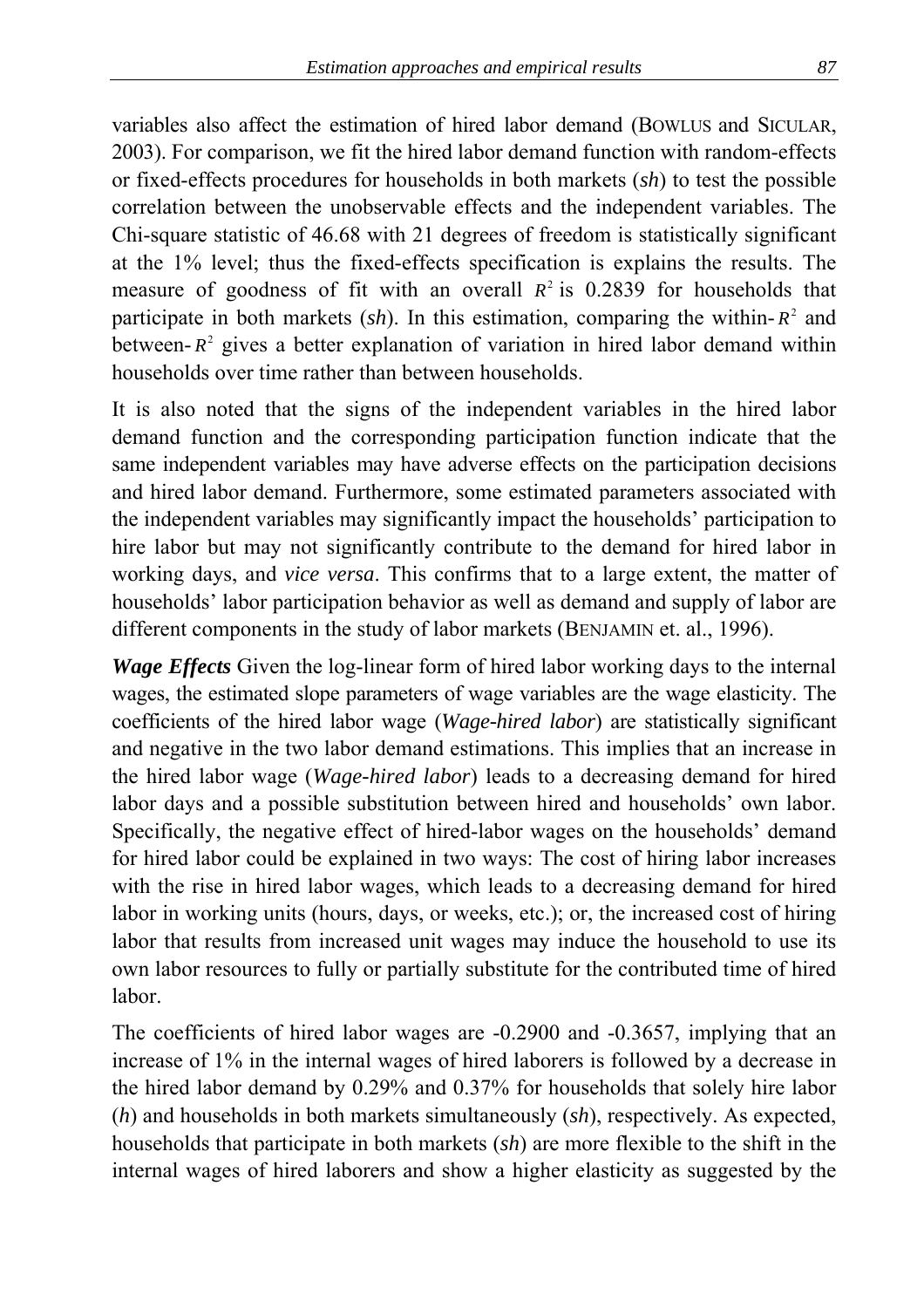variables also affect the estimation of hired labor demand (BOWLUS and SICULAR, 2003). For comparison, we fit the hired labor demand function with random-effects or fixed-effects procedures for households in both markets (*sh*) to test the possible correlation between the unobservable effects and the independent variables. The Chi-square statistic of 46.68 with 21 degrees of freedom is statistically significant at the 1% level; thus the fixed-effects specification is explains the results. The measure of goodness of fit with an overall $R^2$ is 0.2839 for households that participate in both markets (*sh*). In this estimation, comparing the within-$R^2$ and between-$R^2$ gives a better explanation of variation in hired labor demand within households over time rather than between households.

It is also noted that the signs of the independent variables in the hired labor demand function and the corresponding participation function indicate that the same independent variables may have adverse effects on the participation decisions and hired labor demand. Furthermore, some estimated parameters associated with the independent variables may significantly impact the households' participation to hire labor but may not significantly contribute to the demand for hired labor in working days, and *vice versa*. This confirms that to a large extent, the matter of households' labor participation behavior as well as demand and supply of labor are different components in the study of labor markets (BENJAMIN et. al., 1996).

***Wage Effects*** Given the log-linear form of hired labor working days to the internal wages, the estimated slope parameters of wage variables are the wage elasticity. The coefficients of the hired labor wage (*Wage-hired labor*) are statistically significant and negative in the two labor demand estimations. This implies that an increase in the hired labor wage (*Wage-hired labor*) leads to a decreasing demand for hired labor days and a possible substitution between hired and households' own labor. Specifically, the negative effect of hired-labor wages on the households' demand for hired labor could be explained in two ways: The cost of hiring labor increases with the rise in hired labor wages, which leads to a decreasing demand for hired labor in working units (hours, days, or weeks, etc.); or, the increased cost of hiring labor that results from increased unit wages may induce the household to use its own labor resources to fully or partially substitute for the contributed time of hired labor.

The coefficients of hired labor wages are -0.2900 and -0.3657, implying that an increase of 1% in the internal wages of hired laborers is followed by a decrease in the hired labor demand by 0.29% and 0.37% for households that solely hire labor (*h*) and households in both markets simultaneously (*sh*), respectively. As expected, households that participate in both markets (*sh*) are more flexible to the shift in the internal wages of hired laborers and show a higher elasticity as suggested by the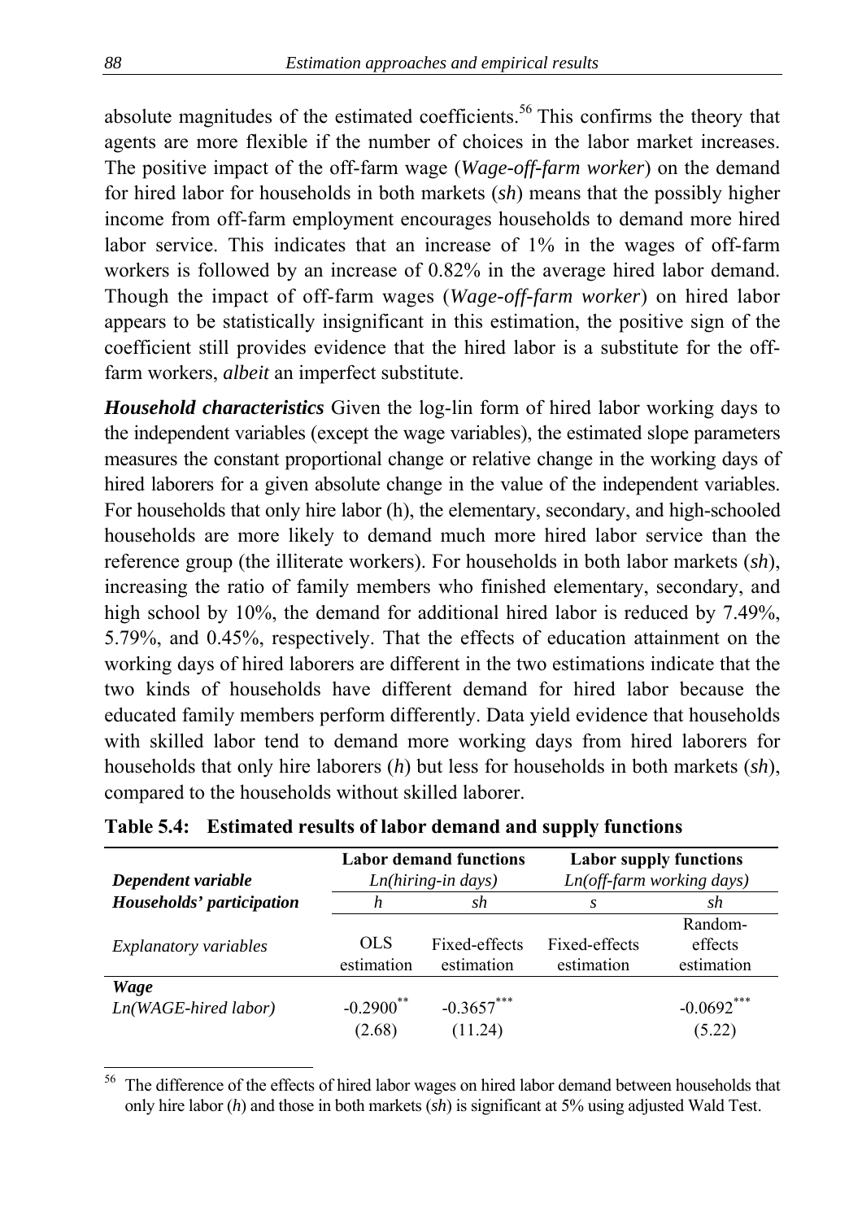absolute magnitudes of the estimated coefficients.[56] This confirms the theory that agents are more flexible if the number of choices in the labor market increases. The positive impact of the off-farm wage (*Wage-off-farm worker*) on the demand for hired labor for households in both markets (*sh*) means that the possibly higher income from off-farm employment encourages households to demand more hired labor service. This indicates that an increase of 1% in the wages of off-farm workers is followed by an increase of 0.82% in the average hired labor demand. Though the impact of off-farm wages (*Wage-off-farm worker*) on hired labor appears to be statistically insignificant in this estimation, the positive sign of the coefficient still provides evidence that the hired labor is a substitute for the off-farm workers, *albeit* an imperfect substitute.

***Household characteristics*** Given the log-lin form of hired labor working days to the independent variables (except the wage variables), the estimated slope parameters measures the constant proportional change or relative change in the working days of hired laborers for a given absolute change in the value of the independent variables. For households that only hire labor (h), the elementary, secondary, and high-schooled households are more likely to demand much more hired labor service than the reference group (the illiterate workers). For households in both labor markets (*sh*), increasing the ratio of family members who finished elementary, secondary, and high school by 10%, the demand for additional hired labor is reduced by 7.49%, 5.79%, and 0.45%, respectively. That the effects of education attainment on the working days of hired laborers are different in the two estimations indicate that the two kinds of households have different demand for hired labor because the educated family members perform differently. Data yield evidence that households with skilled labor tend to demand more working days from hired laborers for households that only hire laborers (*h*) but less for households in both markets (*sh*), compared to the households without skilled laborer.

**Table 5.4: Estimated results of labor demand and supply functions**

| ***Dependent variable*** | Labor demand functions *Ln(hiring-in days)* | | Labor supply functions *Ln(off-farm working days)* | |
|---|---|---|---|---|
| ***Households' participation*** | *h* | *sh* | *s* | *sh* |
| *Explanatory variables* | OLS estimation | Fixed-effects estimation | Fixed-effects estimation | Random-effects estimation |
| ***Wage*** | | | | |
| *Ln(WAGE-hired labor)* | $-0.2900^{**}$ | $-0.3657^{***}$ | | $-0.0692^{***}$ |
| | (2.68) | (11.24) | | (5.22) |

[56] The difference of the effects of hired labor wages on hired labor demand between households that only hire labor (*h*) and those in both markets (*sh*) is significant at 5% using adjusted Wald Test.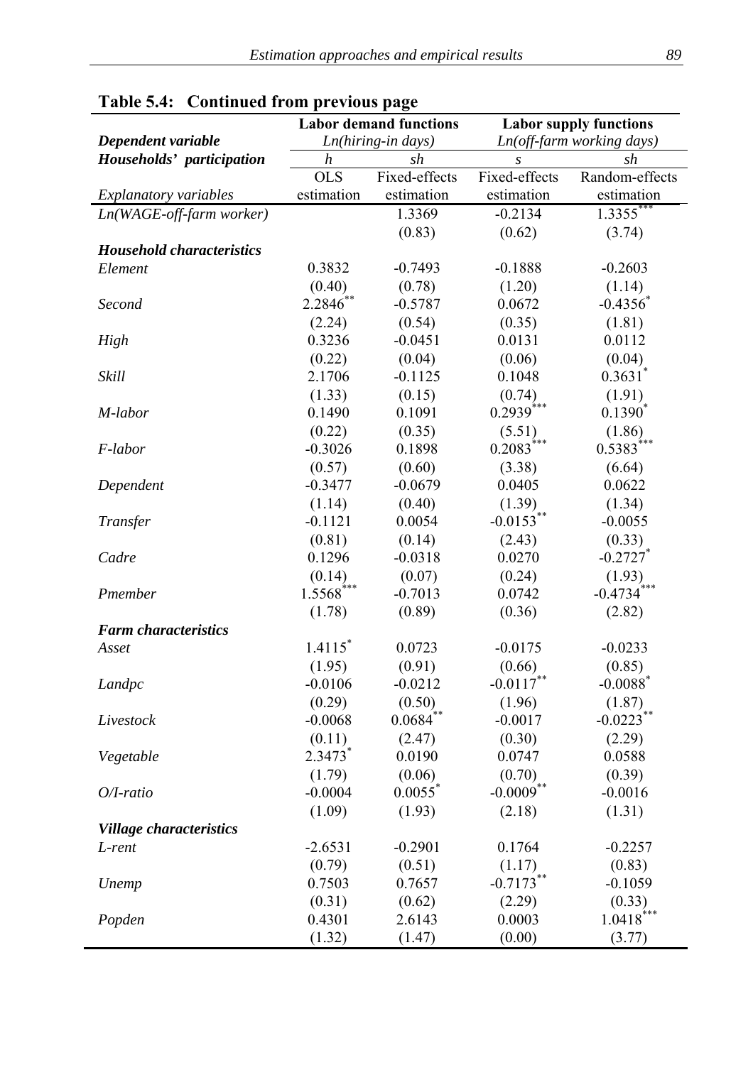**Table 5.4: Continued from previous page**

| | Labor demand functions | | Labor supply functions | |
|---|---|---|---|---|
| ***Dependent variable*** | *Ln(hiring-in days)* | | *Ln(off-farm working days)* | |
| ***Households' participation*** | *h* | *sh* | *s* | *sh* |
| | OLS | Fixed-effects | Fixed-effects | Random-effects |
| *Explanatory variables* | estimation | estimation | estimation | estimation |
| *Ln(WAGE-off-farm worker)* | | 1.3369 | -0.2134 | 1.3355*** |
| | | (0.83) | (0.62) | (3.74) |
| ***Household characteristics*** | | | | |
| *Element* | 0.3832 | -0.7493 | -0.1888 | -0.2603 |
| | (0.40) | (0.78) | (1.20) | (1.14) |
| *Second* | 2.2846** | -0.5787 | 0.0672 | -0.4356* |
| | (2.24) | (0.54) | (0.35) | (1.81) |
| *High* | 0.3236 | -0.0451 | 0.0131 | 0.0112 |
| | (0.22) | (0.04) | (0.06) | (0.04) |
| *Skill* | 2.1706 | -0.1125 | 0.1048 | 0.3631* |
| | (1.33) | (0.15) | (0.74) | (1.91) |
| *M-labor* | 0.1490 | 0.1091 | 0.2939*** | 0.1390* |
| | (0.22) | (0.35) | (5.51) | (1.86) |
| *F-labor* | -0.3026 | 0.1898 | 0.2083*** | 0.5383*** |
| | (0.57) | (0.60) | (3.38) | (6.64) |
| *Dependent* | -0.3477 | -0.0679 | 0.0405 | 0.0622 |
| | (1.14) | (0.40) | (1.39) | (1.34) |
| *Transfer* | -0.1121 | 0.0054 | -0.0153** | -0.0055 |
| | (0.81) | (0.14) | (2.43) | (0.33) |
| *Cadre* | 0.1296 | -0.0318 | 0.0270 | -0.2727* |
| | (0.14) | (0.07) | (0.24) | (1.93) |
| *Pmember* | 1.5568*** | -0.7013 | 0.0742 | -0.4734*** |
| | (1.78) | (0.89) | (0.36) | (2.82) |
| ***Farm characteristics*** | | | | |
| *Asset* | 1.4115* | 0.0723 | -0.0175 | -0.0233 |
| | (1.95) | (0.91) | (0.66) | (0.85) |
| *Landpc* | -0.0106 | -0.0212 | -0.0117** | -0.0088* |
| | (0.29) | (0.50) | (1.96) | (1.87) |
| *Livestock* | -0.0068 | 0.0684** | -0.0017 | -0.0223** |
| | (0.11) | (2.47) | (0.30) | (2.29) |
| *Vegetable* | 2.3473* | 0.0190 | 0.0747 | 0.0588 |
| | (1.79) | (0.06) | (0.70) | (0.39) |
| *O/I-ratio* | -0.0004 | 0.0055* | -0.0009** | -0.0016 |
| | (1.09) | (1.93) | (2.18) | (1.31) |
| ***Village characteristics*** | | | | |
| *L-rent* | -2.6531 | -0.2901 | 0.1764 | -0.2257 |
| | (0.79) | (0.51) | (1.17) | (0.83) |
| *Unemp* | 0.7503 | 0.7657 | -0.7173** | -0.1059 |
| | (0.31) | (0.62) | (2.29) | (0.33) |
| *Popden* | 0.4301 | 2.6143 | 0.0003 | 1.0418*** |
| | (1.32) | (1.47) | (0.00) | (3.77) |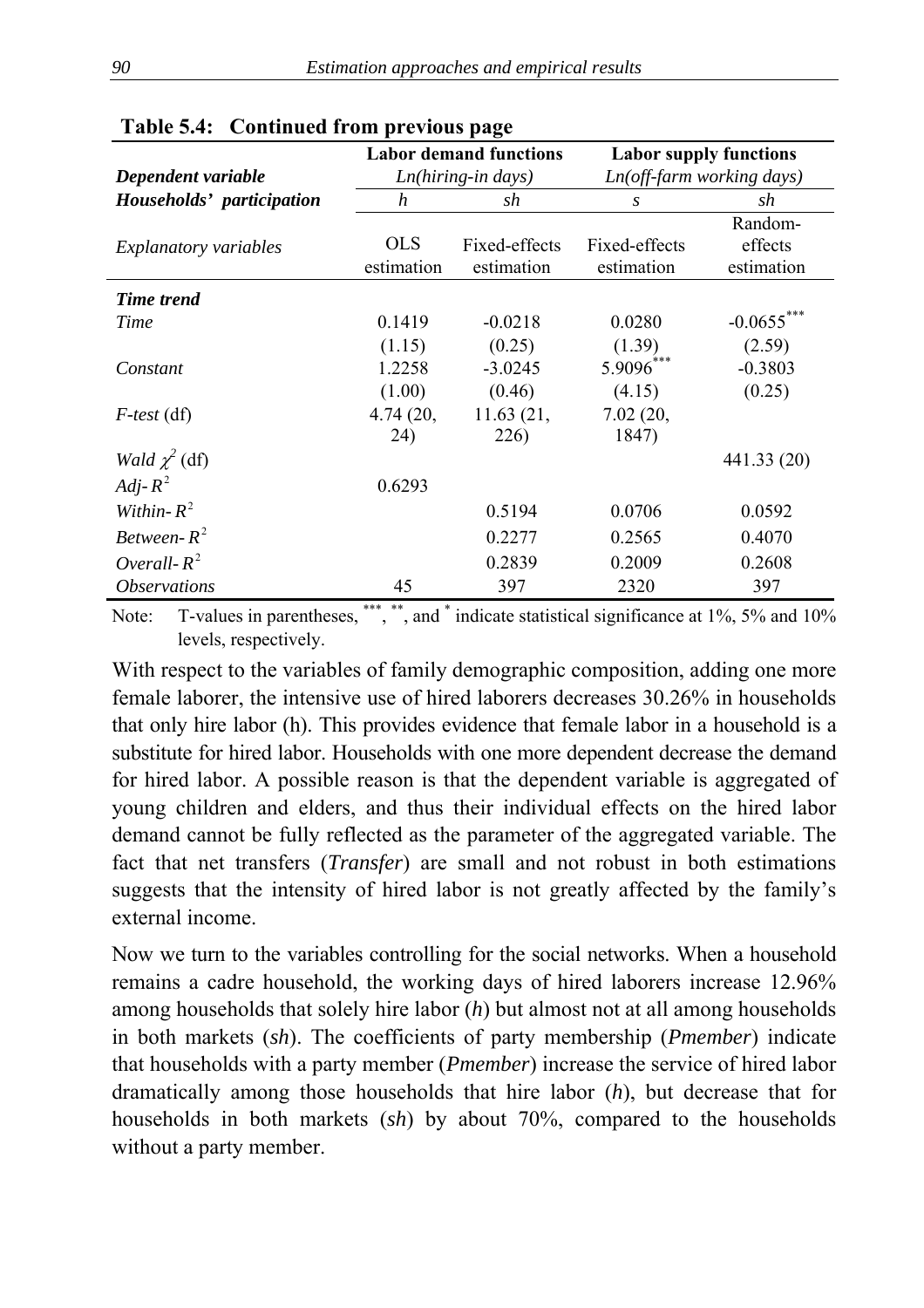**Table 5.4: Continued from previous page**

| | Labor demand functions | | Labor supply functions | |
|---|---|---|---|---|
| ***Dependent variable*** | *Ln(hiring-in days)* | | *Ln(off-farm working days)* | |
| ***Households' participation*** | *h* | *sh* | *s* | *sh* |
| *Explanatory variables* | OLS estimation | Fixed-effects estimation | Fixed-effects estimation | Random-effects estimation |
| ***Time trend*** | | | | |
| *Time* | 0.1419 | -0.0218 | 0.0280 | -0.0655*** |
| | (1.15) | (0.25) | (1.39) | (2.59) |
| *Constant* | 1.2258 | -3.0245 | 5.9096*** | -0.3803 |
| | (1.00) | (0.46) | (4.15) | (0.25) |
| *F-test* (df) | 4.74 (20, 24) | 11.63 (21, 226) | 7.02 (20, 1847) | |
| *Wald* $\chi^2$ (df) | | | | 441.33 (20) |
| *Adj-* $R^2$ | 0.6293 | | | |
| *Within-* $R^2$ | | 0.5194 | 0.0706 | 0.0592 |
| *Between-* $R^2$ | | 0.2277 | 0.2565 | 0.4070 |
| *Overall-* $R^2$ | | 0.2839 | 0.2009 | 0.2608 |
| *Observations* | 45 | 397 | 2320 | 397 |

Note: T-values in parentheses, ***, **, and * indicate statistical significance at 1%, 5% and 10% levels, respectively.

With respect to the variables of family demographic composition, adding one more female laborer, the intensive use of hired laborers decreases 30.26% in households that only hire labor (h). This provides evidence that female labor in a household is a substitute for hired labor. Households with one more dependent decrease the demand for hired labor. A possible reason is that the dependent variable is aggregated of young children and elders, and thus their individual effects on the hired labor demand cannot be fully reflected as the parameter of the aggregated variable. The fact that net transfers (*Transfer*) are small and not robust in both estimations suggests that the intensity of hired labor is not greatly affected by the family's external income.

Now we turn to the variables controlling for the social networks. When a household remains a cadre household, the working days of hired laborers increase 12.96% among households that solely hire labor (*h*) but almost not at all among households in both markets (*sh*). The coefficients of party membership (*Pmember*) indicate that households with a party member (*Pmember*) increase the service of hired labor dramatically among those households that hire labor (*h*), but decrease that for households in both markets (*sh*) by about 70%, compared to the households without a party member.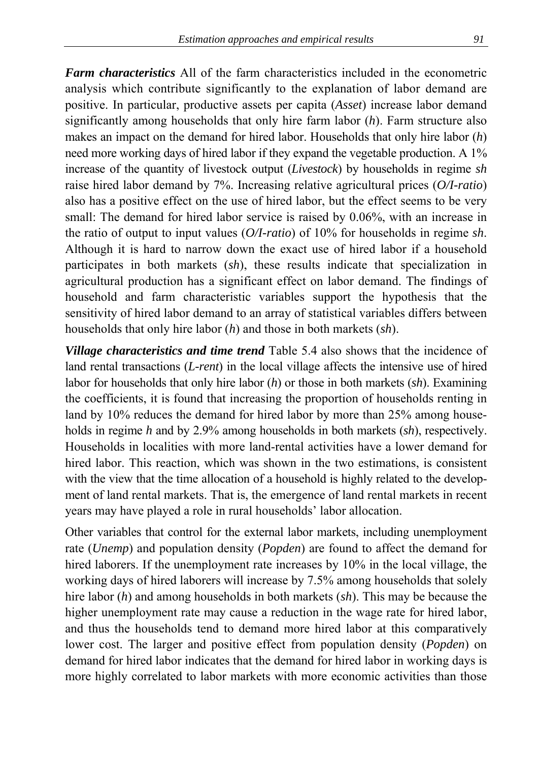***Farm characteristics*** All of the farm characteristics included in the econometric analysis which contribute significantly to the explanation of labor demand are positive. In particular, productive assets per capita (*Asset*) increase labor demand significantly among households that only hire farm labor (*h*). Farm structure also makes an impact on the demand for hired labor. Households that only hire labor (*h*) need more working days of hired labor if they expand the vegetable production. A 1% increase of the quantity of livestock output (*Livestock*) by households in regime *sh* raise hired labor demand by 7%. Increasing relative agricultural prices (*O/I-ratio*) also has a positive effect on the use of hired labor, but the effect seems to be very small: The demand for hired labor service is raised by 0.06%, with an increase in the ratio of output to input values (*O/I-ratio*) of 10% for households in regime *sh*. Although it is hard to narrow down the exact use of hired labor if a household participates in both markets (*sh*), these results indicate that specialization in agricultural production has a significant effect on labor demand. The findings of household and farm characteristic variables support the hypothesis that the sensitivity of hired labor demand to an array of statistical variables differs between households that only hire labor (*h*) and those in both markets (*sh*).

***Village characteristics and time trend*** Table 5.4 also shows that the incidence of land rental transactions (*L-rent*) in the local village affects the intensive use of hired labor for households that only hire labor (*h*) or those in both markets (*sh*). Examining the coefficients, it is found that increasing the proportion of households renting in land by 10% reduces the demand for hired labor by more than 25% among households in regime *h* and by 2.9% among households in both markets (*sh*), respectively. Households in localities with more land-rental activities have a lower demand for hired labor. This reaction, which was shown in the two estimations, is consistent with the view that the time allocation of a household is highly related to the development of land rental markets. That is, the emergence of land rental markets in recent years may have played a role in rural households' labor allocation.

Other variables that control for the external labor markets, including unemployment rate (*Unemp*) and population density (*Popden*) are found to affect the demand for hired laborers. If the unemployment rate increases by 10% in the local village, the working days of hired laborers will increase by 7.5% among households that solely hire labor (*h*) and among households in both markets (*sh*). This may be because the higher unemployment rate may cause a reduction in the wage rate for hired labor, and thus the households tend to demand more hired labor at this comparatively lower cost. The larger and positive effect from population density (*Popden*) on demand for hired labor indicates that the demand for hired labor in working days is more highly correlated to labor markets with more economic activities than those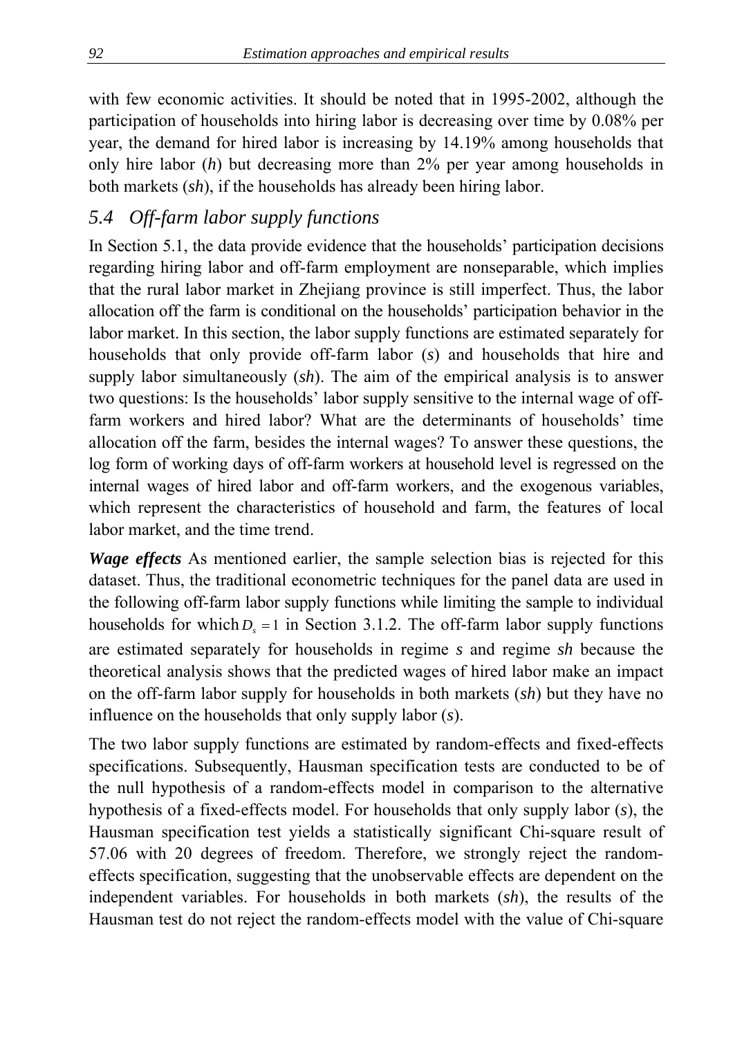with few economic activities. It should be noted that in 1995-2002, although the participation of households into hiring labor is decreasing over time by 0.08% per year, the demand for hired labor is increasing by 14.19% among households that only hire labor (*h*) but decreasing more than 2% per year among households in both markets (*sh*), if the households has already been hiring labor.

## *5.4 Off-farm labor supply functions*

In Section 5.1, the data provide evidence that the households' participation decisions regarding hiring labor and off-farm employment are nonseparable, which implies that the rural labor market in Zhejiang province is still imperfect. Thus, the labor allocation off the farm is conditional on the households' participation behavior in the labor market. In this section, the labor supply functions are estimated separately for households that only provide off-farm labor (*s*) and households that hire and supply labor simultaneously (*sh*). The aim of the empirical analysis is to answer two questions: Is the households' labor supply sensitive to the internal wage of off-farm workers and hired labor? What are the determinants of households' time allocation off the farm, besides the internal wages? To answer these questions, the log form of working days of off-farm workers at household level is regressed on the internal wages of hired labor and off-farm workers, and the exogenous variables, which represent the characteristics of household and farm, the features of local labor market, and the time trend.

***Wage effects*** As mentioned earlier, the sample selection bias is rejected for this dataset. Thus, the traditional econometric techniques for the panel data are used in the following off-farm labor supply functions while limiting the sample to individual households for which $D_s = 1$ in Section 3.1.2. The off-farm labor supply functions are estimated separately for households in regime *s* and regime *sh* because the theoretical analysis shows that the predicted wages of hired labor make an impact on the off-farm labor supply for households in both markets (*sh*) but they have no influence on the households that only supply labor (*s*).

The two labor supply functions are estimated by random-effects and fixed-effects specifications. Subsequently, Hausman specification tests are conducted to be of the null hypothesis of a random-effects model in comparison to the alternative hypothesis of a fixed-effects model. For households that only supply labor (*s*), the Hausman specification test yields a statistically significant Chi-square result of 57.06 with 20 degrees of freedom. Therefore, we strongly reject the random-effects specification, suggesting that the unobservable effects are dependent on the independent variables. For households in both markets (*sh*), the results of the Hausman test do not reject the random-effects model with the value of Chi-square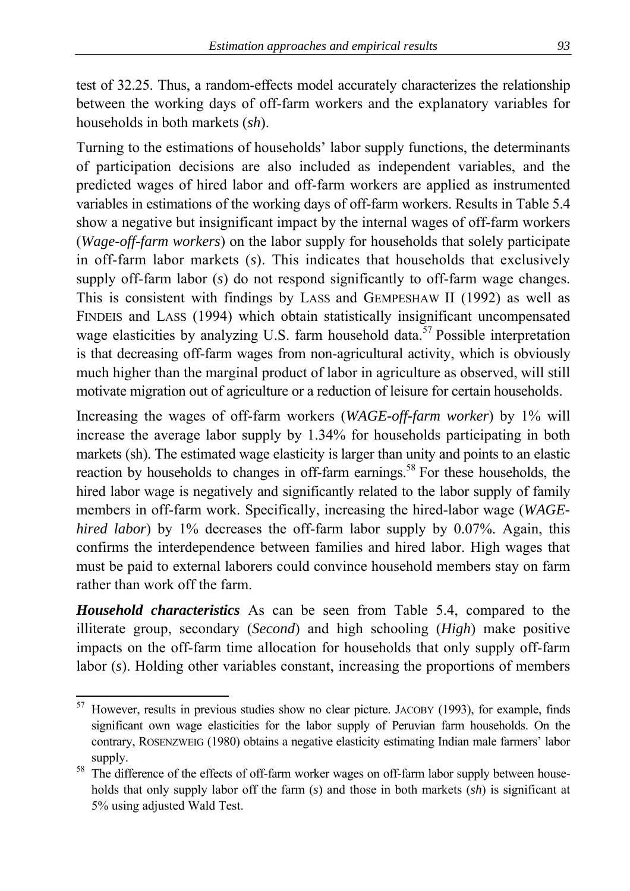test of 32.25. Thus, a random-effects model accurately characterizes the relationship between the working days of off-farm workers and the explanatory variables for households in both markets (*sh*).

Turning to the estimations of households' labor supply functions, the determinants of participation decisions are also included as independent variables, and the predicted wages of hired labor and off-farm workers are applied as instrumented variables in estimations of the working days of off-farm workers. Results in Table 5.4 show a negative but insignificant impact by the internal wages of off-farm workers (*Wage-off-farm workers*) on the labor supply for households that solely participate in off-farm labor markets (*s*). This indicates that households that exclusively supply off-farm labor (*s*) do not respond significantly to off-farm wage changes. This is consistent with findings by LASS and GEMPESHAW II (1992) as well as FINDEIS and LASS (1994) which obtain statistically insignificant uncompensated wage elasticities by analyzing U.S. farm household data.[57] Possible interpretation is that decreasing off-farm wages from non-agricultural activity, which is obviously much higher than the marginal product of labor in agriculture as observed, will still motivate migration out of agriculture or a reduction of leisure for certain households.

Increasing the wages of off-farm workers (*WAGE-off-farm worker*) by 1% will increase the average labor supply by 1.34% for households participating in both markets (sh). The estimated wage elasticity is larger than unity and points to an elastic reaction by households to changes in off-farm earnings.[58] For these households, the hired labor wage is negatively and significantly related to the labor supply of family members in off-farm work. Specifically, increasing the hired-labor wage (*WAGE-hired labor*) by 1% decreases the off-farm labor supply by 0.07%. Again, this confirms the interdependence between families and hired labor. High wages that must be paid to external laborers could convince household members stay on farm rather than work off the farm.

***Household characteristics*** As can be seen from Table 5.4, compared to the illiterate group, secondary (*Second*) and high schooling (*High*) make positive impacts on the off-farm time allocation for households that only supply off-farm labor (*s*). Holding other variables constant, increasing the proportions of members

---

[57] However, results in previous studies show no clear picture. JACOBY (1993), for example, finds significant own wage elasticities for the labor supply of Peruvian farm households. On the contrary, ROSENZWEIG (1980) obtains a negative elasticity estimating Indian male farmers' labor supply.

[58] The difference of the effects of off-farm worker wages on off-farm labor supply between households that only supply labor off the farm (*s*) and those in both markets (*sh*) is significant at 5% using adjusted Wald Test.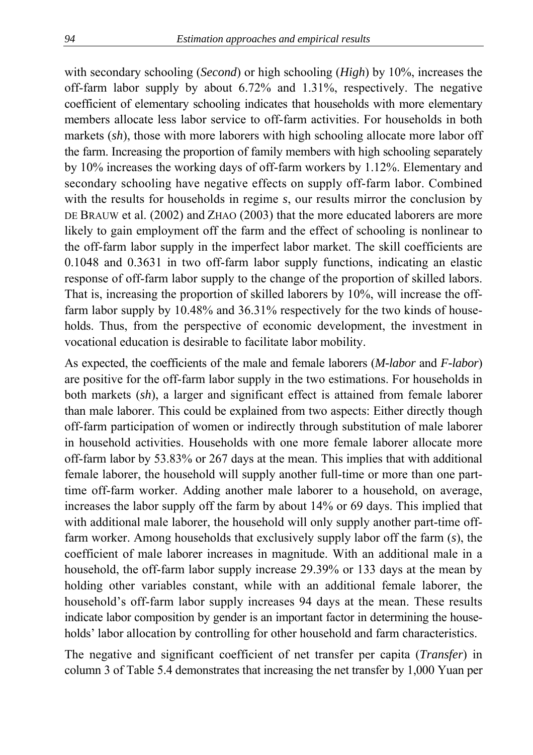with secondary schooling (*Second*) or high schooling (*High*) by 10%, increases the off-farm labor supply by about 6.72% and 1.31%, respectively. The negative coefficient of elementary schooling indicates that households with more elementary members allocate less labor service to off-farm activities. For households in both markets (*sh*), those with more laborers with high schooling allocate more labor off the farm. Increasing the proportion of family members with high schooling separately by 10% increases the working days of off-farm workers by 1.12%. Elementary and secondary schooling have negative effects on supply off-farm labor. Combined with the results for households in regime *s*, our results mirror the conclusion by DE BRAUW et al. (2002) and ZHAO (2003) that the more educated laborers are more likely to gain employment off the farm and the effect of schooling is nonlinear to the off-farm labor supply in the imperfect labor market. The skill coefficients are 0.1048 and 0.3631 in two off-farm labor supply functions, indicating an elastic response of off-farm labor supply to the change of the proportion of skilled labors. That is, increasing the proportion of skilled laborers by 10%, will increase the off-farm labor supply by 10.48% and 36.31% respectively for the two kinds of households. Thus, from the perspective of economic development, the investment in vocational education is desirable to facilitate labor mobility.

As expected, the coefficients of the male and female laborers (*M-labor* and *F-labor*) are positive for the off-farm labor supply in the two estimations. For households in both markets (*sh*), a larger and significant effect is attained from female laborer than male laborer. This could be explained from two aspects: Either directly though off-farm participation of women or indirectly through substitution of male laborer in household activities. Households with one more female laborer allocate more off-farm labor by 53.83% or 267 days at the mean. This implies that with additional female laborer, the household will supply another full-time or more than one part-time off-farm worker. Adding another male laborer to a household, on average, increases the labor supply off the farm by about 14% or 69 days. This implied that with additional male laborer, the household will only supply another part-time off-farm worker. Among households that exclusively supply labor off the farm (*s*), the coefficient of male laborer increases in magnitude. With an additional male in a household, the off-farm labor supply increase 29.39% or 133 days at the mean by holding other variables constant, while with an additional female laborer, the household's off-farm labor supply increases 94 days at the mean. These results indicate labor composition by gender is an important factor in determining the households' labor allocation by controlling for other household and farm characteristics.

The negative and significant coefficient of net transfer per capita (*Transfer*) in column 3 of Table 5.4 demonstrates that increasing the net transfer by 1,000 Yuan per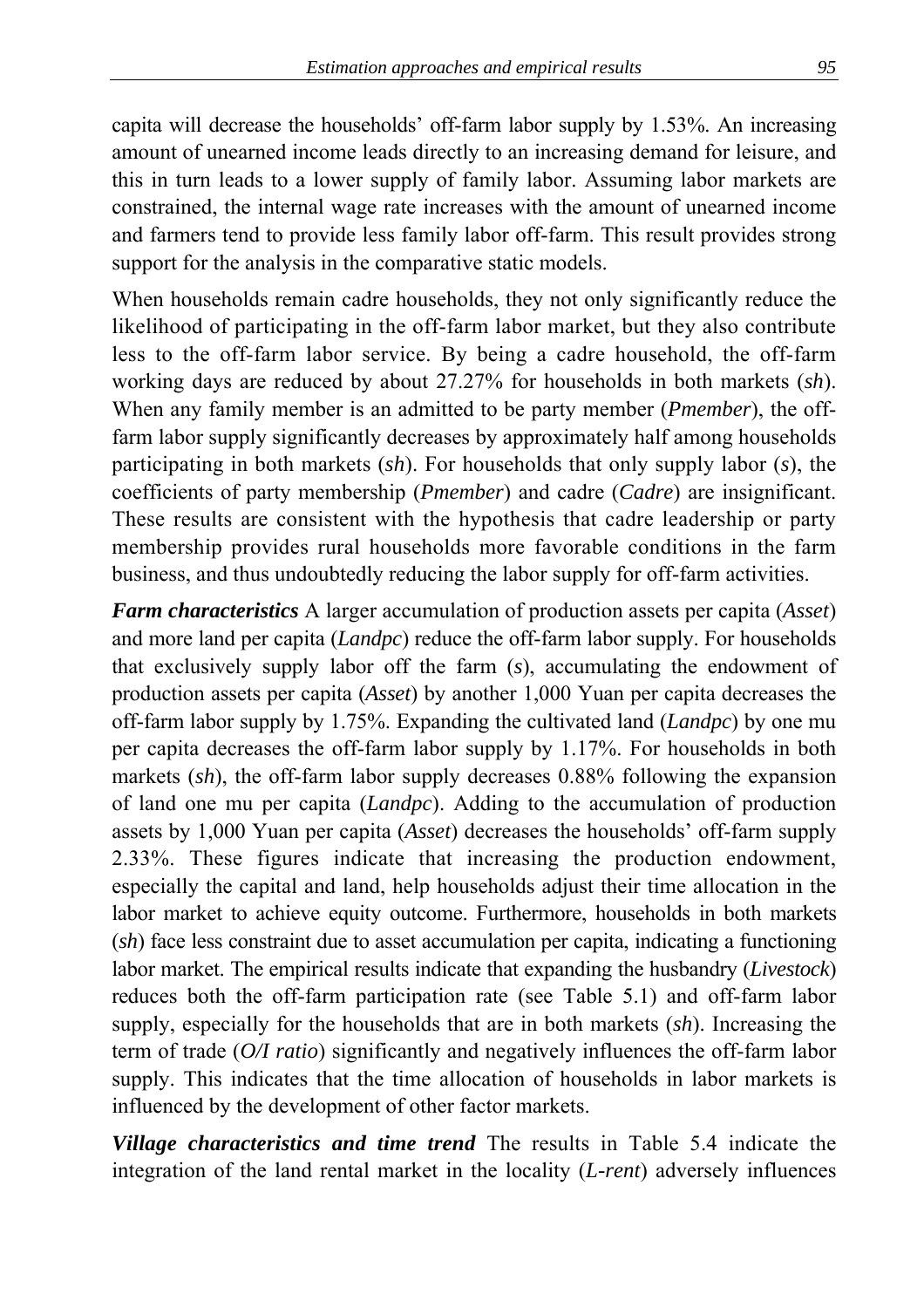capita will decrease the households' off-farm labor supply by 1.53%. An increasing amount of unearned income leads directly to an increasing demand for leisure, and this in turn leads to a lower supply of family labor. Assuming labor markets are constrained, the internal wage rate increases with the amount of unearned income and farmers tend to provide less family labor off-farm. This result provides strong support for the analysis in the comparative static models.

When households remain cadre households, they not only significantly reduce the likelihood of participating in the off-farm labor market, but they also contribute less to the off-farm labor service. By being a cadre household, the off-farm working days are reduced by about 27.27% for households in both markets (*sh*). When any family member is an admitted to be party member (*Pmember*), the off-farm labor supply significantly decreases by approximately half among households participating in both markets (*sh*). For households that only supply labor (*s*), the coefficients of party membership (*Pmember*) and cadre (*Cadre*) are insignificant. These results are consistent with the hypothesis that cadre leadership or party membership provides rural households more favorable conditions in the farm business, and thus undoubtedly reducing the labor supply for off-farm activities.

***Farm characteristics*** A larger accumulation of production assets per capita (*Asset*) and more land per capita (*Landpc*) reduce the off-farm labor supply. For households that exclusively supply labor off the farm (*s*), accumulating the endowment of production assets per capita (*Asset*) by another 1,000 Yuan per capita decreases the off-farm labor supply by 1.75%. Expanding the cultivated land (*Landpc*) by one mu per capita decreases the off-farm labor supply by 1.17%. For households in both markets (*sh*), the off-farm labor supply decreases 0.88% following the expansion of land one mu per capita (*Landpc*). Adding to the accumulation of production assets by 1,000 Yuan per capita (*Asset*) decreases the households' off-farm supply 2.33%. These figures indicate that increasing the production endowment, especially the capital and land, help households adjust their time allocation in the labor market to achieve equity outcome. Furthermore, households in both markets (*sh*) face less constraint due to asset accumulation per capita, indicating a functioning labor market. The empirical results indicate that expanding the husbandry (*Livestock*) reduces both the off-farm participation rate (see Table 5.1) and off-farm labor supply, especially for the households that are in both markets (*sh*). Increasing the term of trade (*O/I ratio*) significantly and negatively influences the off-farm labor supply. This indicates that the time allocation of households in labor markets is influenced by the development of other factor markets.

***Village characteristics and time trend*** The results in Table 5.4 indicate the integration of the land rental market in the locality (*L-rent*) adversely influences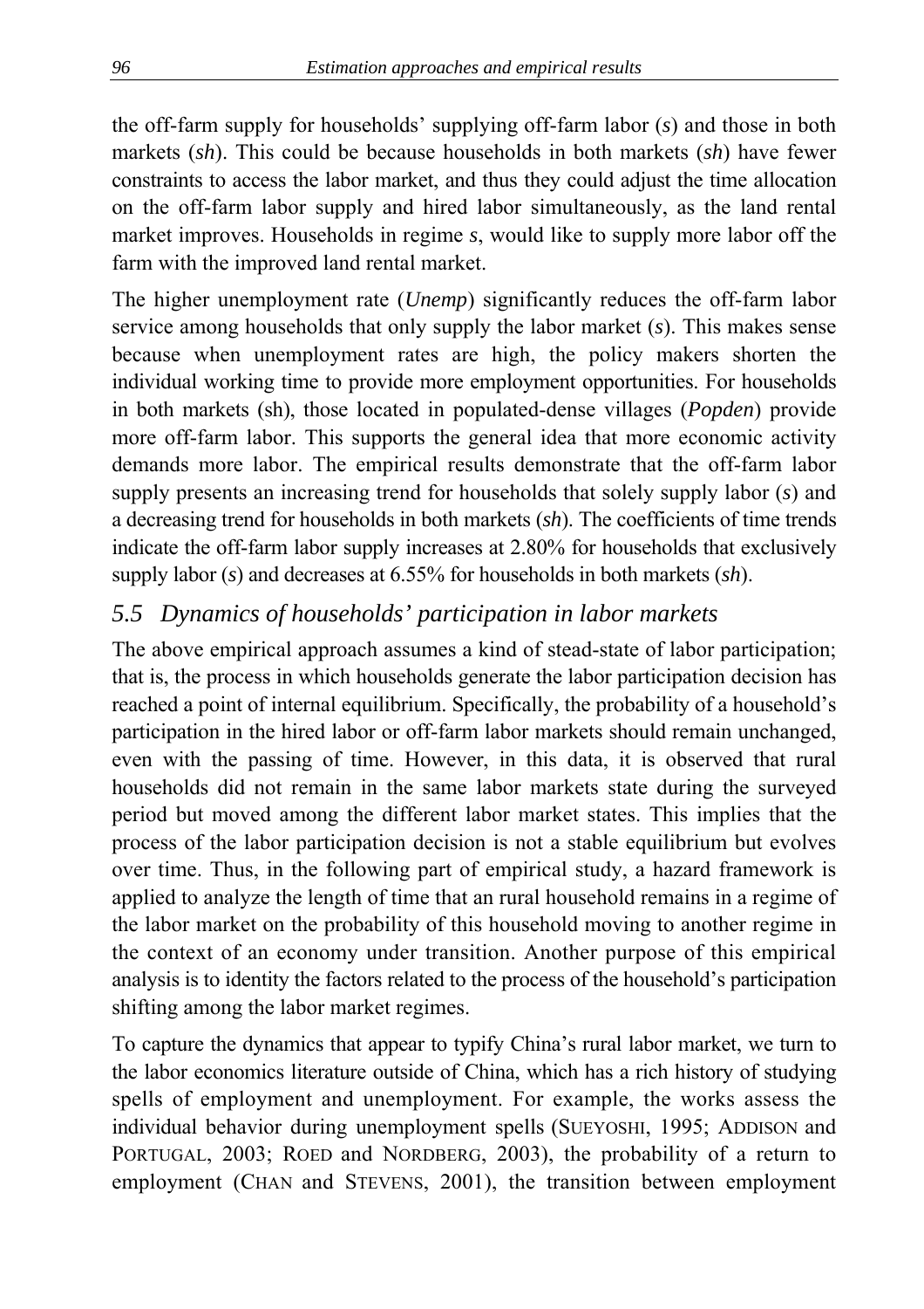the off-farm supply for households' supplying off-farm labor (*s*) and those in both markets (*sh*). This could be because households in both markets (*sh*) have fewer constraints to access the labor market, and thus they could adjust the time allocation on the off-farm labor supply and hired labor simultaneously, as the land rental market improves. Households in regime *s*, would like to supply more labor off the farm with the improved land rental market.

The higher unemployment rate (*Unemp*) significantly reduces the off-farm labor service among households that only supply the labor market (*s*). This makes sense because when unemployment rates are high, the policy makers shorten the individual working time to provide more employment opportunities. For households in both markets (sh), those located in populated-dense villages (*Popden*) provide more off-farm labor. This supports the general idea that more economic activity demands more labor. The empirical results demonstrate that the off-farm labor supply presents an increasing trend for households that solely supply labor (*s*) and a decreasing trend for households in both markets (*sh*). The coefficients of time trends indicate the off-farm labor supply increases at 2.80% for households that exclusively supply labor (*s*) and decreases at 6.55% for households in both markets (*sh*).

## *5.5 Dynamics of households' participation in labor markets*

The above empirical approach assumes a kind of stead-state of labor participation; that is, the process in which households generate the labor participation decision has reached a point of internal equilibrium. Specifically, the probability of a household's participation in the hired labor or off-farm labor markets should remain unchanged, even with the passing of time. However, in this data, it is observed that rural households did not remain in the same labor markets state during the surveyed period but moved among the different labor market states. This implies that the process of the labor participation decision is not a stable equilibrium but evolves over time. Thus, in the following part of empirical study, a hazard framework is applied to analyze the length of time that an rural household remains in a regime of the labor market on the probability of this household moving to another regime in the context of an economy under transition. Another purpose of this empirical analysis is to identity the factors related to the process of the household's participation shifting among the labor market regimes.

To capture the dynamics that appear to typify China's rural labor market, we turn to the labor economics literature outside of China, which has a rich history of studying spells of employment and unemployment. For example, the works assess the individual behavior during unemployment spells (SUEYOSHI, 1995; ADDISON and PORTUGAL, 2003; ROED and NORDBERG, 2003), the probability of a return to employment (CHAN and STEVENS, 2001), the transition between employment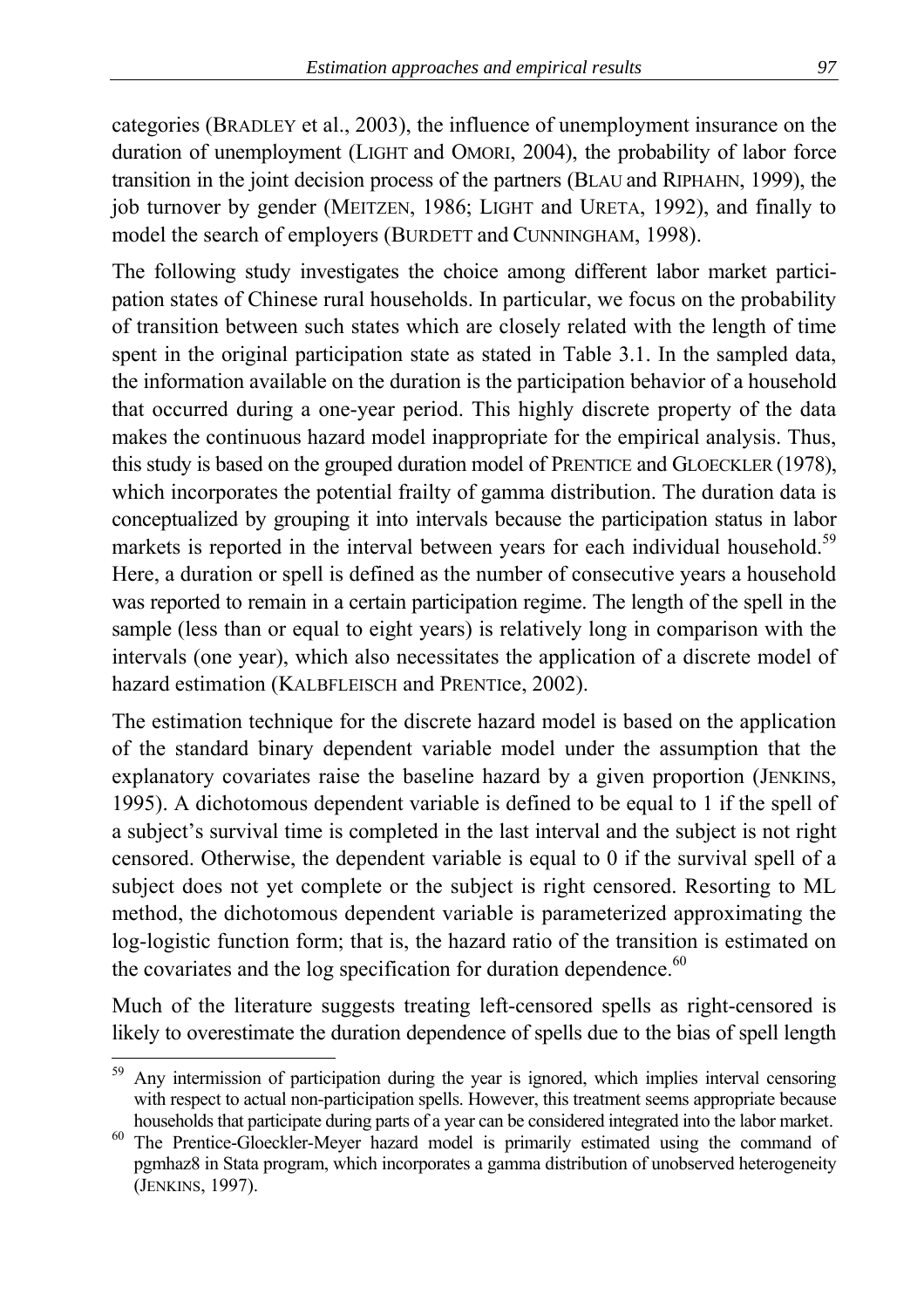categories (BRADLEY et al., 2003), the influence of unemployment insurance on the duration of unemployment (LIGHT and OMORI, 2004), the probability of labor force transition in the joint decision process of the partners (BLAU and RIPHAHN, 1999), the job turnover by gender (MEITZEN, 1986; LIGHT and URETA, 1992), and finally to model the search of employers (BURDETT and CUNNINGHAM, 1998).

The following study investigates the choice among different labor market participation states of Chinese rural households. In particular, we focus on the probability of transition between such states which are closely related with the length of time spent in the original participation state as stated in Table 3.1. In the sampled data, the information available on the duration is the participation behavior of a household that occurred during a one-year period. This highly discrete property of the data makes the continuous hazard model inappropriate for the empirical analysis. Thus, this study is based on the grouped duration model of PRENTICE and GLOECKLER (1978), which incorporates the potential frailty of gamma distribution. The duration data is conceptualized by grouping it into intervals because the participation status in labor markets is reported in the interval between years for each individual household.[59] Here, a duration or spell is defined as the number of consecutive years a household was reported to remain in a certain participation regime. The length of the spell in the sample (less than or equal to eight years) is relatively long in comparison with the intervals (one year), which also necessitates the application of a discrete model of hazard estimation (KALBFLEISCH and PRENTIce, 2002).

The estimation technique for the discrete hazard model is based on the application of the standard binary dependent variable model under the assumption that the explanatory covariates raise the baseline hazard by a given proportion (JENKINS, 1995). A dichotomous dependent variable is defined to be equal to 1 if the spell of a subject's survival time is completed in the last interval and the subject is not right censored. Otherwise, the dependent variable is equal to 0 if the survival spell of a subject does not yet complete or the subject is right censored. Resorting to ML method, the dichotomous dependent variable is parameterized approximating the log-logistic function form; that is, the hazard ratio of the transition is estimated on the covariates and the log specification for duration dependence.[60]

Much of the literature suggests treating left-censored spells as right-censored is likely to overestimate the duration dependence of spells due to the bias of spell length

---

[59] Any intermission of participation during the year is ignored, which implies interval censoring with respect to actual non-participation spells. However, this treatment seems appropriate because households that participate during parts of a year can be considered integrated into the labor market.

[60] The Prentice-Gloeckler-Meyer hazard model is primarily estimated using the command of pgmhaz8 in Stata program, which incorporates a gamma distribution of unobserved heterogeneity (JENKINS, 1997).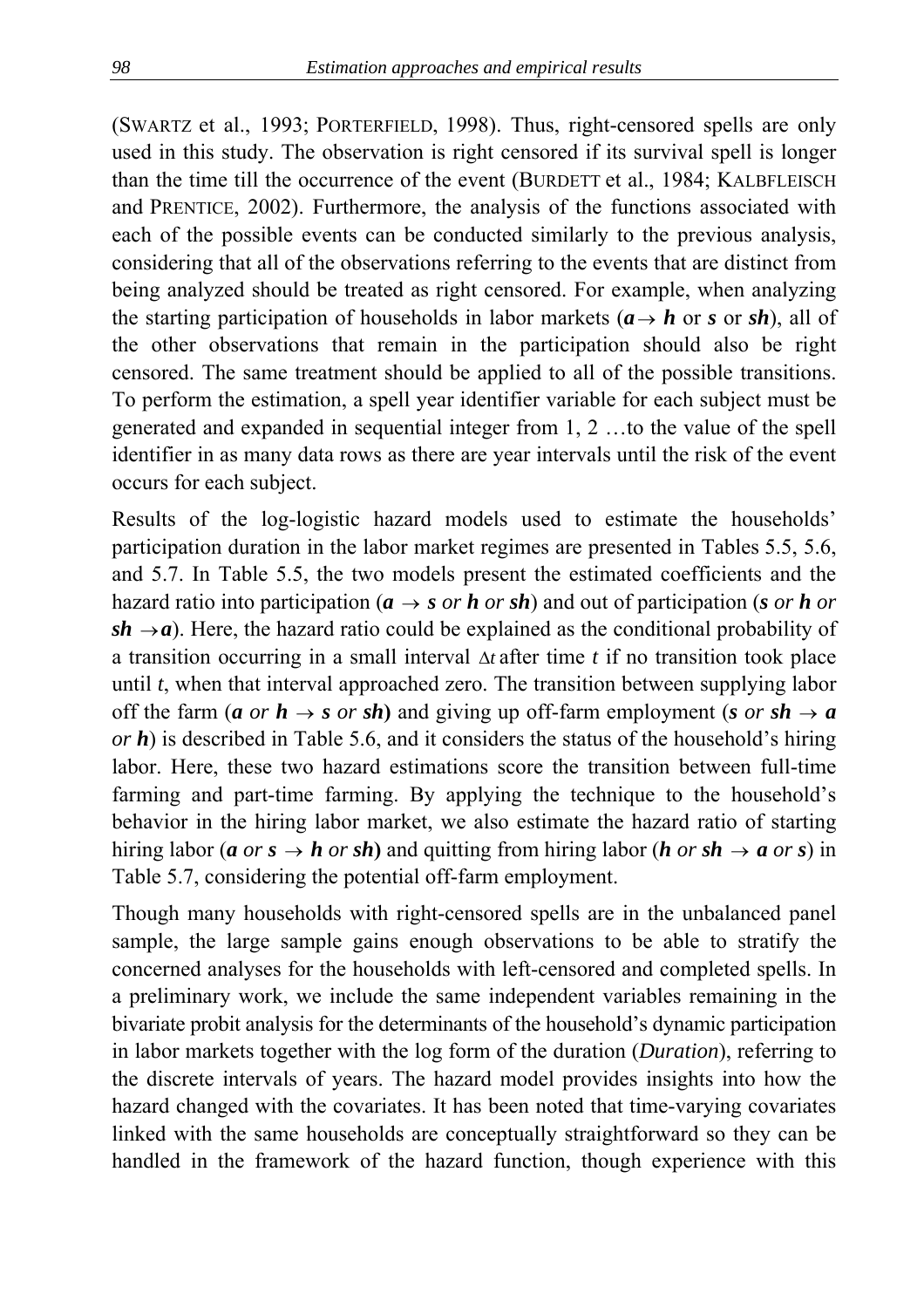(SWARTZ et al., 1993; PORTERFIELD, 1998). Thus, right-censored spells are only used in this study. The observation is right censored if its survival spell is longer than the time till the occurrence of the event (BURDETT et al., 1984; KALBFLEISCH and PRENTICE, 2002). Furthermore, the analysis of the functions associated with each of the possible events can be conducted similarly to the previous analysis, considering that all of the observations referring to the events that are distinct from being analyzed should be treated as right censored. For example, when analyzing the starting participation of households in labor markets (***a*** → ***h*** or ***s*** or ***sh***), all of the other observations that remain in the participation should also be right censored. The same treatment should be applied to all of the possible transitions. To perform the estimation, a spell year identifier variable for each subject must be generated and expanded in sequential integer from 1, 2 …to the value of the spell identifier in as many data rows as there are year intervals until the risk of the event occurs for each subject.

Results of the log-logistic hazard models used to estimate the households' participation duration in the labor market regimes are presented in Tables 5.5, 5.6, and 5.7. In Table 5.5, the two models present the estimated coefficients and the hazard ratio into participation (***a*** → ***s*** *or* ***h*** *or* ***sh***) and out of participation (***s*** *or* ***h*** *or* ***sh*** → ***a***). Here, the hazard ratio could be explained as the conditional probability of a transition occurring in a small interval $\Delta t$ after time $t$ if no transition took place until $t$, when that interval approached zero. The transition between supplying labor off the farm (***a*** *or* ***h*** → ***s*** *or* ***sh***) and giving up off-farm employment (***s*** *or* ***sh*** → ***a*** *or* ***h***) is described in Table 5.6, and it considers the status of the household's hiring labor. Here, these two hazard estimations score the transition between full-time farming and part-time farming. By applying the technique to the household's behavior in the hiring labor market, we also estimate the hazard ratio of starting hiring labor (***a*** *or* ***s*** → ***h*** *or* ***sh***) and quitting from hiring labor (***h*** *or* ***sh*** → ***a*** *or* ***s***) in Table 5.7, considering the potential off-farm employment.

Though many households with right-censored spells are in the unbalanced panel sample, the large sample gains enough observations to be able to stratify the concerned analyses for the households with left-censored and completed spells. In a preliminary work, we include the same independent variables remaining in the bivariate probit analysis for the determinants of the household's dynamic participation in labor markets together with the log form of the duration (*Duration*), referring to the discrete intervals of years. The hazard model provides insights into how the hazard changed with the covariates. It has been noted that time-varying covariates linked with the same households are conceptually straightforward so they can be handled in the framework of the hazard function, though experience with this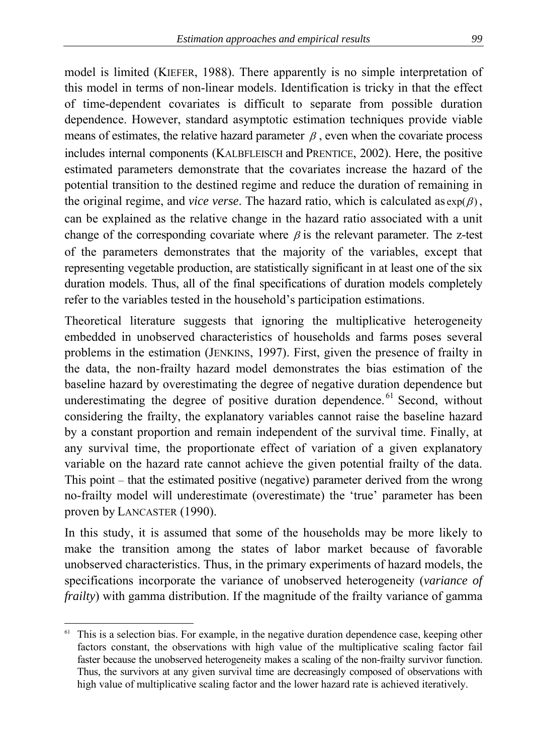model is limited (KIEFER, 1988). There apparently is no simple interpretation of this model in terms of non-linear models. Identification is tricky in that the effect of time-dependent covariates is difficult to separate from possible duration dependence. However, standard asymptotic estimation techniques provide viable means of estimates, the relative hazard parameter $\beta$, even when the covariate process includes internal components (KALBFLEISCH and PRENTICE, 2002). Here, the positive estimated parameters demonstrate that the covariates increase the hazard of the potential transition to the destined regime and reduce the duration of remaining in the original regime, and *vice verse*. The hazard ratio, which is calculated as $\exp(\beta)$, can be explained as the relative change in the hazard ratio associated with a unit change of the corresponding covariate where $\beta$ is the relevant parameter. The z-test of the parameters demonstrates that the majority of the variables, except that representing vegetable production, are statistically significant in at least one of the six duration models. Thus, all of the final specifications of duration models completely refer to the variables tested in the household's participation estimations.

Theoretical literature suggests that ignoring the multiplicative heterogeneity embedded in unobserved characteristics of households and farms poses several problems in the estimation (JENKINS, 1997). First, given the presence of frailty in the data, the non-frailty hazard model demonstrates the bias estimation of the baseline hazard by overestimating the degree of negative duration dependence but underestimating the degree of positive duration dependence.[61] Second, without considering the frailty, the explanatory variables cannot raise the baseline hazard by a constant proportion and remain independent of the survival time. Finally, at any survival time, the proportionate effect of variation of a given explanatory variable on the hazard rate cannot achieve the given potential frailty of the data. This point – that the estimated positive (negative) parameter derived from the wrong no-frailty model will underestimate (overestimate) the 'true' parameter has been proven by LANCASTER (1990).

In this study, it is assumed that some of the households may be more likely to make the transition among the states of labor market because of favorable unobserved characteristics. Thus, in the primary experiments of hazard models, the specifications incorporate the variance of unobserved heterogeneity (*variance of frailty*) with gamma distribution. If the magnitude of the frailty variance of gamma

---

[61] This is a selection bias. For example, in the negative duration dependence case, keeping other factors constant, the observations with high value of the multiplicative scaling factor fail faster because the unobserved heterogeneity makes a scaling of the non-frailty survivor function. Thus, the survivors at any given survival time are decreasingly composed of observations with high value of multiplicative scaling factor and the lower hazard rate is achieved iteratively.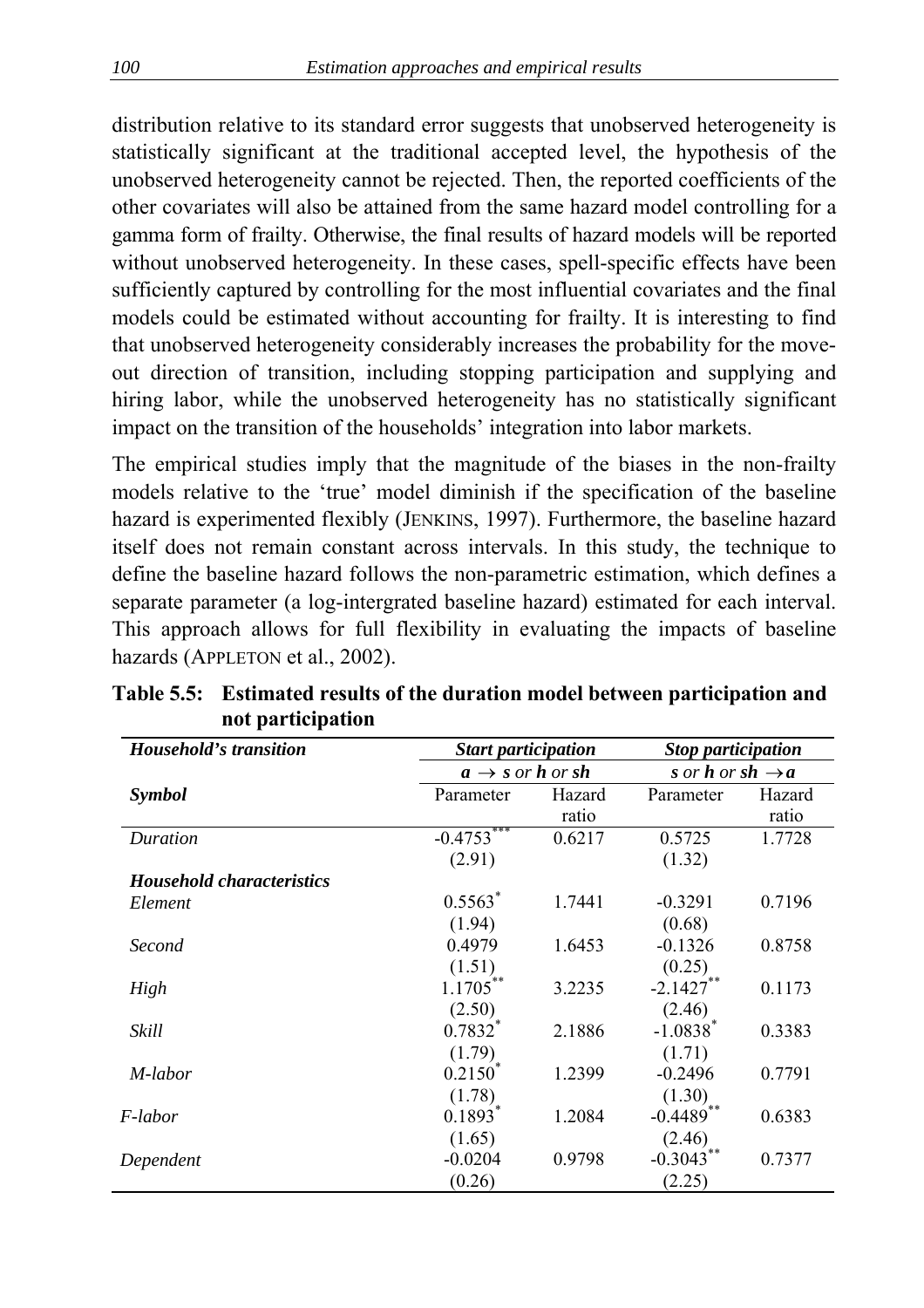distribution relative to its standard error suggests that unobserved heterogeneity is statistically significant at the traditional accepted level, the hypothesis of the unobserved heterogeneity cannot be rejected. Then, the reported coefficients of the other covariates will also be attained from the same hazard model controlling for a gamma form of frailty. Otherwise, the final results of hazard models will be reported without unobserved heterogeneity. In these cases, spell-specific effects have been sufficiently captured by controlling for the most influential covariates and the final models could be estimated without accounting for frailty. It is interesting to find that unobserved heterogeneity considerably increases the probability for the move-out direction of transition, including stopping participation and supplying and hiring labor, while the unobserved heterogeneity has no statistically significant impact on the transition of the households' integration into labor markets.

The empirical studies imply that the magnitude of the biases in the non-frailty models relative to the 'true' model diminish if the specification of the baseline hazard is experimented flexibly (JENKINS, 1997). Furthermore, the baseline hazard itself does not remain constant across intervals. In this study, the technique to define the baseline hazard follows the non-parametric estimation, which defines a separate parameter (a log-intergrated baseline hazard) estimated for each interval. This approach allows for full flexibility in evaluating the impacts of baseline hazards (APPLETON et al., 2002).

**Table 5.5: Estimated results of the duration model between participation and not participation**

| ***Household's transition*** | ***Start participation*** | | ***Stop participation*** | |
|---|---|---|---|---|
| | $a \rightarrow s$ *or* $h$ *or* $sh$ | | $s$ *or* $h$ *or* $sh \rightarrow a$ | |
| ***Symbol*** | Parameter | Hazard ratio | Parameter | Hazard ratio |
| *Duration* | -0.4753*** (2.91) | 0.6217 | 0.5725 (1.32) | 1.7728 |
| ***Household characteristics*** | | | | |
| *Element* | 0.5563* (1.94) | 1.7441 | -0.3291 (0.68) | 0.7196 |
| *Second* | 0.4979 (1.51) | 1.6453 | -0.1326 (0.25) | 0.8758 |
| *High* | 1.1705** (2.50) | 3.2235 | -2.1427** (2.46) | 0.1173 |
| *Skill* | 0.7832* (1.79) | 2.1886 | -1.0838* (1.71) | 0.3383 |
| *M-labor* | 0.2150* (1.78) | 1.2399 | -0.2496 (1.30) | 0.7791 |
| *F-labor* | 0.1893* (1.65) | 1.2084 | -0.4489** (2.46) | 0.6383 |
| *Dependent* | -0.0204 (0.26) | 0.9798 | -0.3043** (2.25) | 0.7377 |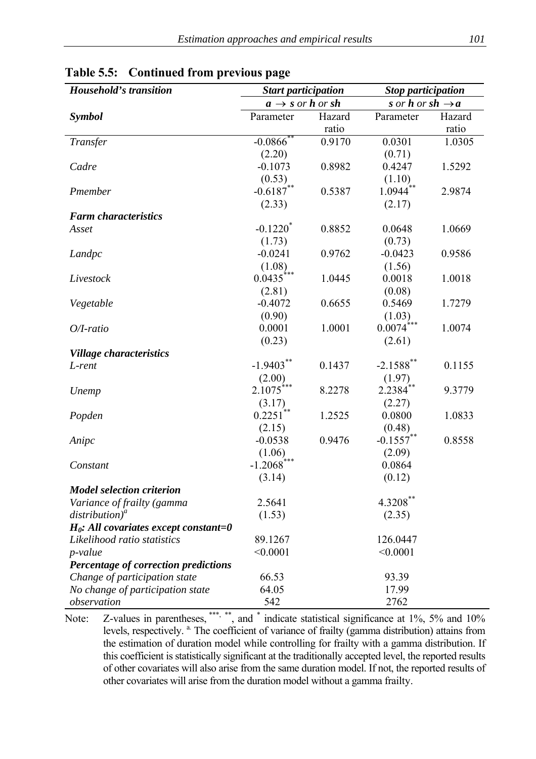**Table 5.5: Continued from previous page**

| ***Household's transition*** | ***Start participation*** | | ***Stop participation*** | |
|---|---|---|---|---|
| | $a \rightarrow s$ *or* $h$ *or* $sh$ | | $s$ *or* $h$ *or* $sh \rightarrow a$ | |
| ***Symbol*** | Parameter | Hazard ratio | Parameter | Hazard ratio |
| *Transfer* | -0.0866** | 0.9170 | 0.0301 | 1.0305 |
| | (2.20) | | (0.71) | |
| *Cadre* | -0.1073 | 0.8982 | 0.4247 | 1.5292 |
| | (0.53) | | (1.10) | |
| *Pmember* | -0.6187** | 0.5387 | 1.0944** | 2.9874 |
| | (2.33) | | (2.17) | |
| ***Farm characteristics*** | | | | |
| *Asset* | -0.1220* | 0.8852 | 0.0648 | 1.0669 |
| | (1.73) | | (0.73) | |
| *Landpc* | -0.0241 | 0.9762 | -0.0423 | 0.9586 |
| | (1.08) | | (1.56) | |
| *Livestock* | 0.0435*** | 1.0445 | 0.0018 | 1.0018 |
| | (2.81) | | (0.08) | |
| *Vegetable* | -0.4072 | 0.6655 | 0.5469 | 1.7279 |
| | (0.90) | | (1.03) | |
| *O/I-ratio* | 0.0001 | 1.0001 | 0.0074*** | 1.0074 |
| | (0.23) | | (2.61) | |
| ***Village characteristics*** | | | | |
| *L-rent* | -1.9403** | 0.1437 | -2.1588** | 0.1155 |
| | (2.00) | | (1.97) | |
| *Unemp* | 2.1075*** | 8.2278 | 2.2384** | 9.3779 |
| | (3.17) | | (2.27) | |
| *Popden* | 0.2251** | 1.2525 | 0.0800 | 1.0833 |
| | (2.15) | | (0.48) | |
| *Anipc* | -0.0538 | 0.9476 | -0.1557** | 0.8558 |
| | (1.06) | | (2.09) | |
| *Constant* | -1.2068*** | | 0.0864 | |
| | (3.14) | | (0.12) | |
| ***Model selection criterion*** | | | | |
| *Variance of frailty (gamma distribution)*[a] | 2.5641 | | 4.3208** | |
| | (1.53) | | (2.35) | |
| ***$H_0$: All covariates except constant=0*** | | | | |
| *Likelihood ratio statistics* | 89.1267 | | 126.0447 | |
| *p-value* | <0.0001 | | <0.0001 | |
| ***Percentage of correction predictions*** | | | | |
| *Change of participation state* | 66.53 | | 93.39 | |
| *No change of participation state* | 64.05 | | 17.99 | |
| *observation* | 542 | | 2762 | |

Note: Z-values in parentheses, ***, **, and * indicate statistical significance at 1%, 5% and 10% levels, respectively. [a] The coefficient of variance of frailty (gamma distribution) attains from the estimation of duration model while controlling for frailty with a gamma distribution. If this coefficient is statistically significant at the traditionally accepted level, the reported results of other covariates will also arise from the same duration model. If not, the reported results of other covariates will arise from the duration model without a gamma frailty.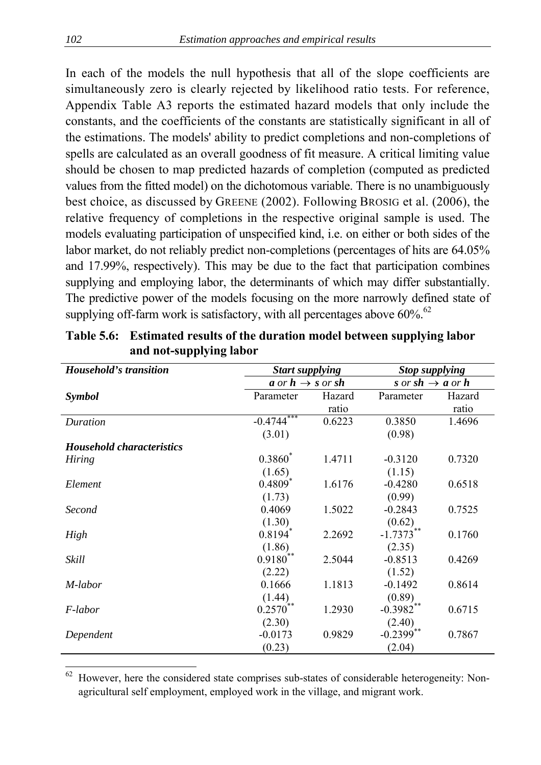In each of the models the null hypothesis that all of the slope coefficients are simultaneously zero is clearly rejected by likelihood ratio tests. For reference, Appendix Table A3 reports the estimated hazard models that only include the constants, and the coefficients of the constants are statistically significant in all of the estimations. The models' ability to predict completions and non-completions of spells are calculated as an overall goodness of fit measure. A critical limiting value should be chosen to map predicted hazards of completion (computed as predicted values from the fitted model) on the dichotomous variable. There is no unambiguously best choice, as discussed by GREENE (2002). Following BROSIG et al. (2006), the relative frequency of completions in the respective original sample is used. The models evaluating participation of unspecified kind, i.e. on either or both sides of the labor market, do not reliably predict non-completions (percentages of hits are 64.05% and 17.99%, respectively). This may be due to the fact that participation combines supplying and employing labor, the determinants of which may differ substantially. The predictive power of the models focusing on the more narrowly defined state of supplying off-farm work is satisfactory, with all percentages above 60%.[62]

**Table 5.6: Estimated results of the duration model between supplying labor and not-supplying labor**

| ***Household's transition*** | ***Start supplying*** | | ***Stop supplying*** | |
|---|---|---|---|---|
| | ***a** or **h** → **s** or **sh*** | | ***s** or **sh** → **a** or **h*** | |
| ***Symbol*** | Parameter | Hazard ratio | Parameter | Hazard ratio |
| *Duration* | -0.4744*** | 0.6223 | 0.3850 | 1.4696 |
| | (3.01) | | (0.98) | |
| ***Household characteristics*** | | | | |
| *Hiring* | 0.3860* | 1.4711 | -0.3120 | 0.7320 |
| | (1.65) | | (1.15) | |
| *Element* | 0.4809* | 1.6176 | -0.4280 | 0.6518 |
| | (1.73) | | (0.99) | |
| *Second* | 0.4069 | 1.5022 | -0.2843 | 0.7525 |
| | (1.30) | | (0.62) | |
| *High* | 0.8194* | 2.2692 | -1.7373** | 0.1760 |
| | (1.86) | | (2.35) | |
| *Skill* | 0.9180** | 2.5044 | -0.8513 | 0.4269 |
| | (2.22) | | (1.52) | |
| *M-labor* | 0.1666 | 1.1813 | -0.1492 | 0.8614 |
| | (1.44) | | (0.89) | |
| *F-labor* | 0.2570** | 1.2930 | -0.3982** | 0.6715 |
| | (2.30) | | (2.40) | |
| *Dependent* | -0.0173 | 0.9829 | -0.2399** | 0.7867 |
| | (0.23) | | (2.04) | |

[62] However, here the considered state comprises sub-states of considerable heterogeneity: Non-agricultural self employment, employed work in the village, and migrant work.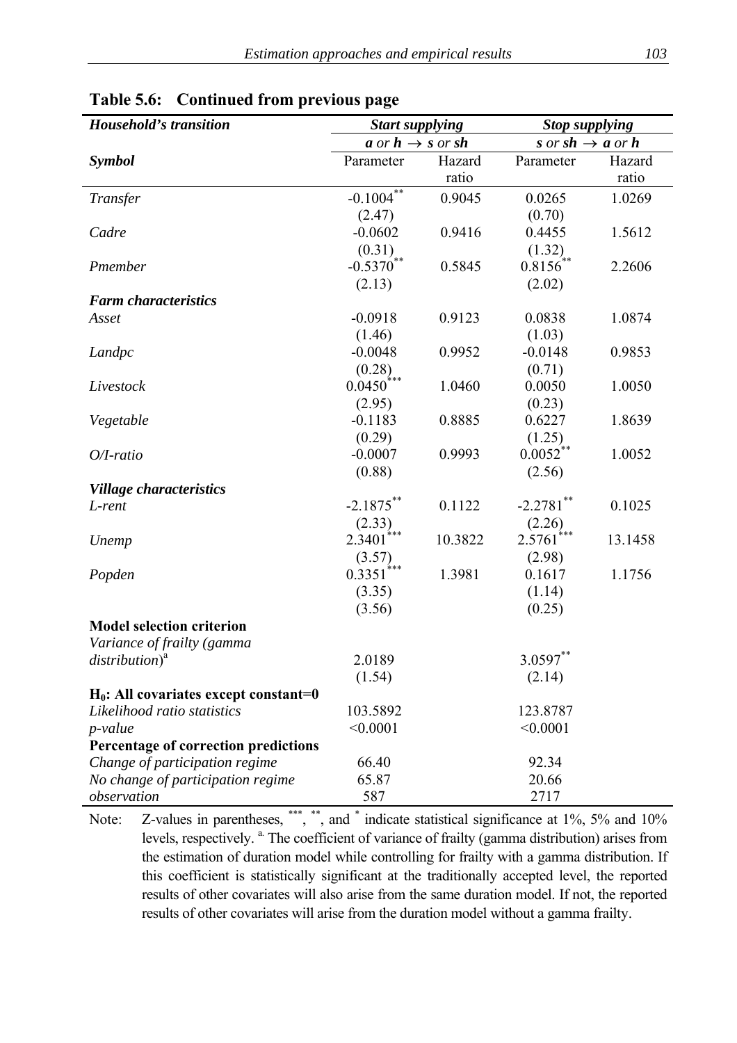**Table 5.6: Continued from previous page**

| *Household's transition* | *Start supplying* | | *Stop supplying* | |
|---|---|---|---|---|
| | ***a** or **h** → **s** or **sh*** | | ***s** or **sh** → **a** or **h*** | |
| ***Symbol*** | Parameter | Hazard ratio | Parameter | Hazard ratio |
| *Transfer* | -0.1004** | 0.9045 | 0.0265 | 1.0269 |
| | (2.47) | | (0.70) | |
| *Cadre* | -0.0602 | 0.9416 | 0.4455 | 1.5612 |
| | (0.31) | | (1.32) | |
| *Pmember* | -0.5370** | 0.5845 | 0.8156** | 2.2606 |
| | (2.13) | | (2.02) | |
| ***Farm characteristics*** | | | | |
| *Asset* | -0.0918 | 0.9123 | 0.0838 | 1.0874 |
| | (1.46) | | (1.03) | |
| *Landpc* | -0.0048 | 0.9952 | -0.0148 | 0.9853 |
| | (0.28) | | (0.71) | |
| *Livestock* | 0.0450*** | 1.0460 | 0.0050 | 1.0050 |
| | (2.95) | | (0.23) | |
| *Vegetable* | -0.1183 | 0.8885 | 0.6227 | 1.8639 |
| | (0.29) | | (1.25) | |
| *O/I-ratio* | -0.0007 | 0.9993 | 0.0052** | 1.0052 |
| | (0.88) | | (2.56) | |
| ***Village characteristics*** | | | | |
| *L-rent* | -2.1875** | 0.1122 | -2.2781** | 0.1025 |
| | (2.33) | | (2.26) | |
| *Unemp* | 2.3401*** | 10.3822 | 2.5761*** | 13.1458 |
| | (3.57) | | (2.98) | |
| *Popden* | 0.3351*** | 1.3981 | 0.1617 | 1.1756 |
| | (3.35) | | (1.14) | |
| | (3.56) | | (0.25) | |
| **Model selection criterion** | | | | |
| *Variance of frailty (gamma distribution)*[a] | 2.0189 | | 3.0597** | |
| | (1.54) | | (2.14) | |
| **$H_0$: All covariates except constant=0** | | | | |
| *Likelihood ratio statistics* | 103.5892 | | 123.8787 | |
| *p-value* | <0.0001 | | <0.0001 | |
| **Percentage of correction predictions** | | | | |
| *Change of participation regime* | 66.40 | | 92.34 | |
| *No change of participation regime* | 65.87 | | 20.66 | |
| *observation* | 587 | | 2717 | |

Note: Z-values in parentheses, ***, **, and * indicate statistical significance at 1%, 5% and 10% levels, respectively. [a] The coefficient of variance of frailty (gamma distribution) arises from the estimation of duration model while controlling for frailty with a gamma distribution. If this coefficient is statistically significant at the traditionally accepted level, the reported results of other covariates will also arise from the same duration model. If not, the reported results of other covariates will arise from the duration model without a gamma frailty.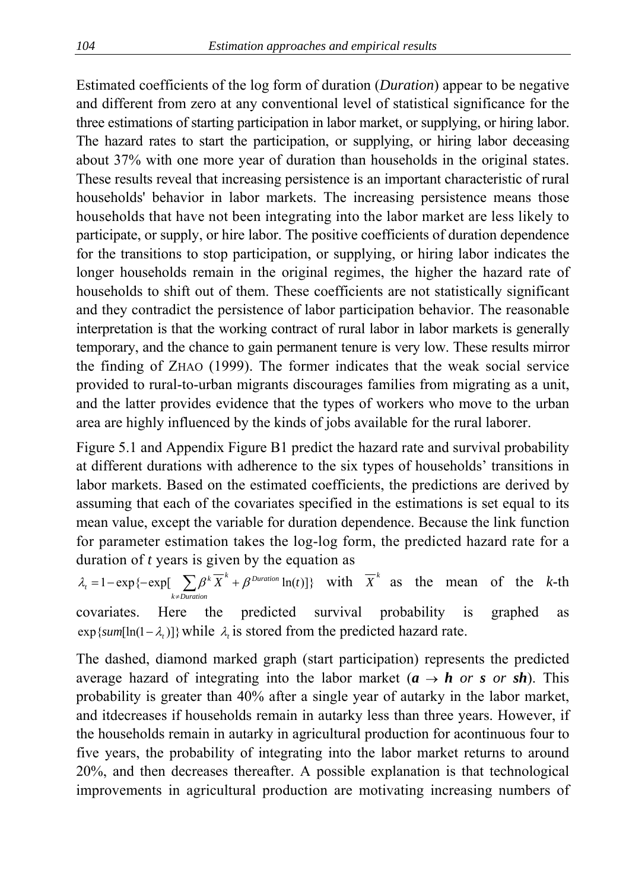Estimated coefficients of the log form of duration (*Duration*) appear to be negative and different from zero at any conventional level of statistical significance for the three estimations of starting participation in labor market, or supplying, or hiring labor. The hazard rates to start the participation, or supplying, or hiring labor deceasing about 37% with one more year of duration than households in the original states. These results reveal that increasing persistence is an important characteristic of rural households' behavior in labor markets. The increasing persistence means those households that have not been integrating into the labor market are less likely to participate, or supply, or hire labor. The positive coefficients of duration dependence for the transitions to stop participation, or supplying, or hiring labor indicates the longer households remain in the original regimes, the higher the hazard rate of households to shift out of them. These coefficients are not statistically significant and they contradict the persistence of labor participation behavior. The reasonable interpretation is that the working contract of rural labor in labor markets is generally temporary, and the chance to gain permanent tenure is very low. These results mirror the finding of ZHAO (1999). The former indicates that the weak social service provided to rural-to-urban migrants discourages families from migrating as a unit, and the latter provides evidence that the types of workers who move to the urban area are highly influenced by the kinds of jobs available for the rural laborer.

Figure 5.1 and Appendix Figure B1 predict the hazard rate and survival probability at different durations with adherence to the six types of households' transitions in labor markets. Based on the estimated coefficients, the predictions are derived by assuming that each of the covariates specified in the estimations is set equal to its mean value, except the variable for duration dependence. Because the link function for parameter estimation takes the log-log form, the predicted hazard rate for a duration of *t* years is given by the equation as $\lambda_t = 1 - \exp\{-\exp[\sum_{k \neq Duration} \beta^k \overline{X}^k + \beta^{Duration} \ln(t)]\}$ with $\overline{X}^k$ as the mean of the *k*-th covariates. Here the predicted survival probability is graphed as $\exp\{sum[\ln(1-\lambda_t)]\}$ while $\lambda_t$ is stored from the predicted hazard rate.

The dashed, diamond marked graph (start participation) represents the predicted average hazard of integrating into the labor market (***a*** $\rightarrow$ ***h*** *or* ***s*** *or* ***sh***). This probability is greater than 40% after a single year of autarky in the labor market, and itdecreases if households remain in autarky less than three years. However, if the households remain in autarky in agricultural production for acontinuous four to five years, the probability of integrating into the labor market returns to around 20%, and then decreases thereafter. A possible explanation is that technological improvements in agricultural production are motivating increasing numbers of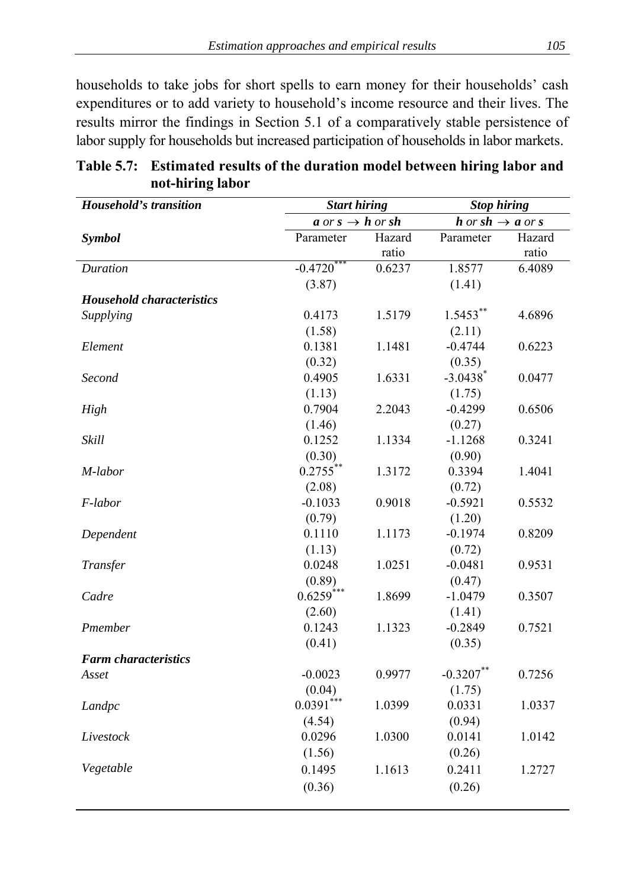households to take jobs for short spells to earn money for their households' cash expenditures or to add variety to household's income resource and their lives. The results mirror the findings in Section 5.1 of a comparatively stable persistence of labor supply for households but increased participation of households in labor markets.

**Table 5.7: Estimated results of the duration model between hiring labor and not-hiring labor**

| ***Household's transition*** | ***Start hiring*** | | ***Stop hiring*** | |
|---|---|---|---|---|
| | ***a*** *or* ***s*** $\rightarrow$ ***h*** *or* ***sh*** | | ***h*** *or* ***sh*** $\rightarrow$ ***a*** *or* ***s*** | |
| ***Symbol*** | Parameter | Hazard ratio | Parameter | Hazard ratio |
| *Duration* | -0.4720*** | 0.6237 | 1.8577 | 6.4089 |
| | (3.87) | | (1.41) | |
| ***Household characteristics*** | | | | |
| *Supplying* | 0.4173 | 1.5179 | 1.5453** | 4.6896 |
| | (1.58) | | (2.11) | |
| *Element* | 0.1381 | 1.1481 | -0.4744 | 0.6223 |
| | (0.32) | | (0.35) | |
| *Second* | 0.4905 | 1.6331 | -3.0438* | 0.0477 |
| | (1.13) | | (1.75) | |
| *High* | 0.7904 | 2.2043 | -0.4299 | 0.6506 |
| | (1.46) | | (0.27) | |
| *Skill* | 0.1252 | 1.1334 | -1.1268 | 0.3241 |
| | (0.30) | | (0.90) | |
| *M-labor* | 0.2755** | 1.3172 | 0.3394 | 1.4041 |
| | (2.08) | | (0.72) | |
| *F-labor* | -0.1033 | 0.9018 | -0.5921 | 0.5532 |
| | (0.79) | | (1.20) | |
| *Dependent* | 0.1110 | 1.1173 | -0.1974 | 0.8209 |
| | (1.13) | | (0.72) | |
| *Transfer* | 0.0248 | 1.0251 | -0.0481 | 0.9531 |
| | (0.89) | | (0.47) | |
| *Cadre* | 0.6259*** | 1.8699 | -1.0479 | 0.3507 |
| | (2.60) | | (1.41) | |
| *Pmember* | 0.1243 | 1.1323 | -0.2849 | 0.7521 |
| | (0.41) | | (0.35) | |
| ***Farm characteristics*** | | | | |
| *Asset* | -0.0023 | 0.9977 | -0.3207** | 0.7256 |
| | (0.04) | | (1.75) | |
| *Landpc* | 0.0391*** | 1.0399 | 0.0331 | 1.0337 |
| | (4.54) | | (0.94) | |
| *Livestock* | 0.0296 | 1.0300 | 0.0141 | 1.0142 |
| | (1.56) | | (0.26) | |
| *Vegetable* | 0.1495 | 1.1613 | 0.2411 | 1.2727 |
| | (0.36) | | (0.26) | |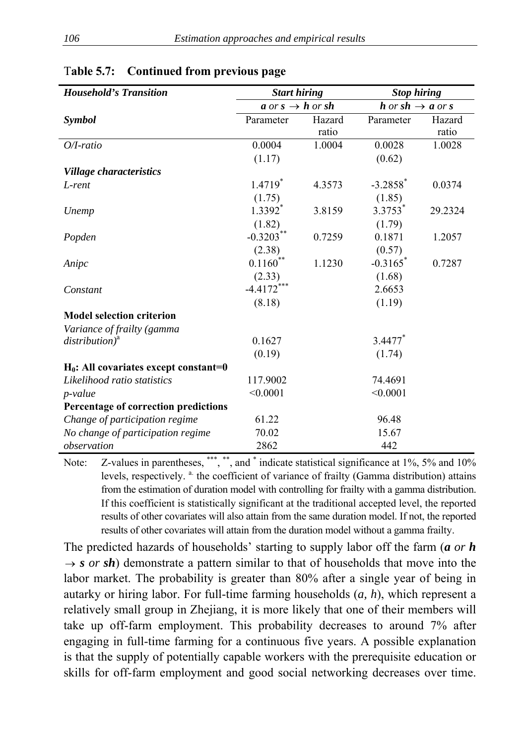**Table 5.7: Continued from previous page**

| *Household's Transition* | *Start hiring* | | *Stop hiring* | |
|---|---|---|---|---|
| | ***a*** *or* ***s*** $\rightarrow$ ***h*** *or* ***sh*** | | ***h*** *or* ***sh*** $\rightarrow$ ***a*** *or* ***s*** | |
| ***Symbol*** | Parameter | Hazard ratio | Parameter | Hazard ratio |
| *O/I-ratio* | 0.0004 | 1.0004 | 0.0028 | 1.0028 |
| | (1.17) | | (0.62) | |
| ***Village characteristics*** | | | | |
| *L-rent* | 1.4719[*] | 4.3573 | -3.2858[*] | 0.0374 |
| | (1.75) | | (1.85) | |
| *Unemp* | 1.3392[*] | 3.8159 | 3.3753[*] | 29.2324 |
| | (1.82) | | (1.79) | |
| *Popden* | -0.3203[**] | 0.7259 | 0.1871 | 1.2057 |
| | (2.38) | | (0.57) | |
| *Anipc* | 0.1160[**] | 1.1230 | -0.3165[*] | 0.7287 |
| | (2.33) | | (1.68) | |
| *Constant* | -4.4172[***] | | 2.6653 | |
| | (8.18) | | (1.19) | |
| **Model selection criterion** | | | | |
| *Variance of frailty (gamma distribution)*[a] | 0.1627 | | 3.4477[*] | |
| | (0.19) | | (1.74) | |
| **$H_0$: All covariates except constant=0** | | | | |
| *Likelihood ratio statistics* | 117.9002 | | 74.4691 | |
| *p-value* | <0.0001 | | <0.0001 | |
| **Percentage of correction predictions** | | | | |
| *Change of participation regime* | 61.22 | | 96.48 | |
| *No change of participation regime* | 70.02 | | 15.67 | |
| *observation* | 2862 | | 442 | |

Note: Z-values in parentheses, [***], [**], and [*] indicate statistical significance at 1%, 5% and 10% levels, respectively. [a.] the coefficient of variance of frailty (Gamma distribution) attains from the estimation of duration model with controlling for frailty with a gamma distribution. If this coefficient is statistically significant at the traditional accepted level, the reported results of other covariates will also attain from the same duration model. If not, the reported results of other covariates will attain from the duration model without a gamma frailty.

The predicted hazards of households' starting to supply labor off the farm (***a*** *or* ***h*** $\rightarrow$ ***s*** *or* ***sh***) demonstrate a pattern similar to that of households that move into the labor market. The probability is greater than 80% after a single year of being in autarky or hiring labor. For full-time farming households (*a, h*), which represent a relatively small group in Zhejiang, it is more likely that one of their members will take up off-farm employment. This probability decreases to around 7% after engaging in full-time farming for a continuous five years. A possible explanation is that the supply of potentially capable workers with the prerequisite education or skills for off-farm employment and good social networking decreases over time.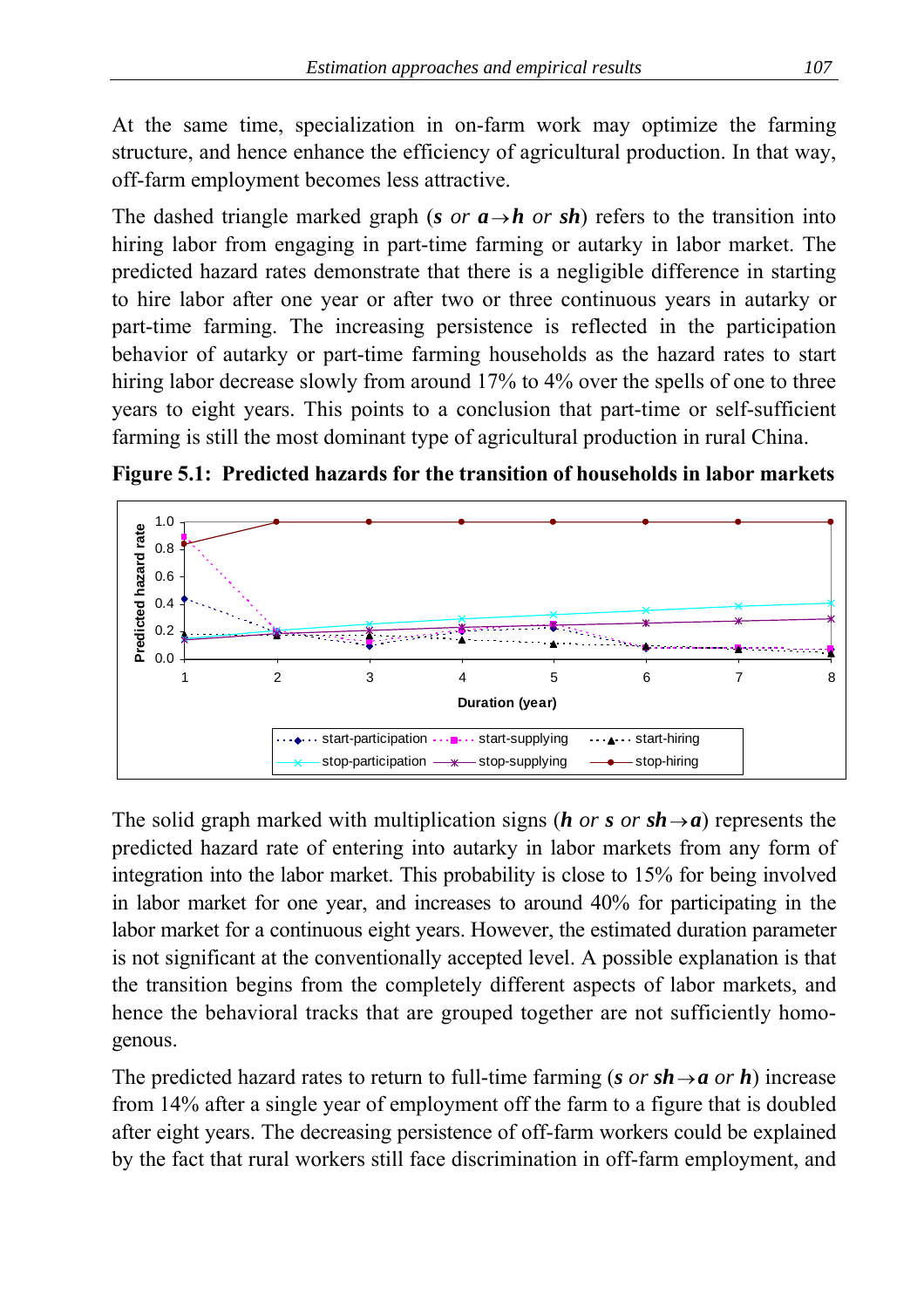At the same time, specialization in on-farm work may optimize the farming structure, and hence enhance the efficiency of agricultural production. In that way, off-farm employment becomes less attractive.

The dashed triangle marked graph (***s*** *or* ***a***$\rightarrow$***h*** *or* ***sh***) refers to the transition into hiring labor from engaging in part-time farming or autarky in labor market. The predicted hazard rates demonstrate that there is a negligible difference in starting to hire labor after one year or after two or three continuous years in autarky or part-time farming. The increasing persistence is reflected in the participation behavior of autarky or part-time farming households as the hazard rates to start hiring labor decrease slowly from around 17% to 4% over the spells of one to three years to eight years. This points to a conclusion that part-time or self-sufficient farming is still the most dominant type of agricultural production in rural China.

**Figure 5.1: Predicted hazards for the transition of households in labor markets**

Predicted hazard rate
1.0
0.8
0.6
0.4
0.2
0.0
1 2 3 4 5 6 7 8
Duration (year)
start-participation
start-supplying
start-hiring
stop-participation
stop-supplying
stop-hiring

The solid graph marked with multiplication signs (***h*** *or* ***s*** *or* ***sh***$\rightarrow$***a***) represents the predicted hazard rate of entering into autarky in labor markets from any form of integration into the labor market. This probability is close to 15% for being involved in labor market for one year, and increases to around 40% for participating in the labor market for a continuous eight years. However, the estimated duration parameter is not significant at the conventionally accepted level. A possible explanation is that the transition begins from the completely different aspects of labor markets, and hence the behavioral tracks that are grouped together are not sufficiently homogenous.

The predicted hazard rates to return to full-time farming (***s*** *or* ***sh***$\rightarrow$***a*** *or* ***h***) increase from 14% after a single year of employment off the farm to a figure that is doubled after eight years. The decreasing persistence of off-farm workers could be explained by the fact that rural workers still face discrimination in off-farm employment, and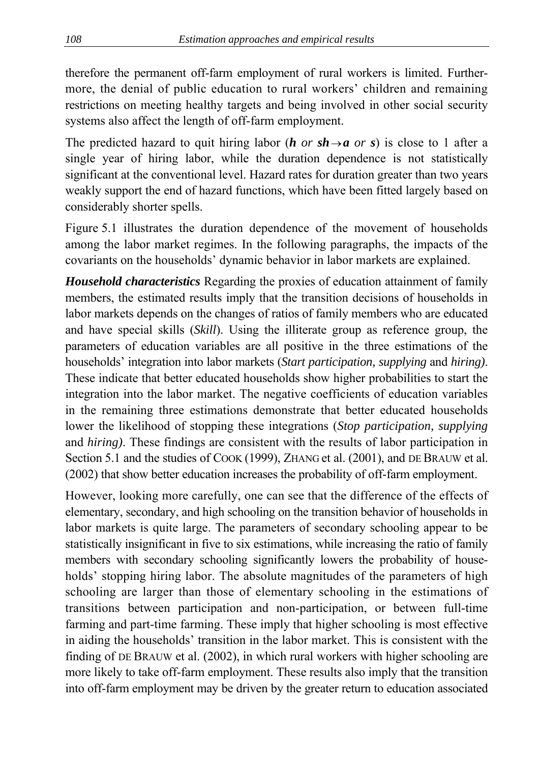therefore the permanent off-farm employment of rural workers is limited. Furthermore, the denial of public education to rural workers' children and remaining restrictions on meeting healthy targets and being involved in other social security systems also affect the length of off-farm employment.

The predicted hazard to quit hiring labor (***h** or **sh**$\rightarrow$**a** or **s***) is close to 1 after a single year of hiring labor, while the duration dependence is not statistically significant at the conventional level. Hazard rates for duration greater than two years weakly support the end of hazard functions, which have been fitted largely based on considerably shorter spells.

Figure 5.1 illustrates the duration dependence of the movement of households among the labor market regimes. In the following paragraphs, the impacts of the covariants on the households' dynamic behavior in labor markets are explained.

***Household characteristics*** Regarding the proxies of education attainment of family members, the estimated results imply that the transition decisions of households in labor markets depends on the changes of ratios of family members who are educated and have special skills (*Skill*). Using the illiterate group as reference group, the parameters of education variables are all positive in the three estimations of the households' integration into labor markets (*Start participation, supplying* and *hiring)*. These indicate that better educated households show higher probabilities to start the integration into the labor market. The negative coefficients of education variables in the remaining three estimations demonstrate that better educated households lower the likelihood of stopping these integrations (*Stop participation, supplying* and *hiring)*. These findings are consistent with the results of labor participation in Section 5.1 and the studies of COOK (1999), ZHANG et al. (2001), and DE BRAUW et al. (2002) that show better education increases the probability of off-farm employment.

However, looking more carefully, one can see that the difference of the effects of elementary, secondary, and high schooling on the transition behavior of households in labor markets is quite large. The parameters of secondary schooling appear to be statistically insignificant in five to six estimations, while increasing the ratio of family members with secondary schooling significantly lowers the probability of households' stopping hiring labor. The absolute magnitudes of the parameters of high schooling are larger than those of elementary schooling in the estimations of transitions between participation and non-participation, or between full-time farming and part-time farming. These imply that higher schooling is most effective in aiding the households' transition in the labor market. This is consistent with the finding of DE BRAUW et al. (2002), in which rural workers with higher schooling are more likely to take off-farm employment. These results also imply that the transition into off-farm employment may be driven by the greater return to education associated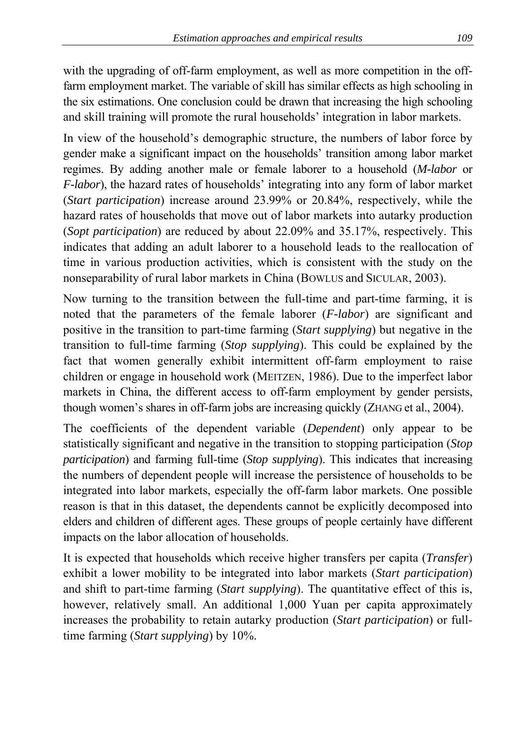with the upgrading of off-farm employment, as well as more competition in the off-farm employment market. The variable of skill has similar effects as high schooling in the six estimations. One conclusion could be drawn that increasing the high schooling and skill training will promote the rural households' integration in labor markets.

In view of the household's demographic structure, the numbers of labor force by gender make a significant impact on the households' transition among labor market regimes. By adding another male or female laborer to a household (*M-labor* or *F-labor*), the hazard rates of households' integrating into any form of labor market (*Start participation*) increase around 23.99% or 20.84%, respectively, while the hazard rates of households that move out of labor markets into autarky production (*Sopt participation*) are reduced by about 22.09% and 35.17%, respectively. This indicates that adding an adult laborer to a household leads to the reallocation of time in various production activities, which is consistent with the study on the nonseparability of rural labor markets in China (BOWLUS and SICULAR, 2003).

Now turning to the transition between the full-time and part-time farming, it is noted that the parameters of the female laborer (*F-labor*) are significant and positive in the transition to part-time farming (*Start supplying*) but negative in the transition to full-time farming (*Stop supplying*). This could be explained by the fact that women generally exhibit intermittent off-farm employment to raise children or engage in household work (MEITZEN, 1986). Due to the imperfect labor markets in China, the different access to off-farm employment by gender persists, though women's shares in off-farm jobs are increasing quickly (ZHANG et al., 2004).

The coefficients of the dependent variable (*Dependent*) only appear to be statistically significant and negative in the transition to stopping participation (*Stop participation*) and farming full-time (*Stop supplying*). This indicates that increasing the numbers of dependent people will increase the persistence of households to be integrated into labor markets, especially the off-farm labor markets. One possible reason is that in this dataset, the dependents cannot be explicitly decomposed into elders and children of different ages. These groups of people certainly have different impacts on the labor allocation of households.

It is expected that households which receive higher transfers per capita (*Transfer*) exhibit a lower mobility to be integrated into labor markets (*Start participation*) and shift to part-time farming (*Start supplying*). The quantitative effect of this is, however, relatively small. An additional 1,000 Yuan per capita approximately increases the probability to retain autarky production (*Start participation*) or full-time farming (*Start supplying*) by 10%.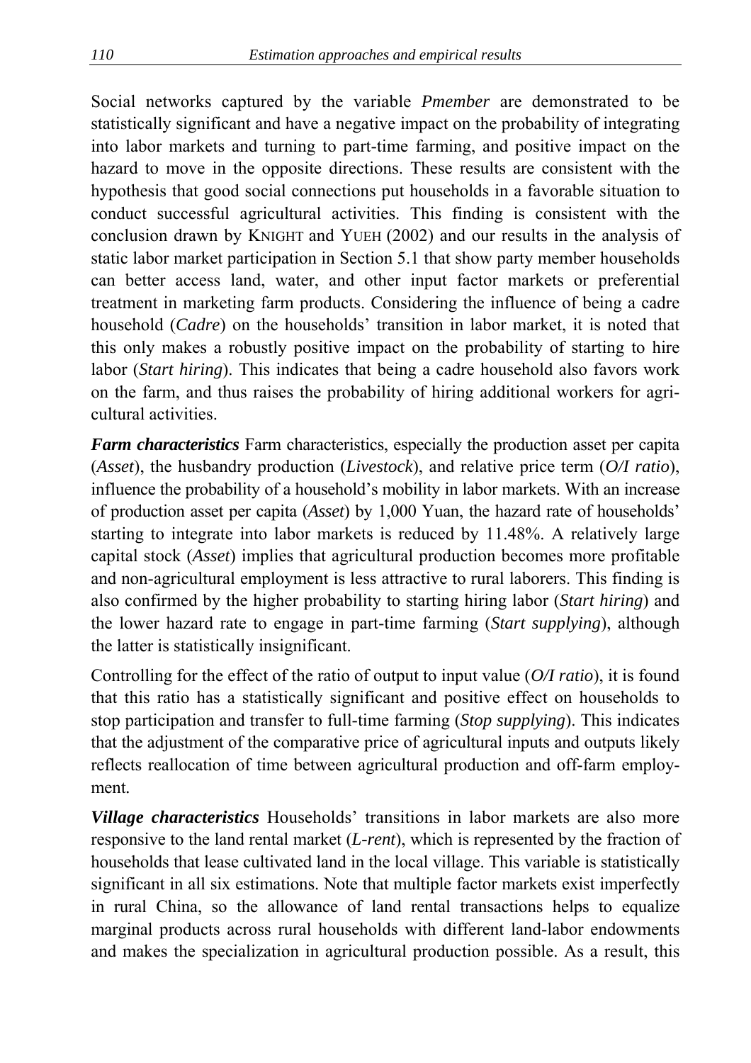Social networks captured by the variable *Pmember* are demonstrated to be statistically significant and have a negative impact on the probability of integrating into labor markets and turning to part-time farming, and positive impact on the hazard to move in the opposite directions. These results are consistent with the hypothesis that good social connections put households in a favorable situation to conduct successful agricultural activities. This finding is consistent with the conclusion drawn by KNIGHT and YUEH (2002) and our results in the analysis of static labor market participation in Section 5.1 that show party member households can better access land, water, and other input factor markets or preferential treatment in marketing farm products. Considering the influence of being a cadre household (*Cadre*) on the households' transition in labor market, it is noted that this only makes a robustly positive impact on the probability of starting to hire labor (*Start hiring*). This indicates that being a cadre household also favors work on the farm, and thus raises the probability of hiring additional workers for agricultural activities.

***Farm characteristics*** Farm characteristics, especially the production asset per capita (*Asset*), the husbandry production (*Livestock*), and relative price term (*O/I ratio*), influence the probability of a household's mobility in labor markets. With an increase of production asset per capita (*Asset*) by 1,000 Yuan, the hazard rate of households' starting to integrate into labor markets is reduced by 11.48%. A relatively large capital stock (*Asset*) implies that agricultural production becomes more profitable and non-agricultural employment is less attractive to rural laborers. This finding is also confirmed by the higher probability to starting hiring labor (*Start hiring*) and the lower hazard rate to engage in part-time farming (*Start supplying*), although the latter is statistically insignificant.

Controlling for the effect of the ratio of output to input value (*O/I ratio*), it is found that this ratio has a statistically significant and positive effect on households to stop participation and transfer to full-time farming (*Stop supplying*). This indicates that the adjustment of the comparative price of agricultural inputs and outputs likely reflects reallocation of time between agricultural production and off-farm employment.

***Village characteristics*** Households' transitions in labor markets are also more responsive to the land rental market (*L-rent*), which is represented by the fraction of households that lease cultivated land in the local village. This variable is statistically significant in all six estimations. Note that multiple factor markets exist imperfectly in rural China, so the allowance of land rental transactions helps to equalize marginal products across rural households with different land-labor endowments and makes the specialization in agricultural production possible. As a result, this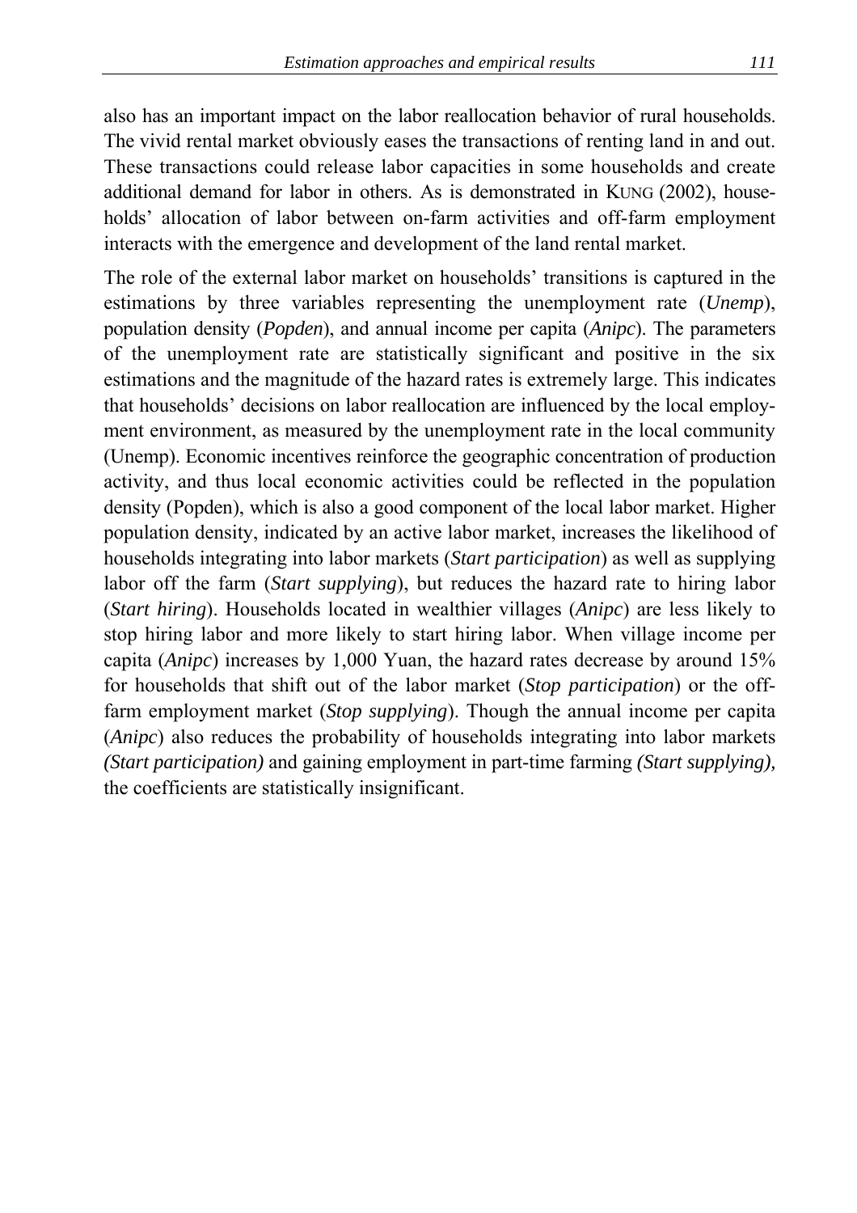also has an important impact on the labor reallocation behavior of rural households. The vivid rental market obviously eases the transactions of renting land in and out. These transactions could release labor capacities in some households and create additional demand for labor in others. As is demonstrated in KUNG (2002), households' allocation of labor between on-farm activities and off-farm employment interacts with the emergence and development of the land rental market.

The role of the external labor market on households' transitions is captured in the estimations by three variables representing the unemployment rate (*Unemp*), population density (*Popden*), and annual income per capita (*Anipc*). The parameters of the unemployment rate are statistically significant and positive in the six estimations and the magnitude of the hazard rates is extremely large. This indicates that households' decisions on labor reallocation are influenced by the local employment environment, as measured by the unemployment rate in the local community (Unemp). Economic incentives reinforce the geographic concentration of production activity, and thus local economic activities could be reflected in the population density (Popden), which is also a good component of the local labor market. Higher population density, indicated by an active labor market, increases the likelihood of households integrating into labor markets (*Start participation*) as well as supplying labor off the farm (*Start supplying*), but reduces the hazard rate to hiring labor (*Start hiring*). Households located in wealthier villages (*Anipc*) are less likely to stop hiring labor and more likely to start hiring labor. When village income per capita (*Anipc*) increases by 1,000 Yuan, the hazard rates decrease by around 15% for households that shift out of the labor market (*Stop participation*) or the off-farm employment market (*Stop supplying*). Though the annual income per capita (*Anipc*) also reduces the probability of households integrating into labor markets *(Start participation)* and gaining employment in part-time farming *(Start supplying),* the coefficients are statistically insignificant.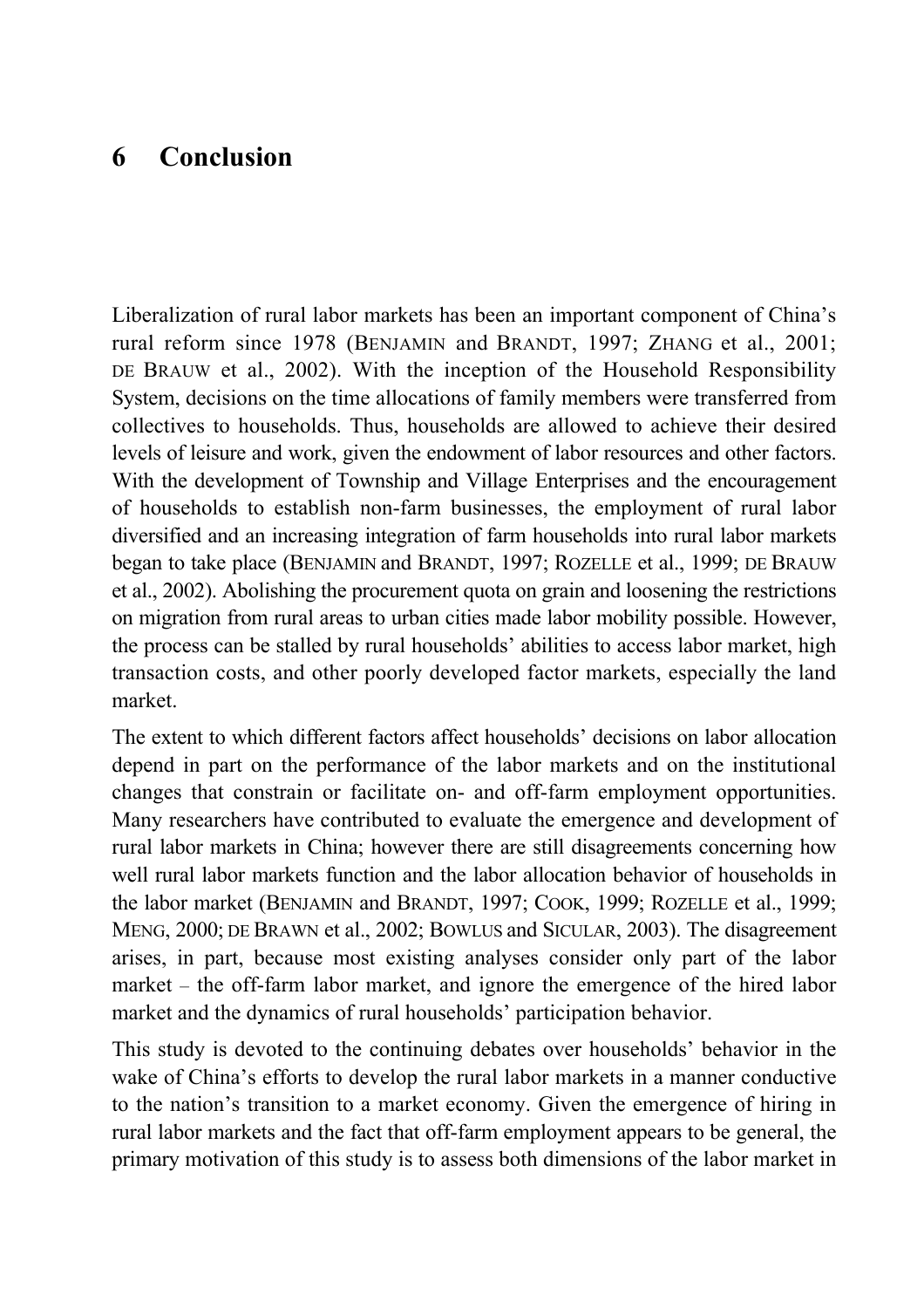# 6 Conclusion

Liberalization of rural labor markets has been an important component of China's rural reform since 1978 (BENJAMIN and BRANDT, 1997; ZHANG et al., 2001; DE BRAUW et al., 2002). With the inception of the Household Responsibility System, decisions on the time allocations of family members were transferred from collectives to households. Thus, households are allowed to achieve their desired levels of leisure and work, given the endowment of labor resources and other factors. With the development of Township and Village Enterprises and the encouragement of households to establish non-farm businesses, the employment of rural labor diversified and an increasing integration of farm households into rural labor markets began to take place (BENJAMIN and BRANDT, 1997; ROZELLE et al., 1999; DE BRAUW et al., 2002). Abolishing the procurement quota on grain and loosening the restrictions on migration from rural areas to urban cities made labor mobility possible. However, the process can be stalled by rural households' abilities to access labor market, high transaction costs, and other poorly developed factor markets, especially the land market.

The extent to which different factors affect households' decisions on labor allocation depend in part on the performance of the labor markets and on the institutional changes that constrain or facilitate on- and off-farm employment opportunities. Many researchers have contributed to evaluate the emergence and development of rural labor markets in China; however there are still disagreements concerning how well rural labor markets function and the labor allocation behavior of households in the labor market (BENJAMIN and BRANDT, 1997; COOK, 1999; ROZELLE et al., 1999; MENG, 2000; DE BRAWN et al., 2002; BOWLUS and SICULAR, 2003). The disagreement arises, in part, because most existing analyses consider only part of the labor market – the off-farm labor market, and ignore the emergence of the hired labor market and the dynamics of rural households' participation behavior.

This study is devoted to the continuing debates over households' behavior in the wake of China's efforts to develop the rural labor markets in a manner conductive to the nation's transition to a market economy. Given the emergence of hiring in rural labor markets and the fact that off-farm employment appears to be general, the primary motivation of this study is to assess both dimensions of the labor market in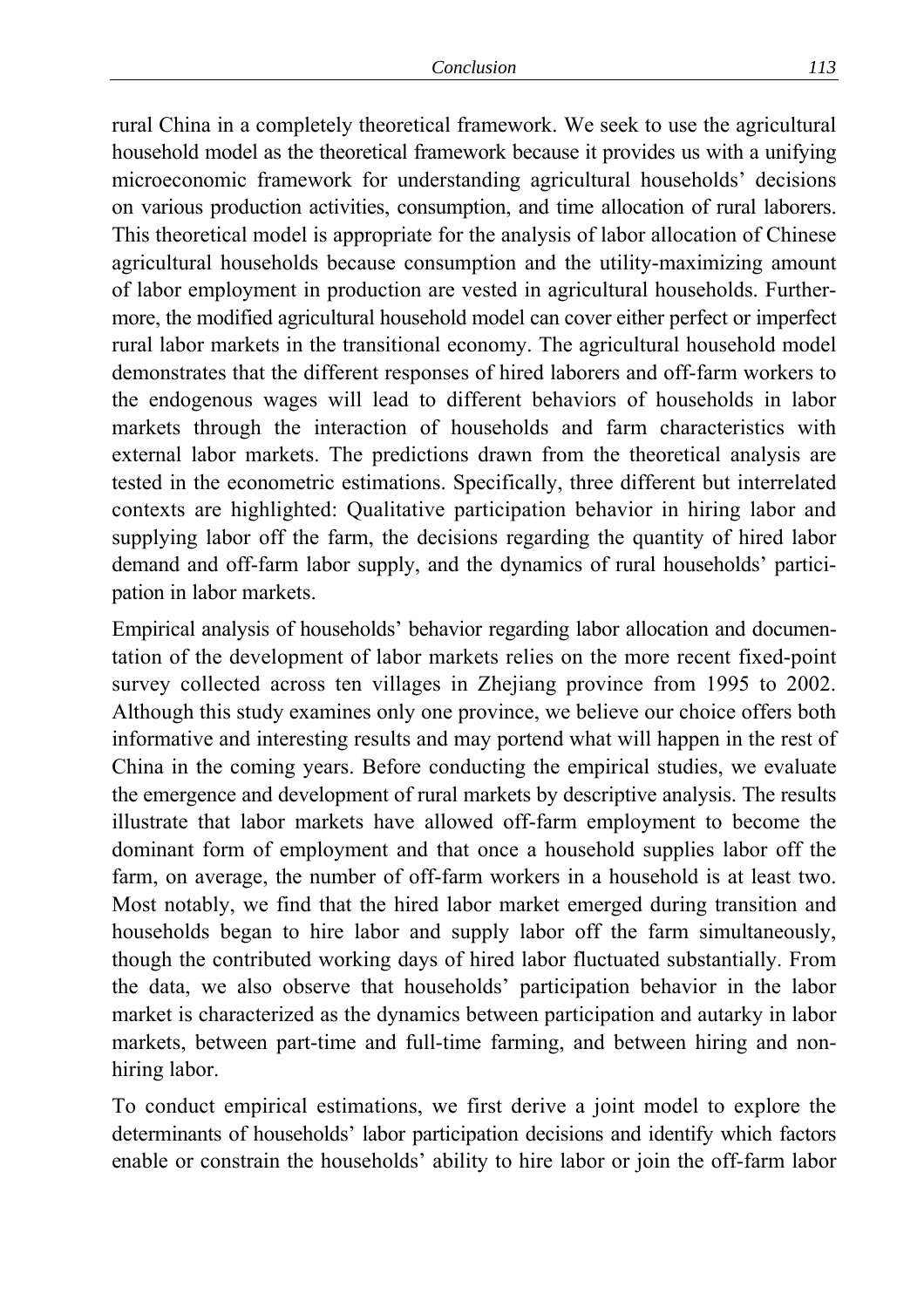rural China in a completely theoretical framework. We seek to use the agricultural household model as the theoretical framework because it provides us with a unifying microeconomic framework for understanding agricultural households' decisions on various production activities, consumption, and time allocation of rural laborers. This theoretical model is appropriate for the analysis of labor allocation of Chinese agricultural households because consumption and the utility-maximizing amount of labor employment in production are vested in agricultural households. Furthermore, the modified agricultural household model can cover either perfect or imperfect rural labor markets in the transitional economy. The agricultural household model demonstrates that the different responses of hired laborers and off-farm workers to the endogenous wages will lead to different behaviors of households in labor markets through the interaction of households and farm characteristics with external labor markets. The predictions drawn from the theoretical analysis are tested in the econometric estimations. Specifically, three different but interrelated contexts are highlighted: Qualitative participation behavior in hiring labor and supplying labor off the farm, the decisions regarding the quantity of hired labor demand and off-farm labor supply, and the dynamics of rural households' participation in labor markets.

Empirical analysis of households' behavior regarding labor allocation and documentation of the development of labor markets relies on the more recent fixed-point survey collected across ten villages in Zhejiang province from 1995 to 2002. Although this study examines only one province, we believe our choice offers both informative and interesting results and may portend what will happen in the rest of China in the coming years. Before conducting the empirical studies, we evaluate the emergence and development of rural markets by descriptive analysis. The results illustrate that labor markets have allowed off-farm employment to become the dominant form of employment and that once a household supplies labor off the farm, on average, the number of off-farm workers in a household is at least two. Most notably, we find that the hired labor market emerged during transition and households began to hire labor and supply labor off the farm simultaneously, though the contributed working days of hired labor fluctuated substantially. From the data, we also observe that households' participation behavior in the labor market is characterized as the dynamics between participation and autarky in labor markets, between part-time and full-time farming, and between hiring and non-hiring labor.

To conduct empirical estimations, we first derive a joint model to explore the determinants of households' labor participation decisions and identify which factors enable or constrain the households' ability to hire labor or join the off-farm labor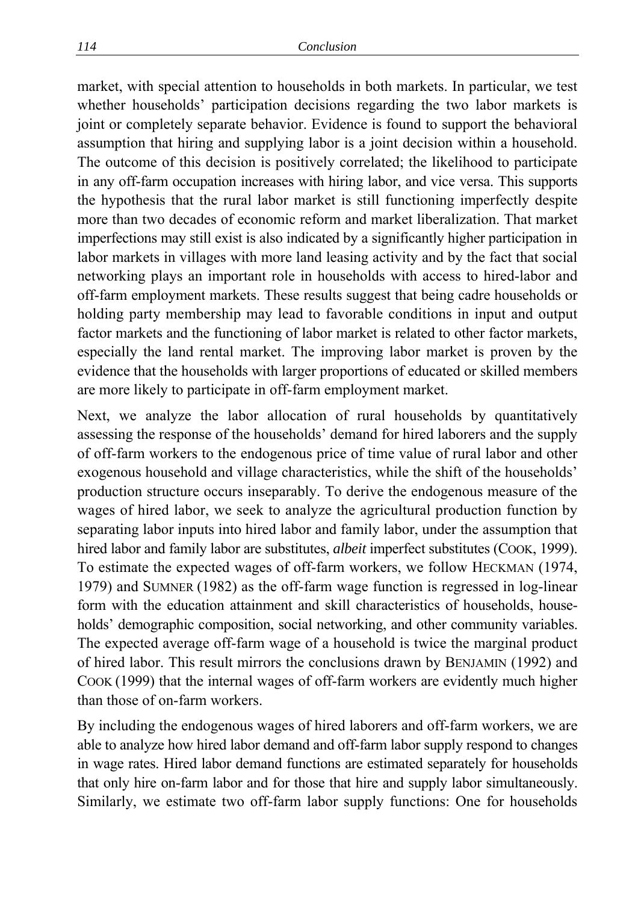market, with special attention to households in both markets. In particular, we test whether households' participation decisions regarding the two labor markets is joint or completely separate behavior. Evidence is found to support the behavioral assumption that hiring and supplying labor is a joint decision within a household. The outcome of this decision is positively correlated; the likelihood to participate in any off-farm occupation increases with hiring labor, and vice versa. This supports the hypothesis that the rural labor market is still functioning imperfectly despite more than two decades of economic reform and market liberalization. That market imperfections may still exist is also indicated by a significantly higher participation in labor markets in villages with more land leasing activity and by the fact that social networking plays an important role in households with access to hired-labor and off-farm employment markets. These results suggest that being cadre households or holding party membership may lead to favorable conditions in input and output factor markets and the functioning of labor market is related to other factor markets, especially the land rental market. The improving labor market is proven by the evidence that the households with larger proportions of educated or skilled members are more likely to participate in off-farm employment market.

Next, we analyze the labor allocation of rural households by quantitatively assessing the response of the households' demand for hired laborers and the supply of off-farm workers to the endogenous price of time value of rural labor and other exogenous household and village characteristics, while the shift of the households' production structure occurs inseparably. To derive the endogenous measure of the wages of hired labor, we seek to analyze the agricultural production function by separating labor inputs into hired labor and family labor, under the assumption that hired labor and family labor are substitutes, *albeit* imperfect substitutes (COOK, 1999). To estimate the expected wages of off-farm workers, we follow HECKMAN (1974, 1979) and SUMNER (1982) as the off-farm wage function is regressed in log-linear form with the education attainment and skill characteristics of households, households' demographic composition, social networking, and other community variables. The expected average off-farm wage of a household is twice the marginal product of hired labor. This result mirrors the conclusions drawn by BENJAMIN (1992) and COOK (1999) that the internal wages of off-farm workers are evidently much higher than those of on-farm workers.

By including the endogenous wages of hired laborers and off-farm workers, we are able to analyze how hired labor demand and off-farm labor supply respond to changes in wage rates. Hired labor demand functions are estimated separately for households that only hire on-farm labor and for those that hire and supply labor simultaneously. Similarly, we estimate two off-farm labor supply functions: One for households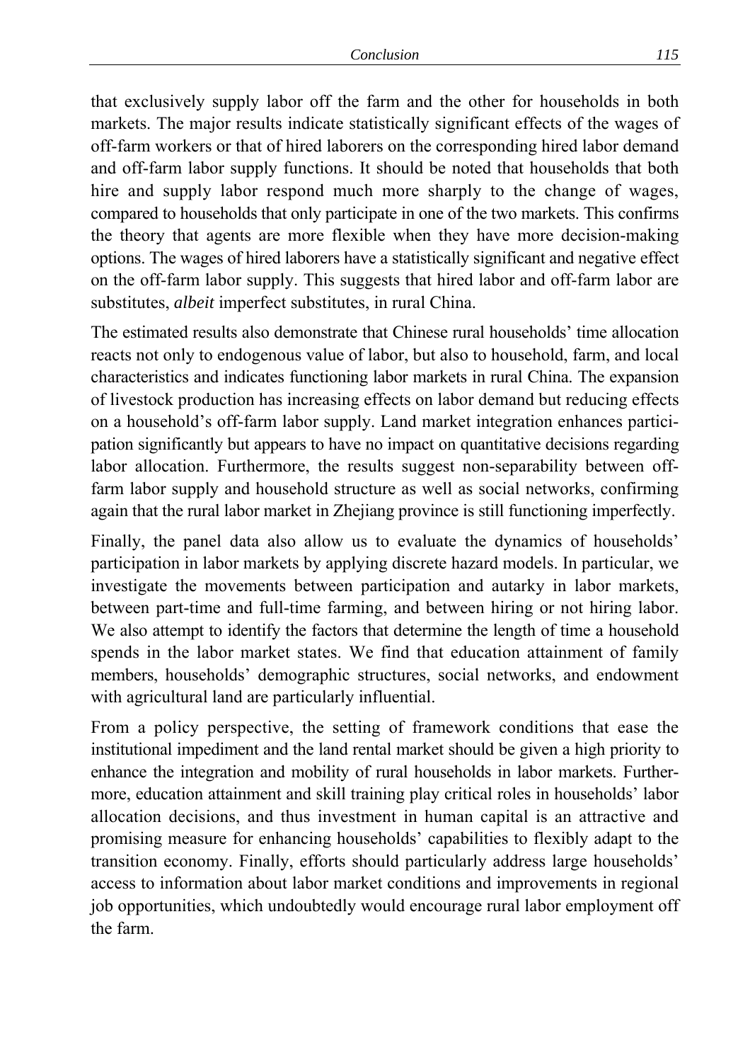that exclusively supply labor off the farm and the other for households in both markets. The major results indicate statistically significant effects of the wages of off-farm workers or that of hired laborers on the corresponding hired labor demand and off-farm labor supply functions. It should be noted that households that both hire and supply labor respond much more sharply to the change of wages, compared to households that only participate in one of the two markets. This confirms the theory that agents are more flexible when they have more decision-making options. The wages of hired laborers have a statistically significant and negative effect on the off-farm labor supply. This suggests that hired labor and off-farm labor are substitutes, *albeit* imperfect substitutes, in rural China.

The estimated results also demonstrate that Chinese rural households' time allocation reacts not only to endogenous value of labor, but also to household, farm, and local characteristics and indicates functioning labor markets in rural China. The expansion of livestock production has increasing effects on labor demand but reducing effects on a household's off-farm labor supply. Land market integration enhances participation significantly but appears to have no impact on quantitative decisions regarding labor allocation. Furthermore, the results suggest non-separability between off-farm labor supply and household structure as well as social networks, confirming again that the rural labor market in Zhejiang province is still functioning imperfectly.

Finally, the panel data also allow us to evaluate the dynamics of households' participation in labor markets by applying discrete hazard models. In particular, we investigate the movements between participation and autarky in labor markets, between part-time and full-time farming, and between hiring or not hiring labor. We also attempt to identify the factors that determine the length of time a household spends in the labor market states. We find that education attainment of family members, households' demographic structures, social networks, and endowment with agricultural land are particularly influential.

From a policy perspective, the setting of framework conditions that ease the institutional impediment and the land rental market should be given a high priority to enhance the integration and mobility of rural households in labor markets. Furthermore, education attainment and skill training play critical roles in households' labor allocation decisions, and thus investment in human capital is an attractive and promising measure for enhancing households' capabilities to flexibly adapt to the transition economy. Finally, efforts should particularly address large households' access to information about labor market conditions and improvements in regional job opportunities, which undoubtedly would encourage rural labor employment off the farm.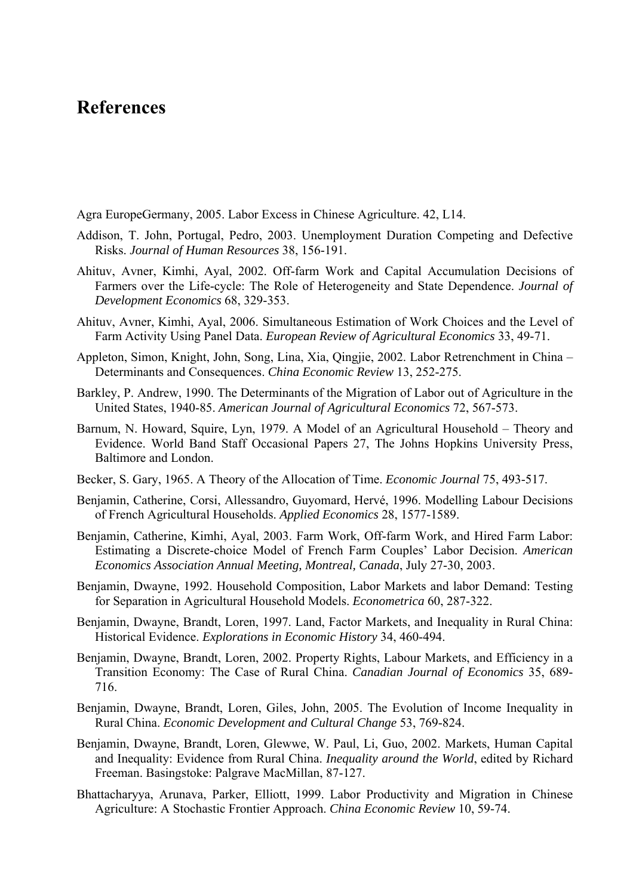# References

Agra EuropeGermany, 2005. Labor Excess in Chinese Agriculture. 42, L14.

Addison, T. John, Portugal, Pedro, 2003. Unemployment Duration Competing and Defective Risks. *Journal of Human Resources* 38, 156-191.

Ahituv, Avner, Kimhi, Ayal, 2002. Off-farm Work and Capital Accumulation Decisions of Farmers over the Life-cycle: The Role of Heterogeneity and State Dependence. *Journal of Development Economics* 68, 329-353.

Ahituv, Avner, Kimhi, Ayal, 2006. Simultaneous Estimation of Work Choices and the Level of Farm Activity Using Panel Data. *European Review of Agricultural Economics* 33, 49-71.

Appleton, Simon, Knight, John, Song, Lina, Xia, Qingjie, 2002. Labor Retrenchment in China – Determinants and Consequences. *China Economic Review* 13, 252-275.

Barkley, P. Andrew, 1990. The Determinants of the Migration of Labor out of Agriculture in the United States, 1940-85. *American Journal of Agricultural Economics* 72, 567-573.

Barnum, N. Howard, Squire, Lyn, 1979. A Model of an Agricultural Household – Theory and Evidence. World Band Staff Occasional Papers 27, The Johns Hopkins University Press, Baltimore and London.

Becker, S. Gary, 1965. A Theory of the Allocation of Time. *Economic Journal* 75, 493-517.

Benjamin, Catherine, Corsi, Allessandro, Guyomard, Hervé, 1996. Modelling Labour Decisions of French Agricultural Households. *Applied Economics* 28, 1577-1589.

Benjamin, Catherine, Kimhi, Ayal, 2003. Farm Work, Off-farm Work, and Hired Farm Labor: Estimating a Discrete-choice Model of French Farm Couples' Labor Decision. *American Economics Association Annual Meeting, Montreal, Canada*, July 27-30, 2003.

Benjamin, Dwayne, 1992. Household Composition, Labor Markets and labor Demand: Testing for Separation in Agricultural Household Models. *Econometrica* 60, 287-322.

Benjamin, Dwayne, Brandt, Loren, 1997. Land, Factor Markets, and Inequality in Rural China: Historical Evidence. *Explorations in Economic History* 34, 460-494.

Benjamin, Dwayne, Brandt, Loren, 2002. Property Rights, Labour Markets, and Efficiency in a Transition Economy: The Case of Rural China. *Canadian Journal of Economics* 35, 689-716.

Benjamin, Dwayne, Brandt, Loren, Giles, John, 2005. The Evolution of Income Inequality in Rural China. *Economic Development and Cultural Change* 53, 769-824.

Benjamin, Dwayne, Brandt, Loren, Glewwe, W. Paul, Li, Guo, 2002. Markets, Human Capital and Inequality: Evidence from Rural China. *Inequality around the World*, edited by Richard Freeman. Basingstoke: Palgrave MacMillan, 87-127.

Bhattacharyya, Arunava, Parker, Elliott, 1999. Labor Productivity and Migration in Chinese Agriculture: A Stochastic Frontier Approach. *China Economic Review* 10, 59-74.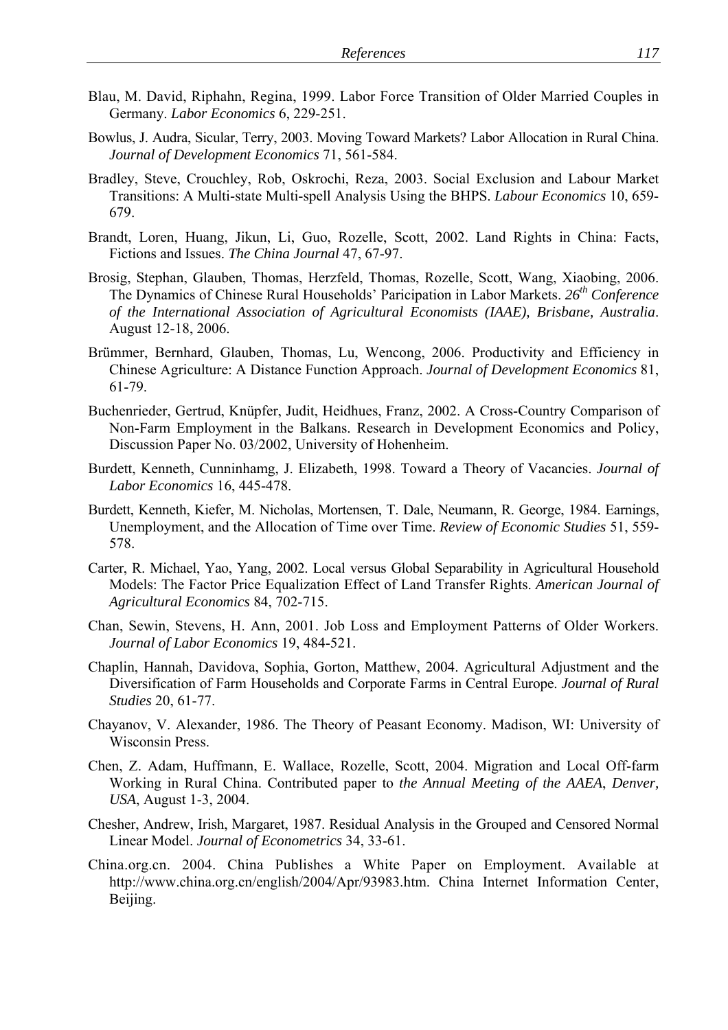Blau, M. David, Riphahn, Regina, 1999. Labor Force Transition of Older Married Couples in Germany. *Labor Economics* 6, 229-251.

Bowlus, J. Audra, Sicular, Terry, 2003. Moving Toward Markets? Labor Allocation in Rural China. *Journal of Development Economics* 71, 561-584.

Bradley, Steve, Crouchley, Rob, Oskrochi, Reza, 2003. Social Exclusion and Labour Market Transitions: A Multi-state Multi-spell Analysis Using the BHPS. *Labour Economics* 10, 659-679.

Brandt, Loren, Huang, Jikun, Li, Guo, Rozelle, Scott, 2002. Land Rights in China: Facts, Fictions and Issues. *The China Journal* 47, 67-97.

Brosig, Stephan, Glauben, Thomas, Herzfeld, Thomas, Rozelle, Scott, Wang, Xiaobing, 2006. The Dynamics of Chinese Rural Households' Paricipation in Labor Markets. *26th Conference of the International Association of Agricultural Economists (IAAE), Brisbane, Australia*. August 12-18, 2006.

Brümmer, Bernhard, Glauben, Thomas, Lu, Wencong, 2006. Productivity and Efficiency in Chinese Agriculture: A Distance Function Approach. *Journal of Development Economics* 81, 61-79.

Buchenrieder, Gertrud, Knüpfer, Judit, Heidhues, Franz, 2002. A Cross-Country Comparison of Non-Farm Employment in the Balkans. Research in Development Economics and Policy, Discussion Paper No. 03/2002, University of Hohenheim.

Burdett, Kenneth, Cunninhamg, J. Elizabeth, 1998. Toward a Theory of Vacancies. *Journal of Labor Economics* 16, 445-478.

Burdett, Kenneth, Kiefer, M. Nicholas, Mortensen, T. Dale, Neumann, R. George, 1984. Earnings, Unemployment, and the Allocation of Time over Time. *Review of Economic Studies* 51, 559-578.

Carter, R. Michael, Yao, Yang, 2002. Local versus Global Separability in Agricultural Household Models: The Factor Price Equalization Effect of Land Transfer Rights. *American Journal of Agricultural Economics* 84, 702-715.

Chan, Sewin, Stevens, H. Ann, 2001. Job Loss and Employment Patterns of Older Workers. *Journal of Labor Economics* 19, 484-521.

Chaplin, Hannah, Davidova, Sophia, Gorton, Matthew, 2004. Agricultural Adjustment and the Diversification of Farm Households and Corporate Farms in Central Europe. *Journal of Rural Studies* 20, 61-77.

Chayanov, V. Alexander, 1986. The Theory of Peasant Economy. Madison, WI: University of Wisconsin Press.

Chen, Z. Adam, Huffmann, E. Wallace, Rozelle, Scott, 2004. Migration and Local Off-farm Working in Rural China. Contributed paper to *the Annual Meeting of the AAEA*, *Denver, USA*, August 1-3, 2004.

Chesher, Andrew, Irish, Margaret, 1987. Residual Analysis in the Grouped and Censored Normal Linear Model. *Journal of Econometrics* 34, 33-61.

China.org.cn. 2004. China Publishes a White Paper on Employment. Available at http://www.china.org.cn/english/2004/Apr/93983.htm. China Internet Information Center, Beijing.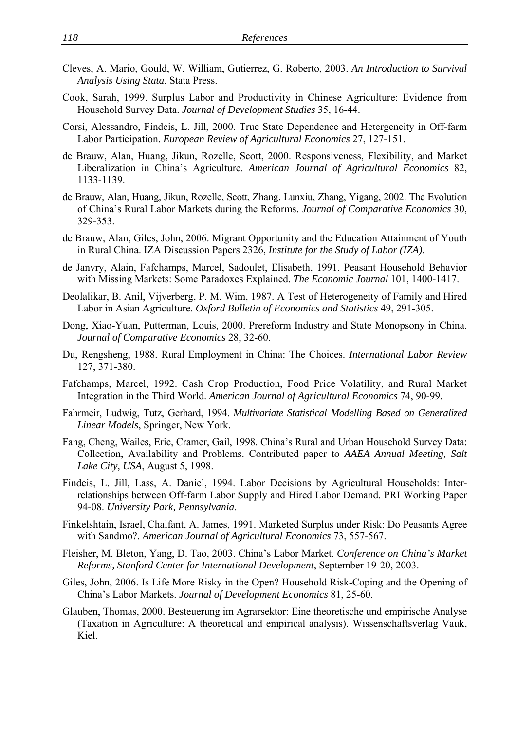Cleves, A. Mario, Gould, W. William, Gutierrez, G. Roberto, 2003. *An Introduction to Survival Analysis Using Stata*. Stata Press.

Cook, Sarah, 1999. Surplus Labor and Productivity in Chinese Agriculture: Evidence from Household Survey Data. *Journal of Development Studies* 35, 16-44.

Corsi, Alessandro, Findeis, L. Jill, 2000. True State Dependence and Hetergeneity in Off-farm Labor Participation. *European Review of Agricultural Economics* 27, 127-151.

de Brauw, Alan, Huang, Jikun, Rozelle, Scott, 2000. Responsiveness, Flexibility, and Market Liberalization in China's Agriculture. *American Journal of Agricultural Economics* 82, 1133-1139.

de Brauw, Alan, Huang, Jikun, Rozelle, Scott, Zhang, Lunxiu, Zhang, Yigang, 2002. The Evolution of China's Rural Labor Markets during the Reforms. *Journal of Comparative Economics* 30, 329-353.

de Brauw, Alan, Giles, John, 2006. Migrant Opportunity and the Education Attainment of Youth in Rural China. IZA Discussion Papers 2326, *Institute for the Study of Labor (IZA)*.

de Janvry, Alain, Fafchamps, Marcel, Sadoulet, Elisabeth, 1991. Peasant Household Behavior with Missing Markets: Some Paradoxes Explained. *The Economic Journal* 101, 1400-1417.

Deolalikar, B. Anil, Vijverberg, P. M. Wim, 1987. A Test of Heterogeneity of Family and Hired Labor in Asian Agriculture. *Oxford Bulletin of Economics and Statistics* 49, 291-305.

Dong, Xiao-Yuan, Putterman, Louis, 2000. Prereform Industry and State Monopsony in China. *Journal of Comparative Economics* 28, 32-60.

Du, Rengsheng, 1988. Rural Employment in China: The Choices. *International Labor Review* 127, 371-380.

Fafchamps, Marcel, 1992. Cash Crop Production, Food Price Volatility, and Rural Market Integration in the Third World. *American Journal of Agricultural Economics* 74, 90-99.

Fahrmeir, Ludwig, Tutz, Gerhard, 1994. *Multivariate Statistical Modelling Based on Generalized Linear Models*, Springer, New York.

Fang, Cheng, Wailes, Eric, Cramer, Gail, 1998. China's Rural and Urban Household Survey Data: Collection, Availability and Problems. Contributed paper to *AAEA Annual Meeting, Salt Lake City, USA*, August 5, 1998.

Findeis, L. Jill, Lass, A. Daniel, 1994. Labor Decisions by Agricultural Households: Interrelationships between Off-farm Labor Supply and Hired Labor Demand. PRI Working Paper 94-08. *University Park, Pennsylvania*.

Finkelshtain, Israel, Chalfant, A. James, 1991. Marketed Surplus under Risk: Do Peasants Agree with Sandmo?. *American Journal of Agricultural Economics* 73, 557-567.

Fleisher, M. Bleton, Yang, D. Tao, 2003. China's Labor Market. *Conference on China's Market Reforms, Stanford Center for International Development*, September 19-20, 2003.

Giles, John, 2006. Is Life More Risky in the Open? Household Risk-Coping and the Opening of China's Labor Markets. *Journal of Development Economics* 81, 25-60.

Glauben, Thomas, 2000. Besteuerung im Agrarsektor: Eine theoretische und empirische Analyse (Taxation in Agriculture: A theoretical and empirical analysis). Wissenschaftsverlag Vauk, Kiel.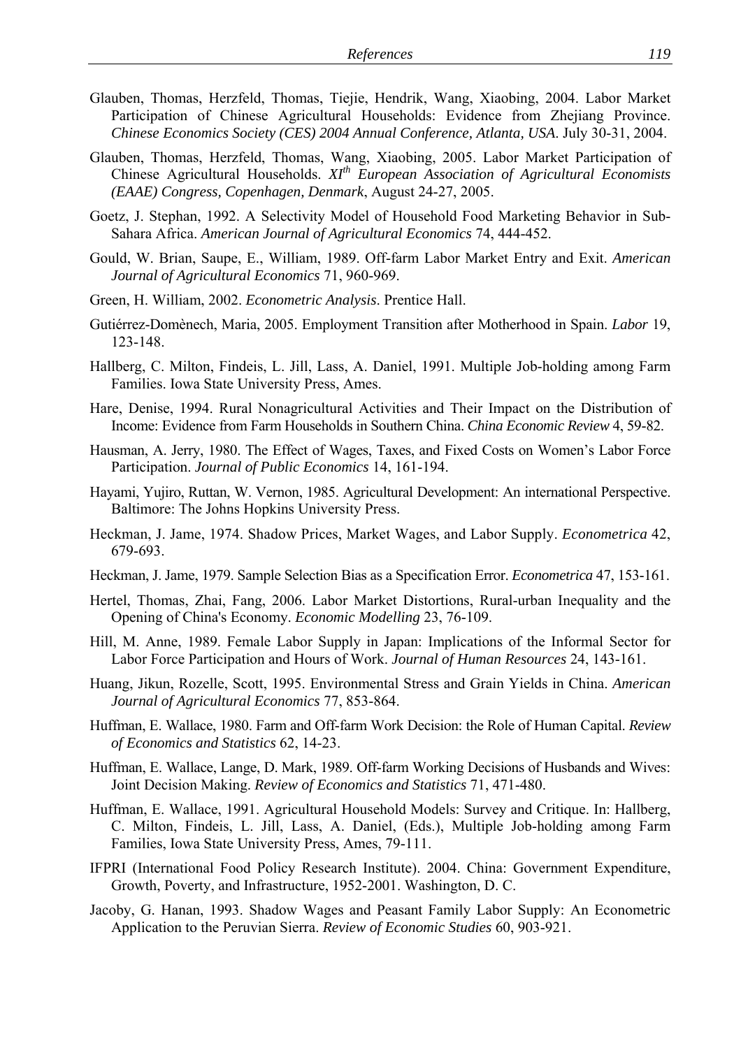Glauben, Thomas, Herzfeld, Thomas, Tiejie, Hendrik, Wang, Xiaobing, 2004. Labor Market Participation of Chinese Agricultural Households: Evidence from Zhejiang Province. *Chinese Economics Society (CES) 2004 Annual Conference, Atlanta, USA*. July 30-31, 2004.

Glauben, Thomas, Herzfeld, Thomas, Wang, Xiaobing, 2005. Labor Market Participation of Chinese Agricultural Households. *XI$^{th}$ European Association of Agricultural Economists (EAAE) Congress, Copenhagen, Denmark*, August 24-27, 2005.

Goetz, J. Stephan, 1992. A Selectivity Model of Household Food Marketing Behavior in Sub-Sahara Africa. *American Journal of Agricultural Economics* 74, 444-452.

Gould, W. Brian, Saupe, E., William, 1989. Off-farm Labor Market Entry and Exit. *American Journal of Agricultural Economics* 71, 960-969.

Green, H. William, 2002. *Econometric Analysis*. Prentice Hall.

Gutiérrez-Domènech, Maria, 2005. Employment Transition after Motherhood in Spain. *Labor* 19, 123-148.

Hallberg, C. Milton, Findeis, L. Jill, Lass, A. Daniel, 1991. Multiple Job-holding among Farm Families. Iowa State University Press, Ames.

Hare, Denise, 1994. Rural Nonagricultural Activities and Their Impact on the Distribution of Income: Evidence from Farm Households in Southern China. *China Economic Review* 4, 59-82.

Hausman, A. Jerry, 1980. The Effect of Wages, Taxes, and Fixed Costs on Women's Labor Force Participation. *Journal of Public Economics* 14, 161-194.

Hayami, Yujiro, Ruttan, W. Vernon, 1985. Agricultural Development: An international Perspective. Baltimore: The Johns Hopkins University Press.

Heckman, J. Jame, 1974. Shadow Prices, Market Wages, and Labor Supply. *Econometrica* 42, 679-693.

Heckman, J. Jame, 1979. Sample Selection Bias as a Specification Error. *Econometrica* 47, 153-161.

Hertel, Thomas, Zhai, Fang, 2006. Labor Market Distortions, Rural-urban Inequality and the Opening of China's Economy. *Economic Modelling* 23, 76-109.

Hill, M. Anne, 1989. Female Labor Supply in Japan: Implications of the Informal Sector for Labor Force Participation and Hours of Work. *Journal of Human Resources* 24, 143-161.

Huang, Jikun, Rozelle, Scott, 1995. Environmental Stress and Grain Yields in China. *American Journal of Agricultural Economics* 77, 853-864.

Huffman, E. Wallace, 1980. Farm and Off-farm Work Decision: the Role of Human Capital. *Review of Economics and Statistics* 62, 14-23.

Huffman, E. Wallace, Lange, D. Mark, 1989. Off-farm Working Decisions of Husbands and Wives: Joint Decision Making. *Review of Economics and Statistics* 71, 471-480.

Huffman, E. Wallace, 1991. Agricultural Household Models: Survey and Critique. In: Hallberg, C. Milton, Findeis, L. Jill, Lass, A. Daniel, (Eds.), Multiple Job-holding among Farm Families, Iowa State University Press, Ames, 79-111.

IFPRI (International Food Policy Research Institute). 2004. China: Government Expenditure, Growth, Poverty, and Infrastructure, 1952-2001. Washington, D. C.

Jacoby, G. Hanan, 1993. Shadow Wages and Peasant Family Labor Supply: An Econometric Application to the Peruvian Sierra. *Review of Economic Studies* 60, 903-921.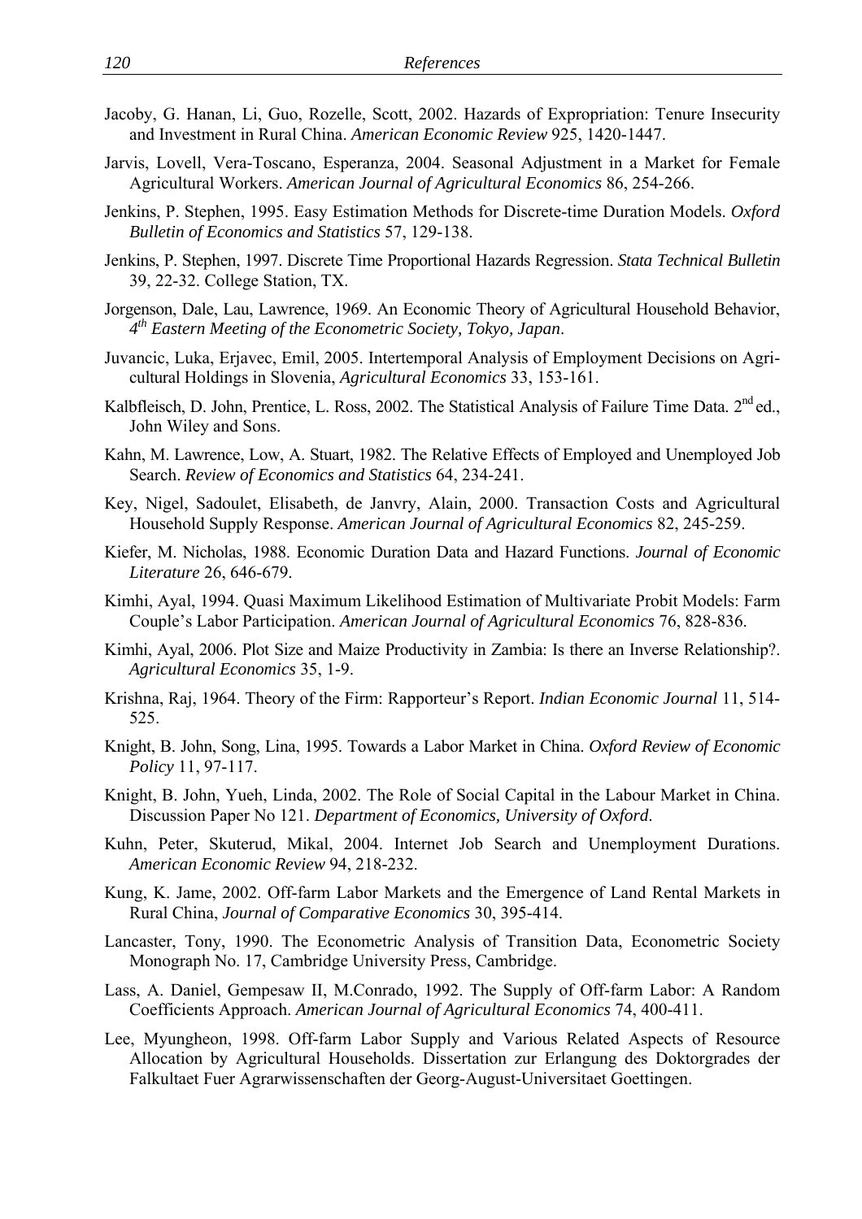Jacoby, G. Hanan, Li, Guo, Rozelle, Scott, 2002. Hazards of Expropriation: Tenure Insecurity and Investment in Rural China. *American Economic Review* 925, 1420-1447.

Jarvis, Lovell, Vera-Toscano, Esperanza, 2004. Seasonal Adjustment in a Market for Female Agricultural Workers. *American Journal of Agricultural Economics* 86, 254-266.

Jenkins, P. Stephen, 1995. Easy Estimation Methods for Discrete-time Duration Models. *Oxford Bulletin of Economics and Statistics* 57, 129-138.

Jenkins, P. Stephen, 1997. Discrete Time Proportional Hazards Regression. *Stata Technical Bulletin* 39, 22-32. College Station, TX.

Jorgenson, Dale, Lau, Lawrence, 1969. An Economic Theory of Agricultural Household Behavior, *4th Eastern Meeting of the Econometric Society, Tokyo, Japan*.

Juvancic, Luka, Erjavec, Emil, 2005. Intertemporal Analysis of Employment Decisions on Agricultural Holdings in Slovenia, *Agricultural Economics* 33, 153-161.

Kalbfleisch, D. John, Prentice, L. Ross, 2002. The Statistical Analysis of Failure Time Data. 2nd ed., John Wiley and Sons.

Kahn, M. Lawrence, Low, A. Stuart, 1982. The Relative Effects of Employed and Unemployed Job Search. *Review of Economics and Statistics* 64, 234-241.

Key, Nigel, Sadoulet, Elisabeth, de Janvry, Alain, 2000. Transaction Costs and Agricultural Household Supply Response. *American Journal of Agricultural Economics* 82, 245-259.

Kiefer, M. Nicholas, 1988. Economic Duration Data and Hazard Functions. *Journal of Economic Literature* 26, 646-679.

Kimhi, Ayal, 1994. Quasi Maximum Likelihood Estimation of Multivariate Probit Models: Farm Couple's Labor Participation. *American Journal of Agricultural Economics* 76, 828-836.

Kimhi, Ayal, 2006. Plot Size and Maize Productivity in Zambia: Is there an Inverse Relationship?. *Agricultural Economics* 35, 1-9.

Krishna, Raj, 1964. Theory of the Firm: Rapporteur's Report. *Indian Economic Journal* 11, 514-525.

Knight, B. John, Song, Lina, 1995. Towards a Labor Market in China. *Oxford Review of Economic Policy* 11, 97-117.

Knight, B. John, Yueh, Linda, 2002. The Role of Social Capital in the Labour Market in China. Discussion Paper No 121. *Department of Economics, University of Oxford*.

Kuhn, Peter, Skuterud, Mikal, 2004. Internet Job Search and Unemployment Durations. *American Economic Review* 94, 218-232.

Kung, K. Jame, 2002. Off-farm Labor Markets and the Emergence of Land Rental Markets in Rural China, *Journal of Comparative Economics* 30, 395-414.

Lancaster, Tony, 1990. The Econometric Analysis of Transition Data, Econometric Society Monograph No. 17, Cambridge University Press, Cambridge.

Lass, A. Daniel, Gempesaw II, M.Conrado, 1992. The Supply of Off-farm Labor: A Random Coefficients Approach. *American Journal of Agricultural Economics* 74, 400-411.

Lee, Myungheon, 1998. Off-farm Labor Supply and Various Related Aspects of Resource Allocation by Agricultural Households. Dissertation zur Erlangung des Doktorgrades der Falkultaet Fuer Agrarwissenschaften der Georg-August-Universitaet Goettingen.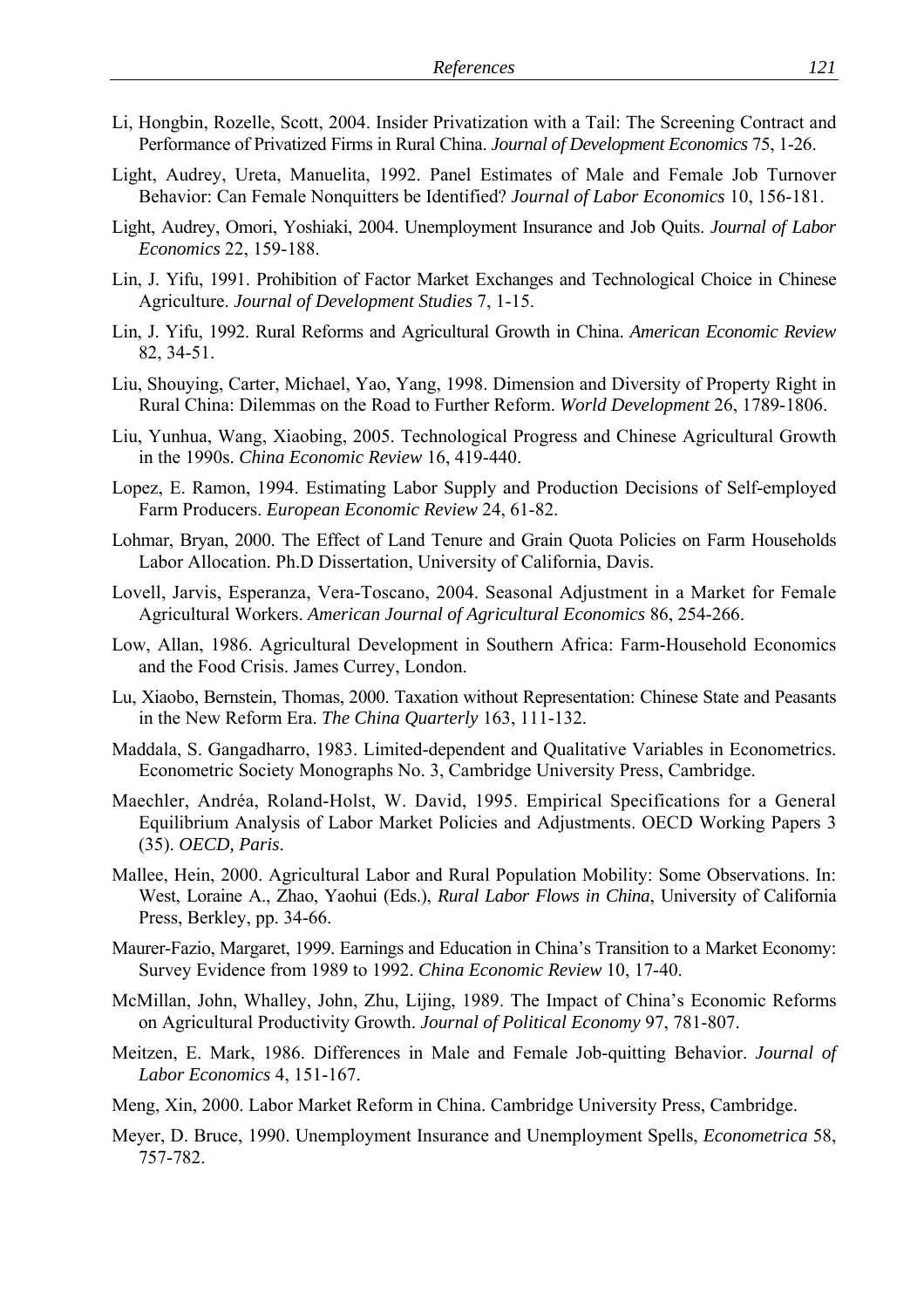Li, Hongbin, Rozelle, Scott, 2004. Insider Privatization with a Tail: The Screening Contract and Performance of Privatized Firms in Rural China. *Journal of Development Economics* 75, 1-26.

Light, Audrey, Ureta, Manuelita, 1992. Panel Estimates of Male and Female Job Turnover Behavior: Can Female Nonquitters be Identified? *Journal of Labor Economics* 10, 156-181.

Light, Audrey, Omori, Yoshiaki, 2004. Unemployment Insurance and Job Quits. *Journal of Labor Economics* 22, 159-188.

Lin, J. Yifu, 1991. Prohibition of Factor Market Exchanges and Technological Choice in Chinese Agriculture. *Journal of Development Studies* 7, 1-15.

Lin, J. Yifu, 1992. Rural Reforms and Agricultural Growth in China. *American Economic Review* 82, 34-51.

Liu, Shouying, Carter, Michael, Yao, Yang, 1998. Dimension and Diversity of Property Right in Rural China: Dilemmas on the Road to Further Reform. *World Development* 26, 1789-1806.

Liu, Yunhua, Wang, Xiaobing, 2005. Technological Progress and Chinese Agricultural Growth in the 1990s. *China Economic Review* 16, 419-440.

Lopez, E. Ramon, 1994. Estimating Labor Supply and Production Decisions of Self-employed Farm Producers. *European Economic Review* 24, 61-82.

Lohmar, Bryan, 2000. The Effect of Land Tenure and Grain Quota Policies on Farm Households Labor Allocation. Ph.D Dissertation, University of California, Davis.

Lovell, Jarvis, Esperanza, Vera-Toscano, 2004. Seasonal Adjustment in a Market for Female Agricultural Workers. *American Journal of Agricultural Economics* 86, 254-266.

Low, Allan, 1986. Agricultural Development in Southern Africa: Farm-Household Economics and the Food Crisis. James Currey, London.

Lu, Xiaobo, Bernstein, Thomas, 2000. Taxation without Representation: Chinese State and Peasants in the New Reform Era. *The China Quarterly* 163, 111-132.

Maddala, S. Gangadharro, 1983. Limited-dependent and Qualitative Variables in Econometrics. Econometric Society Monographs No. 3, Cambridge University Press, Cambridge.

Maechler, Andréa, Roland-Holst, W. David, 1995. Empirical Specifications for a General Equilibrium Analysis of Labor Market Policies and Adjustments. OECD Working Papers 3 (35). *OECD, Paris*.

Mallee, Hein, 2000. Agricultural Labor and Rural Population Mobility: Some Observations. In: West, Loraine A., Zhao, Yaohui (Eds.), *Rural Labor Flows in China*, University of California Press, Berkley, pp. 34-66.

Maurer-Fazio, Margaret, 1999. Earnings and Education in China's Transition to a Market Economy: Survey Evidence from 1989 to 1992. *China Economic Review* 10, 17-40.

McMillan, John, Whalley, John, Zhu, Lijing, 1989. The Impact of China's Economic Reforms on Agricultural Productivity Growth. *Journal of Political Economy* 97, 781-807.

Meitzen, E. Mark, 1986. Differences in Male and Female Job-quitting Behavior. *Journal of Labor Economics* 4, 151-167.

Meng, Xin, 2000. Labor Market Reform in China. Cambridge University Press, Cambridge.

Meyer, D. Bruce, 1990. Unemployment Insurance and Unemployment Spells, *Econometrica* 58, 757-782.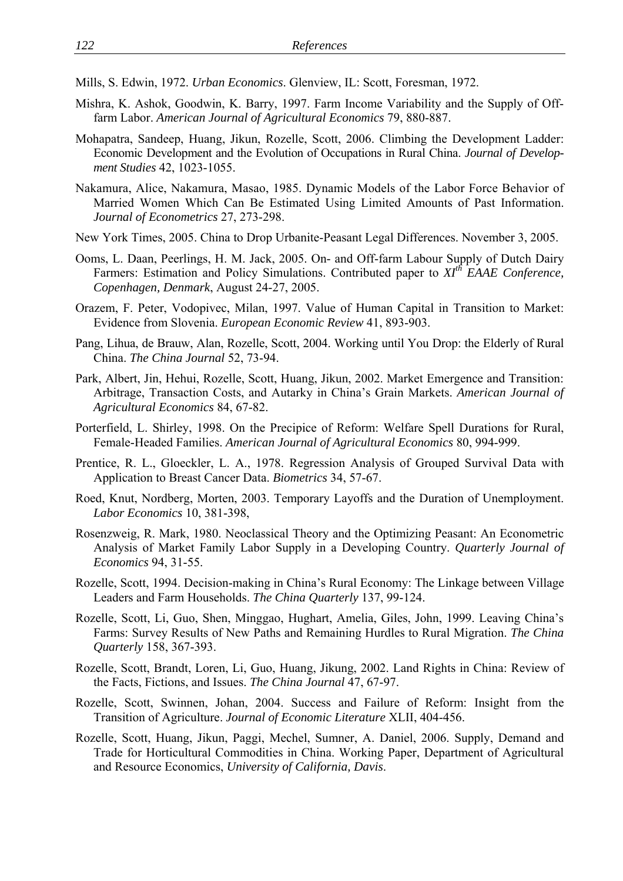Mills, S. Edwin, 1972. *Urban Economics*. Glenview, IL: Scott, Foresman, 1972.

Mishra, K. Ashok, Goodwin, K. Barry, 1997. Farm Income Variability and the Supply of Off-farm Labor. *American Journal of Agricultural Economics* 79, 880-887.

Mohapatra, Sandeep, Huang, Jikun, Rozelle, Scott, 2006. Climbing the Development Ladder: Economic Development and the Evolution of Occupations in Rural China. *Journal of Development Studies* 42, 1023-1055.

Nakamura, Alice, Nakamura, Masao, 1985. Dynamic Models of the Labor Force Behavior of Married Women Which Can Be Estimated Using Limited Amounts of Past Information. *Journal of Econometrics* 27, 273-298.

New York Times, 2005. China to Drop Urbanite-Peasant Legal Differences. November 3, 2005.

Ooms, L. Daan, Peerlings, H. M. Jack, 2005. On- and Off-farm Labour Supply of Dutch Dairy Farmers: Estimation and Policy Simulations. Contributed paper to *XI$^{th}$ EAAE Conference, Copenhagen, Denmark*, August 24-27, 2005.

Orazem, F. Peter, Vodopivec, Milan, 1997. Value of Human Capital in Transition to Market: Evidence from Slovenia. *European Economic Review* 41, 893-903.

Pang, Lihua, de Brauw, Alan, Rozelle, Scott, 2004. Working until You Drop: the Elderly of Rural China. *The China Journal* 52, 73-94.

Park, Albert, Jin, Hehui, Rozelle, Scott, Huang, Jikun, 2002. Market Emergence and Transition: Arbitrage, Transaction Costs, and Autarky in China's Grain Markets. *American Journal of Agricultural Economics* 84, 67-82.

Porterfield, L. Shirley, 1998. On the Precipice of Reform: Welfare Spell Durations for Rural, Female-Headed Families. *American Journal of Agricultural Economics* 80, 994-999.

Prentice, R. L., Gloeckler, L. A., 1978. Regression Analysis of Grouped Survival Data with Application to Breast Cancer Data. *Biometrics* 34, 57-67.

Roed, Knut, Nordberg, Morten, 2003. Temporary Layoffs and the Duration of Unemployment. *Labor Economics* 10, 381-398,

Rosenzweig, R. Mark, 1980. Neoclassical Theory and the Optimizing Peasant: An Econometric Analysis of Market Family Labor Supply in a Developing Country. *Quarterly Journal of Economics* 94, 31-55.

Rozelle, Scott, 1994. Decision-making in China's Rural Economy: The Linkage between Village Leaders and Farm Households. *The China Quarterly* 137, 99-124.

Rozelle, Scott, Li, Guo, Shen, Minggao, Hughart, Amelia, Giles, John, 1999. Leaving China's Farms: Survey Results of New Paths and Remaining Hurdles to Rural Migration. *The China Quarterly* 158, 367-393.

Rozelle, Scott, Brandt, Loren, Li, Guo, Huang, Jikung, 2002. Land Rights in China: Review of the Facts, Fictions, and Issues. *The China Journal* 47, 67-97.

Rozelle, Scott, Swinnen, Johan, 2004. Success and Failure of Reform: Insight from the Transition of Agriculture. *Journal of Economic Literature* XLII, 404-456.

Rozelle, Scott, Huang, Jikun, Paggi, Mechel, Sumner, A. Daniel, 2006. Supply, Demand and Trade for Horticultural Commodities in China. Working Paper, Department of Agricultural and Resource Economics, *University of California, Davis*.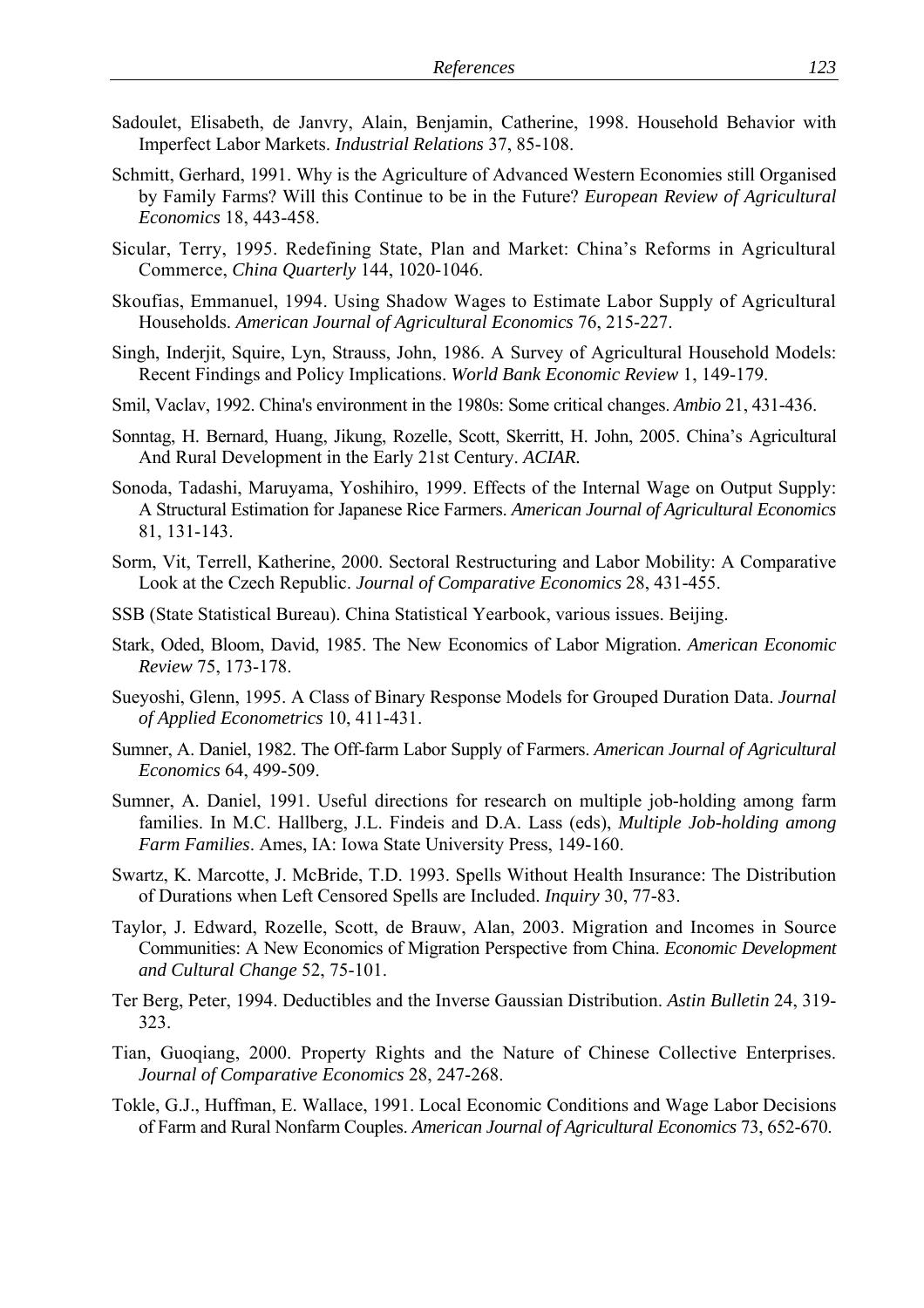Sadoulet, Elisabeth, de Janvry, Alain, Benjamin, Catherine, 1998. Household Behavior with Imperfect Labor Markets. *Industrial Relations* 37, 85-108.

Schmitt, Gerhard, 1991. Why is the Agriculture of Advanced Western Economies still Organised by Family Farms? Will this Continue to be in the Future? *European Review of Agricultural Economics* 18, 443-458.

Sicular, Terry, 1995. Redefining State, Plan and Market: China's Reforms in Agricultural Commerce, *China Quarterly* 144, 1020-1046.

Skoufias, Emmanuel, 1994. Using Shadow Wages to Estimate Labor Supply of Agricultural Households. *American Journal of Agricultural Economics* 76, 215-227.

Singh, Inderjit, Squire, Lyn, Strauss, John, 1986. A Survey of Agricultural Household Models: Recent Findings and Policy Implications. *World Bank Economic Review* 1, 149-179.

Smil, Vaclav, 1992. China's environment in the 1980s: Some critical changes. *Ambio* 21, 431-436.

Sonntag, H. Bernard, Huang, Jikung, Rozelle, Scott, Skerritt, H. John, 2005. China's Agricultural And Rural Development in the Early 21st Century. *ACIAR.*

Sonoda, Tadashi, Maruyama, Yoshihiro, 1999. Effects of the Internal Wage on Output Supply: A Structural Estimation for Japanese Rice Farmers. *American Journal of Agricultural Economics* 81, 131-143.

Sorm, Vit, Terrell, Katherine, 2000. Sectoral Restructuring and Labor Mobility: A Comparative Look at the Czech Republic. *Journal of Comparative Economics* 28, 431-455.

SSB (State Statistical Bureau). China Statistical Yearbook, various issues. Beijing.

Stark, Oded, Bloom, David, 1985. The New Economics of Labor Migration. *American Economic Review* 75, 173-178.

Sueyoshi, Glenn, 1995. A Class of Binary Response Models for Grouped Duration Data. *Journal of Applied Econometrics* 10, 411-431.

Sumner, A. Daniel, 1982. The Off-farm Labor Supply of Farmers. *American Journal of Agricultural Economics* 64, 499-509.

Sumner, A. Daniel, 1991. Useful directions for research on multiple job-holding among farm families. In M.C. Hallberg, J.L. Findeis and D.A. Lass (eds), *Multiple Job-holding among Farm Families*. Ames, IA: Iowa State University Press, 149-160.

Swartz, K. Marcotte, J. McBride, T.D. 1993. Spells Without Health Insurance: The Distribution of Durations when Left Censored Spells are Included. *Inquiry* 30, 77-83.

Taylor, J. Edward, Rozelle, Scott, de Brauw, Alan, 2003. Migration and Incomes in Source Communities: A New Economics of Migration Perspective from China. *Economic Development and Cultural Change* 52, 75-101.

Ter Berg, Peter, 1994. Deductibles and the Inverse Gaussian Distribution. *Astin Bulletin* 24, 319-323.

Tian, Guoqiang, 2000. Property Rights and the Nature of Chinese Collective Enterprises. *Journal of Comparative Economics* 28, 247-268.

Tokle, G.J., Huffman, E. Wallace, 1991. Local Economic Conditions and Wage Labor Decisions of Farm and Rural Nonfarm Couples. *American Journal of Agricultural Economics* 73, 652-670.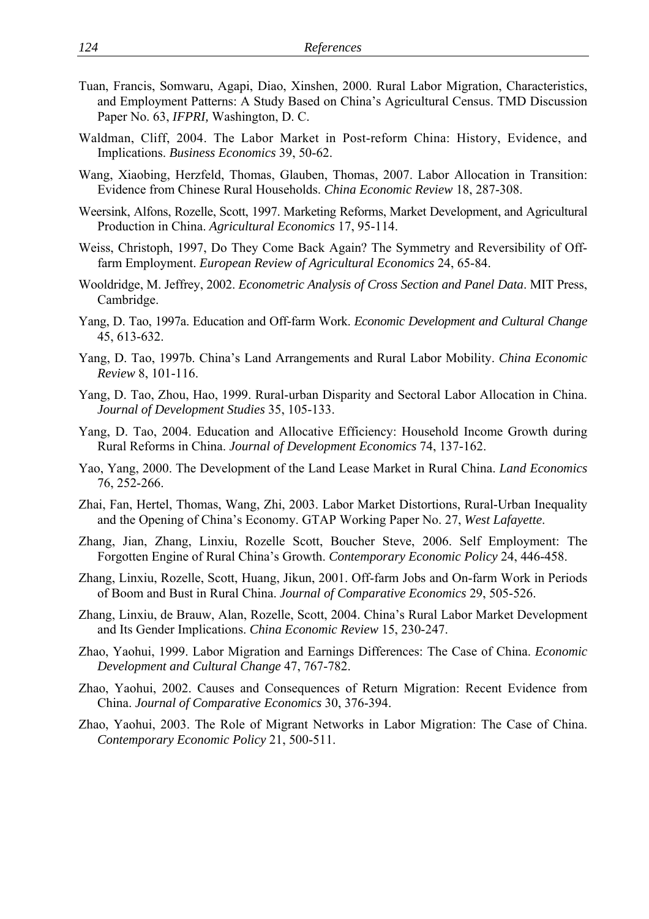Tuan, Francis, Somwaru, Agapi, Diao, Xinshen, 2000. Rural Labor Migration, Characteristics, and Employment Patterns: A Study Based on China's Agricultural Census. TMD Discussion Paper No. 63, *IFPRI,* Washington, D. C.

Waldman, Cliff, 2004. The Labor Market in Post-reform China: History, Evidence, and Implications. *Business Economics* 39, 50-62.

Wang, Xiaobing, Herzfeld, Thomas, Glauben, Thomas, 2007. Labor Allocation in Transition: Evidence from Chinese Rural Households. *China Economic Review* 18, 287-308.

Weersink, Alfons, Rozelle, Scott, 1997. Marketing Reforms, Market Development, and Agricultural Production in China. *Agricultural Economics* 17, 95-114.

Weiss, Christoph, 1997, Do They Come Back Again? The Symmetry and Reversibility of Off-farm Employment. *European Review of Agricultural Economics* 24, 65-84.

Wooldridge, M. Jeffrey, 2002. *Econometric Analysis of Cross Section and Panel Data*. MIT Press, Cambridge.

Yang, D. Tao, 1997a. Education and Off-farm Work. *Economic Development and Cultural Change* 45, 613-632.

Yang, D. Tao, 1997b. China's Land Arrangements and Rural Labor Mobility. *China Economic Review* 8, 101-116.

Yang, D. Tao, Zhou, Hao, 1999. Rural-urban Disparity and Sectoral Labor Allocation in China. *Journal of Development Studies* 35, 105-133.

Yang, D. Tao, 2004. Education and Allocative Efficiency: Household Income Growth during Rural Reforms in China. *Journal of Development Economics* 74, 137-162.

Yao, Yang, 2000. The Development of the Land Lease Market in Rural China. *Land Economics* 76, 252-266.

Zhai, Fan, Hertel, Thomas, Wang, Zhi, 2003. Labor Market Distortions, Rural-Urban Inequality and the Opening of China's Economy. GTAP Working Paper No. 27, *West Lafayette*.

Zhang, Jian, Zhang, Linxiu, Rozelle Scott, Boucher Steve, 2006. Self Employment: The Forgotten Engine of Rural China's Growth. *Contemporary Economic Policy* 24, 446-458.

Zhang, Linxiu, Rozelle, Scott, Huang, Jikun, 2001. Off-farm Jobs and On-farm Work in Periods of Boom and Bust in Rural China. *Journal of Comparative Economics* 29, 505-526.

Zhang, Linxiu, de Brauw, Alan, Rozelle, Scott, 2004. China's Rural Labor Market Development and Its Gender Implications. *China Economic Review* 15, 230-247.

Zhao, Yaohui, 1999. Labor Migration and Earnings Differences: The Case of China. *Economic Development and Cultural Change* 47, 767-782.

Zhao, Yaohui, 2002. Causes and Consequences of Return Migration: Recent Evidence from China. *Journal of Comparative Economics* 30, 376-394.

Zhao, Yaohui, 2003. The Role of Migrant Networks in Labor Migration: The Case of China. *Contemporary Economic Policy* 21, 500-511.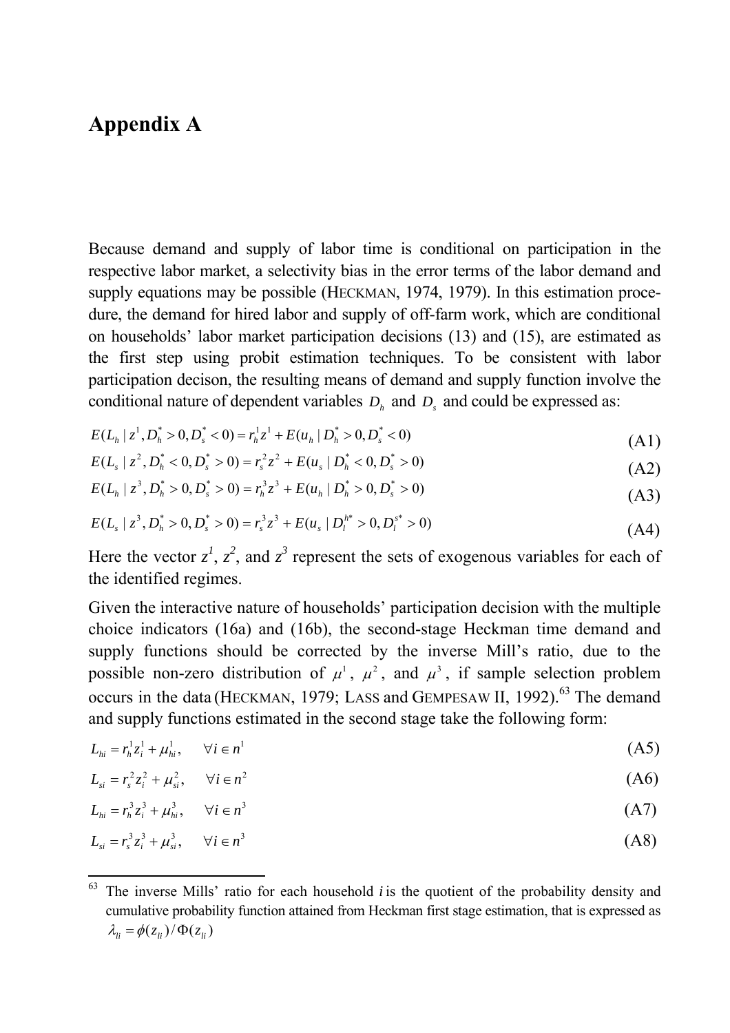# Appendix A

Because demand and supply of labor time is conditional on participation in the respective labor market, a selectivity bias in the error terms of the labor demand and supply equations may be possible (HECKMAN, 1974, 1979). In this estimation procedure, the demand for hired labor and supply of off-farm work, which are conditional on households' labor market participation decisions (13) and (15), are estimated as the first step using probit estimation techniques. To be consistent with labor participation decison, the resulting means of demand and supply function involve the conditional nature of dependent variables $D_h$ and $D_s$ and could be expressed as:

$$E(L_h \mid z^1, D_h^* > 0, D_s^* < 0) = r_h^1 z^1 + E(u_h \mid D_h^* > 0, D_s^* < 0) \tag{A1}$$

$$E(L_s \mid z^2, D_h^* < 0, D_s^* > 0) = r_s^2 z^2 + E(u_s \mid D_h^* < 0, D_s^* > 0) \tag{A2}$$

$$E(L_h \mid z^3, D_h^* > 0, D_s^* > 0) = r_h^3 z^3 + E(u_h \mid D_h^* > 0, D_s^* > 0) \tag{A3}$$

$$E(L_s \mid z^3, D_h^* > 0, D_s^* > 0) = r_s^3 z^3 + E(u_s \mid D_l^{h*} > 0, D_l^{s*} > 0) \tag{A4}$$

Here the vector $z^1$, $z^2$, and $z^3$ represent the sets of exogenous variables for each of the identified regimes.

Given the interactive nature of households' participation decision with the multiple choice indicators (16a) and (16b), the second-stage Heckman time demand and supply functions should be corrected by the inverse Mill's ratio, due to the possible non-zero distribution of $\mu^1$, $\mu^2$, and $\mu^3$, if sample selection problem occurs in the data (HECKMAN, 1979; LASS and GEMPESAW II, 1992).[63] The demand and supply functions estimated in the second stage take the following form:

$$L_{hi} = r_h^1 z_i^1 + \mu_{hi}^1, \quad \forall i \in n^1 \tag{A5}$$

$$L_{si} = r_s^2 z_i^2 + \mu_{si}^2, \quad \forall i \in n^2 \tag{A6}$$

$$L_{hi} = r_h^3 z_i^3 + \mu_{hi}^3, \quad \forall i \in n^3 \tag{A7}$$

$$L_{si} = r_s^3 z_i^3 + \mu_{si}^3, \quad \forall i \in n^3 \tag{A8}$$

[63] The inverse Mills' ratio for each household $i$ is the quotient of the probability density and cumulative probability function attained from Heckman first stage estimation, that is expressed as $\lambda_{li} = \phi(z_{li}) / \Phi(z_{li})$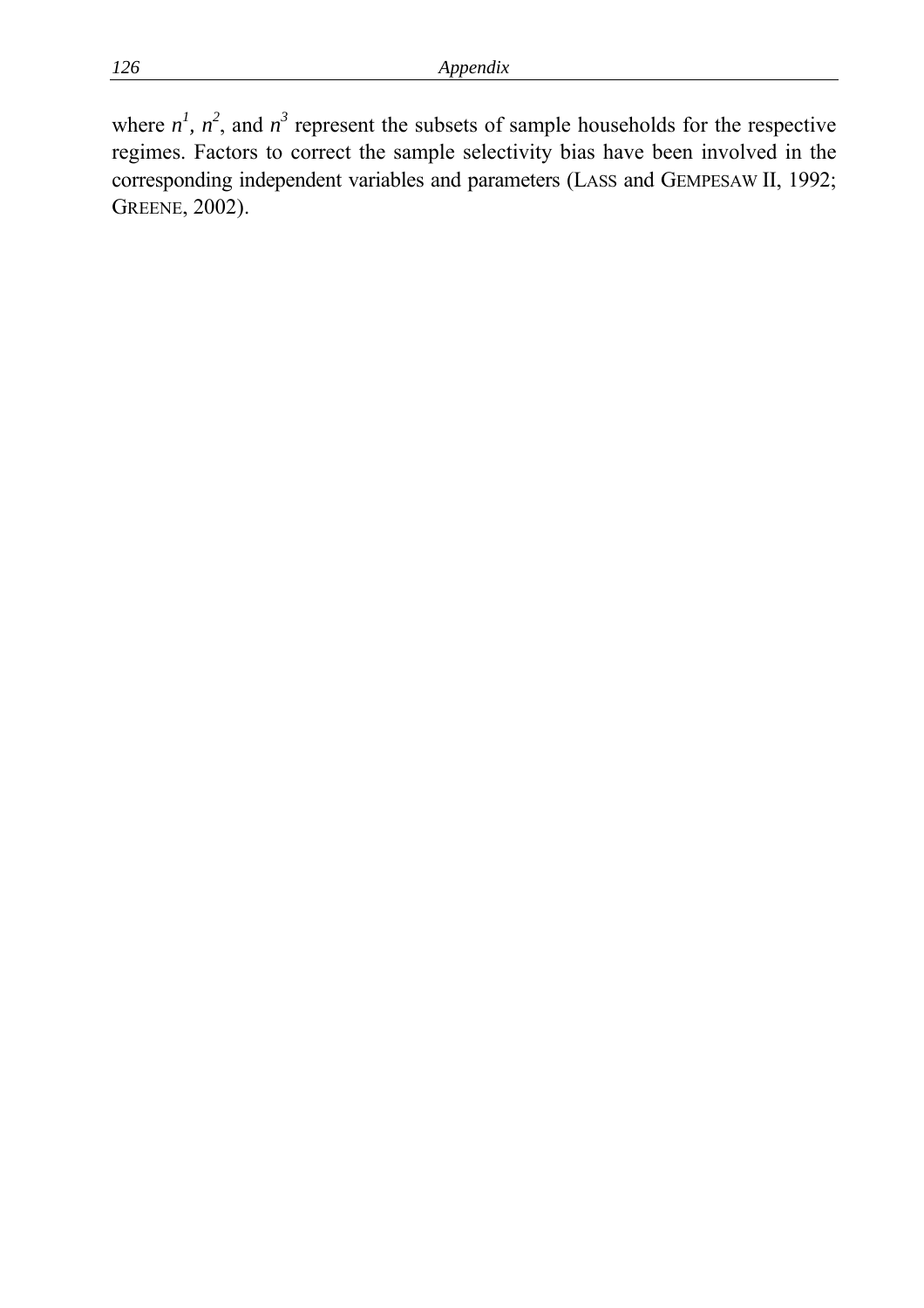where $n^1$, $n^2$, and $n^3$ represent the subsets of sample households for the respective regimes. Factors to correct the sample selectivity bias have been involved in the corresponding independent variables and parameters (LASS and GEMPESAW II, 1992; GREENE, 2002).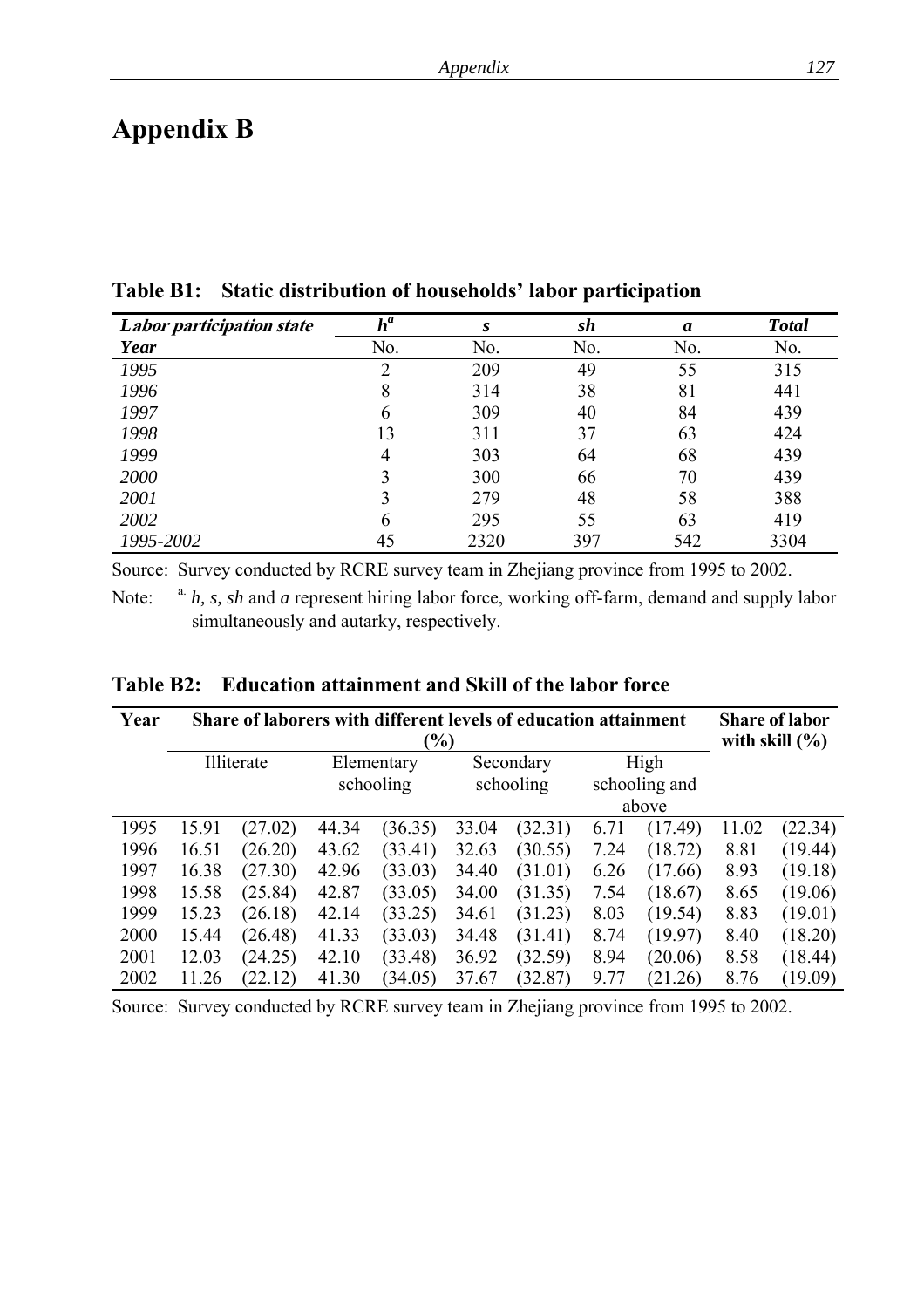# Appendix B

**Table B1: Static distribution of households' labor participation**

| *Labor participation state* | *h*[a] | *s* | *sh* | *a* | *Total* |
|---|---|---|---|---|---|
| *Year* | No. | No. | No. | No. | No. |
| *1995* | 2 | 209 | 49 | 55 | 315 |
| *1996* | 8 | 314 | 38 | 81 | 441 |
| *1997* | 6 | 309 | 40 | 84 | 439 |
| *1998* | 13 | 311 | 37 | 63 | 424 |
| *1999* | 4 | 303 | 64 | 68 | 439 |
| *2000* | 3 | 300 | 66 | 70 | 439 |
| *2001* | 3 | 279 | 48 | 58 | 388 |
| *2002* | 6 | 295 | 55 | 63 | 419 |
| *1995-2002* | 45 | 2320 | 397 | 542 | 3304 |

Source: Survey conducted by RCRE survey team in Zhejiang province from 1995 to 2002.

Note: [a] *h, s, sh* and *a* represent hiring labor force, working off-farm, demand and supply labor simultaneously and autarky, respectively.

**Table B2: Education attainment and Skill of the labor force**

| Year | Share of laborers with different levels of education attainment (%) | | | | | | | | Share of labor with skill (%) | |
|---|---|---|---|---|---|---|---|---|---|---|
| | Illiterate | | Elementary schooling | | Secondary schooling | | High schooling and above | | | |
| 1995 | 15.91 | (27.02) | 44.34 | (36.35) | 33.04 | (32.31) | 6.71 | (17.49) | 11.02 | (22.34) |
| 1996 | 16.51 | (26.20) | 43.62 | (33.41) | 32.63 | (30.55) | 7.24 | (18.72) | 8.81 | (19.44) |
| 1997 | 16.38 | (27.30) | 42.96 | (33.03) | 34.40 | (31.01) | 6.26 | (17.66) | 8.93 | (19.18) |
| 1998 | 15.58 | (25.84) | 42.87 | (33.05) | 34.00 | (31.35) | 7.54 | (18.67) | 8.65 | (19.06) |
| 1999 | 15.23 | (26.18) | 42.14 | (33.25) | 34.61 | (31.23) | 8.03 | (19.54) | 8.83 | (19.01) |
| 2000 | 15.44 | (26.48) | 41.33 | (33.03) | 34.48 | (31.41) | 8.74 | (19.97) | 8.40 | (18.20) |
| 2001 | 12.03 | (24.25) | 42.10 | (33.48) | 36.92 | (32.59) | 8.94 | (20.06) | 8.58 | (18.44) |
| 2002 | 11.26 | (22.12) | 41.30 | (34.05) | 37.67 | (32.87) | 9.77 | (21.26) | 8.76 | (19.09) |

Source: Survey conducted by RCRE survey team in Zhejiang province from 1995 to 2002.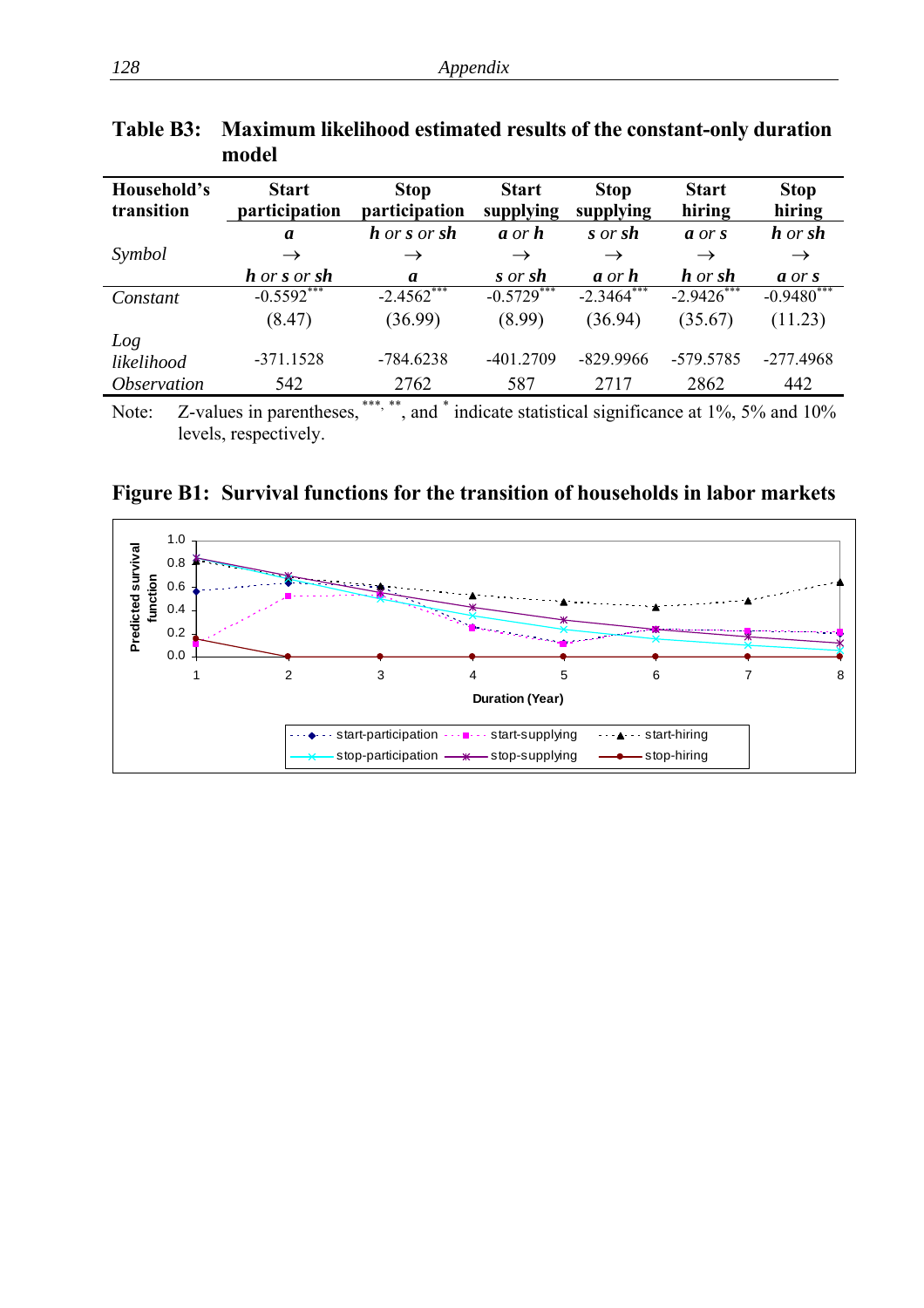**Table B3: Maximum likelihood estimated results of the constant-only duration model**

| Household's transition | Start participation | Stop participation | Start supplying | Stop supplying | Start hiring | Stop hiring |
|---|---|---|---|---|---|---|
| *Symbol* | ***a*** → ***h*** *or* ***s*** *or* ***sh*** | ***h*** *or* ***s*** *or* ***sh*** → ***a*** | ***a*** *or* ***h*** → ***s*** *or* ***sh*** | ***s*** *or* ***sh*** → ***a*** *or* ***h*** | ***a*** *or* ***s*** → ***h*** *or* ***sh*** | ***h*** *or* ***sh*** → ***a*** *or* ***s*** |
| *Constant* | -0.5592*** | -2.4562*** | -0.5729*** | -2.3464*** | -2.9426*** | -0.9480*** |
| | (8.47) | (36.99) | (8.99) | (36.94) | (35.67) | (11.23) |
| *Log likelihood* | -371.1528 | -784.6238 | -401.2709 | -829.9966 | -579.5785 | -277.4968 |
| *Observation* | 542 | 2762 | 587 | 2717 | 2862 | 442 |

Note: Z-values in parentheses, ***, **, and * indicate statistical significance at 1%, 5% and 10% levels, respectively.

**Figure B1: Survival functions for the transition of households in labor markets**

Predicted survival function

1.0
0.8
0.6
0.4
0.2
0.0

1 2 3 4 5 6 7 8

Duration (Year)

start-participation
start-supplying
start-hiring
stop-participation
stop-supplying
stop-hiring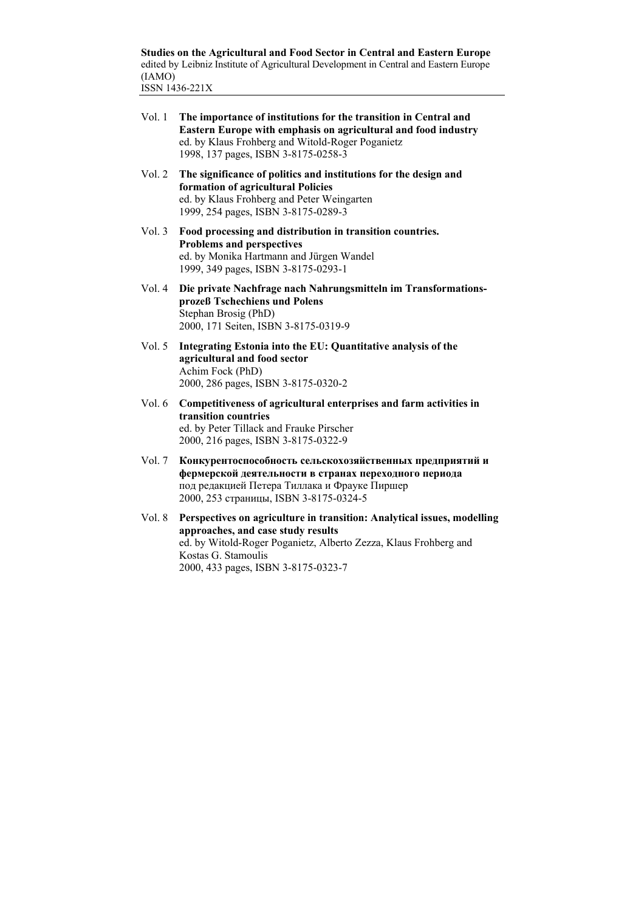**Studies on the Agricultural and Food Sector in Central and Eastern Europe**
edited by Leibniz Institute of Agricultural Development in Central and Eastern Europe (IAMO)
ISSN 1436-221X

Vol. 1 **The importance of institutions for the transition in Central and Eastern Europe with emphasis on agricultural and food industry**
ed. by Klaus Frohberg and Witold-Roger Poganietz
1998, 137 pages, ISBN 3-8175-0258-3

Vol. 2 **The significance of politics and institutions for the design and formation of agricultural Policies**
ed. by Klaus Frohberg and Peter Weingarten
1999, 254 pages, ISBN 3-8175-0289-3

Vol. 3 **Food processing and distribution in transition countries. Problems and perspectives**
ed. by Monika Hartmann and Jürgen Wandel
1999, 349 pages, ISBN 3-8175-0293-1

Vol. 4 **Die private Nachfrage nach Nahrungsmitteln im Transformationsprozeß Tschechiens und Polens**
Stephan Brosig (PhD)
2000, 171 Seiten, ISBN 3-8175-0319-9

Vol. 5 **Integrating Estonia into the EU: Quantitative analysis of the agricultural and food sector**
Achim Fock (PhD)
2000, 286 pages, ISBN 3-8175-0320-2

Vol. 6 **Competitiveness of agricultural enterprises and farm activities in transition countries**
ed. by Peter Tillack and Frauke Pirscher
2000, 216 pages, ISBN 3-8175-0322-9

Vol. 7 **Конкурентоспособность сельскохозяйственных предприятий и фермерской деятельности в странах переходного периода**
под редакцией Петера Тиллака и Фрауке Пиршер
2000, 253 страницы, ISBN 3-8175-0324-5

Vol. 8 **Perspectives on agriculture in transition: Analytical issues, modelling approaches, and case study results**
ed. by Witold-Roger Poganietz, Alberto Zezza, Klaus Frohberg and Kostas G. Stamoulis
2000, 433 pages, ISBN 3-8175-0323-7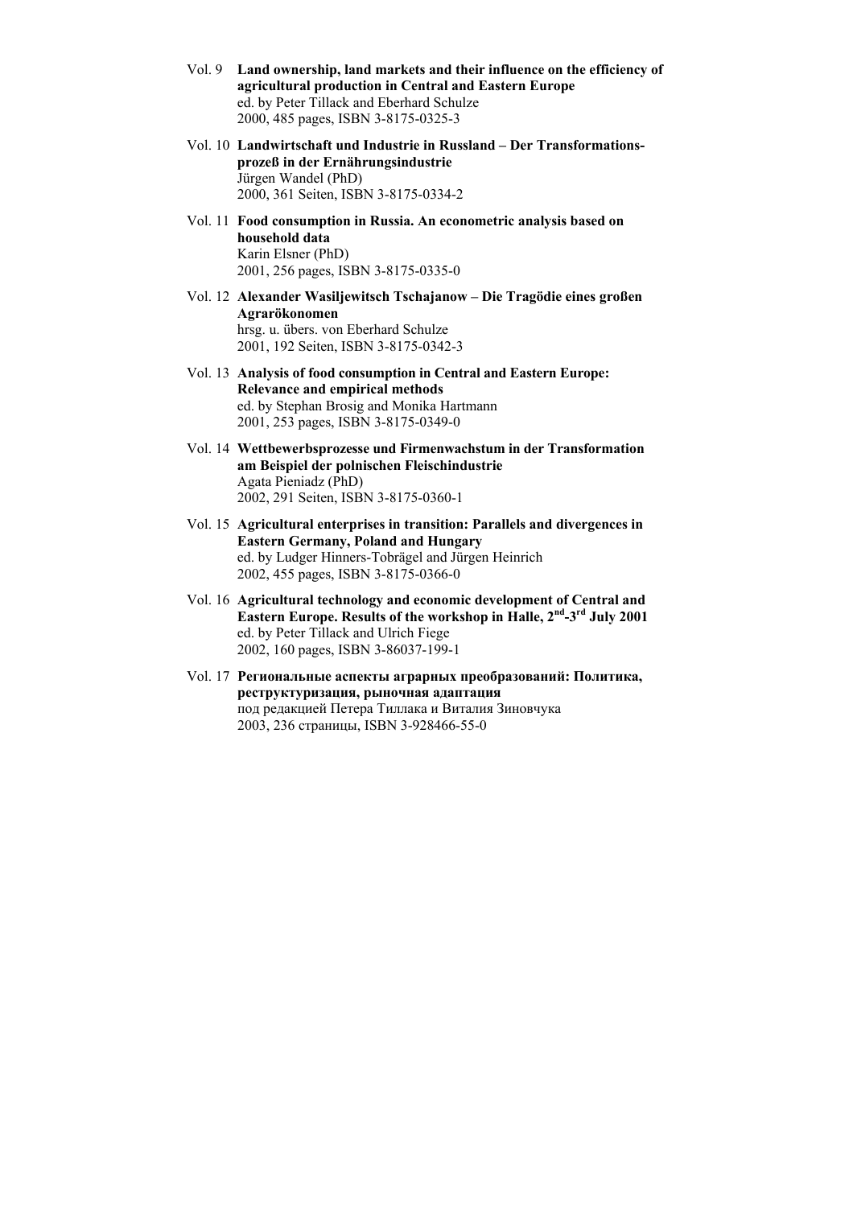Vol. 9 **Land ownership, land markets and their influence on the efficiency of agricultural production in Central and Eastern Europe**
ed. by Peter Tillack and Eberhard Schulze
2000, 485 pages, ISBN 3-8175-0325-3

Vol. 10 **Landwirtschaft und Industrie in Russland – Der Transformationsprozeß in der Ernährungsindustrie**
Jürgen Wandel (PhD)
2000, 361 Seiten, ISBN 3-8175-0334-2

Vol. 11 **Food consumption in Russia. An econometric analysis based on household data**
Karin Elsner (PhD)
2001, 256 pages, ISBN 3-8175-0335-0

Vol. 12 **Alexander Wasiljewitsch Tschajanow – Die Tragödie eines großen Agrarökonomen**
hrsg. u. übers. von Eberhard Schulze
2001, 192 Seiten, ISBN 3-8175-0342-3

Vol. 13 **Analysis of food consumption in Central and Eastern Europe: Relevance and empirical methods**
ed. by Stephan Brosig and Monika Hartmann
2001, 253 pages, ISBN 3-8175-0349-0

Vol. 14 **Wettbewerbsprozesse und Firmenwachstum in der Transformation am Beispiel der polnischen Fleischindustrie**
Agata Pieniadz (PhD)
2002, 291 Seiten, ISBN 3-8175-0360-1

Vol. 15 **Agricultural enterprises in transition: Parallels and divergences in Eastern Germany, Poland and Hungary**
ed. by Ludger Hinners-Tobrägel and Jürgen Heinrich
2002, 455 pages, ISBN 3-8175-0366-0

Vol. 16 **Agricultural technology and economic development of Central and Eastern Europe. Results of the workshop in Halle, 2nd-3rd July 2001**
ed. by Peter Tillack and Ulrich Fiege
2002, 160 pages, ISBN 3-86037-199-1

Vol. 17 **Региональные аспекты аграрных преобразований: Политика, реструктуризация, рыночная адаптация**
под редакцией Петера Тиллака и Виталия Зиновчука
2003, 236 страницы, ISBN 3-928466-55-0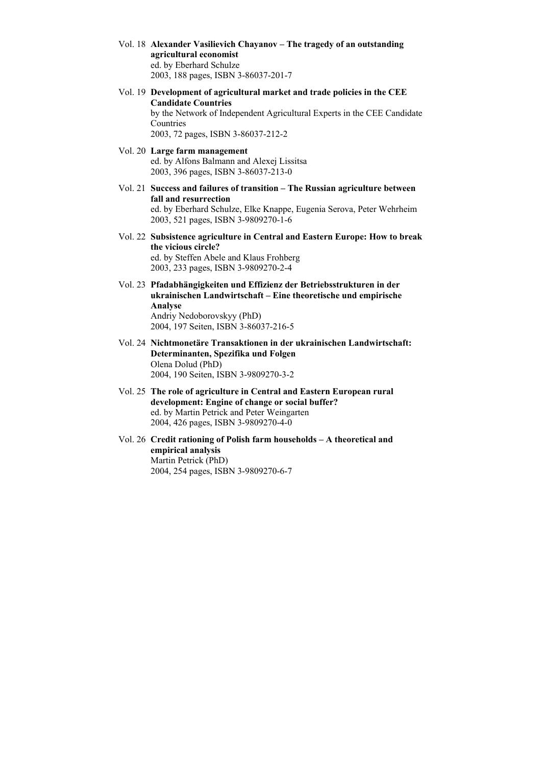Vol. 18 **Alexander Vasilievich Chayanov – The tragedy of an outstanding agricultural economist**
ed. by Eberhard Schulze
2003, 188 pages, ISBN 3-86037-201-7

Vol. 19 **Development of agricultural market and trade policies in the CEE Candidate Countries**
by the Network of Independent Agricultural Experts in the CEE Candidate Countries
2003, 72 pages, ISBN 3-86037-212-2

Vol. 20 **Large farm management**
ed. by Alfons Balmann and Alexej Lissitsa
2003, 396 pages, ISBN 3-86037-213-0

Vol. 21 **Success and failures of transition – The Russian agriculture between fall and resurrection**
ed. by Eberhard Schulze, Elke Knappe, Eugenia Serova, Peter Wehrheim
2003, 521 pages, ISBN 3-9809270-1-6

Vol. 22 **Subsistence agriculture in Central and Eastern Europe: How to break the vicious circle?**
ed. by Steffen Abele and Klaus Frohberg
2003, 233 pages, ISBN 3-9809270-2-4

Vol. 23 **Pfadabhängigkeiten und Effizienz der Betriebsstrukturen in der ukrainischen Landwirtschaft – Eine theoretische und empirische Analyse**
Andriy Nedoborovskyy (PhD)
2004, 197 Seiten, ISBN 3-86037-216-5

Vol. 24 **Nichtmonetäre Transaktionen in der ukrainischen Landwirtschaft: Determinanten, Spezifika und Folgen**
Olena Dolud (PhD)
2004, 190 Seiten, ISBN 3-9809270-3-2

Vol. 25 **The role of agriculture in Central and Eastern European rural development: Engine of change or social buffer?**
ed. by Martin Petrick and Peter Weingarten
2004, 426 pages, ISBN 3-9809270-4-0

Vol. 26 **Credit rationing of Polish farm households – A theoretical and empirical analysis**
Martin Petrick (PhD)
2004, 254 pages, ISBN 3-9809270-6-7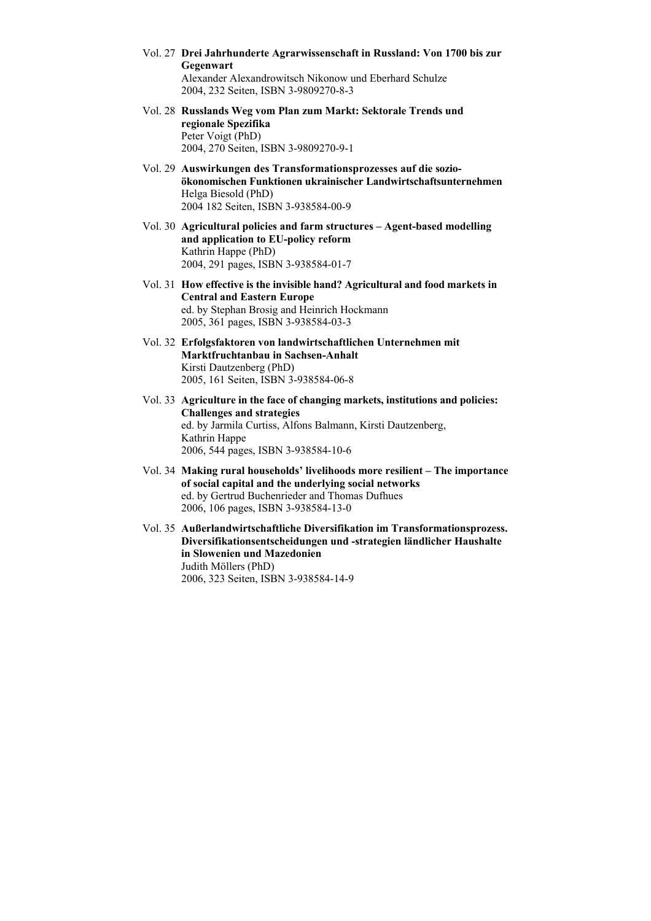Vol. 27 **Drei Jahrhunderte Agrarwissenschaft in Russland: Von 1700 bis zur Gegenwart**
Alexander Alexandrowitsch Nikonow und Eberhard Schulze
2004, 232 Seiten, ISBN 3-9809270-8-3

Vol. 28 **Russlands Weg vom Plan zum Markt: Sektorale Trends und regionale Spezifika**
Peter Voigt (PhD)
2004, 270 Seiten, ISBN 3-9809270-9-1

Vol. 29 **Auswirkungen des Transformationsprozesses auf die sozio-ökonomischen Funktionen ukrainischer Landwirtschaftsunternehmen**
Helga Biesold (PhD)
2004 182 Seiten, ISBN 3-938584-00-9

Vol. 30 **Agricultural policies and farm structures – Agent-based modelling and application to EU-policy reform**
Kathrin Happe (PhD)
2004, 291 pages, ISBN 3-938584-01-7

Vol. 31 **How effective is the invisible hand? Agricultural and food markets in Central and Eastern Europe**
ed. by Stephan Brosig and Heinrich Hockmann
2005, 361 pages, ISBN 3-938584-03-3

Vol. 32 **Erfolgsfaktoren von landwirtschaftlichen Unternehmen mit Marktfruchtanbau in Sachsen-Anhalt**
Kirsti Dautzenberg (PhD)
2005, 161 Seiten, ISBN 3-938584-06-8

Vol. 33 **Agriculture in the face of changing markets, institutions and policies: Challenges and strategies**
ed. by Jarmila Curtiss, Alfons Balmann, Kirsti Dautzenberg, Kathrin Happe
2006, 544 pages, ISBN 3-938584-10-6

Vol. 34 **Making rural households' livelihoods more resilient – The importance of social capital and the underlying social networks**
ed. by Gertrud Buchenrieder and Thomas Dufhues
2006, 106 pages, ISBN 3-938584-13-0

Vol. 35 **Außerlandwirtschaftliche Diversifikation im Transformationsprozess. Diversifikationsentscheidungen und -strategien ländlicher Haushalte in Slowenien und Mazedonien**
Judith Möllers (PhD)
2006, 323 Seiten, ISBN 3-938584-14-9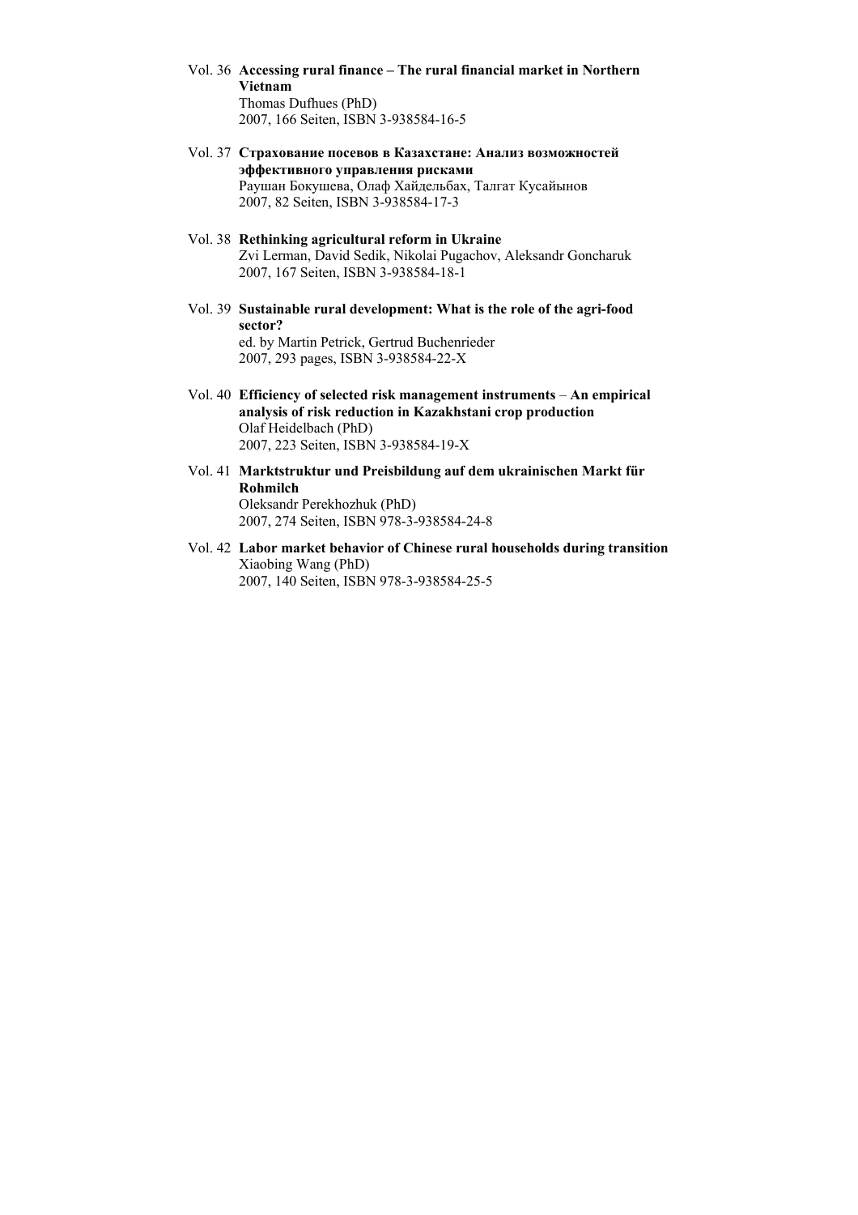Vol. 36 **Accessing rural finance – The rural financial market in Northern Vietnam**
Thomas Dufhues (PhD)
2007, 166 Seiten, ISBN 3-938584-16-5

Vol. 37 **Страхование посевов в Казахстане: Анализ возможностей эффективного управления рисками**
Раушан Бокушева, Олаф Хайдельбах, Талгат Кусайынов
2007, 82 Seiten, ISBN 3-938584-17-3

Vol. 38 **Rethinking agricultural reform in Ukraine**
Zvi Lerman, David Sedik, Nikolai Pugachov, Aleksandr Goncharuk
2007, 167 Seiten, ISBN 3-938584-18-1

Vol. 39 **Sustainable rural development: What is the role of the agri-food sector?**
ed. by Martin Petrick, Gertrud Buchenrieder
2007, 293 pages, ISBN 3-938584-22-X

Vol. 40 **Efficiency of selected risk management instruments** – **An empirical analysis of risk reduction in Kazakhstani crop production**
Olaf Heidelbach (PhD)
2007, 223 Seiten, ISBN 3-938584-19-X

Vol. 41 **Marktstruktur und Preisbildung auf dem ukrainischen Markt für Rohmilch**
Oleksandr Perekhozhuk (PhD)
2007, 274 Seiten, ISBN 978-3-938584-24-8

Vol. 42 **Labor market behavior of Chinese rural households during transition**
Xiaobing Wang (PhD)
2007, 140 Seiten, ISBN 978-3-938584-25-5